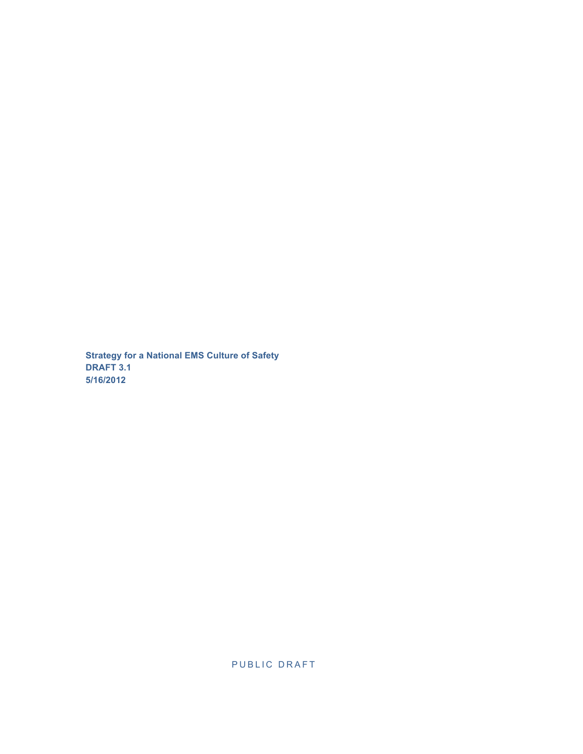**Strategy for a National EMS Culture of Safety**
**DRAFT 3.1**
**5/16/2012**

PUBLIC DRAFT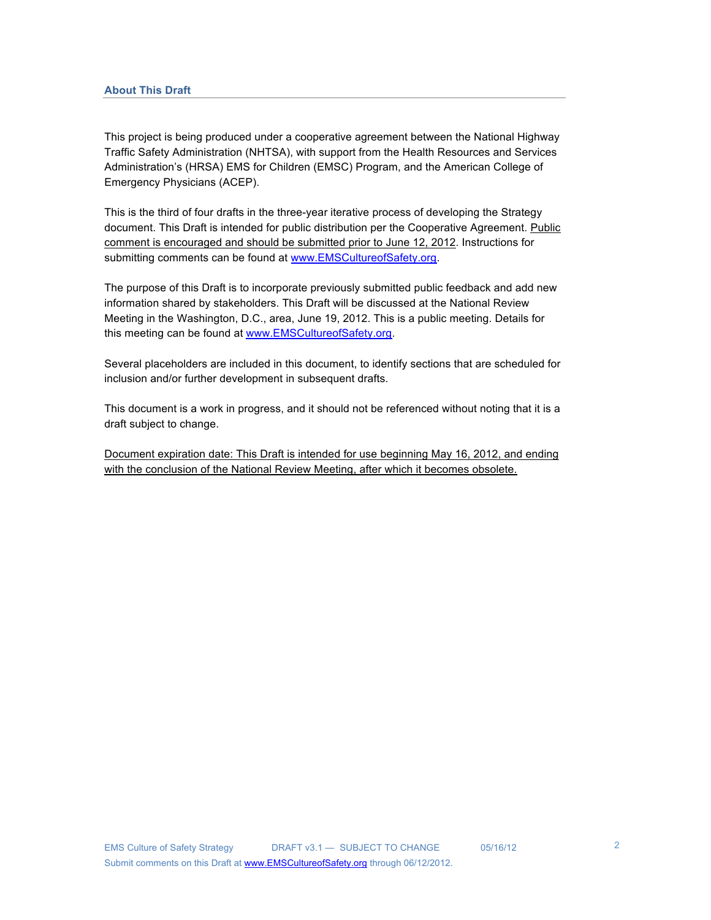## About This Draft

This project is being produced under a cooperative agreement between the National Highway Traffic Safety Administration (NHTSA), with support from the Health Resources and Services Administration's (HRSA) EMS for Children (EMSC) Program, and the American College of Emergency Physicians (ACEP).

This is the third of four drafts in the three-year iterative process of developing the Strategy document. This Draft is intended for public distribution per the Cooperative Agreement. Public comment is encouraged and should be submitted prior to June 12, 2012. Instructions for submitting comments can be found at www.EMSCultureofSafety.org.

The purpose of this Draft is to incorporate previously submitted public feedback and add new information shared by stakeholders. This Draft will be discussed at the National Review Meeting in the Washington, D.C., area, June 19, 2012. This is a public meeting. Details for this meeting can be found at www.EMSCultureofSafety.org.

Several placeholders are included in this document, to identify sections that are scheduled for inclusion and/or further development in subsequent drafts.

This document is a work in progress, and it should not be referenced without noting that it is a draft subject to change.

Document expiration date: This Draft is intended for use beginning May 16, 2012, and ending with the conclusion of the National Review Meeting, after which it becomes obsolete.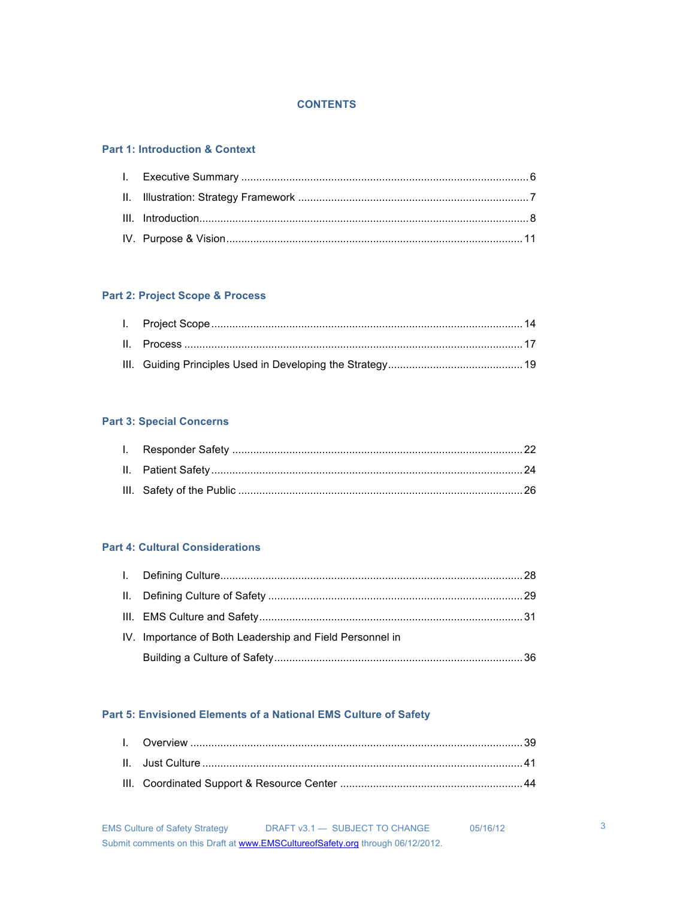# CONTENTS

## Part 1: Introduction & Context

I. Executive Summary .......... 6
II. Illustration: Strategy Framework .......... 7
III. Introduction .......... 8
IV. Purpose & Vision .......... 11

## Part 2: Project Scope & Process

I. Project Scope .......... 14
II. Process .......... 17
III. Guiding Principles Used in Developing the Strategy .......... 19

## Part 3: Special Concerns

I. Responder Safety .......... 22
II. Patient Safety .......... 24
III. Safety of the Public .......... 26

## Part 4: Cultural Considerations

I. Defining Culture .......... 28
II. Defining Culture of Safety .......... 29
III. EMS Culture and Safety .......... 31
IV. Importance of Both Leadership and Field Personnel in Building a Culture of Safety .......... 36

## Part 5: Envisioned Elements of a National EMS Culture of Safety

I. Overview .......... 39
II. Just Culture .......... 41
III. Coordinated Support & Resource Center .......... 44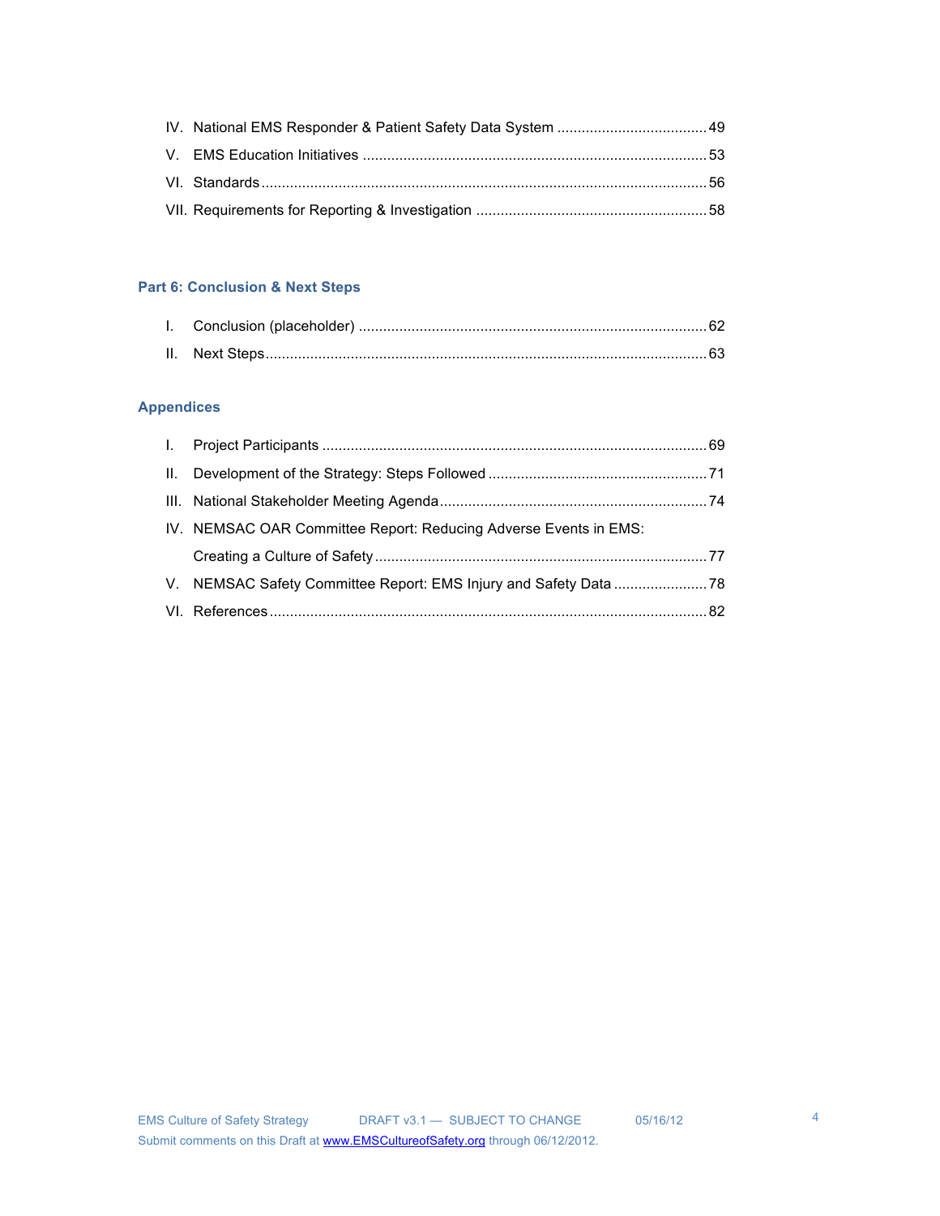IV. National EMS Responder & Patient Safety Data System ..................................... 49

V. EMS Education Initiatives ..................................................................................... 53

VI. Standards ............................................................................................................. 56

VII. Requirements for Reporting & Investigation ......................................................... 58

## Part 6: Conclusion & Next Steps

I. Conclusion (placeholder) ....................................................................................... 62

II. Next Steps .............................................................................................................. 63

## Appendices

I. Project Participants ................................................................................................ 69

II. Development of the Strategy: Steps Followed ....................................................... 71

III. National Stakeholder Meeting Agenda .................................................................. 74

IV. NEMSAC OAR Committee Report: Reducing Adverse Events in EMS: Creating a Culture of Safety ................................................................................. 77

V. NEMSAC Safety Committee Report: EMS Injury and Safety Data ........................ 78

VI. References ........................................................................................................... 82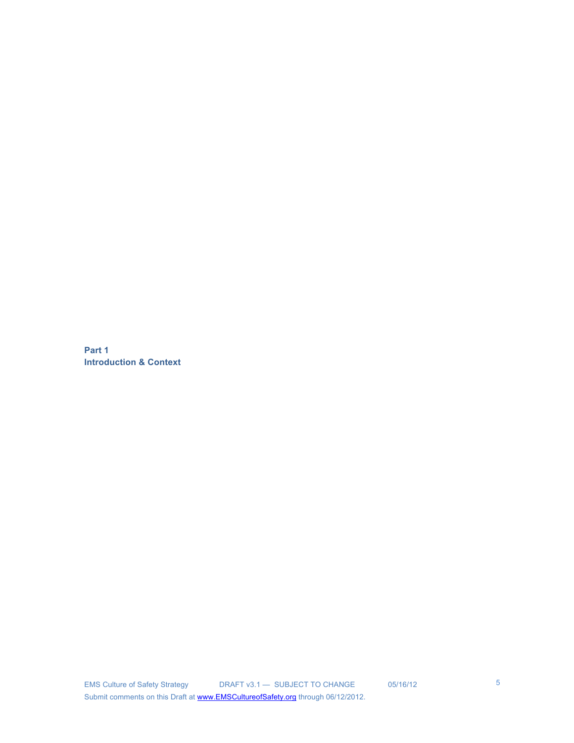# Part 1
# Introduction & Context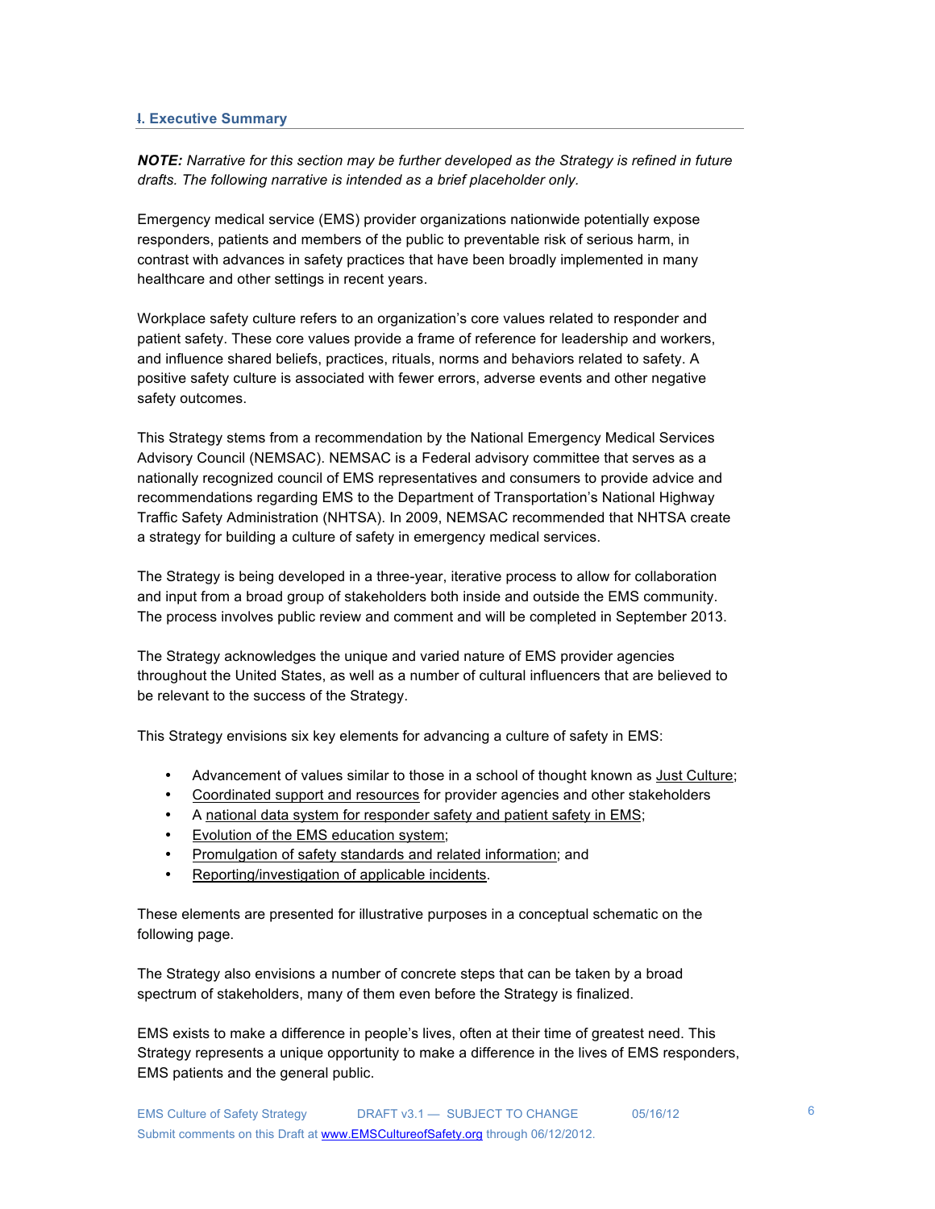## I. Executive Summary

***NOTE:*** *Narrative for this section may be further developed as the Strategy is refined in future drafts. The following narrative is intended as a brief placeholder only.*

Emergency medical service (EMS) provider organizations nationwide potentially expose responders, patients and members of the public to preventable risk of serious harm, in contrast with advances in safety practices that have been broadly implemented in many healthcare and other settings in recent years.

Workplace safety culture refers to an organization's core values related to responder and patient safety. These core values provide a frame of reference for leadership and workers, and influence shared beliefs, practices, rituals, norms and behaviors related to safety. A positive safety culture is associated with fewer errors, adverse events and other negative safety outcomes.

This Strategy stems from a recommendation by the National Emergency Medical Services Advisory Council (NEMSAC). NEMSAC is a Federal advisory committee that serves as a nationally recognized council of EMS representatives and consumers to provide advice and recommendations regarding EMS to the Department of Transportation's National Highway Traffic Safety Administration (NHTSA). In 2009, NEMSAC recommended that NHTSA create a strategy for building a culture of safety in emergency medical services.

The Strategy is being developed in a three-year, iterative process to allow for collaboration and input from a broad group of stakeholders both inside and outside the EMS community. The process involves public review and comment and will be completed in September 2013.

The Strategy acknowledges the unique and varied nature of EMS provider agencies throughout the United States, as well as a number of cultural influencers that are believed to be relevant to the success of the Strategy.

This Strategy envisions six key elements for advancing a culture of safety in EMS:

- Advancement of values similar to those in a school of thought known as Just Culture;
- Coordinated support and resources for provider agencies and other stakeholders
- A national data system for responder safety and patient safety in EMS;
- Evolution of the EMS education system;
- Promulgation of safety standards and related information; and
- Reporting/investigation of applicable incidents.

These elements are presented for illustrative purposes in a conceptual schematic on the following page.

The Strategy also envisions a number of concrete steps that can be taken by a broad spectrum of stakeholders, many of them even before the Strategy is finalized.

EMS exists to make a difference in people's lives, often at their time of greatest need. This Strategy represents a unique opportunity to make a difference in the lives of EMS responders, EMS patients and the general public.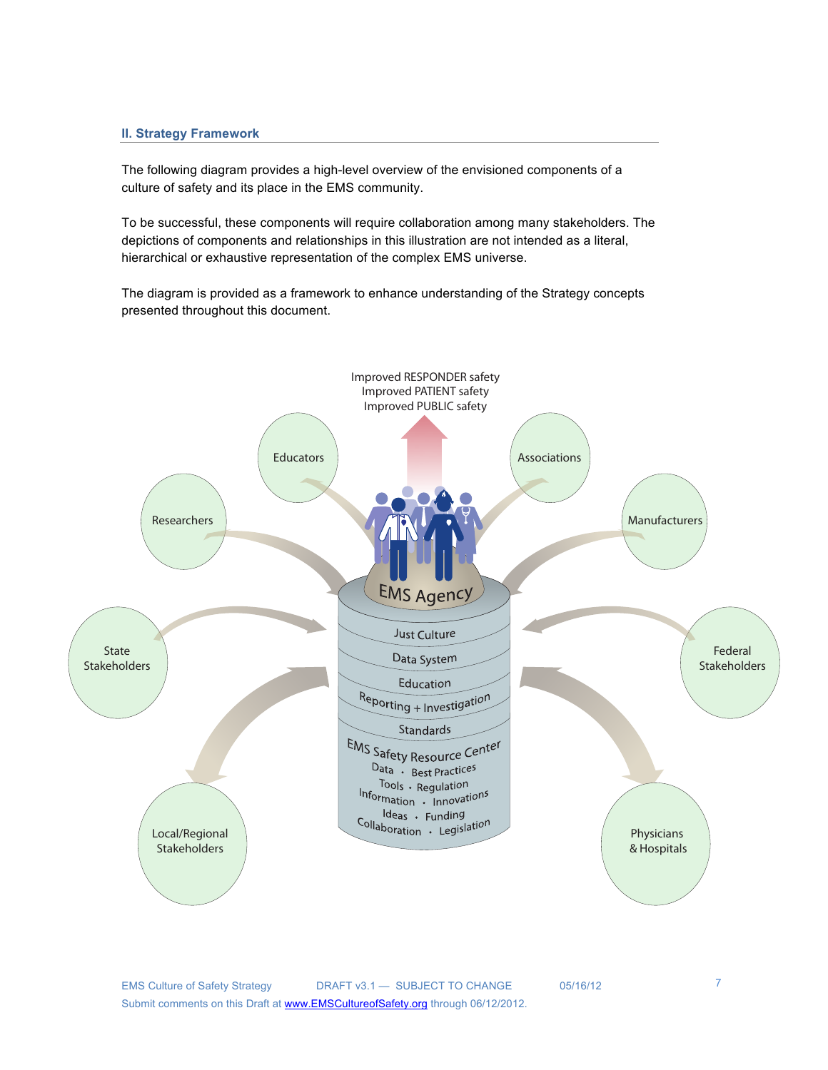## II. Strategy Framework

The following diagram provides a high-level overview of the envisioned components of a culture of safety and its place in the EMS community.

To be successful, these components will require collaboration among many stakeholders. The depictions of components and relationships in this illustration are not intended as a literal, hierarchical or exhaustive representation of the complex EMS universe.

The diagram is provided as a framework to enhance understanding of the Strategy concepts presented throughout this document.

Improved RESPONDER safety
Improved PATIENT safety
Improved PUBLIC safety

Educators

Associations

Researchers

Manufacturers

EMS Agency

State Stakeholders

Federal Stakeholders

Just Culture

Data System

Education

Reporting + Investigation

Standards

EMS Safety Resource Center

Data • Best Practices

Tools • Regulation

Information • Innovations

Ideas • Funding

Collaboration • Legislation

Local/Regional Stakeholders

Physicians & Hospitals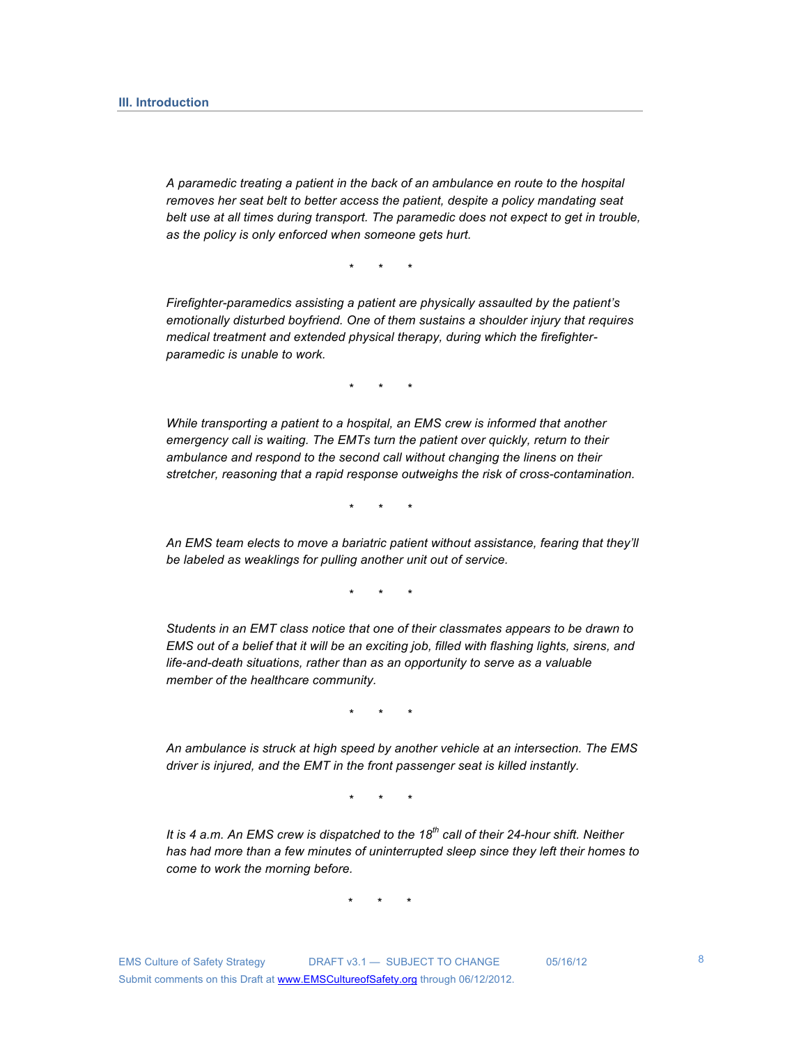## III. Introduction

*A paramedic treating a patient in the back of an ambulance en route to the hospital removes her seat belt to better access the patient, despite a policy mandating seat belt use at all times during transport. The paramedic does not expect to get in trouble, as the policy is only enforced when someone gets hurt.*

\* \* \*

*Firefighter-paramedics assisting a patient are physically assaulted by the patient's emotionally disturbed boyfriend. One of them sustains a shoulder injury that requires medical treatment and extended physical therapy, during which the firefighter-paramedic is unable to work.*

\* \* \*

*While transporting a patient to a hospital, an EMS crew is informed that another emergency call is waiting. The EMTs turn the patient over quickly, return to their ambulance and respond to the second call without changing the linens on their stretcher, reasoning that a rapid response outweighs the risk of cross-contamination.*

\* \* \*

*An EMS team elects to move a bariatric patient without assistance, fearing that they'll be labeled as weaklings for pulling another unit out of service.*

\* \* \*

*Students in an EMT class notice that one of their classmates appears to be drawn to EMS out of a belief that it will be an exciting job, filled with flashing lights, sirens, and life-and-death situations, rather than as an opportunity to serve as a valuable member of the healthcare community.*

\* \* \*

*An ambulance is struck at high speed by another vehicle at an intersection. The EMS driver is injured, and the EMT in the front passenger seat is killed instantly.*

\* \* \*

*It is 4 a.m. An EMS crew is dispatched to the 18th call of their 24-hour shift. Neither has had more than a few minutes of uninterrupted sleep since they left their homes to come to work the morning before.*

\* \* \*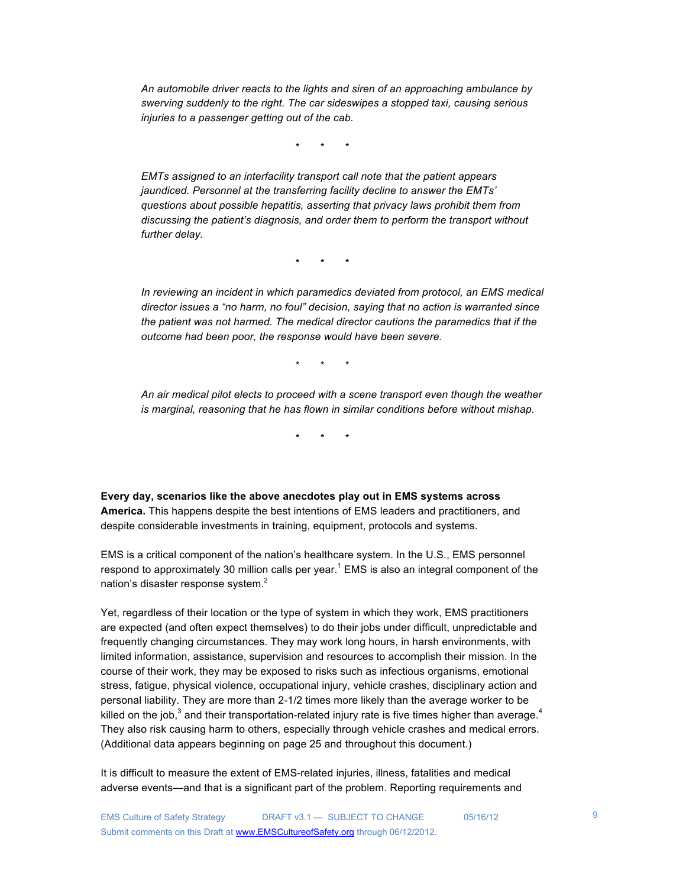*An automobile driver reacts to the lights and siren of an approaching ambulance by swerving suddenly to the right. The car sideswipes a stopped taxi, causing serious injuries to a passenger getting out of the cab.*

\*    \*    \*

*EMTs assigned to an interfacility transport call note that the patient appears jaundiced. Personnel at the transferring facility decline to answer the EMTs' questions about possible hepatitis, asserting that privacy laws prohibit them from discussing the patient's diagnosis, and order them to perform the transport without further delay.*

\*    \*    \*

*In reviewing an incident in which paramedics deviated from protocol, an EMS medical director issues a "no harm, no foul" decision, saying that no action is warranted since the patient was not harmed. The medical director cautions the paramedics that if the outcome had been poor, the response would have been severe.*

\*    \*    \*

*An air medical pilot elects to proceed with a scene transport even though the weather is marginal, reasoning that he has flown in similar conditions before without mishap.*

\*    \*    \*

**Every day, scenarios like the above anecdotes play out in EMS systems across America.** This happens despite the best intentions of EMS leaders and practitioners, and despite considerable investments in training, equipment, protocols and systems.

EMS is a critical component of the nation's healthcare system. In the U.S., EMS personnel respond to approximately 30 million calls per year.[1] EMS is also an integral component of the nation's disaster response system.[2]

Yet, regardless of their location or the type of system in which they work, EMS practitioners are expected (and often expect themselves) to do their jobs under difficult, unpredictable and frequently changing circumstances. They may work long hours, in harsh environments, with limited information, assistance, supervision and resources to accomplish their mission. In the course of their work, they may be exposed to risks such as infectious organisms, emotional stress, fatigue, physical violence, occupational injury, vehicle crashes, disciplinary action and personal liability. They are more than 2-1/2 times more likely than the average worker to be killed on the job,[3] and their transportation-related injury rate is five times higher than average.[4] They also risk causing harm to others, especially through vehicle crashes and medical errors. (Additional data appears beginning on page 25 and throughout this document.)

It is difficult to measure the extent of EMS-related injuries, illness, fatalities and medical adverse events—and that is a significant part of the problem. Reporting requirements and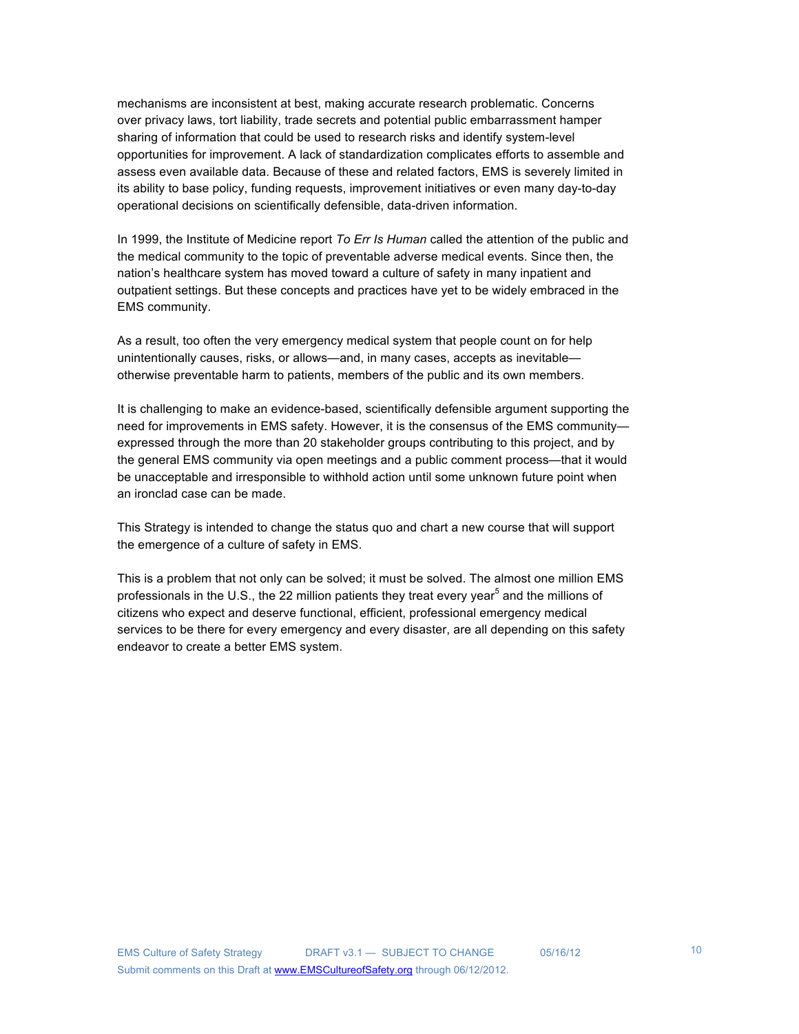mechanisms are inconsistent at best, making accurate research problematic. Concerns over privacy laws, tort liability, trade secrets and potential public embarrassment hamper sharing of information that could be used to research risks and identify system-level opportunities for improvement. A lack of standardization complicates efforts to assemble and assess even available data. Because of these and related factors, EMS is severely limited in its ability to base policy, funding requests, improvement initiatives or even many day-to-day operational decisions on scientifically defensible, data-driven information.

In 1999, the Institute of Medicine report *To Err Is Human* called the attention of the public and the medical community to the topic of preventable adverse medical events. Since then, the nation's healthcare system has moved toward a culture of safety in many inpatient and outpatient settings. But these concepts and practices have yet to be widely embraced in the EMS community.

As a result, too often the very emergency medical system that people count on for help unintentionally causes, risks, or allows—and, in many cases, accepts as inevitable—otherwise preventable harm to patients, members of the public and its own members.

It is challenging to make an evidence-based, scientifically defensible argument supporting the need for improvements in EMS safety. However, it is the consensus of the EMS community—expressed through the more than 20 stakeholder groups contributing to this project, and by the general EMS community via open meetings and a public comment process—that it would be unacceptable and irresponsible to withhold action until some unknown future point when an ironclad case can be made.

This Strategy is intended to change the status quo and chart a new course that will support the emergence of a culture of safety in EMS.

This is a problem that not only can be solved; it must be solved. The almost one million EMS professionals in the U.S., the 22 million patients they treat every year[5] and the millions of citizens who expect and deserve functional, efficient, professional emergency medical services to be there for every emergency and every disaster, are all depending on this safety endeavor to create a better EMS system.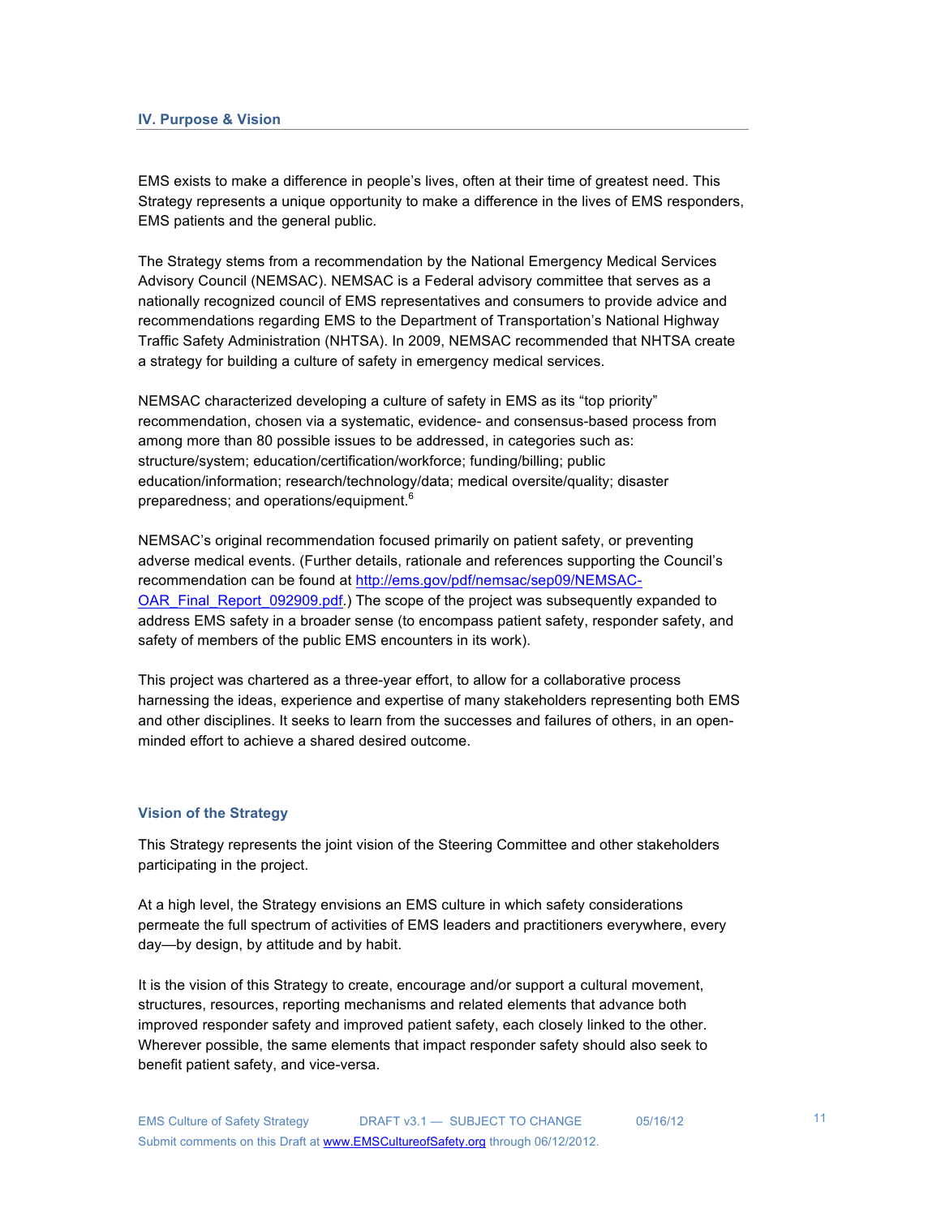## IV. Purpose & Vision

EMS exists to make a difference in people's lives, often at their time of greatest need. This Strategy represents a unique opportunity to make a difference in the lives of EMS responders, EMS patients and the general public.

The Strategy stems from a recommendation by the National Emergency Medical Services Advisory Council (NEMSAC). NEMSAC is a Federal advisory committee that serves as a nationally recognized council of EMS representatives and consumers to provide advice and recommendations regarding EMS to the Department of Transportation's National Highway Traffic Safety Administration (NHTSA). In 2009, NEMSAC recommended that NHTSA create a strategy for building a culture of safety in emergency medical services.

NEMSAC characterized developing a culture of safety in EMS as its "top priority" recommendation, chosen via a systematic, evidence- and consensus-based process from among more than 80 possible issues to be addressed, in categories such as: structure/system; education/certification/workforce; funding/billing; public education/information; research/technology/data; medical oversite/quality; disaster preparedness; and operations/equipment.[6]

NEMSAC's original recommendation focused primarily on patient safety, or preventing adverse medical events. (Further details, rationale and references supporting the Council's recommendation can be found at http://ems.gov/pdf/nemsac/sep09/NEMSAC-OAR_Final_Report_092909.pdf.) The scope of the project was subsequently expanded to address EMS safety in a broader sense (to encompass patient safety, responder safety, and safety of members of the public EMS encounters in its work).

This project was chartered as a three-year effort, to allow for a collaborative process harnessing the ideas, experience and expertise of many stakeholders representing both EMS and other disciplines. It seeks to learn from the successes and failures of others, in an open-minded effort to achieve a shared desired outcome.

### Vision of the Strategy

This Strategy represents the joint vision of the Steering Committee and other stakeholders participating in the project.

At a high level, the Strategy envisions an EMS culture in which safety considerations permeate the full spectrum of activities of EMS leaders and practitioners everywhere, every day—by design, by attitude and by habit.

It is the vision of this Strategy to create, encourage and/or support a cultural movement, structures, resources, reporting mechanisms and related elements that advance both improved responder safety and improved patient safety, each closely linked to the other. Wherever possible, the same elements that impact responder safety should also seek to benefit patient safety, and vice-versa.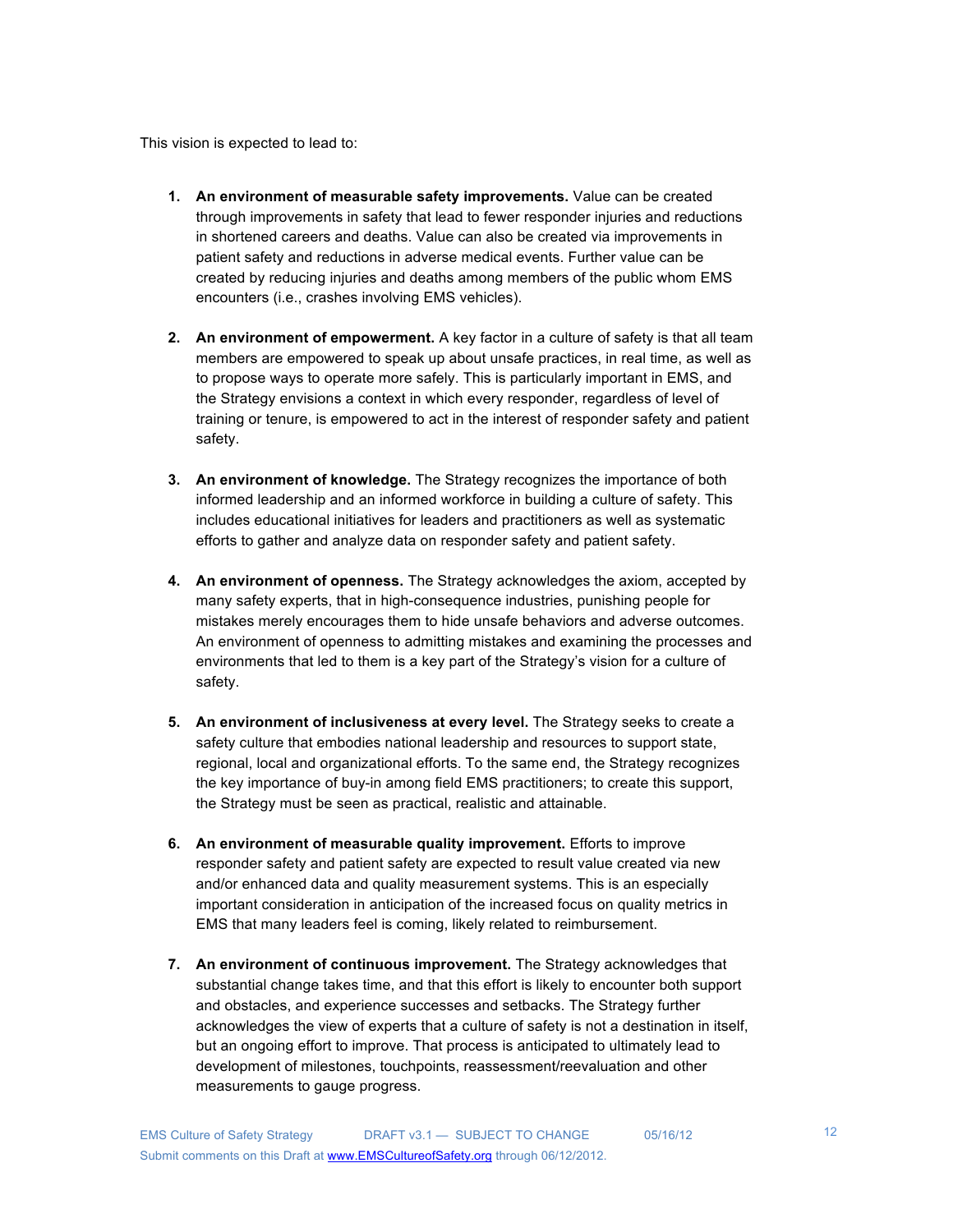This vision is expected to lead to:

1. **An environment of measurable safety improvements.** Value can be created through improvements in safety that lead to fewer responder injuries and reductions in shortened careers and deaths. Value can also be created via improvements in patient safety and reductions in adverse medical events. Further value can be created by reducing injuries and deaths among members of the public whom EMS encounters (i.e., crashes involving EMS vehicles).

2. **An environment of empowerment.** A key factor in a culture of safety is that all team members are empowered to speak up about unsafe practices, in real time, as well as to propose ways to operate more safely. This is particularly important in EMS, and the Strategy envisions a context in which every responder, regardless of level of training or tenure, is empowered to act in the interest of responder safety and patient safety.

3. **An environment of knowledge.** The Strategy recognizes the importance of both informed leadership and an informed workforce in building a culture of safety. This includes educational initiatives for leaders and practitioners as well as systematic efforts to gather and analyze data on responder safety and patient safety.

4. **An environment of openness.** The Strategy acknowledges the axiom, accepted by many safety experts, that in high-consequence industries, punishing people for mistakes merely encourages them to hide unsafe behaviors and adverse outcomes. An environment of openness to admitting mistakes and examining the processes and environments that led to them is a key part of the Strategy's vision for a culture of safety.

5. **An environment of inclusiveness at every level.** The Strategy seeks to create a safety culture that embodies national leadership and resources to support state, regional, local and organizational efforts. To the same end, the Strategy recognizes the key importance of buy-in among field EMS practitioners; to create this support, the Strategy must be seen as practical, realistic and attainable.

6. **An environment of measurable quality improvement.** Efforts to improve responder safety and patient safety are expected to result value created via new and/or enhanced data and quality measurement systems. This is an especially important consideration in anticipation of the increased focus on quality metrics in EMS that many leaders feel is coming, likely related to reimbursement.

7. **An environment of continuous improvement.** The Strategy acknowledges that substantial change takes time, and that this effort is likely to encounter both support and obstacles, and experience successes and setbacks. The Strategy further acknowledges the view of experts that a culture of safety is not a destination in itself, but an ongoing effort to improve. That process is anticipated to ultimately lead to development of milestones, touchpoints, reassessment/reevaluation and other measurements to gauge progress.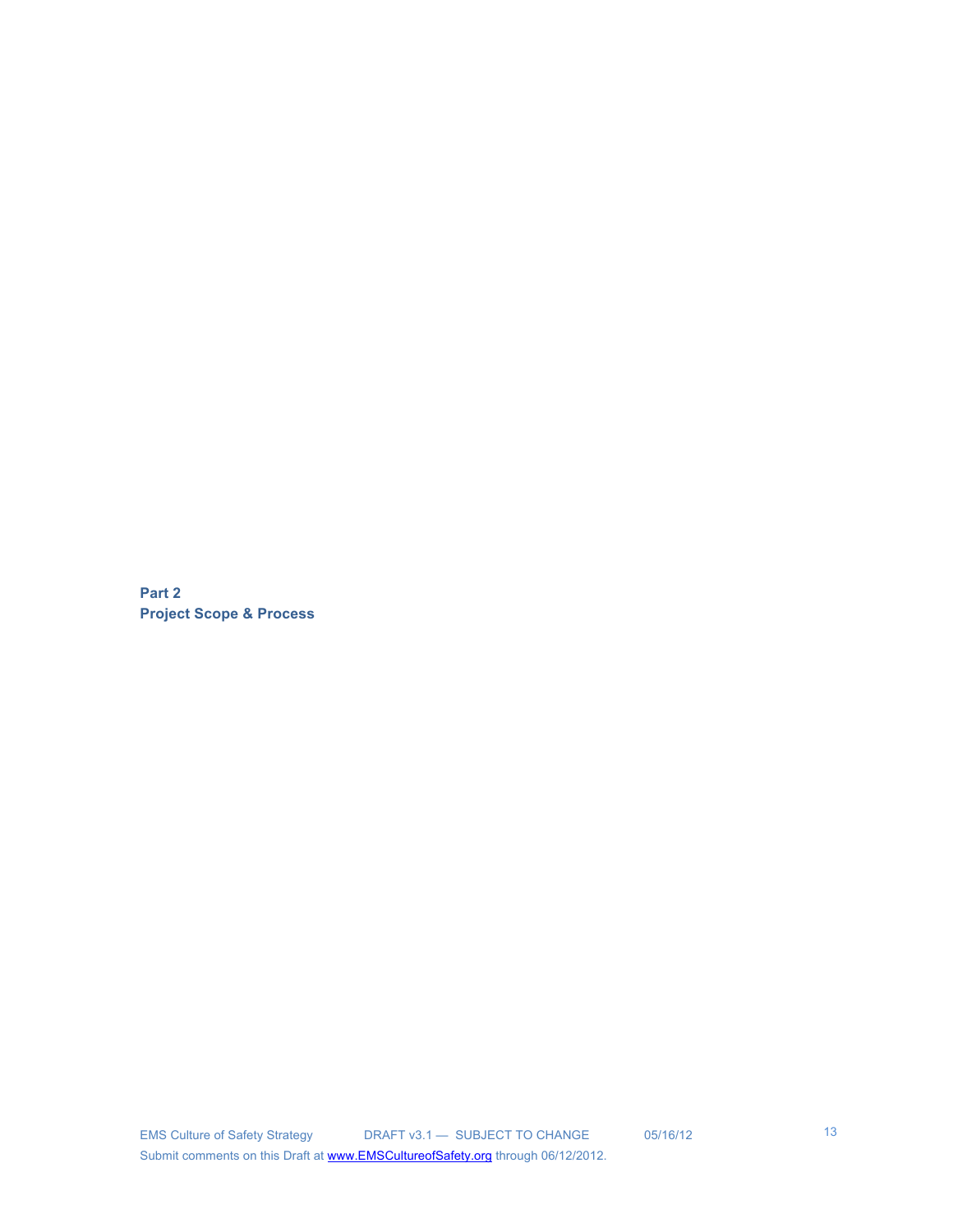# Part 2
# Project Scope & Process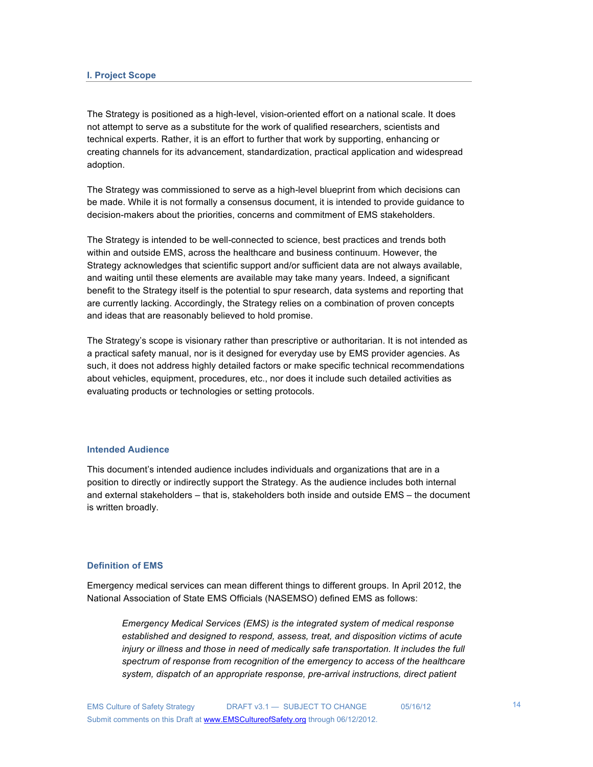## I. Project Scope

The Strategy is positioned as a high-level, vision-oriented effort on a national scale. It does not attempt to serve as a substitute for the work of qualified researchers, scientists and technical experts. Rather, it is an effort to further that work by supporting, enhancing or creating channels for its advancement, standardization, practical application and widespread adoption.

The Strategy was commissioned to serve as a high-level blueprint from which decisions can be made. While it is not formally a consensus document, it is intended to provide guidance to decision-makers about the priorities, concerns and commitment of EMS stakeholders.

The Strategy is intended to be well-connected to science, best practices and trends both within and outside EMS, across the healthcare and business continuum. However, the Strategy acknowledges that scientific support and/or sufficient data are not always available, and waiting until these elements are available may take many years. Indeed, a significant benefit to the Strategy itself is the potential to spur research, data systems and reporting that are currently lacking. Accordingly, the Strategy relies on a combination of proven concepts and ideas that are reasonably believed to hold promise.

The Strategy's scope is visionary rather than prescriptive or authoritarian. It is not intended as a practical safety manual, nor is it designed for everyday use by EMS provider agencies. As such, it does not address highly detailed factors or make specific technical recommendations about vehicles, equipment, procedures, etc., nor does it include such detailed activities as evaluating products or technologies or setting protocols.

### Intended Audience

This document's intended audience includes individuals and organizations that are in a position to directly or indirectly support the Strategy. As the audience includes both internal and external stakeholders – that is, stakeholders both inside and outside EMS – the document is written broadly.

### Definition of EMS

Emergency medical services can mean different things to different groups. In April 2012, the National Association of State EMS Officials (NASEMSO) defined EMS as follows:

> *Emergency Medical Services (EMS) is the integrated system of medical response established and designed to respond, assess, treat, and disposition victims of acute injury or illness and those in need of medically safe transportation. It includes the full spectrum of response from recognition of the emergency to access of the healthcare system, dispatch of an appropriate response, pre-arrival instructions, direct patient*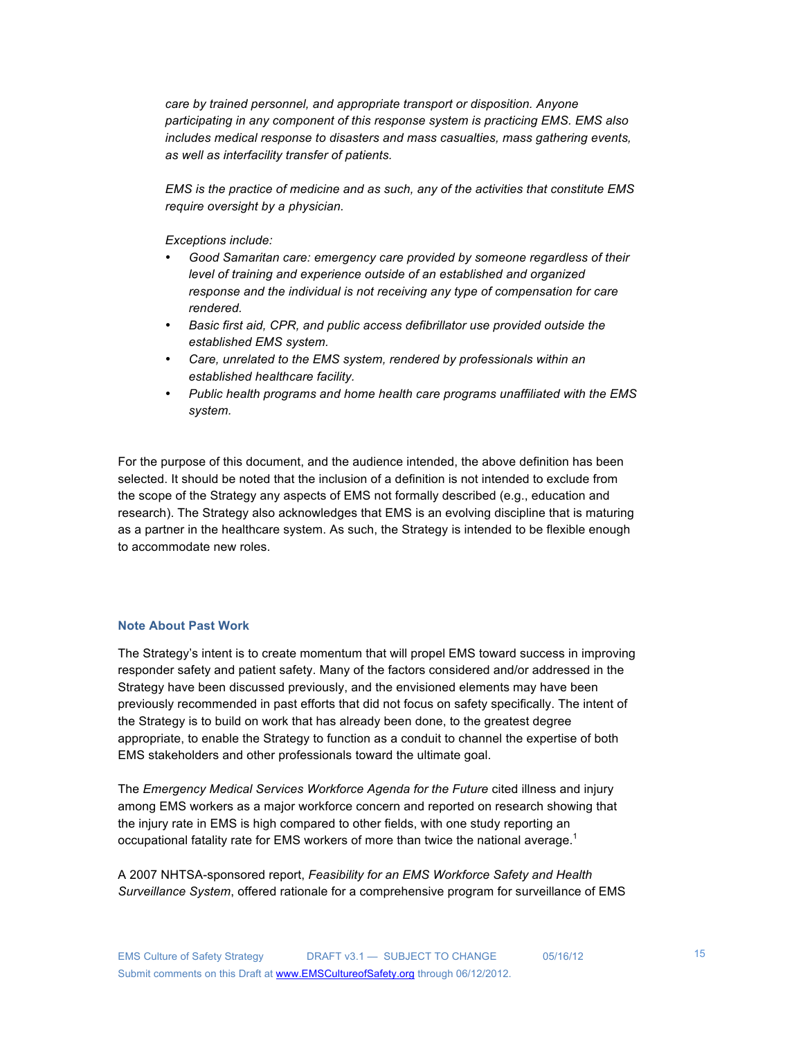*care by trained personnel, and appropriate transport or disposition. Anyone participating in any component of this response system is practicing EMS. EMS also includes medical response to disasters and mass casualties, mass gathering events, as well as interfacility transfer of patients.*

*EMS is the practice of medicine and as such, any of the activities that constitute EMS require oversight by a physician.*

*Exceptions include:*

- *Good Samaritan care: emergency care provided by someone regardless of their level of training and experience outside of an established and organized response and the individual is not receiving any type of compensation for care rendered.*
- *Basic first aid, CPR, and public access defibrillator use provided outside the established EMS system.*
- *Care, unrelated to the EMS system, rendered by professionals within an established healthcare facility.*
- *Public health programs and home health care programs unaffiliated with the EMS system.*

For the purpose of this document, and the audience intended, the above definition has been selected. It should be noted that the inclusion of a definition is not intended to exclude from the scope of the Strategy any aspects of EMS not formally described (e.g., education and research). The Strategy also acknowledges that EMS is an evolving discipline that is maturing as a partner in the healthcare system. As such, the Strategy is intended to be flexible enough to accommodate new roles.

### Note About Past Work

The Strategy's intent is to create momentum that will propel EMS toward success in improving responder safety and patient safety. Many of the factors considered and/or addressed in the Strategy have been discussed previously, and the envisioned elements may have been previously recommended in past efforts that did not focus on safety specifically. The intent of the Strategy is to build on work that has already been done, to the greatest degree appropriate, to enable the Strategy to function as a conduit to channel the expertise of both EMS stakeholders and other professionals toward the ultimate goal.

The *Emergency Medical Services Workforce Agenda for the Future* cited illness and injury among EMS workers as a major workforce concern and reported on research showing that the injury rate in EMS is high compared to other fields, with one study reporting an occupational fatality rate for EMS workers of more than twice the national average.[1]

A 2007 NHTSA-sponsored report, *Feasibility for an EMS Workforce Safety and Health Surveillance System*, offered rationale for a comprehensive program for surveillance of EMS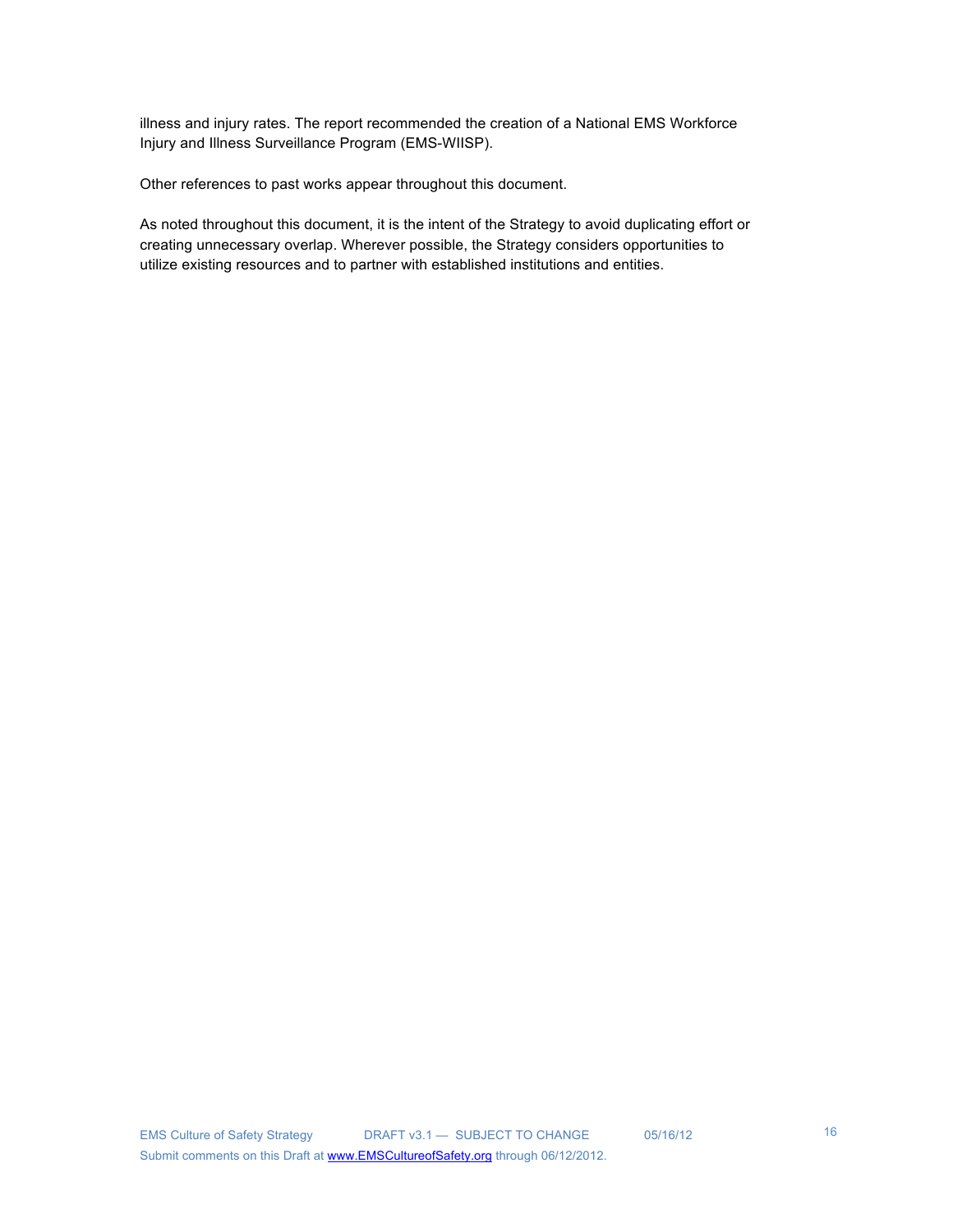illness and injury rates. The report recommended the creation of a National EMS Workforce Injury and Illness Surveillance Program (EMS-WIISP).

Other references to past works appear throughout this document.

As noted throughout this document, it is the intent of the Strategy to avoid duplicating effort or creating unnecessary overlap. Wherever possible, the Strategy considers opportunities to utilize existing resources and to partner with established institutions and entities.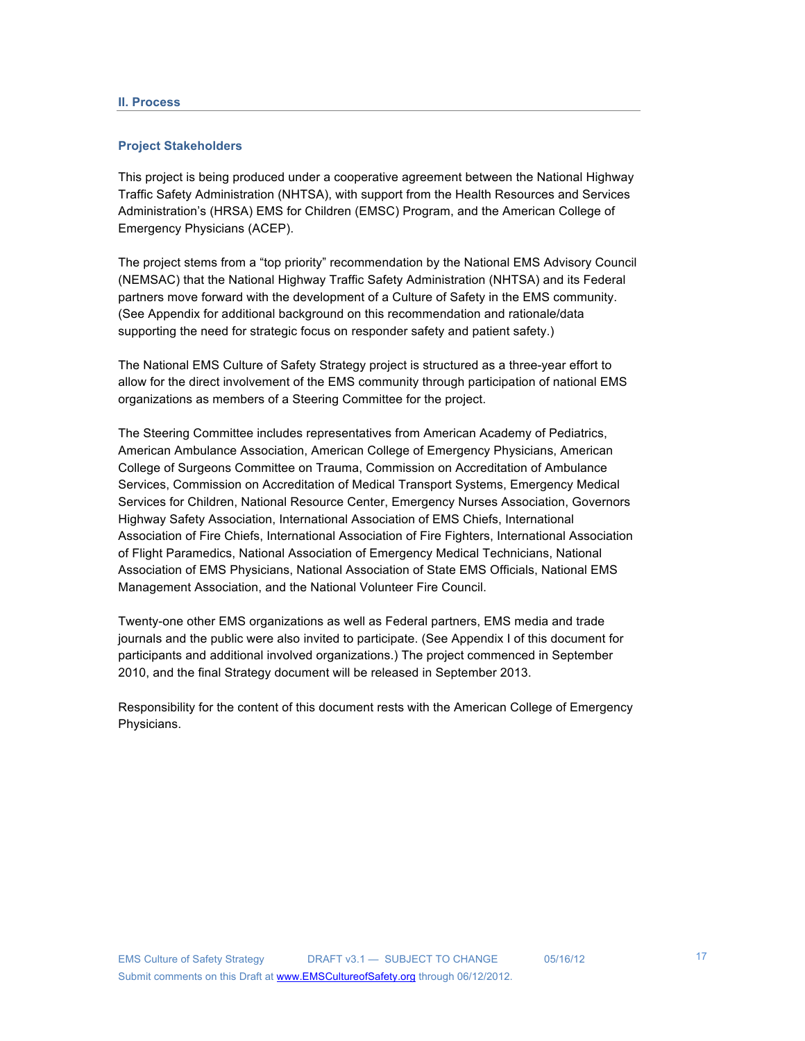## II. Process

### Project Stakeholders

This project is being produced under a cooperative agreement between the National Highway Traffic Safety Administration (NHTSA), with support from the Health Resources and Services Administration's (HRSA) EMS for Children (EMSC) Program, and the American College of Emergency Physicians (ACEP).

The project stems from a "top priority" recommendation by the National EMS Advisory Council (NEMSAC) that the National Highway Traffic Safety Administration (NHTSA) and its Federal partners move forward with the development of a Culture of Safety in the EMS community. (See Appendix for additional background on this recommendation and rationale/data supporting the need for strategic focus on responder safety and patient safety.)

The National EMS Culture of Safety Strategy project is structured as a three-year effort to allow for the direct involvement of the EMS community through participation of national EMS organizations as members of a Steering Committee for the project.

The Steering Committee includes representatives from American Academy of Pediatrics, American Ambulance Association, American College of Emergency Physicians, American College of Surgeons Committee on Trauma, Commission on Accreditation of Ambulance Services, Commission on Accreditation of Medical Transport Systems, Emergency Medical Services for Children, National Resource Center, Emergency Nurses Association, Governors Highway Safety Association, International Association of EMS Chiefs, International Association of Fire Chiefs, International Association of Fire Fighters, International Association of Flight Paramedics, National Association of Emergency Medical Technicians, National Association of EMS Physicians, National Association of State EMS Officials, National EMS Management Association, and the National Volunteer Fire Council.

Twenty-one other EMS organizations as well as Federal partners, EMS media and trade journals and the public were also invited to participate. (See Appendix I of this document for participants and additional involved organizations.) The project commenced in September 2010, and the final Strategy document will be released in September 2013.

Responsibility for the content of this document rests with the American College of Emergency Physicians.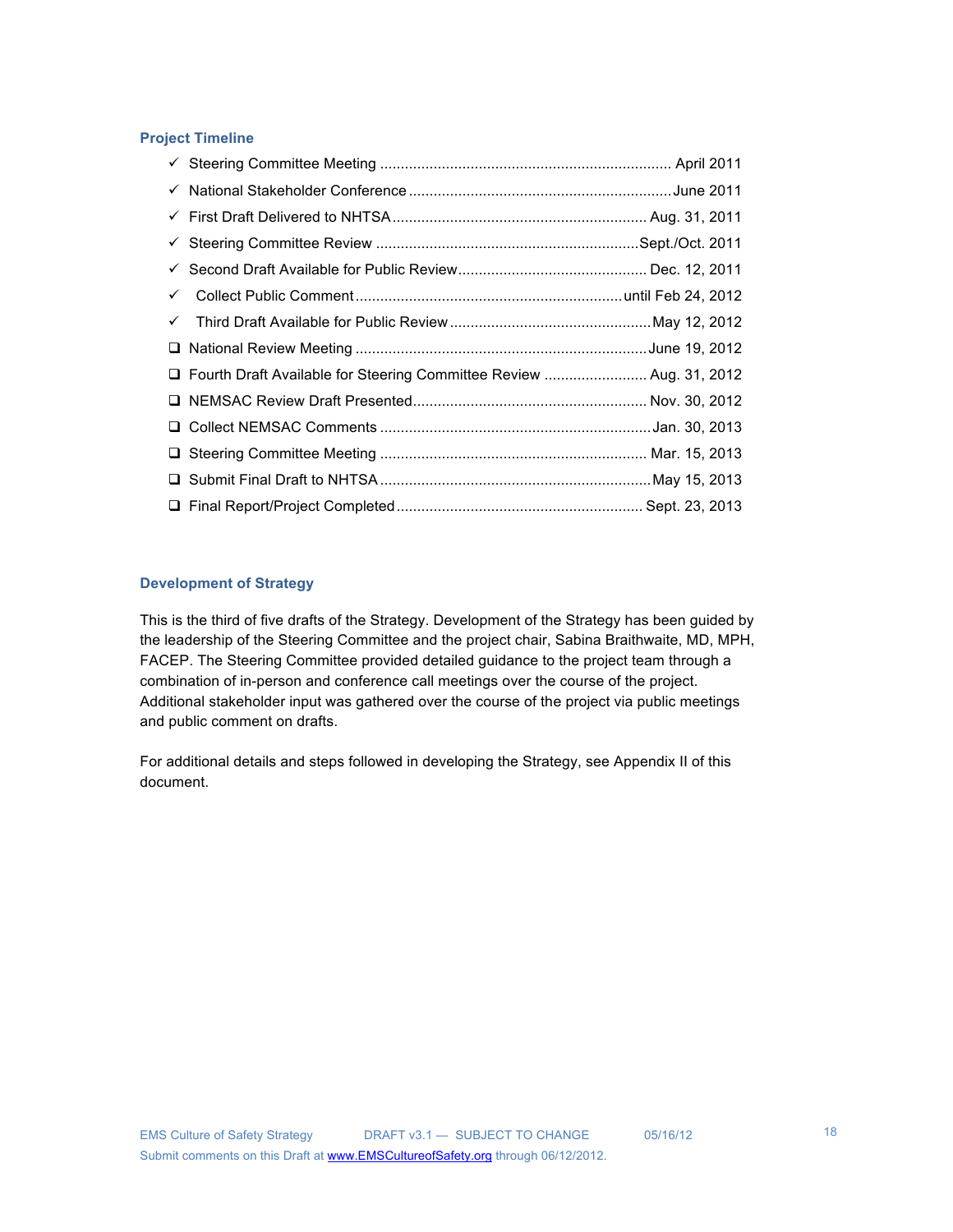### Project Timeline

- ✓ Steering Committee Meeting ........................................................................ April 2011
- ✓ National Stakeholder Conference ................................................................ June 2011
- ✓ First Draft Delivered to NHTSA ................................................................ Aug. 31, 2011
- ✓ Steering Committee Review ................................................................ Sept./Oct. 2011
- ✓ Second Draft Available for Public Review ................................................ Dec. 12, 2011
- ✓ Collect Public Comment ................................................................ until Feb 24, 2012
- ✓ Third Draft Available for Public Review ................................................ May 12, 2012
- ❑ National Review Meeting ................................................................ June 19, 2012
- ❑ Fourth Draft Available for Steering Committee Review ......................... Aug. 31, 2012
- ❑ NEMSAC Review Draft Presented ................................................................ Nov. 30, 2012
- ❑ Collect NEMSAC Comments ................................................................ Jan. 30, 2013
- ❑ Steering Committee Meeting ................................................................ Mar. 15, 2013
- ❑ Submit Final Draft to NHTSA ................................................................ May 15, 2013
- ❑ Final Report/Project Completed ................................................................ Sept. 23, 2013

### Development of Strategy

This is the third of five drafts of the Strategy. Development of the Strategy has been guided by the leadership of the Steering Committee and the project chair, Sabina Braithwaite, MD, MPH, FACEP. The Steering Committee provided detailed guidance to the project team through a combination of in-person and conference call meetings over the course of the project. Additional stakeholder input was gathered over the course of the project via public meetings and public comment on drafts.

For additional details and steps followed in developing the Strategy, see Appendix II of this document.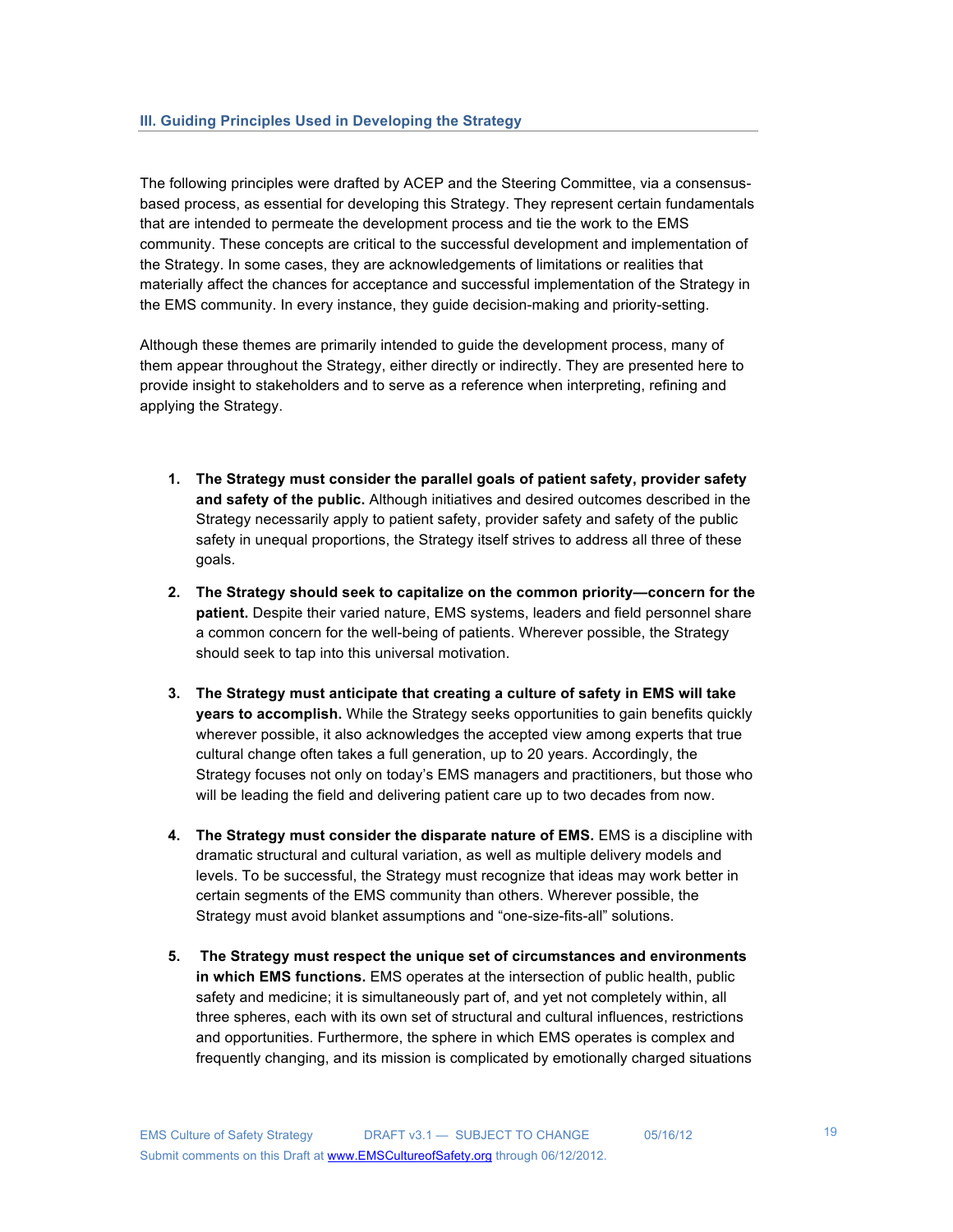## III. Guiding Principles Used in Developing the Strategy

The following principles were drafted by ACEP and the Steering Committee, via a consensus-based process, as essential for developing this Strategy. They represent certain fundamentals that are intended to permeate the development process and tie the work to the EMS community. These concepts are critical to the successful development and implementation of the Strategy. In some cases, they are acknowledgements of limitations or realities that materially affect the chances for acceptance and successful implementation of the Strategy in the EMS community. In every instance, they guide decision-making and priority-setting.

Although these themes are primarily intended to guide the development process, many of them appear throughout the Strategy, either directly or indirectly. They are presented here to provide insight to stakeholders and to serve as a reference when interpreting, refining and applying the Strategy.

1. **The Strategy must consider the parallel goals of patient safety, provider safety and safety of the public.** Although initiatives and desired outcomes described in the Strategy necessarily apply to patient safety, provider safety and safety of the public safety in unequal proportions, the Strategy itself strives to address all three of these goals.

2. **The Strategy should seek to capitalize on the common priority—concern for the patient.** Despite their varied nature, EMS systems, leaders and field personnel share a common concern for the well-being of patients. Wherever possible, the Strategy should seek to tap into this universal motivation.

3. **The Strategy must anticipate that creating a culture of safety in EMS will take years to accomplish.** While the Strategy seeks opportunities to gain benefits quickly wherever possible, it also acknowledges the accepted view among experts that true cultural change often takes a full generation, up to 20 years. Accordingly, the Strategy focuses not only on today's EMS managers and practitioners, but those who will be leading the field and delivering patient care up to two decades from now.

4. **The Strategy must consider the disparate nature of EMS.** EMS is a discipline with dramatic structural and cultural variation, as well as multiple delivery models and levels. To be successful, the Strategy must recognize that ideas may work better in certain segments of the EMS community than others. Wherever possible, the Strategy must avoid blanket assumptions and "one-size-fits-all" solutions.

5. **The Strategy must respect the unique set of circumstances and environments in which EMS functions.** EMS operates at the intersection of public health, public safety and medicine; it is simultaneously part of, and yet not completely within, all three spheres, each with its own set of structural and cultural influences, restrictions and opportunities. Furthermore, the sphere in which EMS operates is complex and frequently changing, and its mission is complicated by emotionally charged situations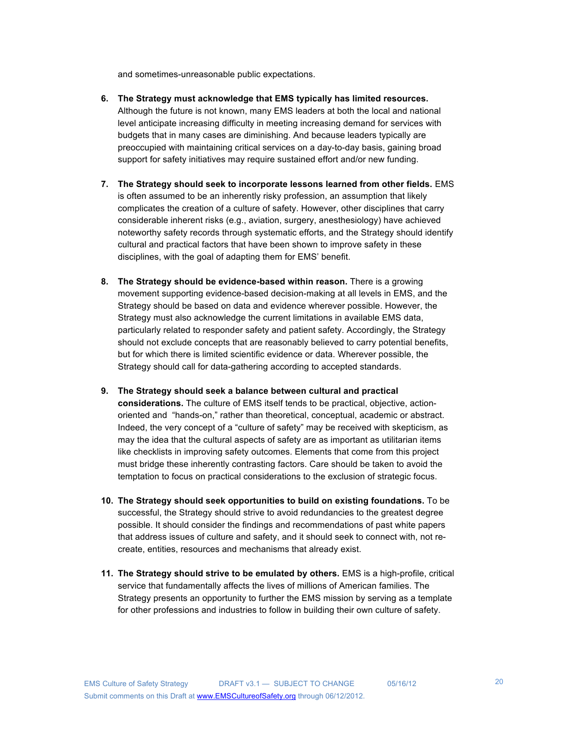and sometimes-unreasonable public expectations.

6. **The Strategy must acknowledge that EMS typically has limited resources.** Although the future is not known, many EMS leaders at both the local and national level anticipate increasing difficulty in meeting increasing demand for services with budgets that in many cases are diminishing. And because leaders typically are preoccupied with maintaining critical services on a day-to-day basis, gaining broad support for safety initiatives may require sustained effort and/or new funding.

7. **The Strategy should seek to incorporate lessons learned from other fields.** EMS is often assumed to be an inherently risky profession, an assumption that likely complicates the creation of a culture of safety. However, other disciplines that carry considerable inherent risks (e.g., aviation, surgery, anesthesiology) have achieved noteworthy safety records through systematic efforts, and the Strategy should identify cultural and practical factors that have been shown to improve safety in these disciplines, with the goal of adapting them for EMS' benefit.

8. **The Strategy should be evidence-based within reason.** There is a growing movement supporting evidence-based decision-making at all levels in EMS, and the Strategy should be based on data and evidence wherever possible. However, the Strategy must also acknowledge the current limitations in available EMS data, particularly related to responder safety and patient safety. Accordingly, the Strategy should not exclude concepts that are reasonably believed to carry potential benefits, but for which there is limited scientific evidence or data. Wherever possible, the Strategy should call for data-gathering according to accepted standards.

9. **The Strategy should seek a balance between cultural and practical considerations.** The culture of EMS itself tends to be practical, objective, action-oriented and "hands-on," rather than theoretical, conceptual, academic or abstract. Indeed, the very concept of a "culture of safety" may be received with skepticism, as may the idea that the cultural aspects of safety are as important as utilitarian items like checklists in improving safety outcomes. Elements that come from this project must bridge these inherently contrasting factors. Care should be taken to avoid the temptation to focus on practical considerations to the exclusion of strategic focus.

10. **The Strategy should seek opportunities to build on existing foundations.** To be successful, the Strategy should strive to avoid redundancies to the greatest degree possible. It should consider the findings and recommendations of past white papers that address issues of culture and safety, and it should seek to connect with, not re-create, entities, resources and mechanisms that already exist.

11. **The Strategy should strive to be emulated by others.** EMS is a high-profile, critical service that fundamentally affects the lives of millions of American families. The Strategy presents an opportunity to further the EMS mission by serving as a template for other professions and industries to follow in building their own culture of safety.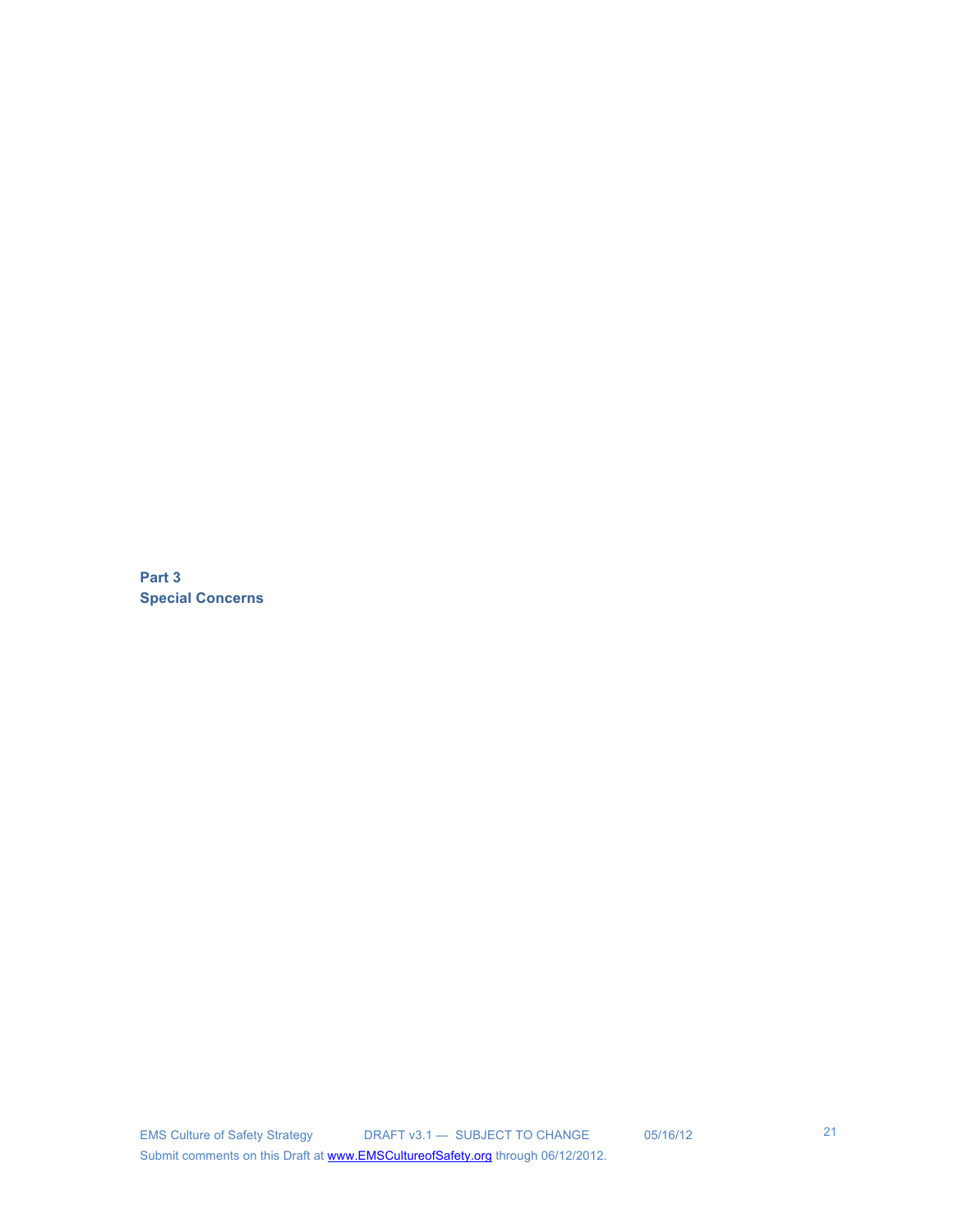# Part 3
# Special Concerns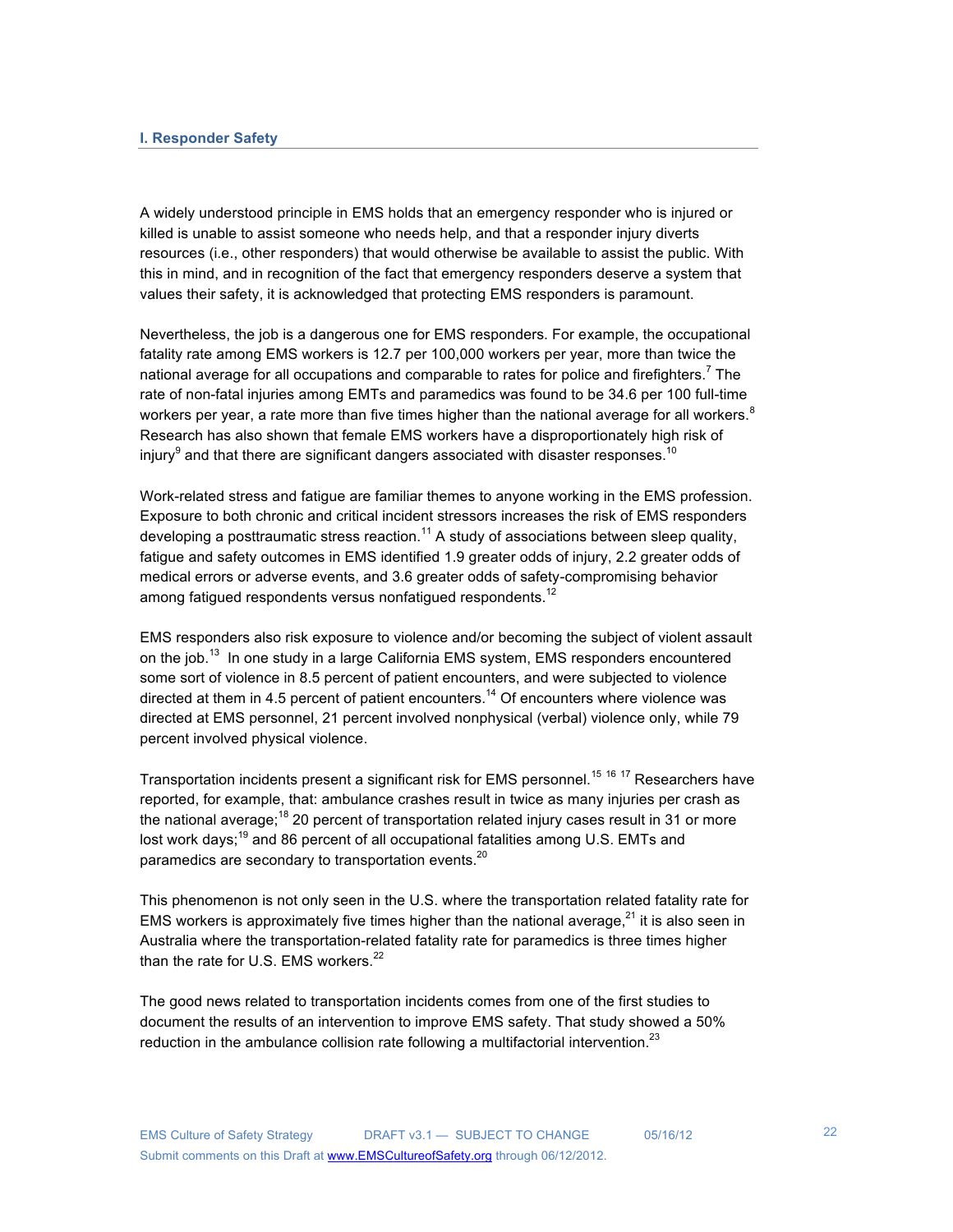## I. Responder Safety

A widely understood principle in EMS holds that an emergency responder who is injured or killed is unable to assist someone who needs help, and that a responder injury diverts resources (i.e., other responders) that would otherwise be available to assist the public. With this in mind, and in recognition of the fact that emergency responders deserve a system that values their safety, it is acknowledged that protecting EMS responders is paramount.

Nevertheless, the job is a dangerous one for EMS responders. For example, the occupational fatality rate among EMS workers is 12.7 per 100,000 workers per year, more than twice the national average for all occupations and comparable to rates for police and firefighters.[7] The rate of non-fatal injuries among EMTs and paramedics was found to be 34.6 per 100 full-time workers per year, a rate more than five times higher than the national average for all workers.[8] Research has also shown that female EMS workers have a disproportionately high risk of injury[9] and that there are significant dangers associated with disaster responses.[10]

Work-related stress and fatigue are familiar themes to anyone working in the EMS profession. Exposure to both chronic and critical incident stressors increases the risk of EMS responders developing a posttraumatic stress reaction.[11] A study of associations between sleep quality, fatigue and safety outcomes in EMS identified 1.9 greater odds of injury, 2.2 greater odds of medical errors or adverse events, and 3.6 greater odds of safety-compromising behavior among fatigued respondents versus nonfatigued respondents.[12]

EMS responders also risk exposure to violence and/or becoming the subject of violent assault on the job.[13] In one study in a large California EMS system, EMS responders encountered some sort of violence in 8.5 percent of patient encounters, and were subjected to violence directed at them in 4.5 percent of patient encounters.[14] Of encounters where violence was directed at EMS personnel, 21 percent involved nonphysical (verbal) violence only, while 79 percent involved physical violence.

Transportation incidents present a significant risk for EMS personnel.[15] [16] [17] Researchers have reported, for example, that: ambulance crashes result in twice as many injuries per crash as the national average;[18] 20 percent of transportation related injury cases result in 31 or more lost work days;[19] and 86 percent of all occupational fatalities among U.S. EMTs and paramedics are secondary to transportation events.[20]

This phenomenon is not only seen in the U.S. where the transportation related fatality rate for EMS workers is approximately five times higher than the national average,[21] it is also seen in Australia where the transportation-related fatality rate for paramedics is three times higher than the rate for U.S. EMS workers.[22]

The good news related to transportation incidents comes from one of the first studies to document the results of an intervention to improve EMS safety. That study showed a 50% reduction in the ambulance collision rate following a multifactorial intervention.[23]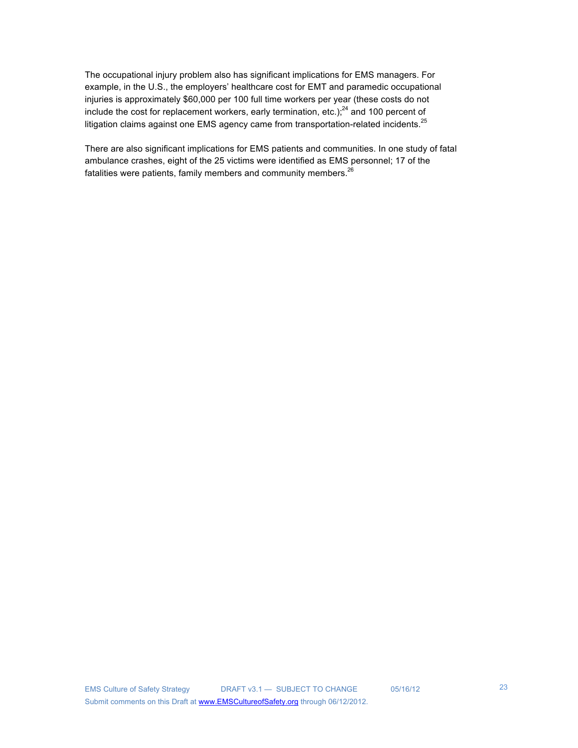The occupational injury problem also has significant implications for EMS managers. For example, in the U.S., the employers' healthcare cost for EMT and paramedic occupational injuries is approximately $60,000 per 100 full time workers per year (these costs do not include the cost for replacement workers, early termination, etc.);[24] and 100 percent of litigation claims against one EMS agency came from transportation-related incidents.[25]

There are also significant implications for EMS patients and communities. In one study of fatal ambulance crashes, eight of the 25 victims were identified as EMS personnel; 17 of the fatalities were patients, family members and community members.[26]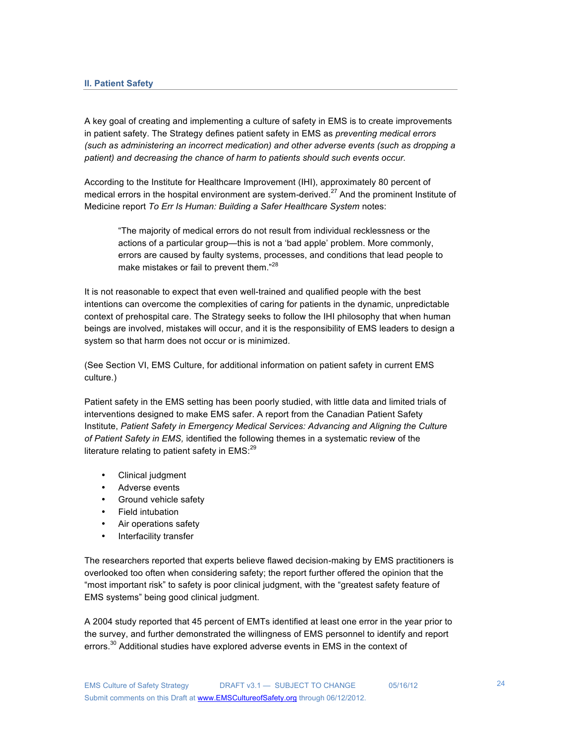## II. Patient Safety

A key goal of creating and implementing a culture of safety in EMS is to create improvements in patient safety. The Strategy defines patient safety in EMS as *preventing medical errors (such as administering an incorrect medication) and other adverse events (such as dropping a patient) and decreasing the chance of harm to patients should such events occur.*

According to the Institute for Healthcare Improvement (IHI), approximately 80 percent of medical errors in the hospital environment are system-derived.[27] And the prominent Institute of Medicine report *To Err Is Human: Building a Safer Healthcare System* notes:

> "The majority of medical errors do not result from individual recklessness or the actions of a particular group—this is not a 'bad apple' problem. More commonly, errors are caused by faulty systems, processes, and conditions that lead people to make mistakes or fail to prevent them."[28]

It is not reasonable to expect that even well-trained and qualified people with the best intentions can overcome the complexities of caring for patients in the dynamic, unpredictable context of prehospital care. The Strategy seeks to follow the IHI philosophy that when human beings are involved, mistakes will occur, and it is the responsibility of EMS leaders to design a system so that harm does not occur or is minimized.

(See Section VI, EMS Culture, for additional information on patient safety in current EMS culture.)

Patient safety in the EMS setting has been poorly studied, with little data and limited trials of interventions designed to make EMS safer. A report from the Canadian Patient Safety Institute, *Patient Safety in Emergency Medical Services: Advancing and Aligning the Culture of Patient Safety in EMS,* identified the following themes in a systematic review of the literature relating to patient safety in EMS:[29]

- Clinical judgment
- Adverse events
- Ground vehicle safety
- Field intubation
- Air operations safety
- Interfacility transfer

The researchers reported that experts believe flawed decision-making by EMS practitioners is overlooked too often when considering safety; the report further offered the opinion that the "most important risk" to safety is poor clinical judgment, with the "greatest safety feature of EMS systems" being good clinical judgment.

A 2004 study reported that 45 percent of EMTs identified at least one error in the year prior to the survey, and further demonstrated the willingness of EMS personnel to identify and report errors.[30] Additional studies have explored adverse events in EMS in the context of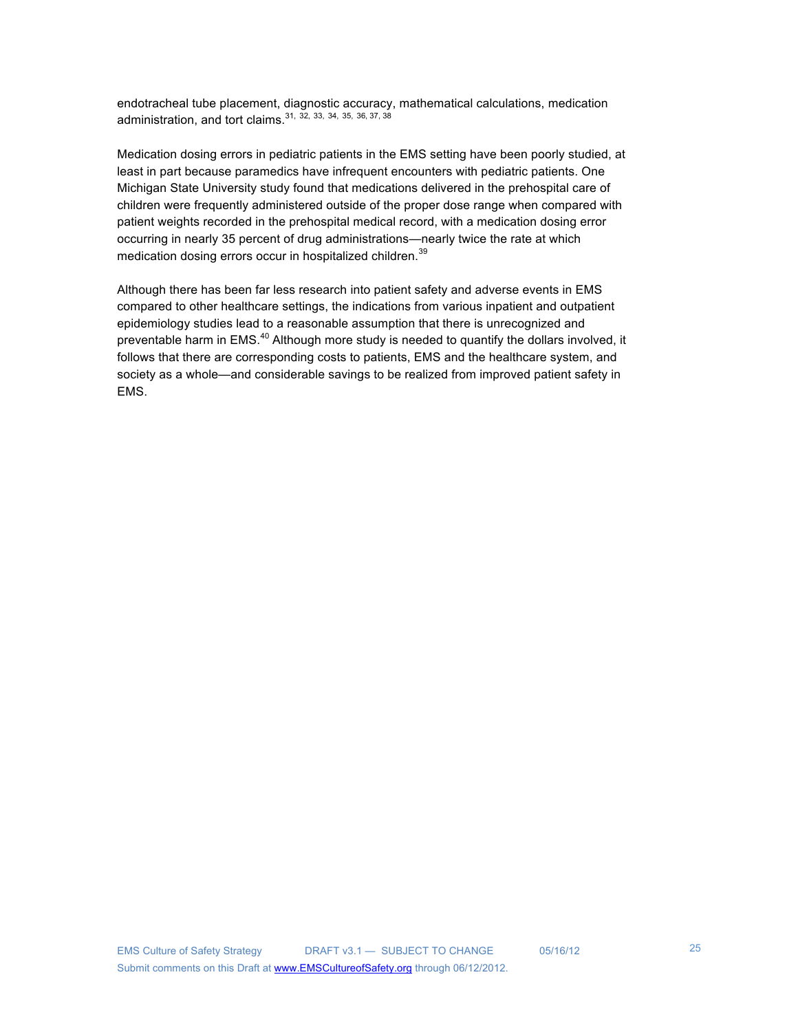endotracheal tube placement, diagnostic accuracy, mathematical calculations, medication administration, and tort claims.[31, 32, 33, 34, 35, 36, 37, 38]

Medication dosing errors in pediatric patients in the EMS setting have been poorly studied, at least in part because paramedics have infrequent encounters with pediatric patients. One Michigan State University study found that medications delivered in the prehospital care of children were frequently administered outside of the proper dose range when compared with patient weights recorded in the prehospital medical record, with a medication dosing error occurring in nearly 35 percent of drug administrations—nearly twice the rate at which medication dosing errors occur in hospitalized children.[39]

Although there has been far less research into patient safety and adverse events in EMS compared to other healthcare settings, the indications from various inpatient and outpatient epidemiology studies lead to a reasonable assumption that there is unrecognized and preventable harm in EMS.[40] Although more study is needed to quantify the dollars involved, it follows that there are corresponding costs to patients, EMS and the healthcare system, and society as a whole—and considerable savings to be realized from improved patient safety in EMS.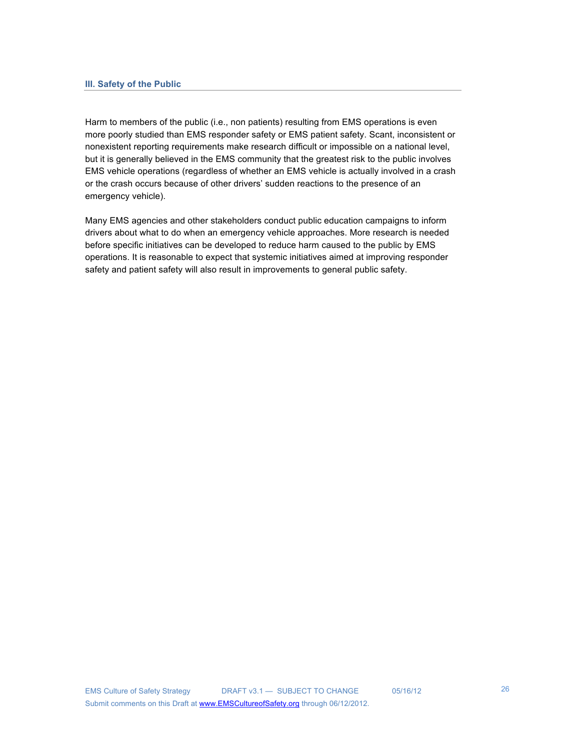## III. Safety of the Public

Harm to members of the public (i.e., non patients) resulting from EMS operations is even more poorly studied than EMS responder safety or EMS patient safety. Scant, inconsistent or nonexistent reporting requirements make research difficult or impossible on a national level, but it is generally believed in the EMS community that the greatest risk to the public involves EMS vehicle operations (regardless of whether an EMS vehicle is actually involved in a crash or the crash occurs because of other drivers' sudden reactions to the presence of an emergency vehicle).

Many EMS agencies and other stakeholders conduct public education campaigns to inform drivers about what to do when an emergency vehicle approaches. More research is needed before specific initiatives can be developed to reduce harm caused to the public by EMS operations. It is reasonable to expect that systemic initiatives aimed at improving responder safety and patient safety will also result in improvements to general public safety.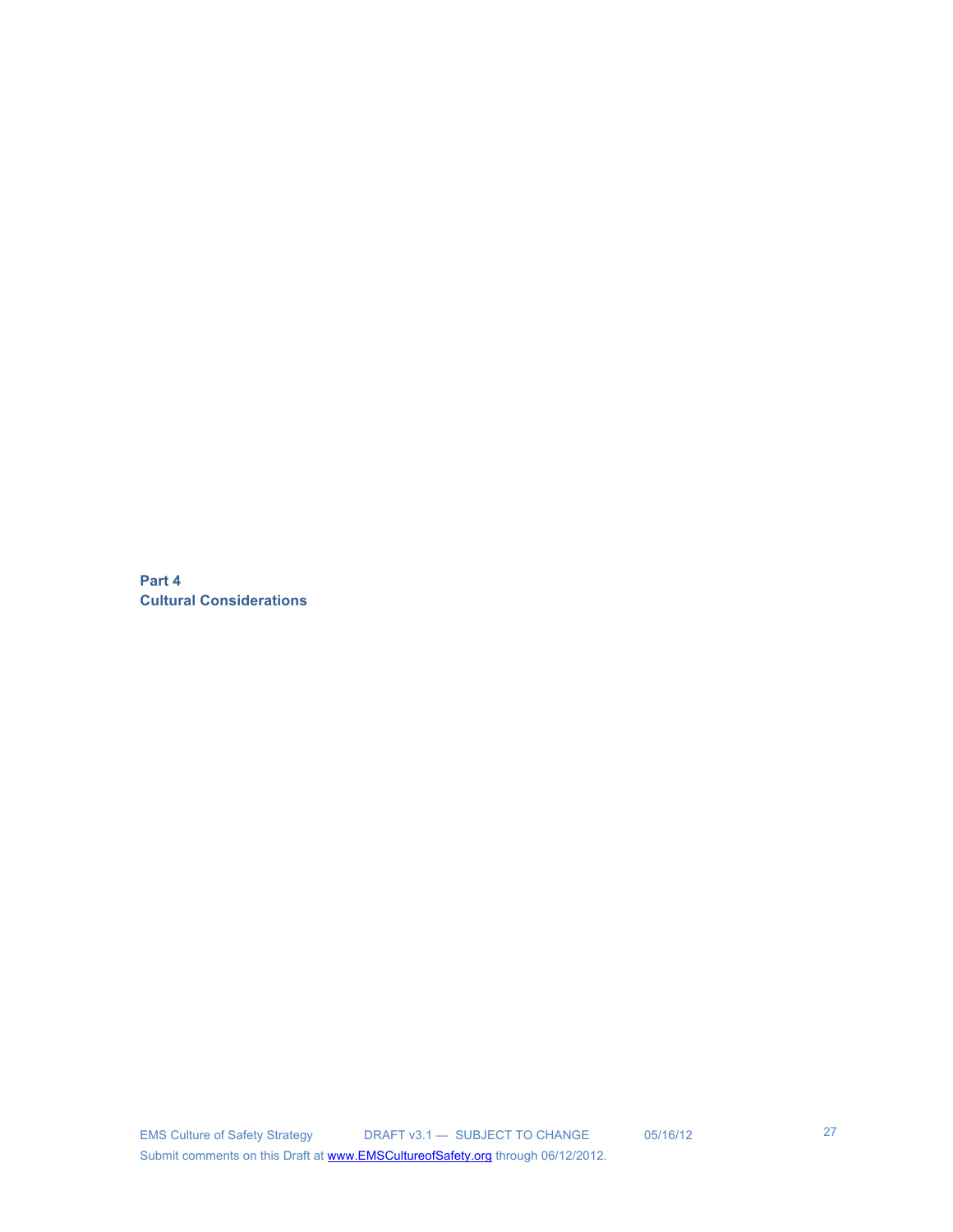# Part 4
# Cultural Considerations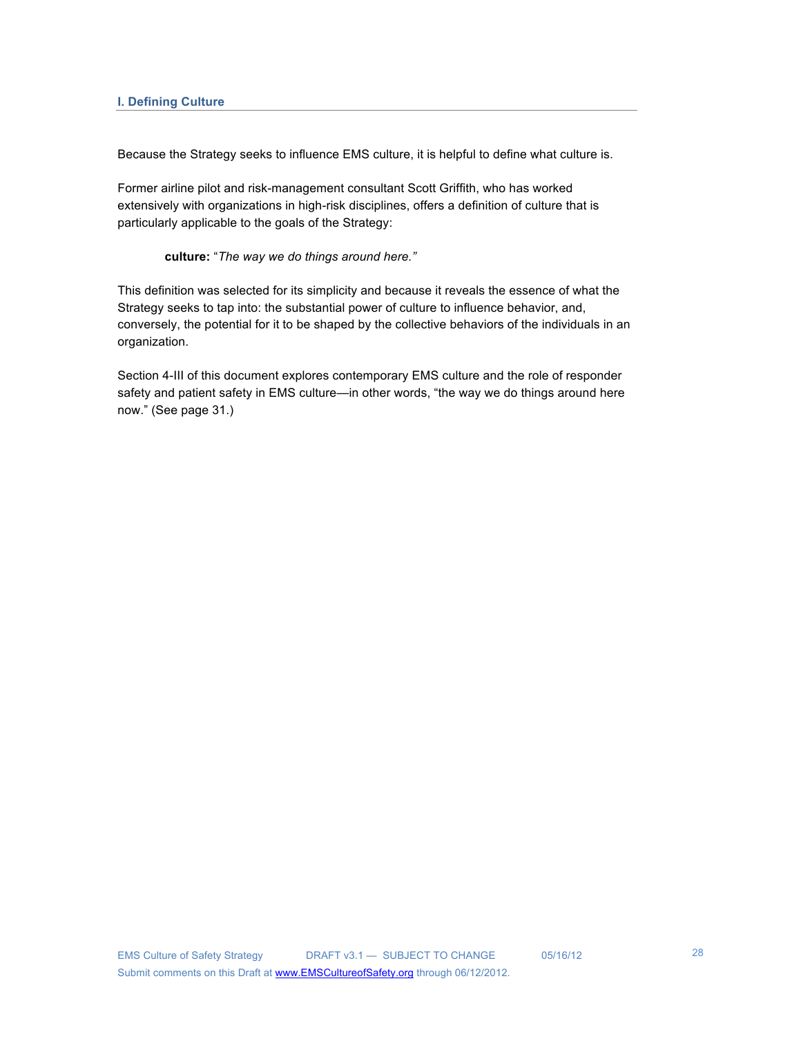## I. Defining Culture

Because the Strategy seeks to influence EMS culture, it is helpful to define what culture is.

Former airline pilot and risk-management consultant Scott Griffith, who has worked extensively with organizations in high-risk disciplines, offers a definition of culture that is particularly applicable to the goals of the Strategy:

> **culture:** "*The way we do things around here.*"

This definition was selected for its simplicity and because it reveals the essence of what the Strategy seeks to tap into: the substantial power of culture to influence behavior, and, conversely, the potential for it to be shaped by the collective behaviors of the individuals in an organization.

Section 4-III of this document explores contemporary EMS culture and the role of responder safety and patient safety in EMS culture—in other words, "the way we do things around here now." (See page 31.)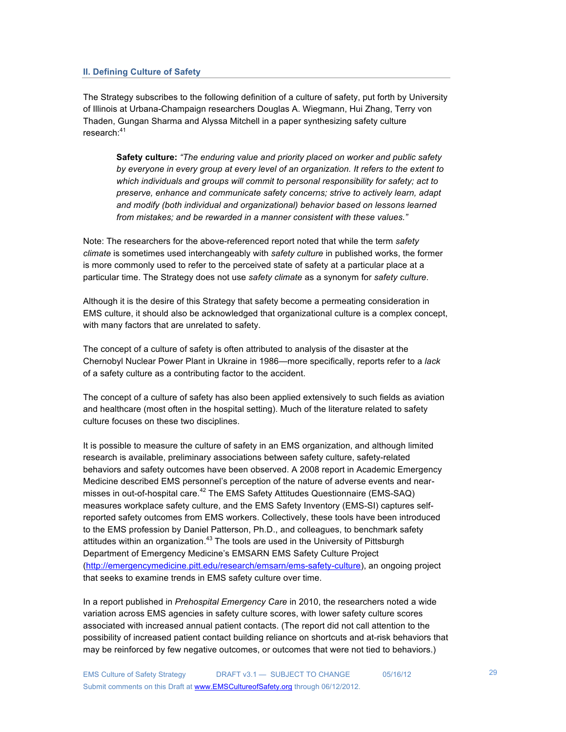## II. Defining Culture of Safety

The Strategy subscribes to the following definition of a culture of safety, put forth by University of Illinois at Urbana-Champaign researchers Douglas A. Wiegmann, Hui Zhang, Terry von Thaden, Gungan Sharma and Alyssa Mitchell in a paper synthesizing safety culture research:[41]

> **Safety culture:** *"The enduring value and priority placed on worker and public safety by everyone in every group at every level of an organization. It refers to the extent to which individuals and groups will commit to personal responsibility for safety; act to preserve, enhance and communicate safety concerns; strive to actively learn, adapt and modify (both individual and organizational) behavior based on lessons learned from mistakes; and be rewarded in a manner consistent with these values."*

Note: The researchers for the above-referenced report noted that while the term *safety climate* is sometimes used interchangeably with *safety culture* in published works, the former is more commonly used to refer to the perceived state of safety at a particular place at a particular time. The Strategy does not use *safety climate* as a synonym for *safety culture*.

Although it is the desire of this Strategy that safety become a permeating consideration in EMS culture, it should also be acknowledged that organizational culture is a complex concept, with many factors that are unrelated to safety.

The concept of a culture of safety is often attributed to analysis of the disaster at the Chernobyl Nuclear Power Plant in Ukraine in 1986—more specifically, reports refer to a *lack* of a safety culture as a contributing factor to the accident.

The concept of a culture of safety has also been applied extensively to such fields as aviation and healthcare (most often in the hospital setting). Much of the literature related to safety culture focuses on these two disciplines.

It is possible to measure the culture of safety in an EMS organization, and although limited research is available, preliminary associations between safety culture, safety-related behaviors and safety outcomes have been observed. A 2008 report in Academic Emergency Medicine described EMS personnel's perception of the nature of adverse events and near-misses in out-of-hospital care.[42] The EMS Safety Attitudes Questionnaire (EMS-SAQ) measures workplace safety culture, and the EMS Safety Inventory (EMS-SI) captures self-reported safety outcomes from EMS workers. Collectively, these tools have been introduced to the EMS profession by Daniel Patterson, Ph.D., and colleagues, to benchmark safety attitudes within an organization.[43] The tools are used in the University of Pittsburgh Department of Emergency Medicine's EMSARN EMS Safety Culture Project (http://emergencymedicine.pitt.edu/research/emsarn/ems-safety-culture), an ongoing project that seeks to examine trends in EMS safety culture over time.

In a report published in *Prehospital Emergency Care* in 2010, the researchers noted a wide variation across EMS agencies in safety culture scores, with lower safety culture scores associated with increased annual patient contacts. (The report did not call attention to the possibility of increased patient contact building reliance on shortcuts and at-risk behaviors that may be reinforced by few negative outcomes, or outcomes that were not tied to behaviors.)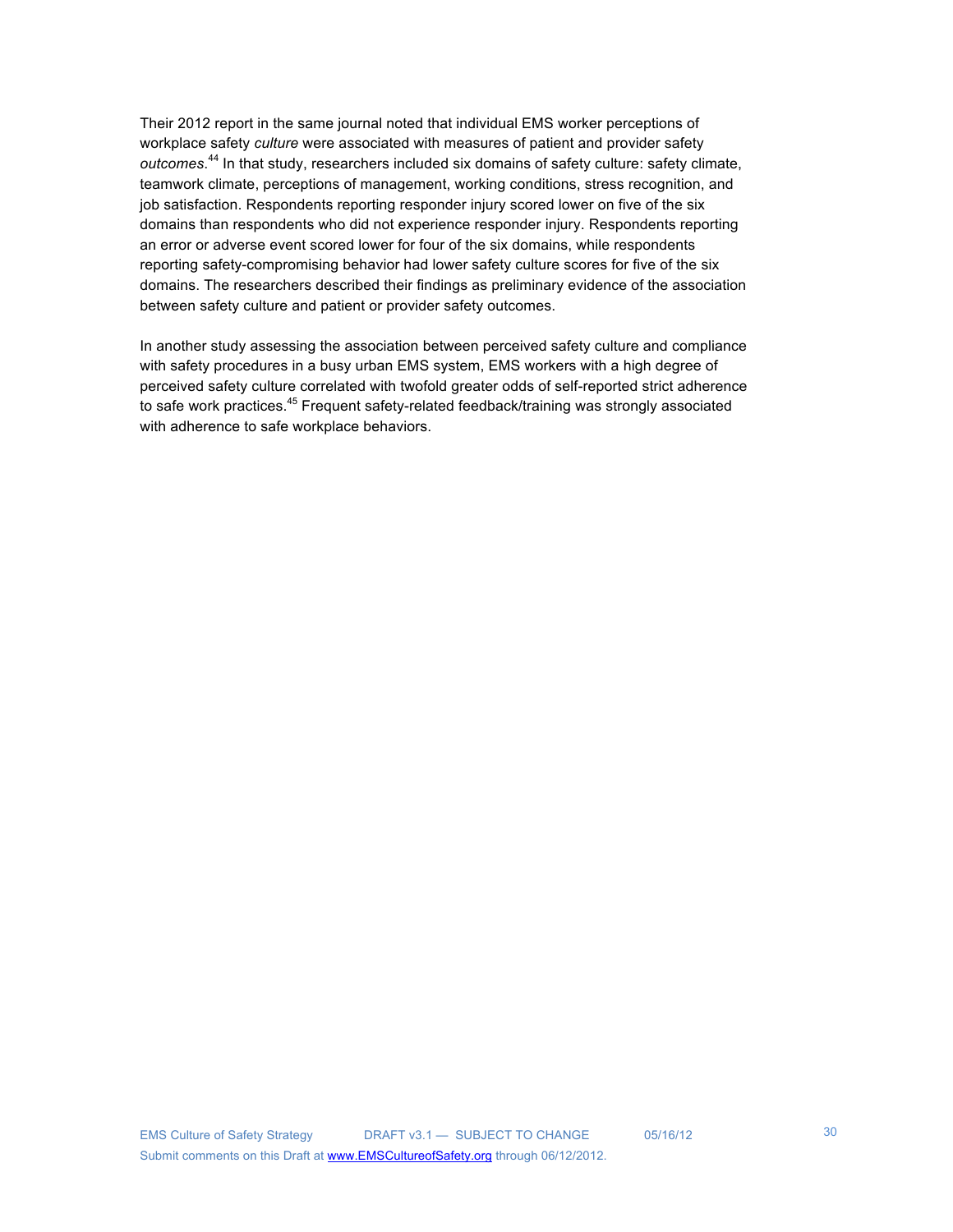Their 2012 report in the same journal noted that individual EMS worker perceptions of workplace safety *culture* were associated with measures of patient and provider safety *outcomes*.[44] In that study, researchers included six domains of safety culture: safety climate, teamwork climate, perceptions of management, working conditions, stress recognition, and job satisfaction. Respondents reporting responder injury scored lower on five of the six domains than respondents who did not experience responder injury. Respondents reporting an error or adverse event scored lower for four of the six domains, while respondents reporting safety-compromising behavior had lower safety culture scores for five of the six domains. The researchers described their findings as preliminary evidence of the association between safety culture and patient or provider safety outcomes.

In another study assessing the association between perceived safety culture and compliance with safety procedures in a busy urban EMS system, EMS workers with a high degree of perceived safety culture correlated with twofold greater odds of self-reported strict adherence to safe work practices.[45] Frequent safety-related feedback/training was strongly associated with adherence to safe workplace behaviors.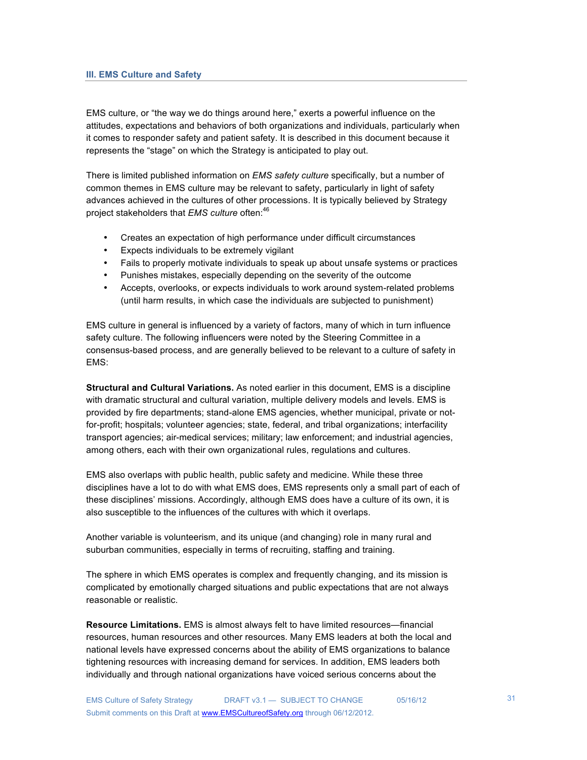## III. EMS Culture and Safety

EMS culture, or "the way we do things around here," exerts a powerful influence on the attitudes, expectations and behaviors of both organizations and individuals, particularly when it comes to responder safety and patient safety. It is described in this document because it represents the "stage" on which the Strategy is anticipated to play out.

There is limited published information on *EMS safety culture* specifically, but a number of common themes in EMS culture may be relevant to safety, particularly in light of safety advances achieved in the cultures of other processions. It is typically believed by Strategy project stakeholders that *EMS culture* often:[46]

- Creates an expectation of high performance under difficult circumstances
- Expects individuals to be extremely vigilant
- Fails to properly motivate individuals to speak up about unsafe systems or practices
- Punishes mistakes, especially depending on the severity of the outcome
- Accepts, overlooks, or expects individuals to work around system-related problems (until harm results, in which case the individuals are subjected to punishment)

EMS culture in general is influenced by a variety of factors, many of which in turn influence safety culture. The following influencers were noted by the Steering Committee in a consensus-based process, and are generally believed to be relevant to a culture of safety in EMS:

**Structural and Cultural Variations.** As noted earlier in this document, EMS is a discipline with dramatic structural and cultural variation, multiple delivery models and levels. EMS is provided by fire departments; stand-alone EMS agencies, whether municipal, private or not-for-profit; hospitals; volunteer agencies; state, federal, and tribal organizations; interfacility transport agencies; air-medical services; military; law enforcement; and industrial agencies, among others, each with their own organizational rules, regulations and cultures.

EMS also overlaps with public health, public safety and medicine. While these three disciplines have a lot to do with what EMS does, EMS represents only a small part of each of these disciplines' missions. Accordingly, although EMS does have a culture of its own, it is also susceptible to the influences of the cultures with which it overlaps.

Another variable is volunteerism, and its unique (and changing) role in many rural and suburban communities, especially in terms of recruiting, staffing and training.

The sphere in which EMS operates is complex and frequently changing, and its mission is complicated by emotionally charged situations and public expectations that are not always reasonable or realistic.

**Resource Limitations.** EMS is almost always felt to have limited resources—financial resources, human resources and other resources. Many EMS leaders at both the local and national levels have expressed concerns about the ability of EMS organizations to balance tightening resources with increasing demand for services. In addition, EMS leaders both individually and through national organizations have voiced serious concerns about the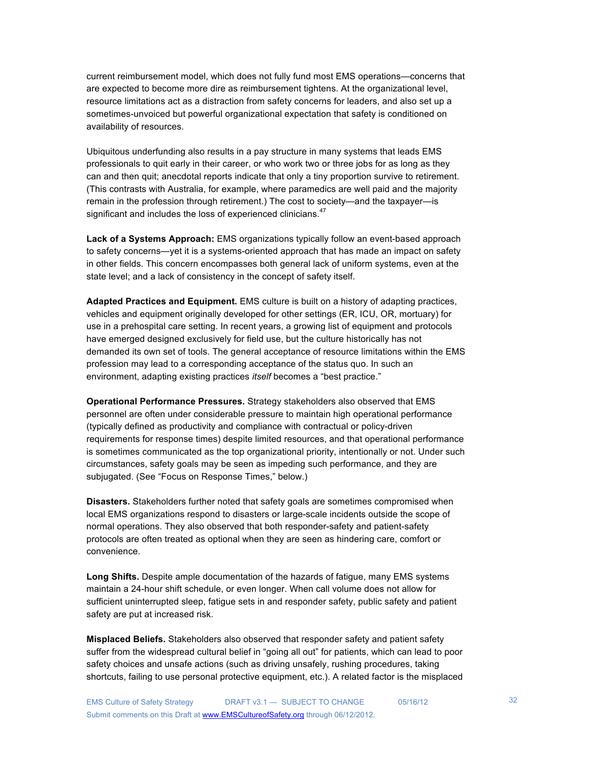current reimbursement model, which does not fully fund most EMS operations—concerns that are expected to become more dire as reimbursement tightens. At the organizational level, resource limitations act as a distraction from safety concerns for leaders, and also set up a sometimes-unvoiced but powerful organizational expectation that safety is conditioned on availability of resources.

Ubiquitous underfunding also results in a pay structure in many systems that leads EMS professionals to quit early in their career, or who work two or three jobs for as long as they can and then quit; anecdotal reports indicate that only a tiny proportion survive to retirement. (This contrasts with Australia, for example, where paramedics are well paid and the majority remain in the profession through retirement.) The cost to society—and the taxpayer—is significant and includes the loss of experienced clinicians.[47]

**Lack of a Systems Approach:** EMS organizations typically follow an event-based approach to safety concerns—yet it is a systems-oriented approach that has made an impact on safety in other fields. This concern encompasses both general lack of uniform systems, even at the state level; and a lack of consistency in the concept of safety itself.

**Adapted Practices and Equipment.** EMS culture is built on a history of adapting practices, vehicles and equipment originally developed for other settings (ER, ICU, OR, mortuary) for use in a prehospital care setting. In recent years, a growing list of equipment and protocols have emerged designed exclusively for field use, but the culture historically has not demanded its own set of tools. The general acceptance of resource limitations within the EMS profession may lead to a corresponding acceptance of the status quo. In such an environment, adapting existing practices *itself* becomes a "best practice."

**Operational Performance Pressures.** Strategy stakeholders also observed that EMS personnel are often under considerable pressure to maintain high operational performance (typically defined as productivity and compliance with contractual or policy-driven requirements for response times) despite limited resources, and that operational performance is sometimes communicated as the top organizational priority, intentionally or not. Under such circumstances, safety goals may be seen as impeding such performance, and they are subjugated. (See "Focus on Response Times," below.)

**Disasters.** Stakeholders further noted that safety goals are sometimes compromised when local EMS organizations respond to disasters or large-scale incidents outside the scope of normal operations. They also observed that both responder-safety and patient-safety protocols are often treated as optional when they are seen as hindering care, comfort or convenience.

**Long Shifts.** Despite ample documentation of the hazards of fatigue, many EMS systems maintain a 24-hour shift schedule, or even longer. When call volume does not allow for sufficient uninterrupted sleep, fatigue sets in and responder safety, public safety and patient safety are put at increased risk.

**Misplaced Beliefs.** Stakeholders also observed that responder safety and patient safety suffer from the widespread cultural belief in "going all out" for patients, which can lead to poor safety choices and unsafe actions (such as driving unsafely, rushing procedures, taking shortcuts, failing to use personal protective equipment, etc.). A related factor is the misplaced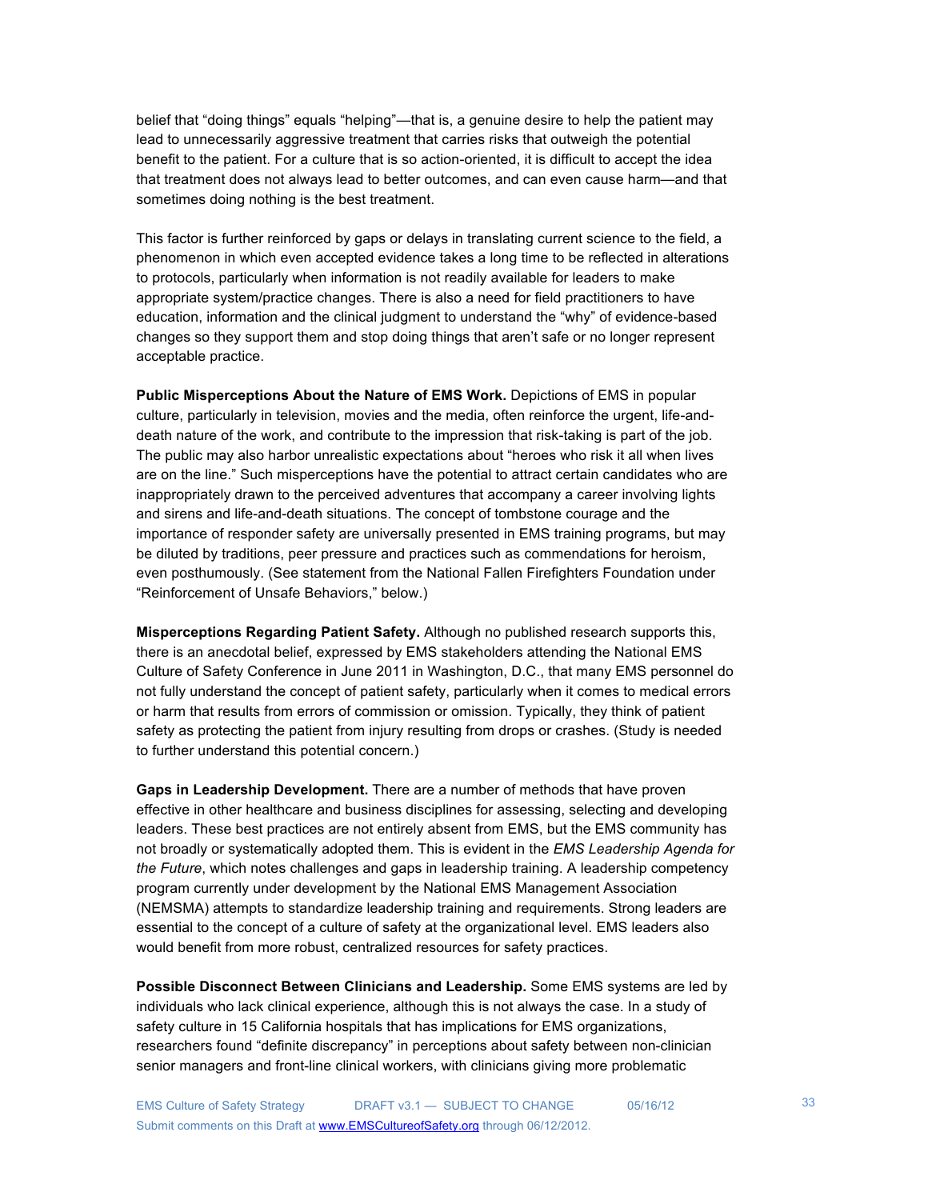belief that "doing things" equals "helping"—that is, a genuine desire to help the patient may lead to unnecessarily aggressive treatment that carries risks that outweigh the potential benefit to the patient. For a culture that is so action-oriented, it is difficult to accept the idea that treatment does not always lead to better outcomes, and can even cause harm—and that sometimes doing nothing is the best treatment.

This factor is further reinforced by gaps or delays in translating current science to the field, a phenomenon in which even accepted evidence takes a long time to be reflected in alterations to protocols, particularly when information is not readily available for leaders to make appropriate system/practice changes. There is also a need for field practitioners to have education, information and the clinical judgment to understand the "why" of evidence-based changes so they support them and stop doing things that aren't safe or no longer represent acceptable practice.

**Public Misperceptions About the Nature of EMS Work.** Depictions of EMS in popular culture, particularly in television, movies and the media, often reinforce the urgent, life-and-death nature of the work, and contribute to the impression that risk-taking is part of the job. The public may also harbor unrealistic expectations about "heroes who risk it all when lives are on the line." Such misperceptions have the potential to attract certain candidates who are inappropriately drawn to the perceived adventures that accompany a career involving lights and sirens and life-and-death situations. The concept of tombstone courage and the importance of responder safety are universally presented in EMS training programs, but may be diluted by traditions, peer pressure and practices such as commendations for heroism, even posthumously. (See statement from the National Fallen Firefighters Foundation under "Reinforcement of Unsafe Behaviors," below.)

**Misperceptions Regarding Patient Safety.** Although no published research supports this, there is an anecdotal belief, expressed by EMS stakeholders attending the National EMS Culture of Safety Conference in June 2011 in Washington, D.C., that many EMS personnel do not fully understand the concept of patient safety, particularly when it comes to medical errors or harm that results from errors of commission or omission. Typically, they think of patient safety as protecting the patient from injury resulting from drops or crashes. (Study is needed to further understand this potential concern.)

**Gaps in Leadership Development.** There are a number of methods that have proven effective in other healthcare and business disciplines for assessing, selecting and developing leaders. These best practices are not entirely absent from EMS, but the EMS community has not broadly or systematically adopted them. This is evident in the *EMS Leadership Agenda for the Future*, which notes challenges and gaps in leadership training. A leadership competency program currently under development by the National EMS Management Association (NEMSMA) attempts to standardize leadership training and requirements. Strong leaders are essential to the concept of a culture of safety at the organizational level. EMS leaders also would benefit from more robust, centralized resources for safety practices.

**Possible Disconnect Between Clinicians and Leadership.** Some EMS systems are led by individuals who lack clinical experience, although this is not always the case. In a study of safety culture in 15 California hospitals that has implications for EMS organizations, researchers found "definite discrepancy" in perceptions about safety between non-clinician senior managers and front-line clinical workers, with clinicians giving more problematic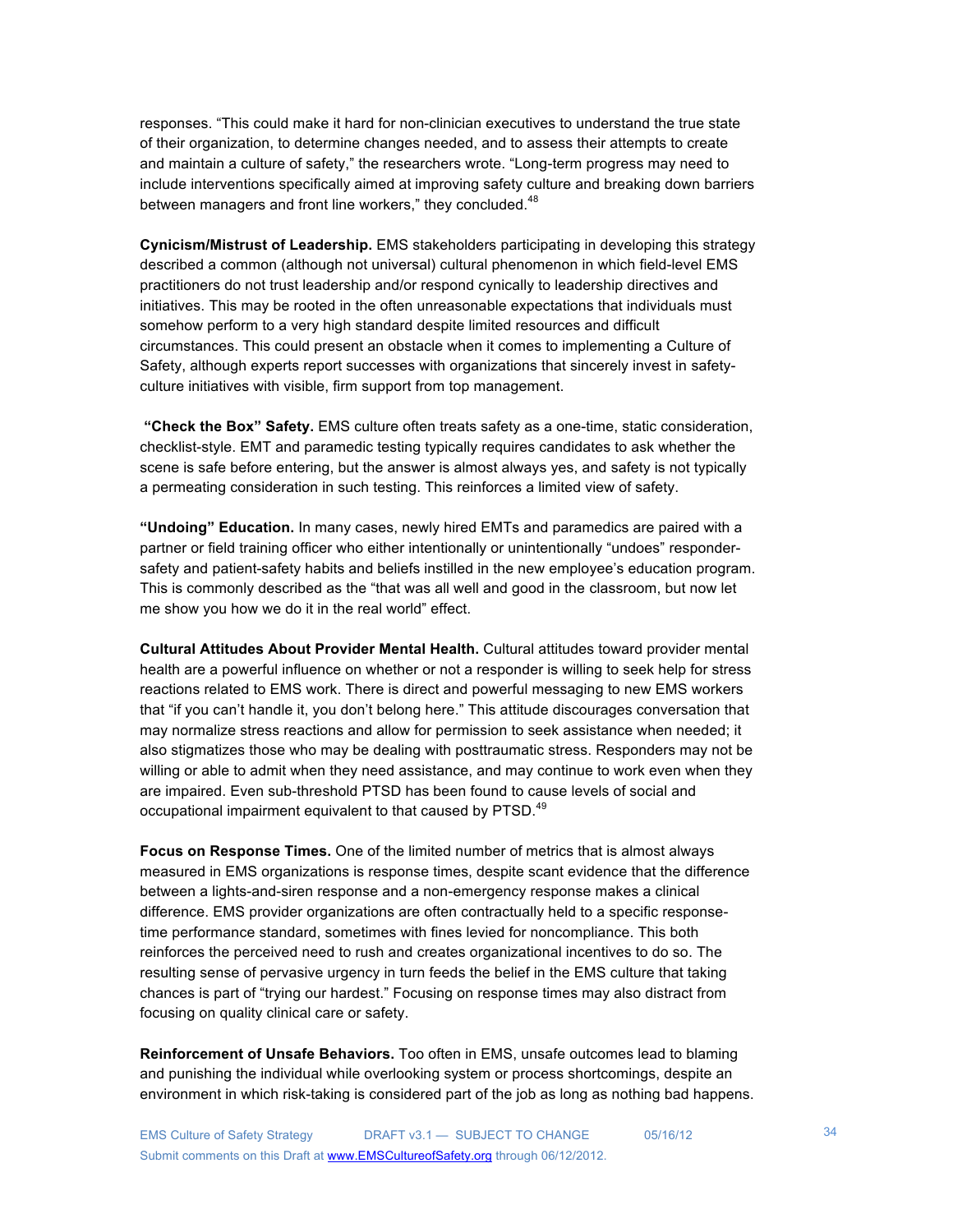responses. "This could make it hard for non-clinician executives to understand the true state of their organization, to determine changes needed, and to assess their attempts to create and maintain a culture of safety," the researchers wrote. "Long-term progress may need to include interventions specifically aimed at improving safety culture and breaking down barriers between managers and front line workers," they concluded.[48]

**Cynicism/Mistrust of Leadership.** EMS stakeholders participating in developing this strategy described a common (although not universal) cultural phenomenon in which field-level EMS practitioners do not trust leadership and/or respond cynically to leadership directives and initiatives. This may be rooted in the often unreasonable expectations that individuals must somehow perform to a very high standard despite limited resources and difficult circumstances. This could present an obstacle when it comes to implementing a Culture of Safety, although experts report successes with organizations that sincerely invest in safety-culture initiatives with visible, firm support from top management.

**"Check the Box" Safety.** EMS culture often treats safety as a one-time, static consideration, checklist-style. EMT and paramedic testing typically requires candidates to ask whether the scene is safe before entering, but the answer is almost always yes, and safety is not typically a permeating consideration in such testing. This reinforces a limited view of safety.

**"Undoing" Education.** In many cases, newly hired EMTs and paramedics are paired with a partner or field training officer who either intentionally or unintentionally "undoes" responder-safety and patient-safety habits and beliefs instilled in the new employee's education program. This is commonly described as the "that was all well and good in the classroom, but now let me show you how we do it in the real world" effect.

**Cultural Attitudes About Provider Mental Health.** Cultural attitudes toward provider mental health are a powerful influence on whether or not a responder is willing to seek help for stress reactions related to EMS work. There is direct and powerful messaging to new EMS workers that "if you can't handle it, you don't belong here." This attitude discourages conversation that may normalize stress reactions and allow for permission to seek assistance when needed; it also stigmatizes those who may be dealing with posttraumatic stress. Responders may not be willing or able to admit when they need assistance, and may continue to work even when they are impaired. Even sub-threshold PTSD has been found to cause levels of social and occupational impairment equivalent to that caused by PTSD.[49]

**Focus on Response Times.** One of the limited number of metrics that is almost always measured in EMS organizations is response times, despite scant evidence that the difference between a lights-and-siren response and a non-emergency response makes a clinical difference. EMS provider organizations are often contractually held to a specific response-time performance standard, sometimes with fines levied for noncompliance. This both reinforces the perceived need to rush and creates organizational incentives to do so. The resulting sense of pervasive urgency in turn feeds the belief in the EMS culture that taking chances is part of "trying our hardest." Focusing on response times may also distract from focusing on quality clinical care or safety.

**Reinforcement of Unsafe Behaviors.** Too often in EMS, unsafe outcomes lead to blaming and punishing the individual while overlooking system or process shortcomings, despite an environment in which risk-taking is considered part of the job as long as nothing bad happens.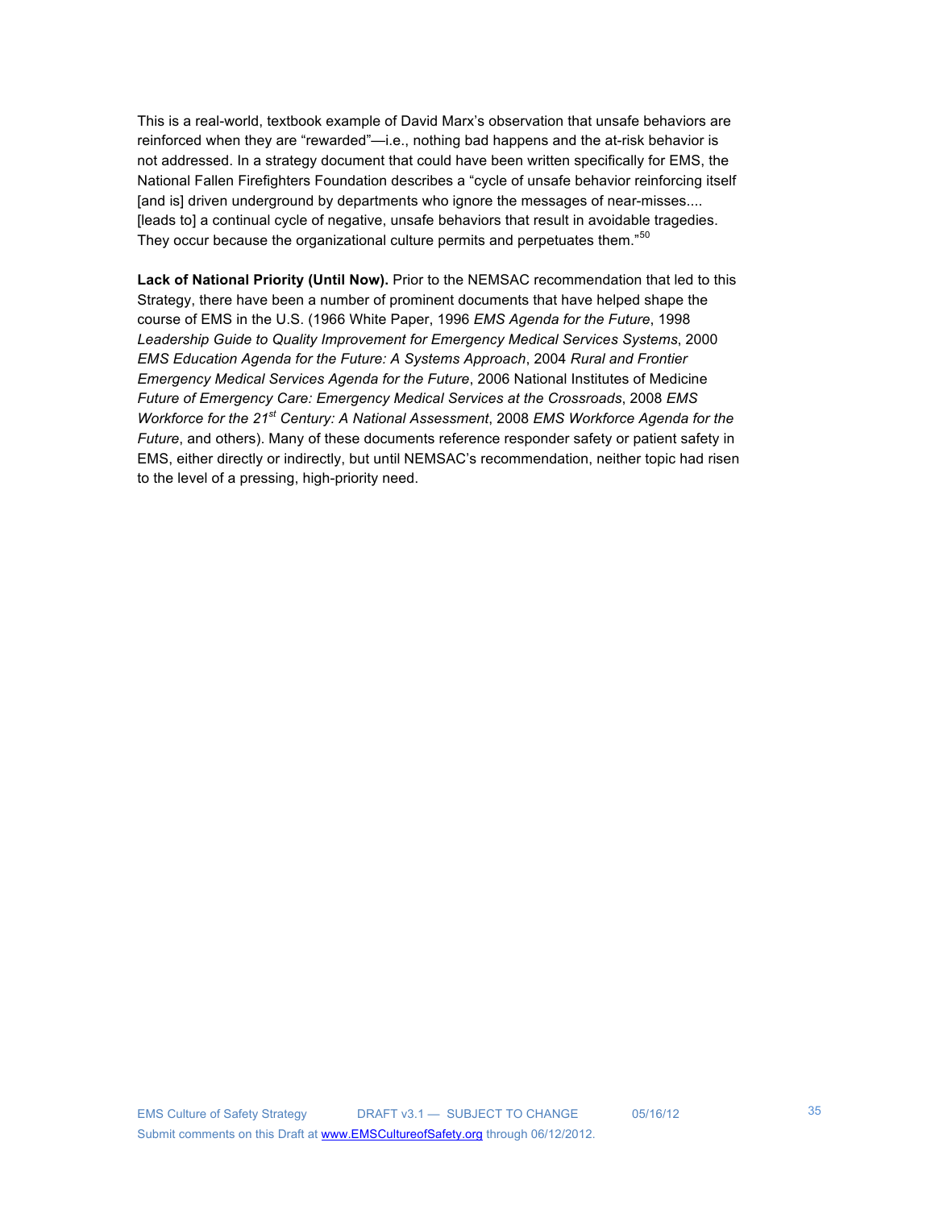This is a real-world, textbook example of David Marx's observation that unsafe behaviors are reinforced when they are "rewarded"—i.e., nothing bad happens and the at-risk behavior is not addressed. In a strategy document that could have been written specifically for EMS, the National Fallen Firefighters Foundation describes a "cycle of unsafe behavior reinforcing itself [and is] driven underground by departments who ignore the messages of near-misses.... [leads to] a continual cycle of negative, unsafe behaviors that result in avoidable tragedies. They occur because the organizational culture permits and perpetuates them."[50]

**Lack of National Priority (Until Now).** Prior to the NEMSAC recommendation that led to this Strategy, there have been a number of prominent documents that have helped shape the course of EMS in the U.S. (1966 White Paper, 1996 *EMS Agenda for the Future*, 1998 *Leadership Guide to Quality Improvement for Emergency Medical Services Systems*, 2000 *EMS Education Agenda for the Future: A Systems Approach*, 2004 *Rural and Frontier Emergency Medical Services Agenda for the Future*, 2006 National Institutes of Medicine *Future of Emergency Care: Emergency Medical Services at the Crossroads*, 2008 *EMS Workforce for the 21st Century: A National Assessment*, 2008 *EMS Workforce Agenda for the Future*, and others). Many of these documents reference responder safety or patient safety in EMS, either directly or indirectly, but until NEMSAC's recommendation, neither topic had risen to the level of a pressing, high-priority need.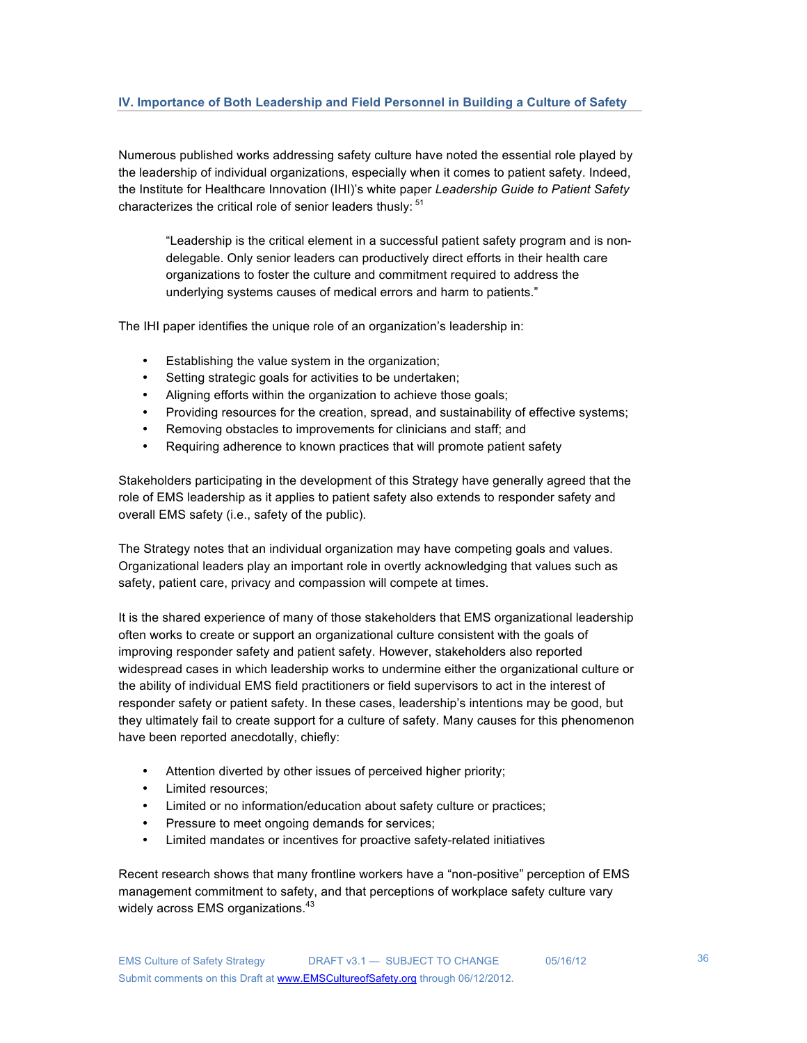## IV. Importance of Both Leadership and Field Personnel in Building a Culture of Safety

Numerous published works addressing safety culture have noted the essential role played by the leadership of individual organizations, especially when it comes to patient safety. Indeed, the Institute for Healthcare Innovation (IHI)'s white paper *Leadership Guide to Patient Safety* characterizes the critical role of senior leaders thusly: [51]

> "Leadership is the critical element in a successful patient safety program and is non-delegable. Only senior leaders can productively direct efforts in their health care organizations to foster the culture and commitment required to address the underlying systems causes of medical errors and harm to patients."

The IHI paper identifies the unique role of an organization's leadership in:

- Establishing the value system in the organization;
- Setting strategic goals for activities to be undertaken;
- Aligning efforts within the organization to achieve those goals;
- Providing resources for the creation, spread, and sustainability of effective systems;
- Removing obstacles to improvements for clinicians and staff; and
- Requiring adherence to known practices that will promote patient safety

Stakeholders participating in the development of this Strategy have generally agreed that the role of EMS leadership as it applies to patient safety also extends to responder safety and overall EMS safety (i.e., safety of the public).

The Strategy notes that an individual organization may have competing goals and values. Organizational leaders play an important role in overtly acknowledging that values such as safety, patient care, privacy and compassion will compete at times.

It is the shared experience of many of those stakeholders that EMS organizational leadership often works to create or support an organizational culture consistent with the goals of improving responder safety and patient safety. However, stakeholders also reported widespread cases in which leadership works to undermine either the organizational culture or the ability of individual EMS field practitioners or field supervisors to act in the interest of responder safety or patient safety. In these cases, leadership's intentions may be good, but they ultimately fail to create support for a culture of safety. Many causes for this phenomenon have been reported anecdotally, chiefly:

- Attention diverted by other issues of perceived higher priority;
- Limited resources;
- Limited or no information/education about safety culture or practices;
- Pressure to meet ongoing demands for services;
- Limited mandates or incentives for proactive safety-related initiatives

Recent research shows that many frontline workers have a "non-positive" perception of EMS management commitment to safety, and that perceptions of workplace safety culture vary widely across EMS organizations.[43]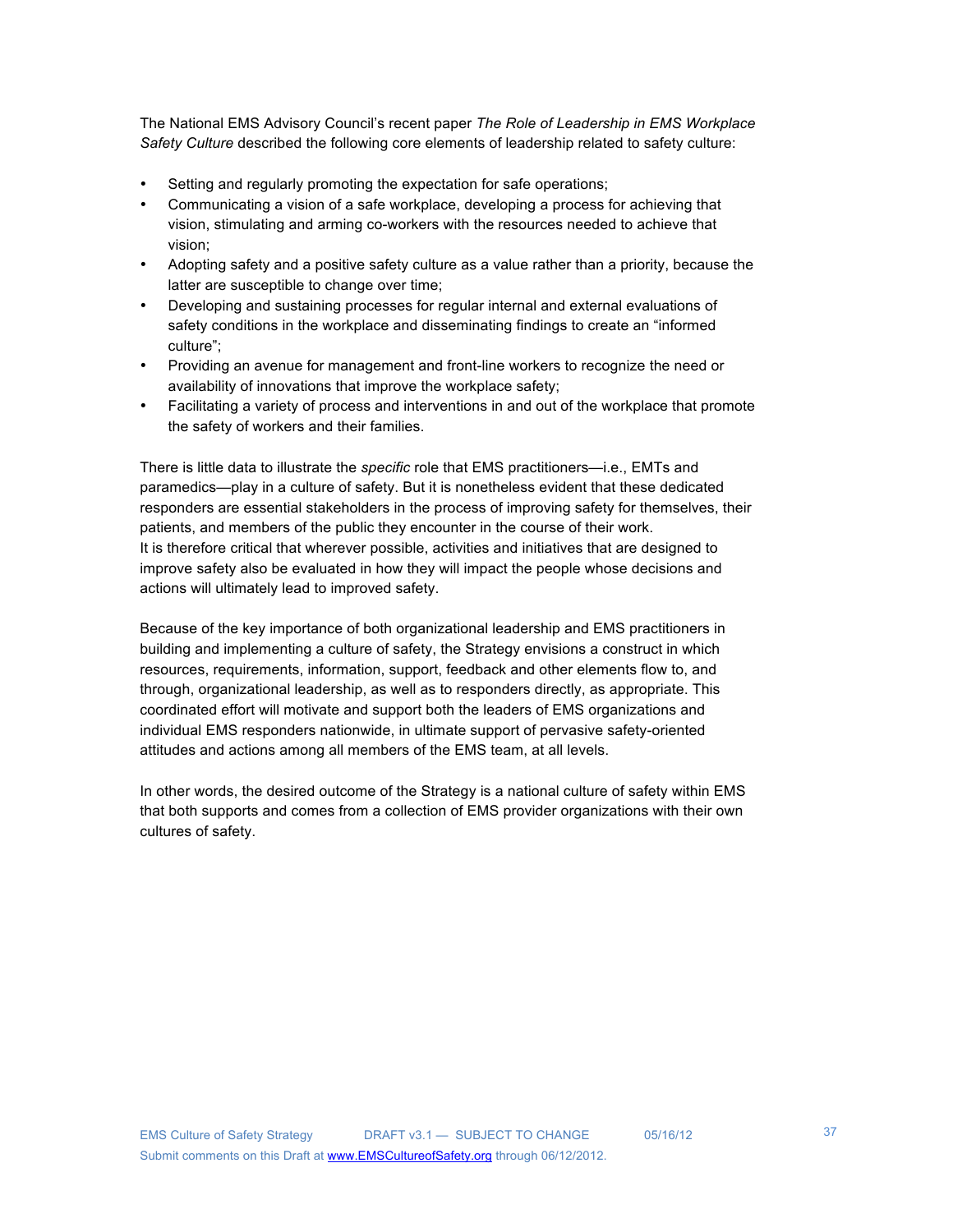The National EMS Advisory Council's recent paper *The Role of Leadership in EMS Workplace Safety Culture* described the following core elements of leadership related to safety culture:

- Setting and regularly promoting the expectation for safe operations;
- Communicating a vision of a safe workplace, developing a process for achieving that vision, stimulating and arming co-workers with the resources needed to achieve that vision;
- Adopting safety and a positive safety culture as a value rather than a priority, because the latter are susceptible to change over time;
- Developing and sustaining processes for regular internal and external evaluations of safety conditions in the workplace and disseminating findings to create an "informed culture";
- Providing an avenue for management and front-line workers to recognize the need or availability of innovations that improve the workplace safety;
- Facilitating a variety of process and interventions in and out of the workplace that promote the safety of workers and their families.

There is little data to illustrate the *specific* role that EMS practitioners—i.e., EMTs and paramedics—play in a culture of safety. But it is nonetheless evident that these dedicated responders are essential stakeholders in the process of improving safety for themselves, their patients, and members of the public they encounter in the course of their work.
It is therefore critical that wherever possible, activities and initiatives that are designed to improve safety also be evaluated in how they will impact the people whose decisions and actions will ultimately lead to improved safety.

Because of the key importance of both organizational leadership and EMS practitioners in building and implementing a culture of safety, the Strategy envisions a construct in which resources, requirements, information, support, feedback and other elements flow to, and through, organizational leadership, as well as to responders directly, as appropriate. This coordinated effort will motivate and support both the leaders of EMS organizations and individual EMS responders nationwide, in ultimate support of pervasive safety-oriented attitudes and actions among all members of the EMS team, at all levels.

In other words, the desired outcome of the Strategy is a national culture of safety within EMS that both supports and comes from a collection of EMS provider organizations with their own cultures of safety.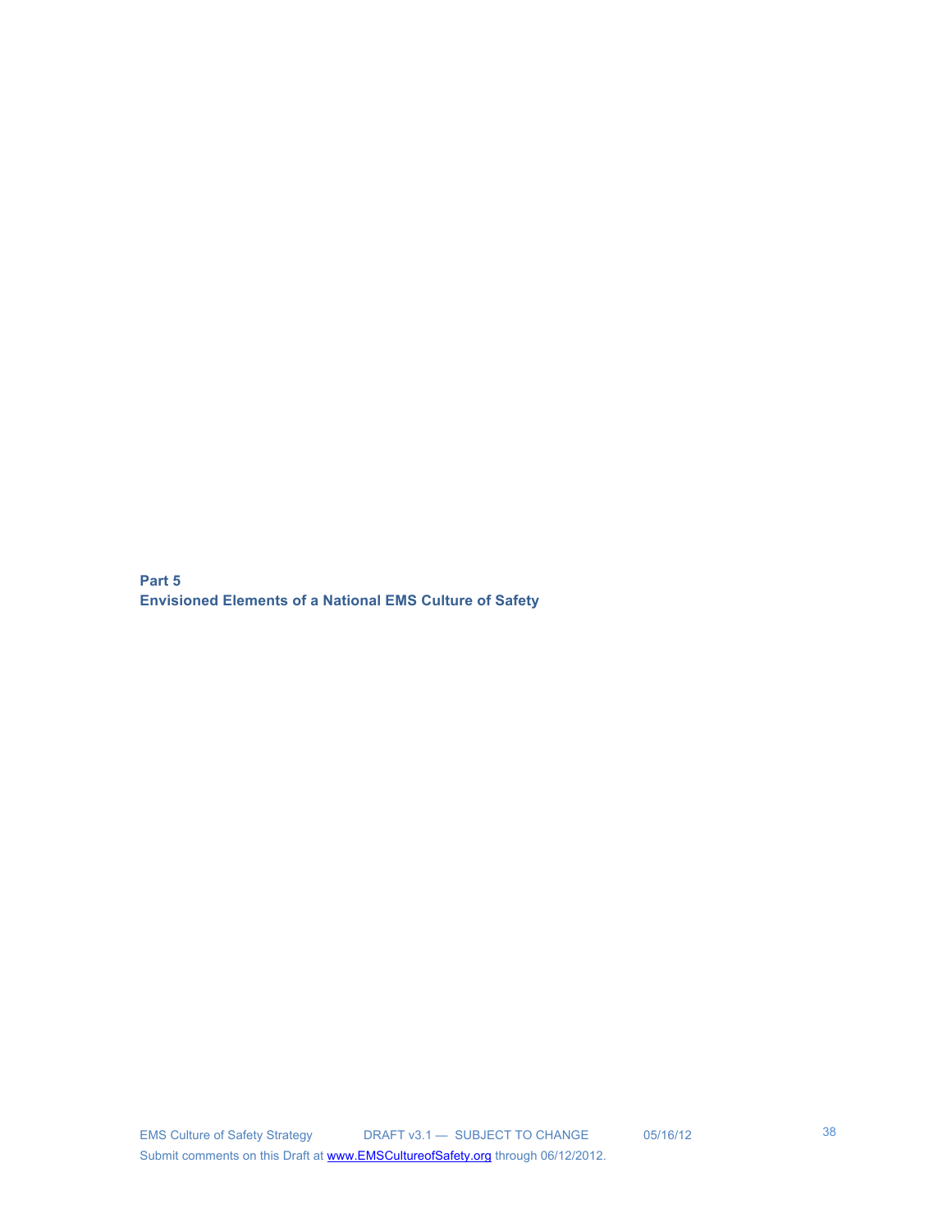# Part 5
# Envisioned Elements of a National EMS Culture of Safety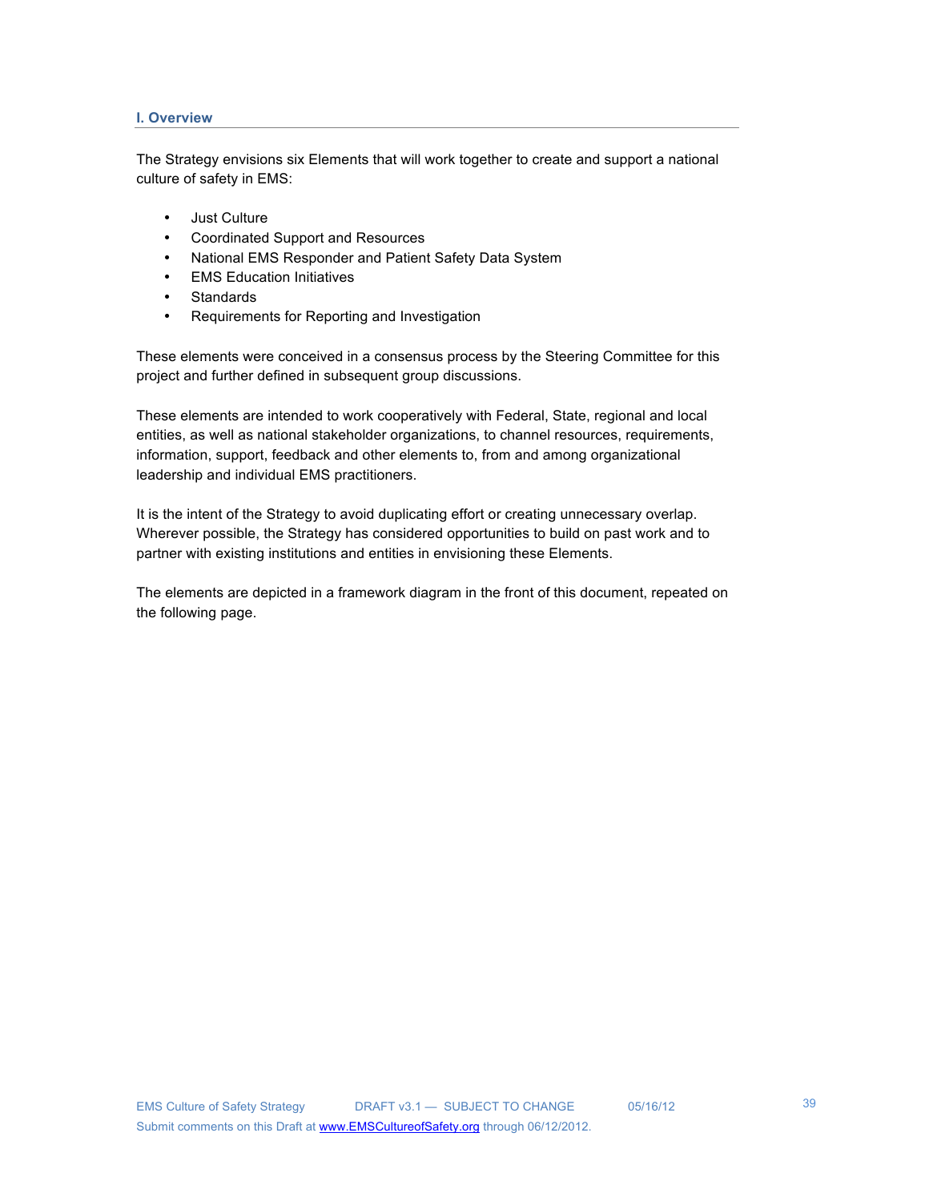## I. Overview

The Strategy envisions six Elements that will work together to create and support a national culture of safety in EMS:

- Just Culture
- Coordinated Support and Resources
- National EMS Responder and Patient Safety Data System
- EMS Education Initiatives
- Standards
- Requirements for Reporting and Investigation

These elements were conceived in a consensus process by the Steering Committee for this project and further defined in subsequent group discussions.

These elements are intended to work cooperatively with Federal, State, regional and local entities, as well as national stakeholder organizations, to channel resources, requirements, information, support, feedback and other elements to, from and among organizational leadership and individual EMS practitioners.

It is the intent of the Strategy to avoid duplicating effort or creating unnecessary overlap. Wherever possible, the Strategy has considered opportunities to build on past work and to partner with existing institutions and entities in envisioning these Elements.

The elements are depicted in a framework diagram in the front of this document, repeated on the following page.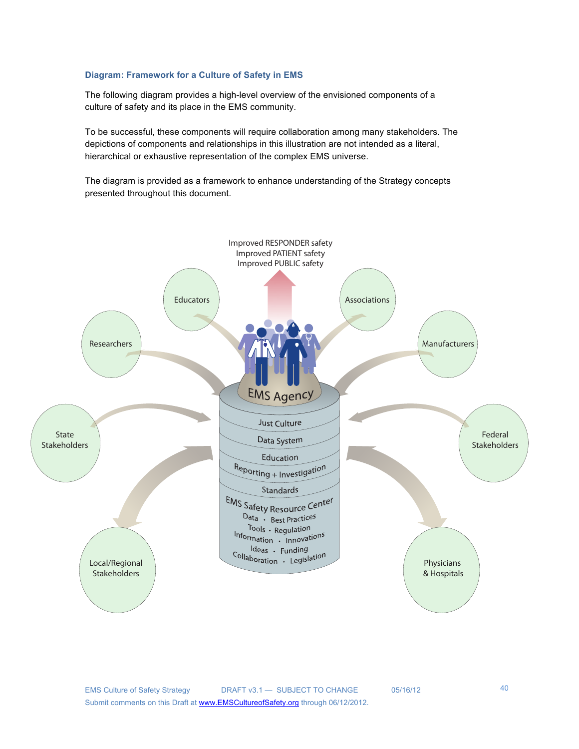## Diagram: Framework for a Culture of Safety in EMS

The following diagram provides a high-level overview of the envisioned components of a culture of safety and its place in the EMS community.

To be successful, these components will require collaboration among many stakeholders. The depictions of components and relationships in this illustration are not intended as a literal, hierarchical or exhaustive representation of the complex EMS universe.

The diagram is provided as a framework to enhance understanding of the Strategy concepts presented throughout this document.

Improved RESPONDER safety
Improved PATIENT safety
Improved PUBLIC safety

Educators

Associations

Researchers

Manufacturers

EMS Agency

State Stakeholders

Federal Stakeholders

Just Culture

Data System

Education

Reporting + Investigation

Standards

EMS Safety Resource Center

Data · Best Practices
Tools · Regulation
Information · Innovations
Ideas · Funding
Collaboration · Legislation

Local/Regional Stakeholders

Physicians & Hospitals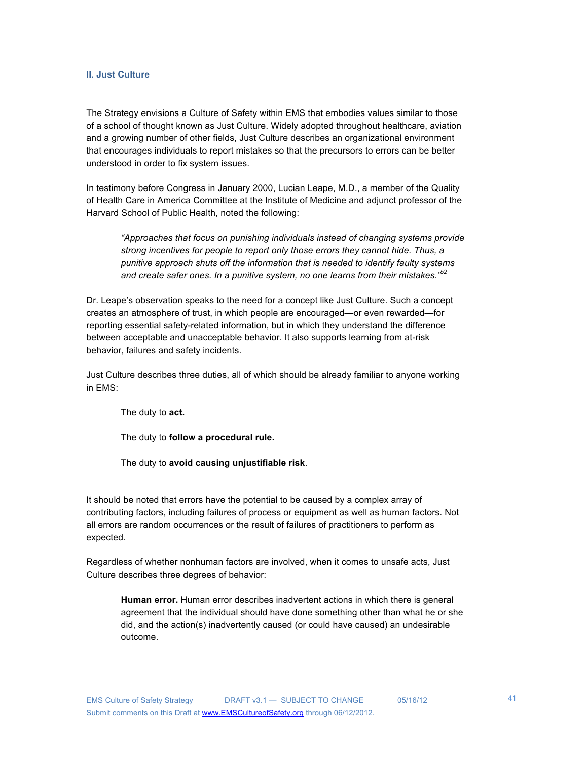## II. Just Culture

The Strategy envisions a Culture of Safety within EMS that embodies values similar to those of a school of thought known as Just Culture. Widely adopted throughout healthcare, aviation and a growing number of other fields, Just Culture describes an organizational environment that encourages individuals to report mistakes so that the precursors to errors can be better understood in order to fix system issues.

In testimony before Congress in January 2000, Lucian Leape, M.D., a member of the Quality of Health Care in America Committee at the Institute of Medicine and adjunct professor of the Harvard School of Public Health, noted the following:

> *"Approaches that focus on punishing individuals instead of changing systems provide strong incentives for people to report only those errors they cannot hide. Thus, a punitive approach shuts off the information that is needed to identify faulty systems and create safer ones. In a punitive system, no one learns from their mistakes."*[52]

Dr. Leape's observation speaks to the need for a concept like Just Culture. Such a concept creates an atmosphere of trust, in which people are encouraged—or even rewarded—for reporting essential safety-related information, but in which they understand the difference between acceptable and unacceptable behavior. It also supports learning from at-risk behavior, failures and safety incidents.

Just Culture describes three duties, all of which should be already familiar to anyone working in EMS:

> The duty to **act.**
>
> The duty to **follow a procedural rule.**
>
> The duty to **avoid causing unjustifiable risk**.

It should be noted that errors have the potential to be caused by a complex array of contributing factors, including failures of process or equipment as well as human factors. Not all errors are random occurrences or the result of failures of practitioners to perform as expected.

Regardless of whether nonhuman factors are involved, when it comes to unsafe acts, Just Culture describes three degrees of behavior:

> **Human error.** Human error describes inadvertent actions in which there is general agreement that the individual should have done something other than what he or she did, and the action(s) inadvertently caused (or could have caused) an undesirable outcome.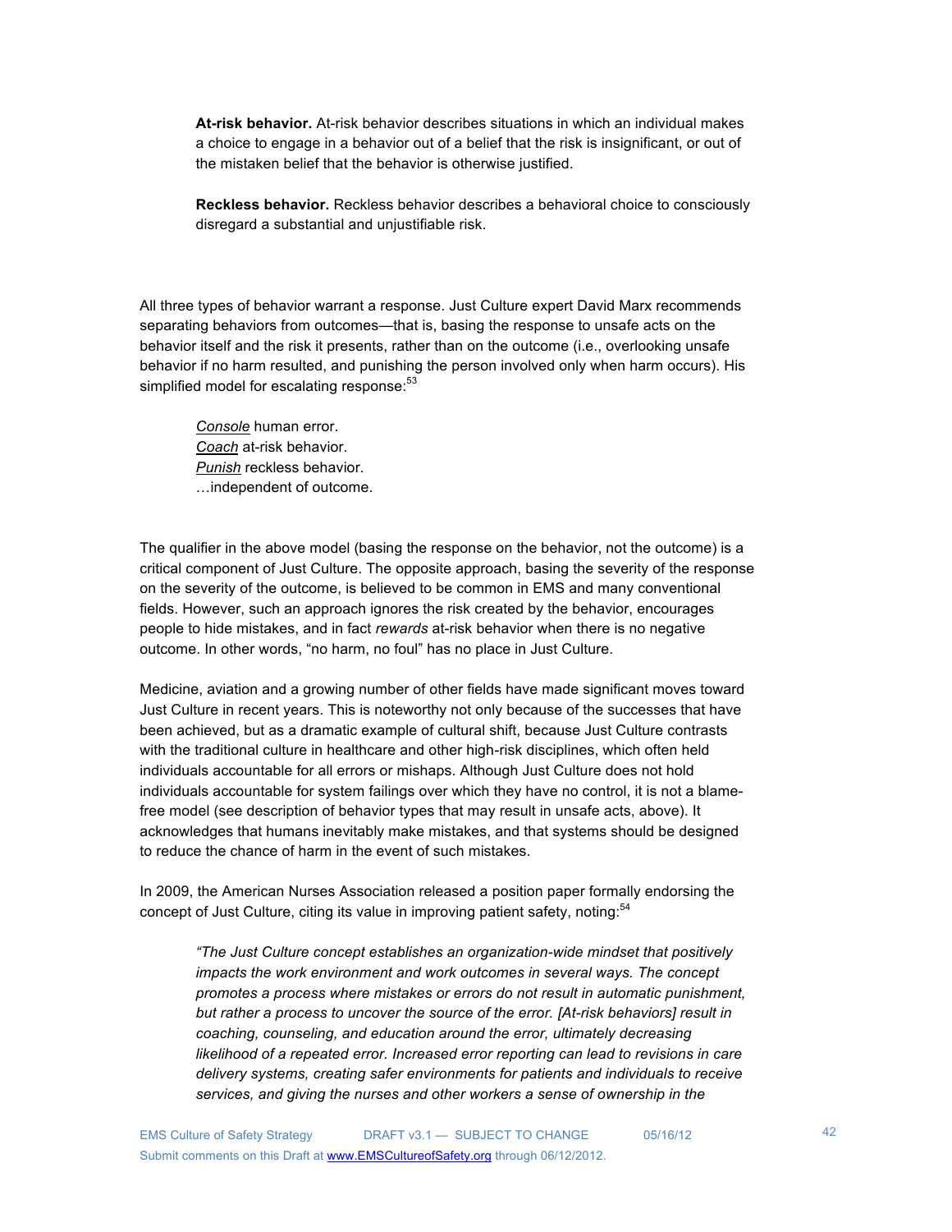> **At-risk behavior.** At-risk behavior describes situations in which an individual makes a choice to engage in a behavior out of a belief that the risk is insignificant, or out of the mistaken belief that the behavior is otherwise justified.
>
> **Reckless behavior.** Reckless behavior describes a behavioral choice to consciously disregard a substantial and unjustifiable risk.

All three types of behavior warrant a response. Just Culture expert David Marx recommends separating behaviors from outcomes—that is, basing the response to unsafe acts on the behavior itself and the risk it presents, rather than on the outcome (i.e., overlooking unsafe behavior if no harm resulted, and punishing the person involved only when harm occurs). His simplified model for escalating response:[53]

> <u>Console</u> human error.
> <u>Coach</u> at-risk behavior.
> <u>Punish</u> reckless behavior.
> …independent of outcome.

The qualifier in the above model (basing the response on the behavior, not the outcome) is a critical component of Just Culture. The opposite approach, basing the severity of the response on the severity of the outcome, is believed to be common in EMS and many conventional fields. However, such an approach ignores the risk created by the behavior, encourages people to hide mistakes, and in fact *rewards* at-risk behavior when there is no negative outcome. In other words, "no harm, no foul" has no place in Just Culture.

Medicine, aviation and a growing number of other fields have made significant moves toward Just Culture in recent years. This is noteworthy not only because of the successes that have been achieved, but as a dramatic example of cultural shift, because Just Culture contrasts with the traditional culture in healthcare and other high-risk disciplines, which often held individuals accountable for all errors or mishaps. Although Just Culture does not hold individuals accountable for system failings over which they have no control, it is not a blame-free model (see description of behavior types that may result in unsafe acts, above). It acknowledges that humans inevitably make mistakes, and that systems should be designed to reduce the chance of harm in the event of such mistakes.

In 2009, the American Nurses Association released a position paper formally endorsing the concept of Just Culture, citing its value in improving patient safety, noting:[54]

> *"The Just Culture concept establishes an organization-wide mindset that positively impacts the work environment and work outcomes in several ways. The concept promotes a process where mistakes or errors do not result in automatic punishment, but rather a process to uncover the source of the error. [At-risk behaviors] result in coaching, counseling, and education around the error, ultimately decreasing likelihood of a repeated error. Increased error reporting can lead to revisions in care delivery systems, creating safer environments for patients and individuals to receive services, and giving the nurses and other workers a sense of ownership in the*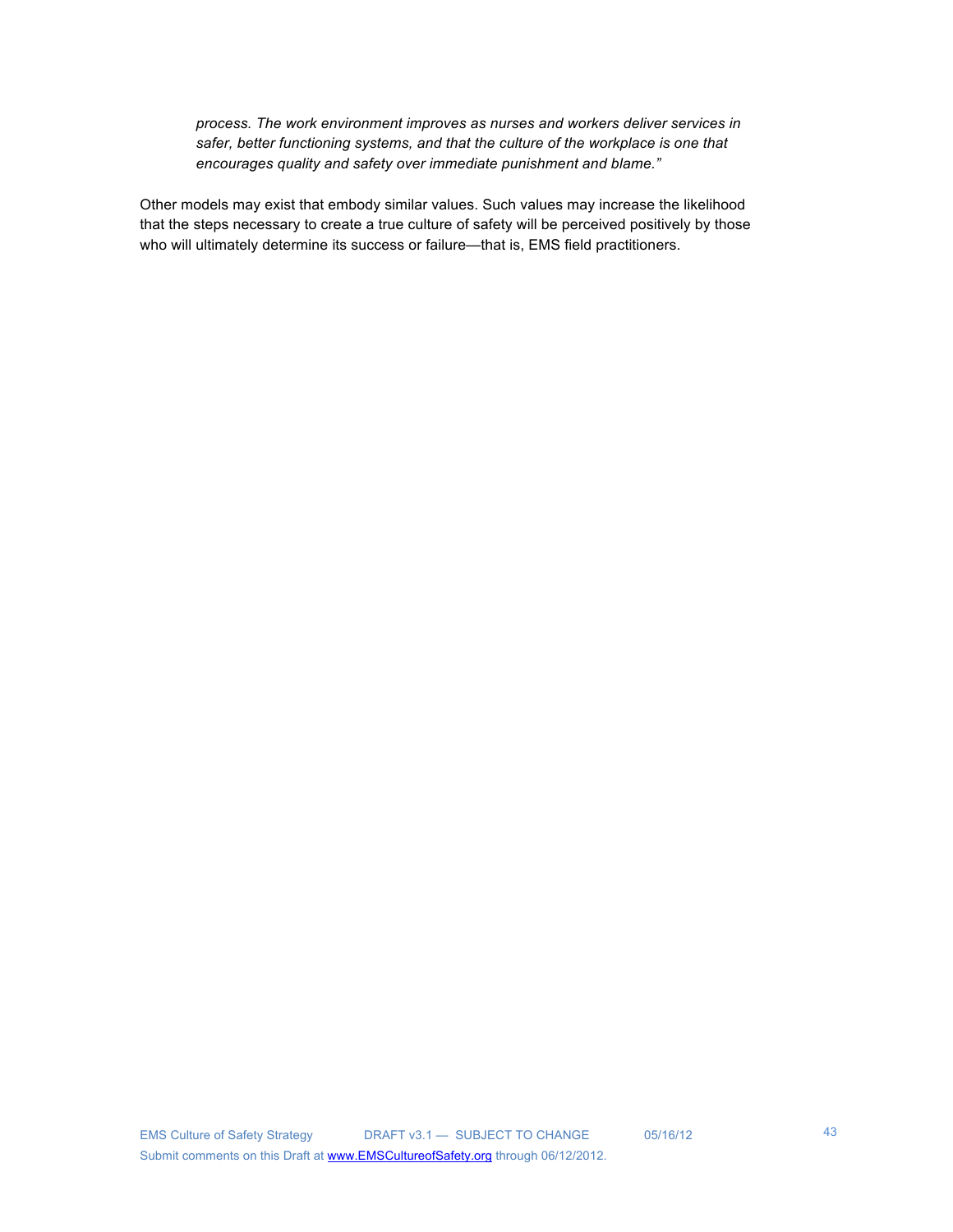> *process. The work environment improves as nurses and workers deliver services in safer, better functioning systems, and that the culture of the workplace is one that encourages quality and safety over immediate punishment and blame."*

Other models may exist that embody similar values. Such values may increase the likelihood that the steps necessary to create a true culture of safety will be perceived positively by those who will ultimately determine its success or failure—that is, EMS field practitioners.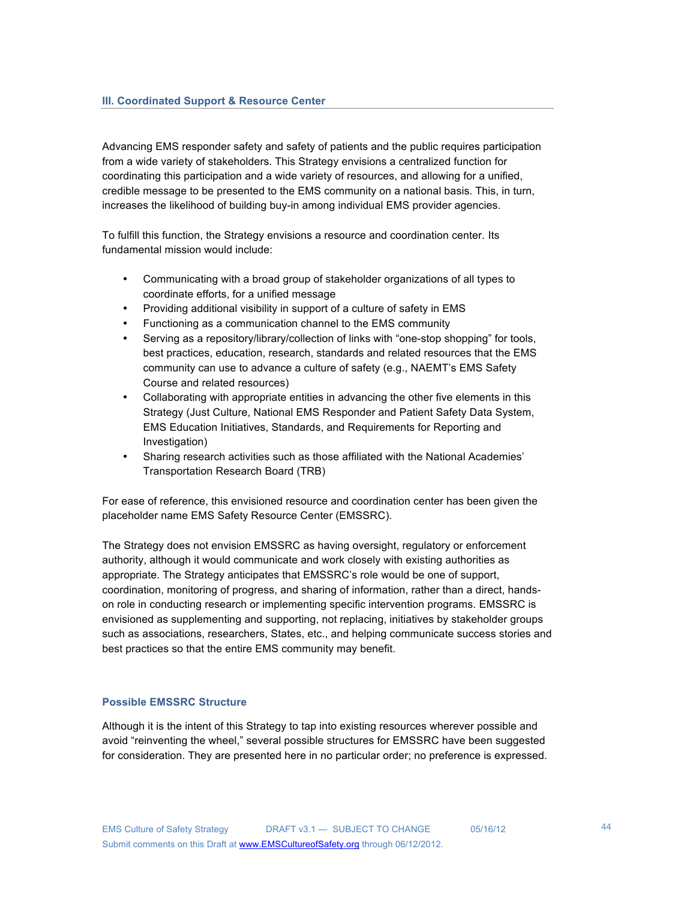## III. Coordinated Support & Resource Center

Advancing EMS responder safety and safety of patients and the public requires participation from a wide variety of stakeholders. This Strategy envisions a centralized function for coordinating this participation and a wide variety of resources, and allowing for a unified, credible message to be presented to the EMS community on a national basis. This, in turn, increases the likelihood of building buy-in among individual EMS provider agencies.

To fulfill this function, the Strategy envisions a resource and coordination center. Its fundamental mission would include:

- Communicating with a broad group of stakeholder organizations of all types to coordinate efforts, for a unified message
- Providing additional visibility in support of a culture of safety in EMS
- Functioning as a communication channel to the EMS community
- Serving as a repository/library/collection of links with "one-stop shopping" for tools, best practices, education, research, standards and related resources that the EMS community can use to advance a culture of safety (e.g., NAEMT's EMS Safety Course and related resources)
- Collaborating with appropriate entities in advancing the other five elements in this Strategy (Just Culture, National EMS Responder and Patient Safety Data System, EMS Education Initiatives, Standards, and Requirements for Reporting and Investigation)
- Sharing research activities such as those affiliated with the National Academies' Transportation Research Board (TRB)

For ease of reference, this envisioned resource and coordination center has been given the placeholder name EMS Safety Resource Center (EMSSRC).

The Strategy does not envision EMSSRC as having oversight, regulatory or enforcement authority, although it would communicate and work closely with existing authorities as appropriate. The Strategy anticipates that EMSSRC's role would be one of support, coordination, monitoring of progress, and sharing of information, rather than a direct, hands-on role in conducting research or implementing specific intervention programs. EMSSRC is envisioned as supplementing and supporting, not replacing, initiatives by stakeholder groups such as associations, researchers, States, etc., and helping communicate success stories and best practices so that the entire EMS community may benefit.

### Possible EMSSRC Structure

Although it is the intent of this Strategy to tap into existing resources wherever possible and avoid "reinventing the wheel," several possible structures for EMSSRC have been suggested for consideration. They are presented here in no particular order; no preference is expressed.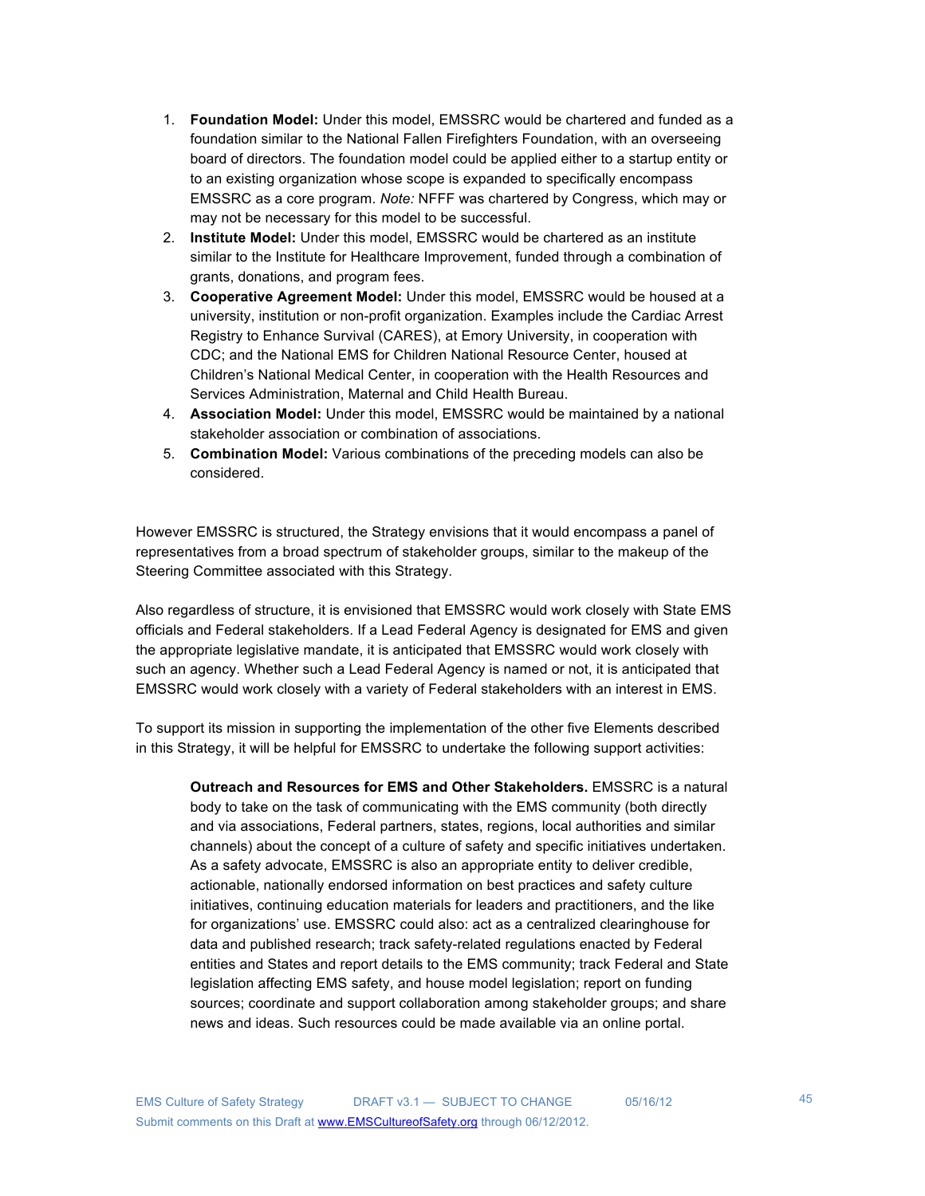1. **Foundation Model:** Under this model, EMSSRC would be chartered and funded as a foundation similar to the National Fallen Firefighters Foundation, with an overseeing board of directors. The foundation model could be applied either to a startup entity or to an existing organization whose scope is expanded to specifically encompass EMSSRC as a core program. *Note:* NFFF was chartered by Congress, which may or may not be necessary for this model to be successful.
2. **Institute Model:** Under this model, EMSSRC would be chartered as an institute similar to the Institute for Healthcare Improvement, funded through a combination of grants, donations, and program fees.
3. **Cooperative Agreement Model:** Under this model, EMSSRC would be housed at a university, institution or non-profit organization. Examples include the Cardiac Arrest Registry to Enhance Survival (CARES), at Emory University, in cooperation with CDC; and the National EMS for Children National Resource Center, housed at Children's National Medical Center, in cooperation with the Health Resources and Services Administration, Maternal and Child Health Bureau.
4. **Association Model:** Under this model, EMSSRC would be maintained by a national stakeholder association or combination of associations.
5. **Combination Model:** Various combinations of the preceding models can also be considered.

However EMSSRC is structured, the Strategy envisions that it would encompass a panel of representatives from a broad spectrum of stakeholder groups, similar to the makeup of the Steering Committee associated with this Strategy.

Also regardless of structure, it is envisioned that EMSSRC would work closely with State EMS officials and Federal stakeholders. If a Lead Federal Agency is designated for EMS and given the appropriate legislative mandate, it is anticipated that EMSSRC would work closely with such an agency. Whether such a Lead Federal Agency is named or not, it is anticipated that EMSSRC would work closely with a variety of Federal stakeholders with an interest in EMS.

To support its mission in supporting the implementation of the other five Elements described in this Strategy, it will be helpful for EMSSRC to undertake the following support activities:

> **Outreach and Resources for EMS and Other Stakeholders.** EMSSRC is a natural body to take on the task of communicating with the EMS community (both directly and via associations, Federal partners, states, regions, local authorities and similar channels) about the concept of a culture of safety and specific initiatives undertaken. As a safety advocate, EMSSRC is also an appropriate entity to deliver credible, actionable, nationally endorsed information on best practices and safety culture initiatives, continuing education materials for leaders and practitioners, and the like for organizations' use. EMSSRC could also: act as a centralized clearinghouse for data and published research; track safety-related regulations enacted by Federal entities and States and report details to the EMS community; track Federal and State legislation affecting EMS safety, and house model legislation; report on funding sources; coordinate and support collaboration among stakeholder groups; and share news and ideas. Such resources could be made available via an online portal.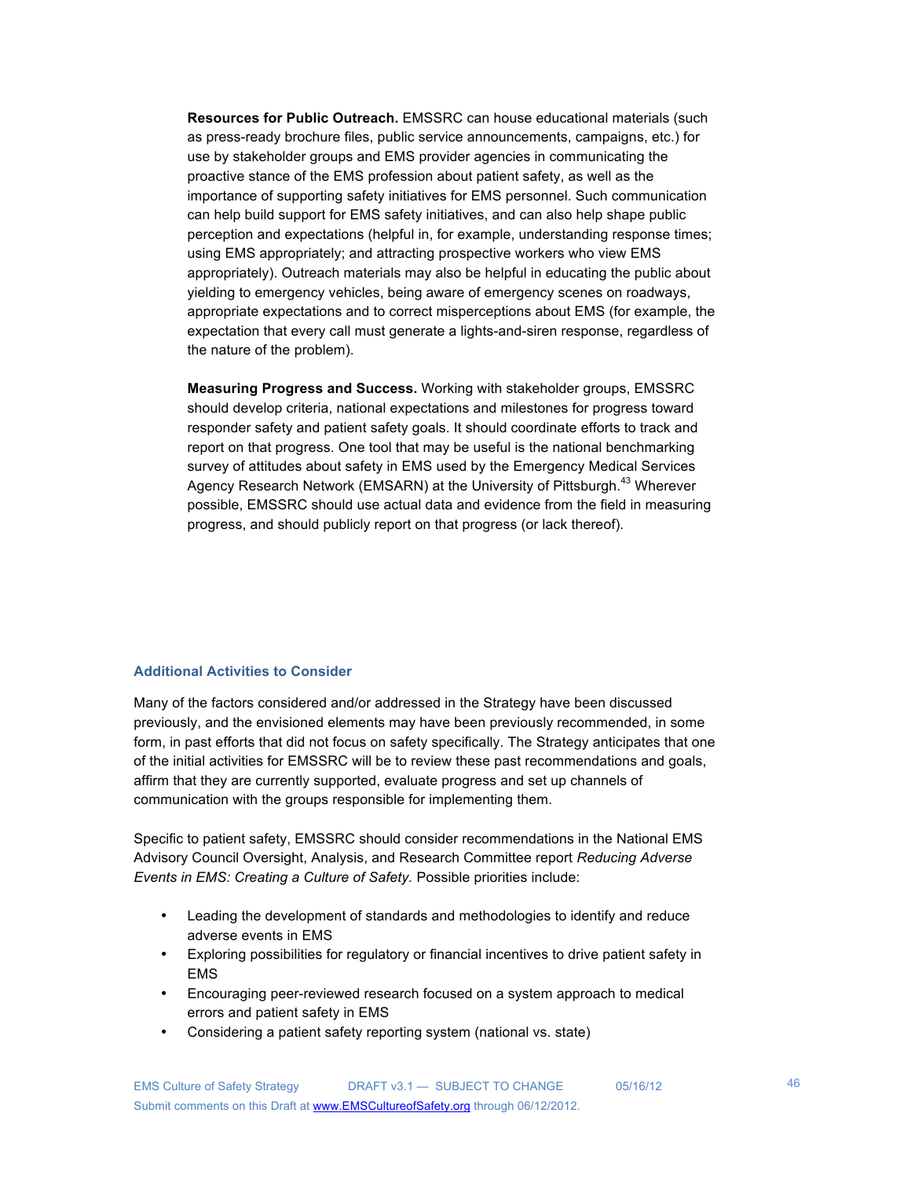**Resources for Public Outreach.** EMSSRC can house educational materials (such as press-ready brochure files, public service announcements, campaigns, etc.) for use by stakeholder groups and EMS provider agencies in communicating the proactive stance of the EMS profession about patient safety, as well as the importance of supporting safety initiatives for EMS personnel. Such communication can help build support for EMS safety initiatives, and can also help shape public perception and expectations (helpful in, for example, understanding response times; using EMS appropriately; and attracting prospective workers who view EMS appropriately). Outreach materials may also be helpful in educating the public about yielding to emergency vehicles, being aware of emergency scenes on roadways, appropriate expectations and to correct misperceptions about EMS (for example, the expectation that every call must generate a lights-and-siren response, regardless of the nature of the problem).

**Measuring Progress and Success.** Working with stakeholder groups, EMSSRC should develop criteria, national expectations and milestones for progress toward responder safety and patient safety goals. It should coordinate efforts to track and report on that progress. One tool that may be useful is the national benchmarking survey of attitudes about safety in EMS used by the Emergency Medical Services Agency Research Network (EMSARN) at the University of Pittsburgh.[43] Wherever possible, EMSSRC should use actual data and evidence from the field in measuring progress, and should publicly report on that progress (or lack thereof).

### Additional Activities to Consider

Many of the factors considered and/or addressed in the Strategy have been discussed previously, and the envisioned elements may have been previously recommended, in some form, in past efforts that did not focus on safety specifically. The Strategy anticipates that one of the initial activities for EMSSRC will be to review these past recommendations and goals, affirm that they are currently supported, evaluate progress and set up channels of communication with the groups responsible for implementing them.

Specific to patient safety, EMSSRC should consider recommendations in the National EMS Advisory Council Oversight, Analysis, and Research Committee report *Reducing Adverse Events in EMS: Creating a Culture of Safety.* Possible priorities include:

- Leading the development of standards and methodologies to identify and reduce adverse events in EMS
- Exploring possibilities for regulatory or financial incentives to drive patient safety in EMS
- Encouraging peer-reviewed research focused on a system approach to medical errors and patient safety in EMS
- Considering a patient safety reporting system (national vs. state)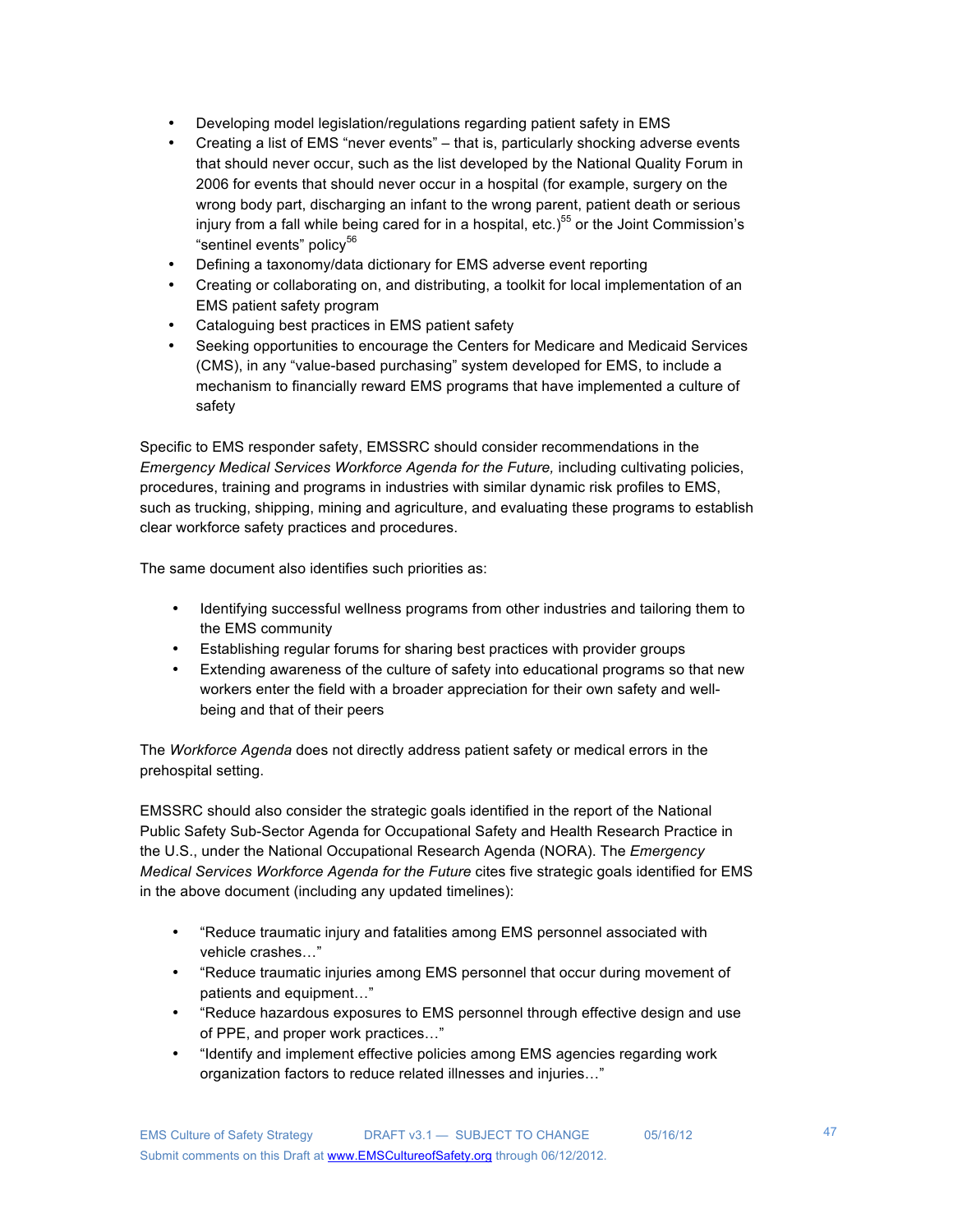- Developing model legislation/regulations regarding patient safety in EMS
- Creating a list of EMS "never events" – that is, particularly shocking adverse events that should never occur, such as the list developed by the National Quality Forum in 2006 for events that should never occur in a hospital (for example, surgery on the wrong body part, discharging an infant to the wrong parent, patient death or serious injury from a fall while being cared for in a hospital, etc.)[55] or the Joint Commission's "sentinel events" policy[56]
- Defining a taxonomy/data dictionary for EMS adverse event reporting
- Creating or collaborating on, and distributing, a toolkit for local implementation of an EMS patient safety program
- Cataloguing best practices in EMS patient safety
- Seeking opportunities to encourage the Centers for Medicare and Medicaid Services (CMS), in any "value-based purchasing" system developed for EMS, to include a mechanism to financially reward EMS programs that have implemented a culture of safety

Specific to EMS responder safety, EMSSRC should consider recommendations in the *Emergency Medical Services Workforce Agenda for the Future,* including cultivating policies, procedures, training and programs in industries with similar dynamic risk profiles to EMS, such as trucking, shipping, mining and agriculture, and evaluating these programs to establish clear workforce safety practices and procedures.

The same document also identifies such priorities as:

- Identifying successful wellness programs from other industries and tailoring them to the EMS community
- Establishing regular forums for sharing best practices with provider groups
- Extending awareness of the culture of safety into educational programs so that new workers enter the field with a broader appreciation for their own safety and well-being and that of their peers

The *Workforce Agenda* does not directly address patient safety or medical errors in the prehospital setting.

EMSSRC should also consider the strategic goals identified in the report of the National Public Safety Sub-Sector Agenda for Occupational Safety and Health Research Practice in the U.S., under the National Occupational Research Agenda (NORA). The *Emergency Medical Services Workforce Agenda for the Future* cites five strategic goals identified for EMS in the above document (including any updated timelines):

- "Reduce traumatic injury and fatalities among EMS personnel associated with vehicle crashes…"
- "Reduce traumatic injuries among EMS personnel that occur during movement of patients and equipment…"
- "Reduce hazardous exposures to EMS personnel through effective design and use of PPE, and proper work practices…"
- "Identify and implement effective policies among EMS agencies regarding work organization factors to reduce related illnesses and injuries…"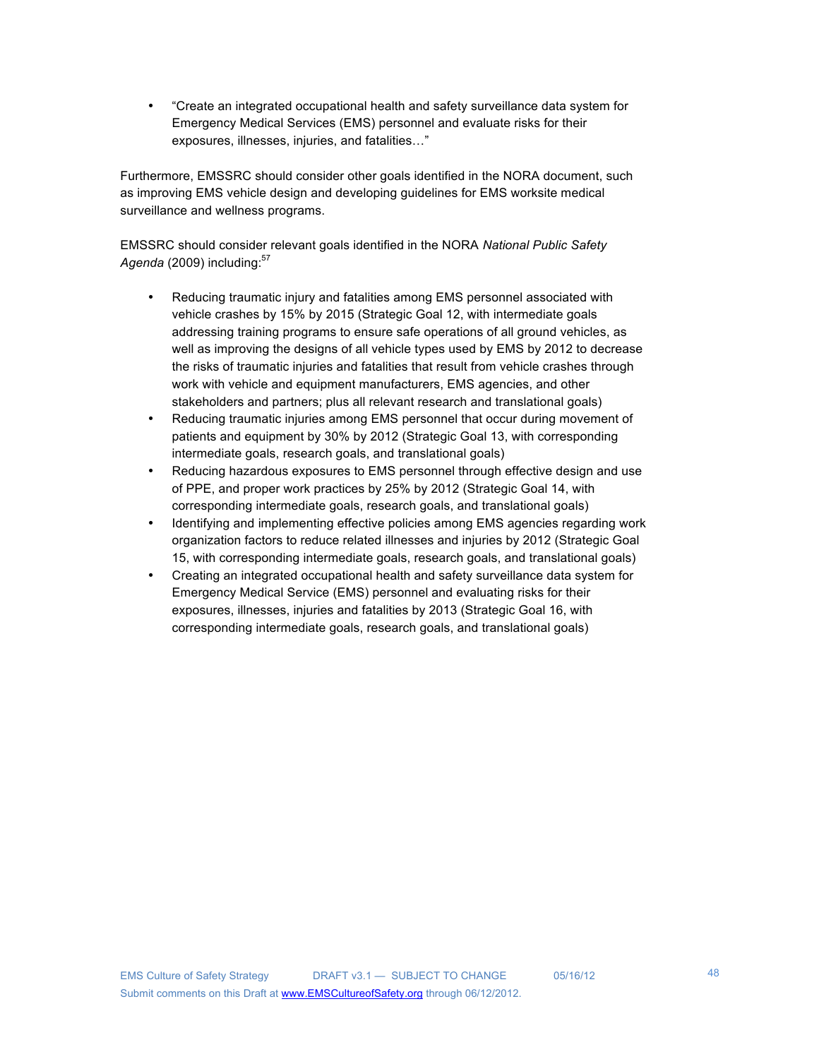- "Create an integrated occupational health and safety surveillance data system for Emergency Medical Services (EMS) personnel and evaluate risks for their exposures, illnesses, injuries, and fatalities…"

Furthermore, EMSSRC should consider other goals identified in the NORA document, such as improving EMS vehicle design and developing guidelines for EMS worksite medical surveillance and wellness programs.

EMSSRC should consider relevant goals identified in the NORA *National Public Safety Agenda* (2009) including:[57]

- Reducing traumatic injury and fatalities among EMS personnel associated with vehicle crashes by 15% by 2015 (Strategic Goal 12, with intermediate goals addressing training programs to ensure safe operations of all ground vehicles, as well as improving the designs of all vehicle types used by EMS by 2012 to decrease the risks of traumatic injuries and fatalities that result from vehicle crashes through work with vehicle and equipment manufacturers, EMS agencies, and other stakeholders and partners; plus all relevant research and translational goals)
- Reducing traumatic injuries among EMS personnel that occur during movement of patients and equipment by 30% by 2012 (Strategic Goal 13, with corresponding intermediate goals, research goals, and translational goals)
- Reducing hazardous exposures to EMS personnel through effective design and use of PPE, and proper work practices by 25% by 2012 (Strategic Goal 14, with corresponding intermediate goals, research goals, and translational goals)
- Identifying and implementing effective policies among EMS agencies regarding work organization factors to reduce related illnesses and injuries by 2012 (Strategic Goal 15, with corresponding intermediate goals, research goals, and translational goals)
- Creating an integrated occupational health and safety surveillance data system for Emergency Medical Service (EMS) personnel and evaluating risks for their exposures, illnesses, injuries and fatalities by 2013 (Strategic Goal 16, with corresponding intermediate goals, research goals, and translational goals)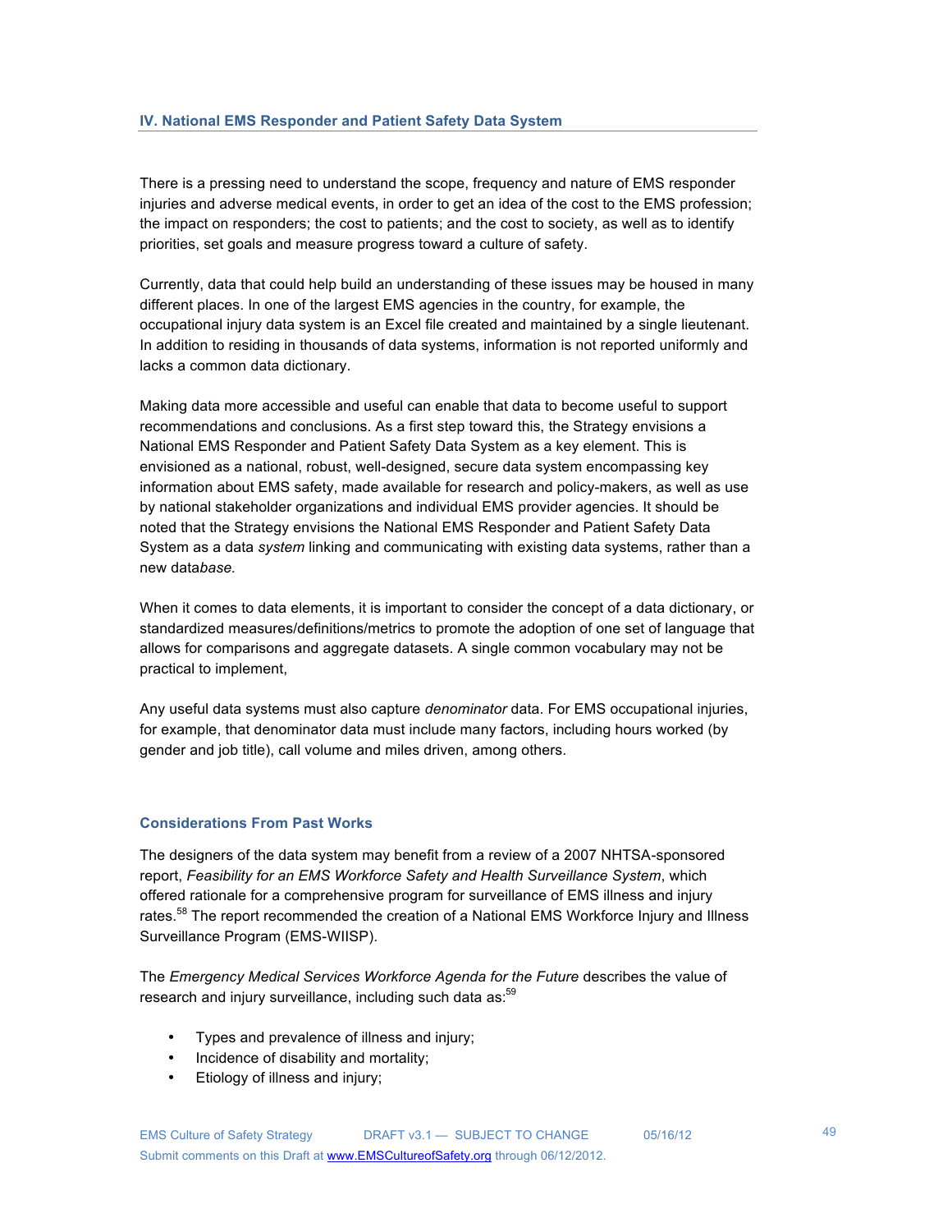## IV. National EMS Responder and Patient Safety Data System

There is a pressing need to understand the scope, frequency and nature of EMS responder injuries and adverse medical events, in order to get an idea of the cost to the EMS profession; the impact on responders; the cost to patients; and the cost to society, as well as to identify priorities, set goals and measure progress toward a culture of safety.

Currently, data that could help build an understanding of these issues may be housed in many different places. In one of the largest EMS agencies in the country, for example, the occupational injury data system is an Excel file created and maintained by a single lieutenant. In addition to residing in thousands of data systems, information is not reported uniformly and lacks a common data dictionary.

Making data more accessible and useful can enable that data to become useful to support recommendations and conclusions. As a first step toward this, the Strategy envisions a National EMS Responder and Patient Safety Data System as a key element. This is envisioned as a national, robust, well-designed, secure data system encompassing key information about EMS safety, made available for research and policy-makers, as well as use by national stakeholder organizations and individual EMS provider agencies. It should be noted that the Strategy envisions the National EMS Responder and Patient Safety Data System as a data *system* linking and communicating with existing data systems, rather than a new data*base.*

When it comes to data elements, it is important to consider the concept of a data dictionary, or standardized measures/definitions/metrics to promote the adoption of one set of language that allows for comparisons and aggregate datasets. A single common vocabulary may not be practical to implement,

Any useful data systems must also capture *denominator* data. For EMS occupational injuries, for example, that denominator data must include many factors, including hours worked (by gender and job title), call volume and miles driven, among others.

### Considerations From Past Works

The designers of the data system may benefit from a review of a 2007 NHTSA-sponsored report, *Feasibility for an EMS Workforce Safety and Health Surveillance System*, which offered rationale for a comprehensive program for surveillance of EMS illness and injury rates.[58] The report recommended the creation of a National EMS Workforce Injury and Illness Surveillance Program (EMS-WIISP).

The *Emergency Medical Services Workforce Agenda for the Future* describes the value of research and injury surveillance, including such data as:[59]

- Types and prevalence of illness and injury;
- Incidence of disability and mortality;
- Etiology of illness and injury;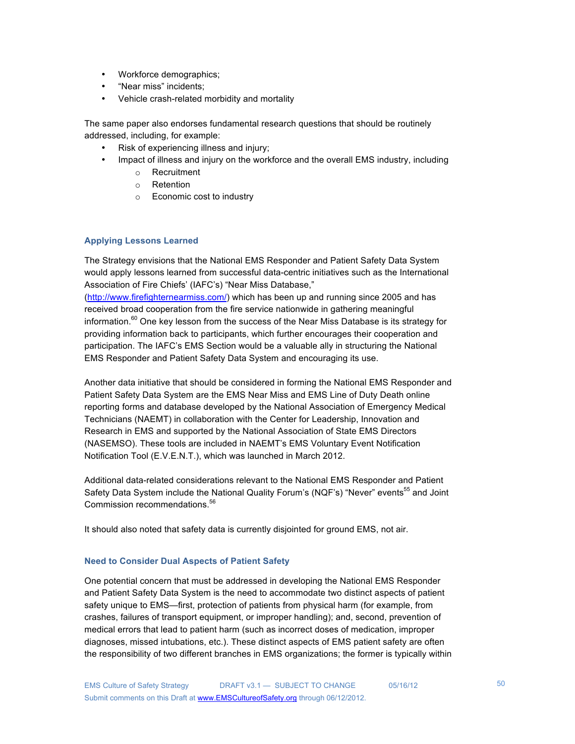- Workforce demographics;
- "Near miss" incidents;
- Vehicle crash-related morbidity and mortality

The same paper also endorses fundamental research questions that should be routinely addressed, including, for example:

- Risk of experiencing illness and injury;
- Impact of illness and injury on the workforce and the overall EMS industry, including
  - Recruitment
  - Retention
  - Economic cost to industry

### Applying Lessons Learned

The Strategy envisions that the National EMS Responder and Patient Safety Data System would apply lessons learned from successful data-centric initiatives such as the International Association of Fire Chiefs' (IAFC's) "Near Miss Database," (http://www.firefighternearmiss.com/) which has been up and running since 2005 and has received broad cooperation from the fire service nationwide in gathering meaningful information.[60] One key lesson from the success of the Near Miss Database is its strategy for providing information back to participants, which further encourages their cooperation and participation. The IAFC's EMS Section would be a valuable ally in structuring the National EMS Responder and Patient Safety Data System and encouraging its use.

Another data initiative that should be considered in forming the National EMS Responder and Patient Safety Data System are the EMS Near Miss and EMS Line of Duty Death online reporting forms and database developed by the National Association of Emergency Medical Technicians (NAEMT) in collaboration with the Center for Leadership, Innovation and Research in EMS and supported by the National Association of State EMS Directors (NASEMSO). These tools are included in NAEMT's EMS Voluntary Event Notification Notification Tool (E.V.E.N.T.), which was launched in March 2012.

Additional data-related considerations relevant to the National EMS Responder and Patient Safety Data System include the National Quality Forum's (NQF's) "Never" events[55] and Joint Commission recommendations.[56]

It should also noted that safety data is currently disjointed for ground EMS, not air.

### Need to Consider Dual Aspects of Patient Safety

One potential concern that must be addressed in developing the National EMS Responder and Patient Safety Data System is the need to accommodate two distinct aspects of patient safety unique to EMS—first, protection of patients from physical harm (for example, from crashes, failures of transport equipment, or improper handling); and, second, prevention of medical errors that lead to patient harm (such as incorrect doses of medication, improper diagnoses, missed intubations, etc.). These distinct aspects of EMS patient safety are often the responsibility of two different branches in EMS organizations; the former is typically within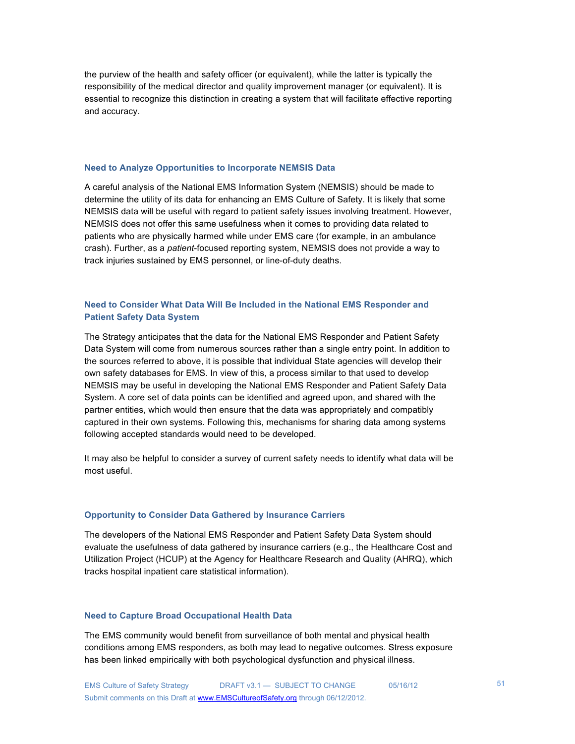the purview of the health and safety officer (or equivalent), while the latter is typically the responsibility of the medical director and quality improvement manager (or equivalent). It is essential to recognize this distinction in creating a system that will facilitate effective reporting and accuracy.

### Need to Analyze Opportunities to Incorporate NEMSIS Data

A careful analysis of the National EMS Information System (NEMSIS) should be made to determine the utility of its data for enhancing an EMS Culture of Safety. It is likely that some NEMSIS data will be useful with regard to patient safety issues involving treatment. However, NEMSIS does not offer this same usefulness when it comes to providing data related to patients who are physically harmed while under EMS care (for example, in an ambulance crash). Further, as a *patient*-focused reporting system, NEMSIS does not provide a way to track injuries sustained by EMS personnel, or line-of-duty deaths.

### Need to Consider What Data Will Be Included in the National EMS Responder and Patient Safety Data System

The Strategy anticipates that the data for the National EMS Responder and Patient Safety Data System will come from numerous sources rather than a single entry point. In addition to the sources referred to above, it is possible that individual State agencies will develop their own safety databases for EMS. In view of this, a process similar to that used to develop NEMSIS may be useful in developing the National EMS Responder and Patient Safety Data System. A core set of data points can be identified and agreed upon, and shared with the partner entities, which would then ensure that the data was appropriately and compatibly captured in their own systems. Following this, mechanisms for sharing data among systems following accepted standards would need to be developed.

It may also be helpful to consider a survey of current safety needs to identify what data will be most useful.

### Opportunity to Consider Data Gathered by Insurance Carriers

The developers of the National EMS Responder and Patient Safety Data System should evaluate the usefulness of data gathered by insurance carriers (e.g., the Healthcare Cost and Utilization Project (HCUP) at the Agency for Healthcare Research and Quality (AHRQ), which tracks hospital inpatient care statistical information).

### Need to Capture Broad Occupational Health Data

The EMS community would benefit from surveillance of both mental and physical health conditions among EMS responders, as both may lead to negative outcomes. Stress exposure has been linked empirically with both psychological dysfunction and physical illness.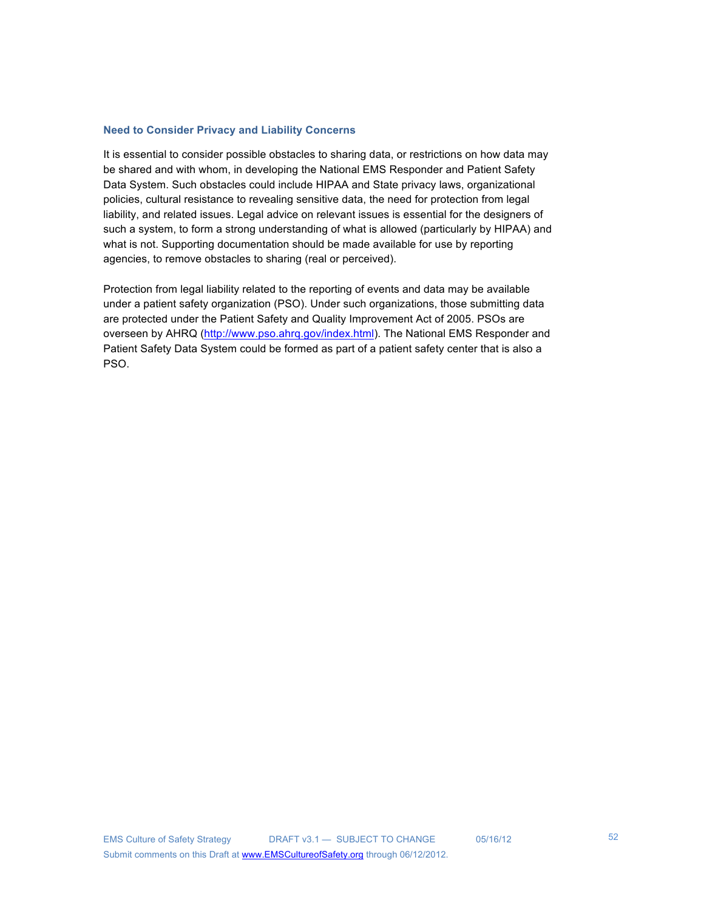### Need to Consider Privacy and Liability Concerns

It is essential to consider possible obstacles to sharing data, or restrictions on how data may be shared and with whom, in developing the National EMS Responder and Patient Safety Data System. Such obstacles could include HIPAA and State privacy laws, organizational policies, cultural resistance to revealing sensitive data, the need for protection from legal liability, and related issues. Legal advice on relevant issues is essential for the designers of such a system, to form a strong understanding of what is allowed (particularly by HIPAA) and what is not. Supporting documentation should be made available for use by reporting agencies, to remove obstacles to sharing (real or perceived).

Protection from legal liability related to the reporting of events and data may be available under a patient safety organization (PSO). Under such organizations, those submitting data are protected under the Patient Safety and Quality Improvement Act of 2005. PSOs are overseen by AHRQ (http://www.pso.ahrq.gov/index.html). The National EMS Responder and Patient Safety Data System could be formed as part of a patient safety center that is also a PSO.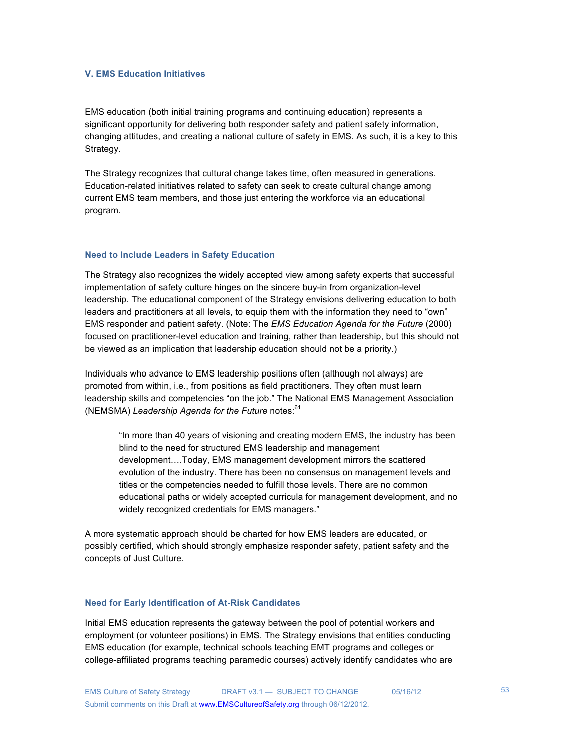## V. EMS Education Initiatives

EMS education (both initial training programs and continuing education) represents a significant opportunity for delivering both responder safety and patient safety information, changing attitudes, and creating a national culture of safety in EMS. As such, it is a key to this Strategy.

The Strategy recognizes that cultural change takes time, often measured in generations. Education-related initiatives related to safety can seek to create cultural change among current EMS team members, and those just entering the workforce via an educational program.

### Need to Include Leaders in Safety Education

The Strategy also recognizes the widely accepted view among safety experts that successful implementation of safety culture hinges on the sincere buy-in from organization-level leadership. The educational component of the Strategy envisions delivering education to both leaders and practitioners at all levels, to equip them with the information they need to "own" EMS responder and patient safety. (Note: The *EMS Education Agenda for the Future* (2000) focused on practitioner-level education and training, rather than leadership, but this should not be viewed as an implication that leadership education should not be a priority.)

Individuals who advance to EMS leadership positions often (although not always) are promoted from within, i.e., from positions as field practitioners. They often must learn leadership skills and competencies "on the job." The National EMS Management Association (NEMSMA) *Leadership Agenda for the Future* notes:[61]

> "In more than 40 years of visioning and creating modern EMS, the industry has been blind to the need for structured EMS leadership and management development….Today, EMS management development mirrors the scattered evolution of the industry. There has been no consensus on management levels and titles or the competencies needed to fulfill those levels. There are no common educational paths or widely accepted curricula for management development, and no widely recognized credentials for EMS managers."

A more systematic approach should be charted for how EMS leaders are educated, or possibly certified, which should strongly emphasize responder safety, patient safety and the concepts of Just Culture.

### Need for Early Identification of At-Risk Candidates

Initial EMS education represents the gateway between the pool of potential workers and employment (or volunteer positions) in EMS. The Strategy envisions that entities conducting EMS education (for example, technical schools teaching EMT programs and colleges or college-affiliated programs teaching paramedic courses) actively identify candidates who are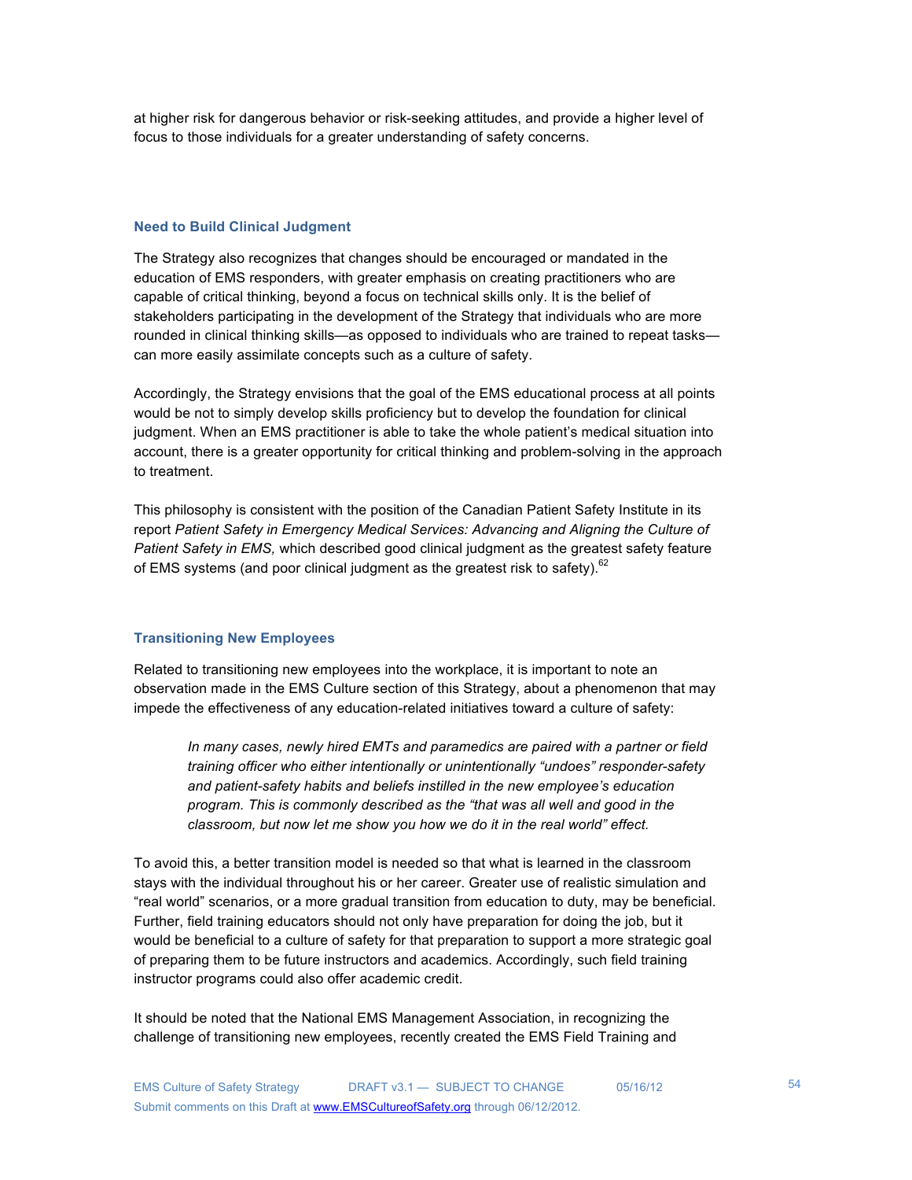at higher risk for dangerous behavior or risk-seeking attitudes, and provide a higher level of focus to those individuals for a greater understanding of safety concerns.

### Need to Build Clinical Judgment

The Strategy also recognizes that changes should be encouraged or mandated in the education of EMS responders, with greater emphasis on creating practitioners who are capable of critical thinking, beyond a focus on technical skills only. It is the belief of stakeholders participating in the development of the Strategy that individuals who are more rounded in clinical thinking skills—as opposed to individuals who are trained to repeat tasks—can more easily assimilate concepts such as a culture of safety.

Accordingly, the Strategy envisions that the goal of the EMS educational process at all points would be not to simply develop skills proficiency but to develop the foundation for clinical judgment. When an EMS practitioner is able to take the whole patient's medical situation into account, there is a greater opportunity for critical thinking and problem-solving in the approach to treatment.

This philosophy is consistent with the position of the Canadian Patient Safety Institute in its report *Patient Safety in Emergency Medical Services: Advancing and Aligning the Culture of Patient Safety in EMS,* which described good clinical judgment as the greatest safety feature of EMS systems (and poor clinical judgment as the greatest risk to safety).[62]

### Transitioning New Employees

Related to transitioning new employees into the workplace, it is important to note an observation made in the EMS Culture section of this Strategy, about a phenomenon that may impede the effectiveness of any education-related initiatives toward a culture of safety:

> *In many cases, newly hired EMTs and paramedics are paired with a partner or field training officer who either intentionally or unintentionally "undoes" responder-safety and patient-safety habits and beliefs instilled in the new employee's education program. This is commonly described as the "that was all well and good in the classroom, but now let me show you how we do it in the real world" effect.*

To avoid this, a better transition model is needed so that what is learned in the classroom stays with the individual throughout his or her career. Greater use of realistic simulation and "real world" scenarios, or a more gradual transition from education to duty, may be beneficial. Further, field training educators should not only have preparation for doing the job, but it would be beneficial to a culture of safety for that preparation to support a more strategic goal of preparing them to be future instructors and academics. Accordingly, such field training instructor programs could also offer academic credit.

It should be noted that the National EMS Management Association, in recognizing the challenge of transitioning new employees, recently created the EMS Field Training and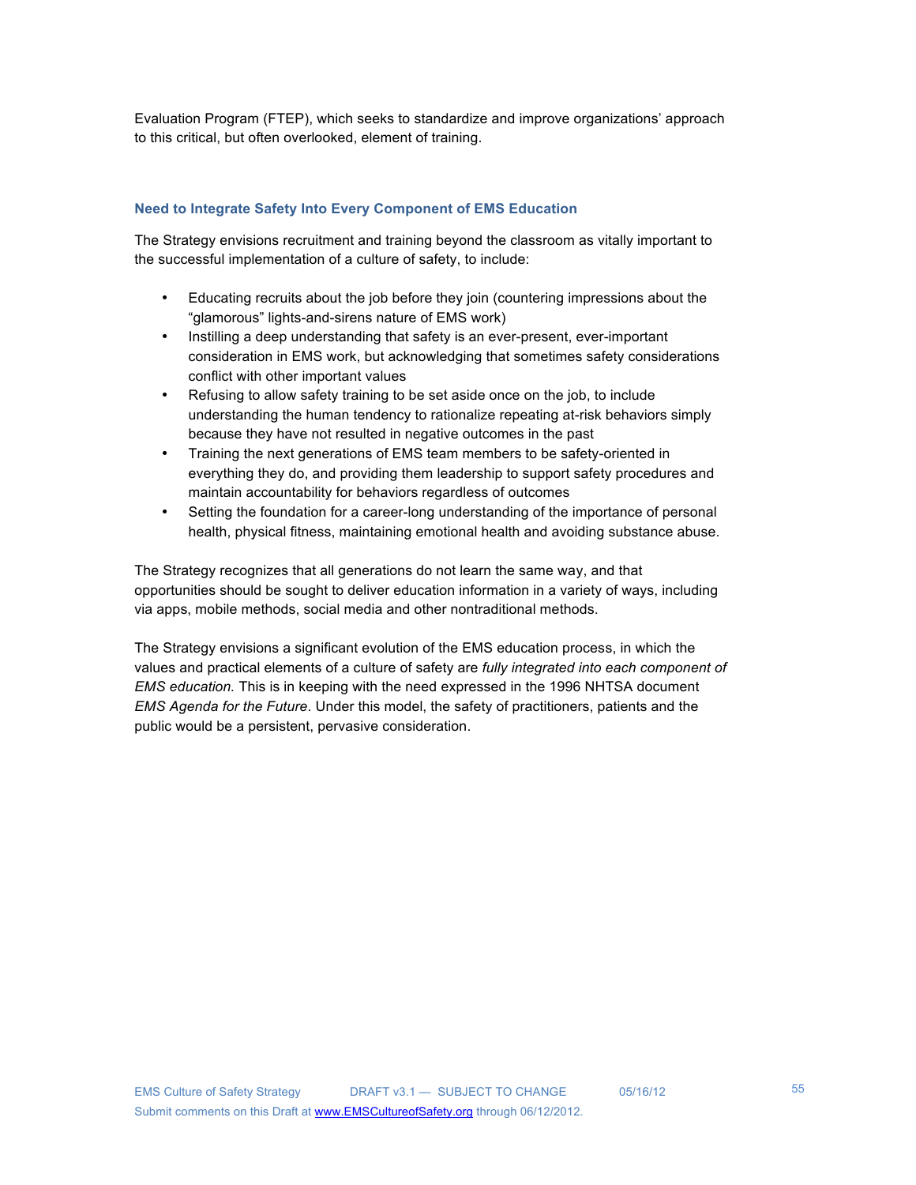Evaluation Program (FTEP), which seeks to standardize and improve organizations' approach to this critical, but often overlooked, element of training.

### Need to Integrate Safety Into Every Component of EMS Education

The Strategy envisions recruitment and training beyond the classroom as vitally important to the successful implementation of a culture of safety, to include:

- Educating recruits about the job before they join (countering impressions about the "glamorous" lights-and-sirens nature of EMS work)
- Instilling a deep understanding that safety is an ever-present, ever-important consideration in EMS work, but acknowledging that sometimes safety considerations conflict with other important values
- Refusing to allow safety training to be set aside once on the job, to include understanding the human tendency to rationalize repeating at-risk behaviors simply because they have not resulted in negative outcomes in the past
- Training the next generations of EMS team members to be safety-oriented in everything they do, and providing them leadership to support safety procedures and maintain accountability for behaviors regardless of outcomes
- Setting the foundation for a career-long understanding of the importance of personal health, physical fitness, maintaining emotional health and avoiding substance abuse.

The Strategy recognizes that all generations do not learn the same way, and that opportunities should be sought to deliver education information in a variety of ways, including via apps, mobile methods, social media and other nontraditional methods.

The Strategy envisions a significant evolution of the EMS education process, in which the values and practical elements of a culture of safety are *fully integrated into each component of EMS education.* This is in keeping with the need expressed in the 1996 NHTSA document *EMS Agenda for the Future*. Under this model, the safety of practitioners, patients and the public would be a persistent, pervasive consideration.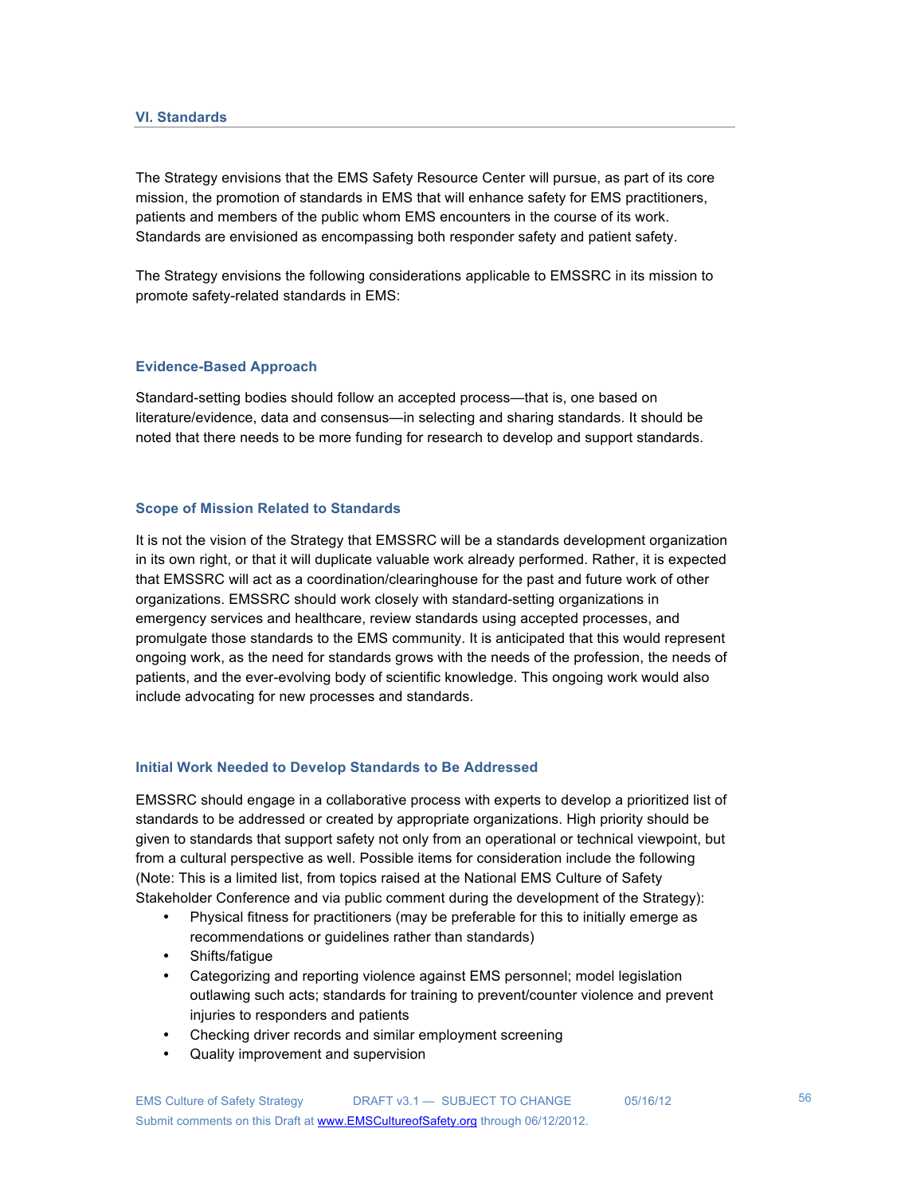## VI. Standards

The Strategy envisions that the EMS Safety Resource Center will pursue, as part of its core mission, the promotion of standards in EMS that will enhance safety for EMS practitioners, patients and members of the public whom EMS encounters in the course of its work. Standards are envisioned as encompassing both responder safety and patient safety.

The Strategy envisions the following considerations applicable to EMSSRC in its mission to promote safety-related standards in EMS:

### Evidence-Based Approach

Standard-setting bodies should follow an accepted process—that is, one based on literature/evidence, data and consensus—in selecting and sharing standards. It should be noted that there needs to be more funding for research to develop and support standards.

### Scope of Mission Related to Standards

It is not the vision of the Strategy that EMSSRC will be a standards development organization in its own right, or that it will duplicate valuable work already performed. Rather, it is expected that EMSSRC will act as a coordination/clearinghouse for the past and future work of other organizations. EMSSRC should work closely with standard-setting organizations in emergency services and healthcare, review standards using accepted processes, and promulgate those standards to the EMS community. It is anticipated that this would represent ongoing work, as the need for standards grows with the needs of the profession, the needs of patients, and the ever-evolving body of scientific knowledge. This ongoing work would also include advocating for new processes and standards.

### Initial Work Needed to Develop Standards to Be Addressed

EMSSRC should engage in a collaborative process with experts to develop a prioritized list of standards to be addressed or created by appropriate organizations. High priority should be given to standards that support safety not only from an operational or technical viewpoint, but from a cultural perspective as well. Possible items for consideration include the following (Note: This is a limited list, from topics raised at the National EMS Culture of Safety Stakeholder Conference and via public comment during the development of the Strategy):

- Physical fitness for practitioners (may be preferable for this to initially emerge as recommendations or guidelines rather than standards)
- Shifts/fatigue
- Categorizing and reporting violence against EMS personnel; model legislation outlawing such acts; standards for training to prevent/counter violence and prevent injuries to responders and patients
- Checking driver records and similar employment screening
- Quality improvement and supervision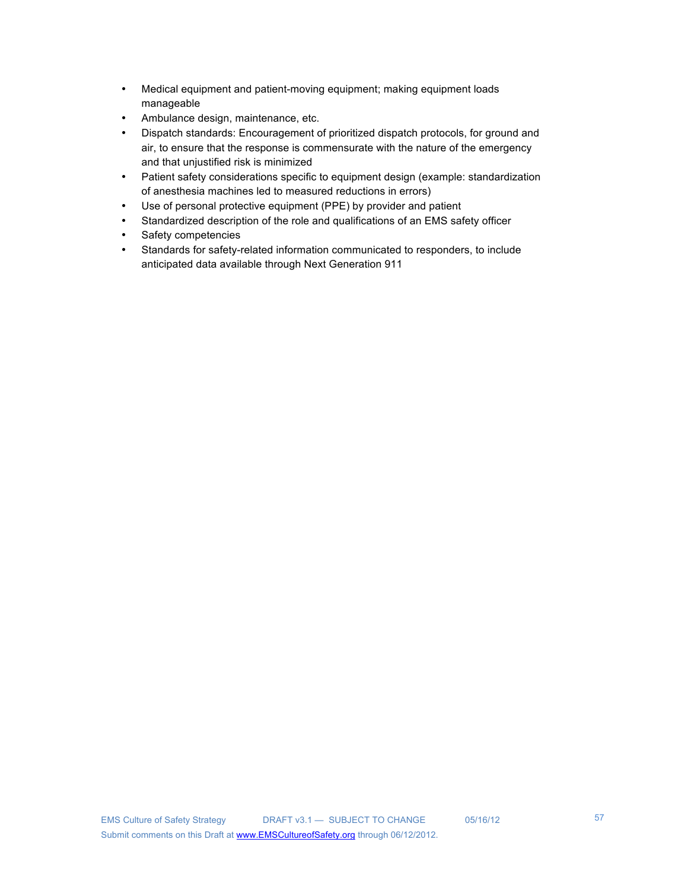- Medical equipment and patient-moving equipment; making equipment loads manageable
- Ambulance design, maintenance, etc.
- Dispatch standards: Encouragement of prioritized dispatch protocols, for ground and air, to ensure that the response is commensurate with the nature of the emergency and that unjustified risk is minimized
- Patient safety considerations specific to equipment design (example: standardization of anesthesia machines led to measured reductions in errors)
- Use of personal protective equipment (PPE) by provider and patient
- Standardized description of the role and qualifications of an EMS safety officer
- Safety competencies
- Standards for safety-related information communicated to responders, to include anticipated data available through Next Generation 911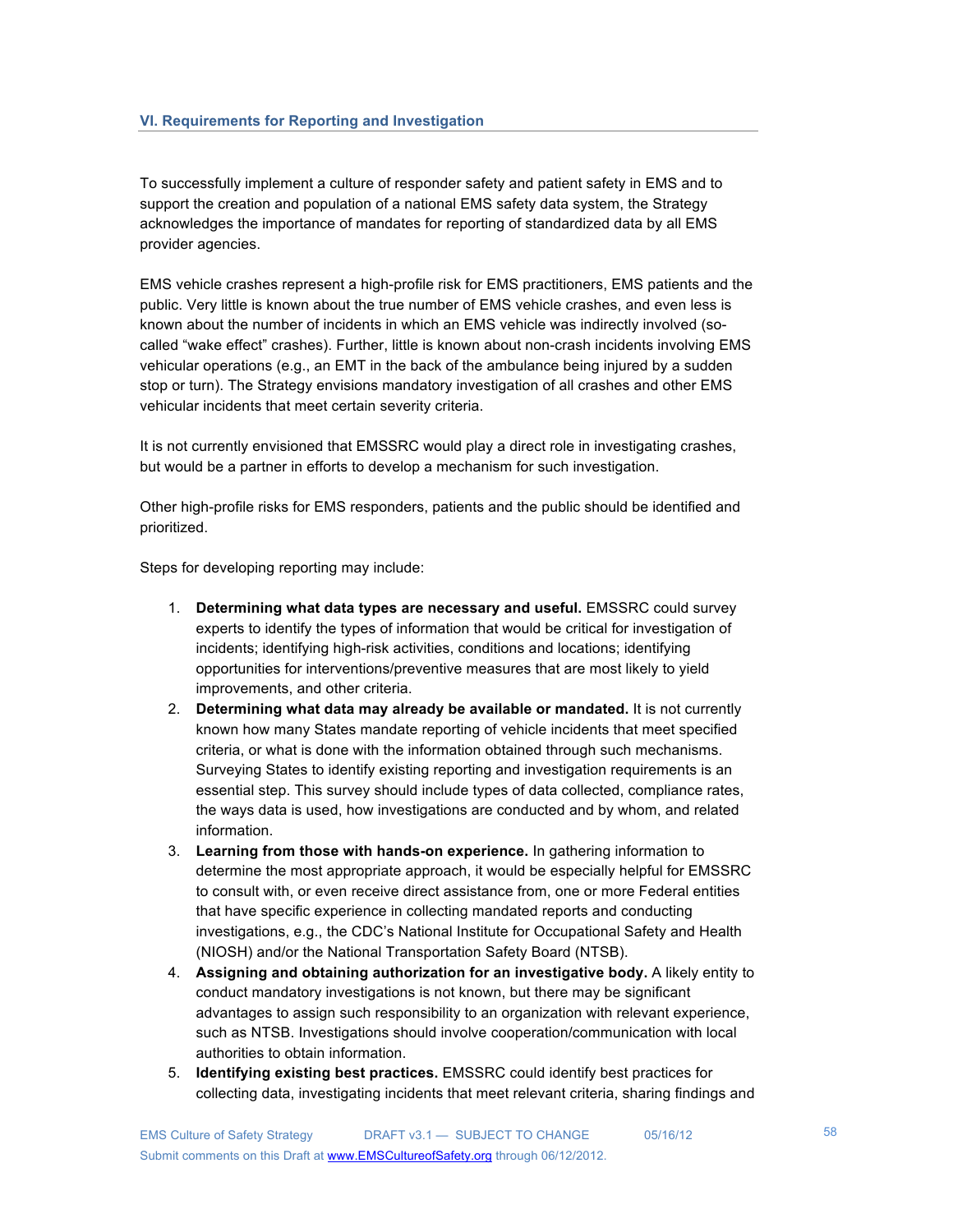## VI. Requirements for Reporting and Investigation

To successfully implement a culture of responder safety and patient safety in EMS and to support the creation and population of a national EMS safety data system, the Strategy acknowledges the importance of mandates for reporting of standardized data by all EMS provider agencies.

EMS vehicle crashes represent a high-profile risk for EMS practitioners, EMS patients and the public. Very little is known about the true number of EMS vehicle crashes, and even less is known about the number of incidents in which an EMS vehicle was indirectly involved (so-called "wake effect" crashes). Further, little is known about non-crash incidents involving EMS vehicular operations (e.g., an EMT in the back of the ambulance being injured by a sudden stop or turn). The Strategy envisions mandatory investigation of all crashes and other EMS vehicular incidents that meet certain severity criteria.

It is not currently envisioned that EMSSRC would play a direct role in investigating crashes, but would be a partner in efforts to develop a mechanism for such investigation.

Other high-profile risks for EMS responders, patients and the public should be identified and prioritized.

Steps for developing reporting may include:

1. **Determining what data types are necessary and useful.** EMSSRC could survey experts to identify the types of information that would be critical for investigation of incidents; identifying high-risk activities, conditions and locations; identifying opportunities for interventions/preventive measures that are most likely to yield improvements, and other criteria.
2. **Determining what data may already be available or mandated.** It is not currently known how many States mandate reporting of vehicle incidents that meet specified criteria, or what is done with the information obtained through such mechanisms. Surveying States to identify existing reporting and investigation requirements is an essential step. This survey should include types of data collected, compliance rates, the ways data is used, how investigations are conducted and by whom, and related information.
3. **Learning from those with hands-on experience.** In gathering information to determine the most appropriate approach, it would be especially helpful for EMSSRC to consult with, or even receive direct assistance from, one or more Federal entities that have specific experience in collecting mandated reports and conducting investigations, e.g., the CDC's National Institute for Occupational Safety and Health (NIOSH) and/or the National Transportation Safety Board (NTSB).
4. **Assigning and obtaining authorization for an investigative body.** A likely entity to conduct mandatory investigations is not known, but there may be significant advantages to assign such responsibility to an organization with relevant experience, such as NTSB. Investigations should involve cooperation/communication with local authorities to obtain information.
5. **Identifying existing best practices.** EMSSRC could identify best practices for collecting data, investigating incidents that meet relevant criteria, sharing findings and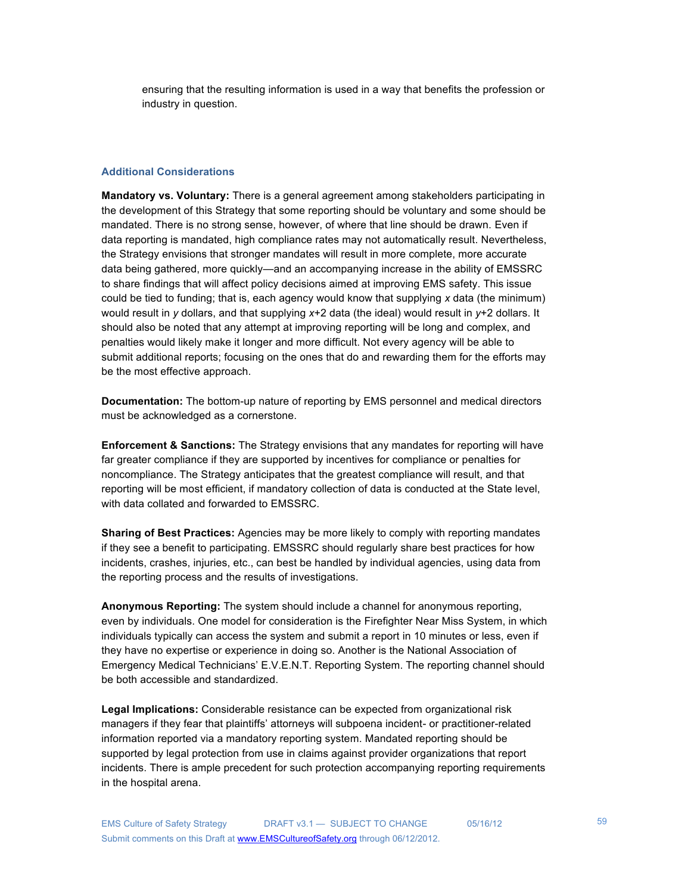ensuring that the resulting information is used in a way that benefits the profession or industry in question.

### Additional Considerations

**Mandatory vs. Voluntary:** There is a general agreement among stakeholders participating in the development of this Strategy that some reporting should be voluntary and some should be mandated. There is no strong sense, however, of where that line should be drawn. Even if data reporting is mandated, high compliance rates may not automatically result. Nevertheless, the Strategy envisions that stronger mandates will result in more complete, more accurate data being gathered, more quickly—and an accompanying increase in the ability of EMSSRC to share findings that will affect policy decisions aimed at improving EMS safety. This issue could be tied to funding; that is, each agency would know that supplying *x* data (the minimum) would result in *y* dollars, and that supplying *x*+2 data (the ideal) would result in *y*+2 dollars. It should also be noted that any attempt at improving reporting will be long and complex, and penalties would likely make it longer and more difficult. Not every agency will be able to submit additional reports; focusing on the ones that do and rewarding them for the efforts may be the most effective approach.

**Documentation:** The bottom-up nature of reporting by EMS personnel and medical directors must be acknowledged as a cornerstone.

**Enforcement & Sanctions:** The Strategy envisions that any mandates for reporting will have far greater compliance if they are supported by incentives for compliance or penalties for noncompliance. The Strategy anticipates that the greatest compliance will result, and that reporting will be most efficient, if mandatory collection of data is conducted at the State level, with data collated and forwarded to EMSSRC.

**Sharing of Best Practices:** Agencies may be more likely to comply with reporting mandates if they see a benefit to participating. EMSSRC should regularly share best practices for how incidents, crashes, injuries, etc., can best be handled by individual agencies, using data from the reporting process and the results of investigations.

**Anonymous Reporting:** The system should include a channel for anonymous reporting, even by individuals. One model for consideration is the Firefighter Near Miss System, in which individuals typically can access the system and submit a report in 10 minutes or less, even if they have no expertise or experience in doing so. Another is the National Association of Emergency Medical Technicians' E.V.E.N.T. Reporting System. The reporting channel should be both accessible and standardized.

**Legal Implications:** Considerable resistance can be expected from organizational risk managers if they fear that plaintiffs' attorneys will subpoena incident- or practitioner-related information reported via a mandatory reporting system. Mandated reporting should be supported by legal protection from use in claims against provider organizations that report incidents. There is ample precedent for such protection accompanying reporting requirements in the hospital arena.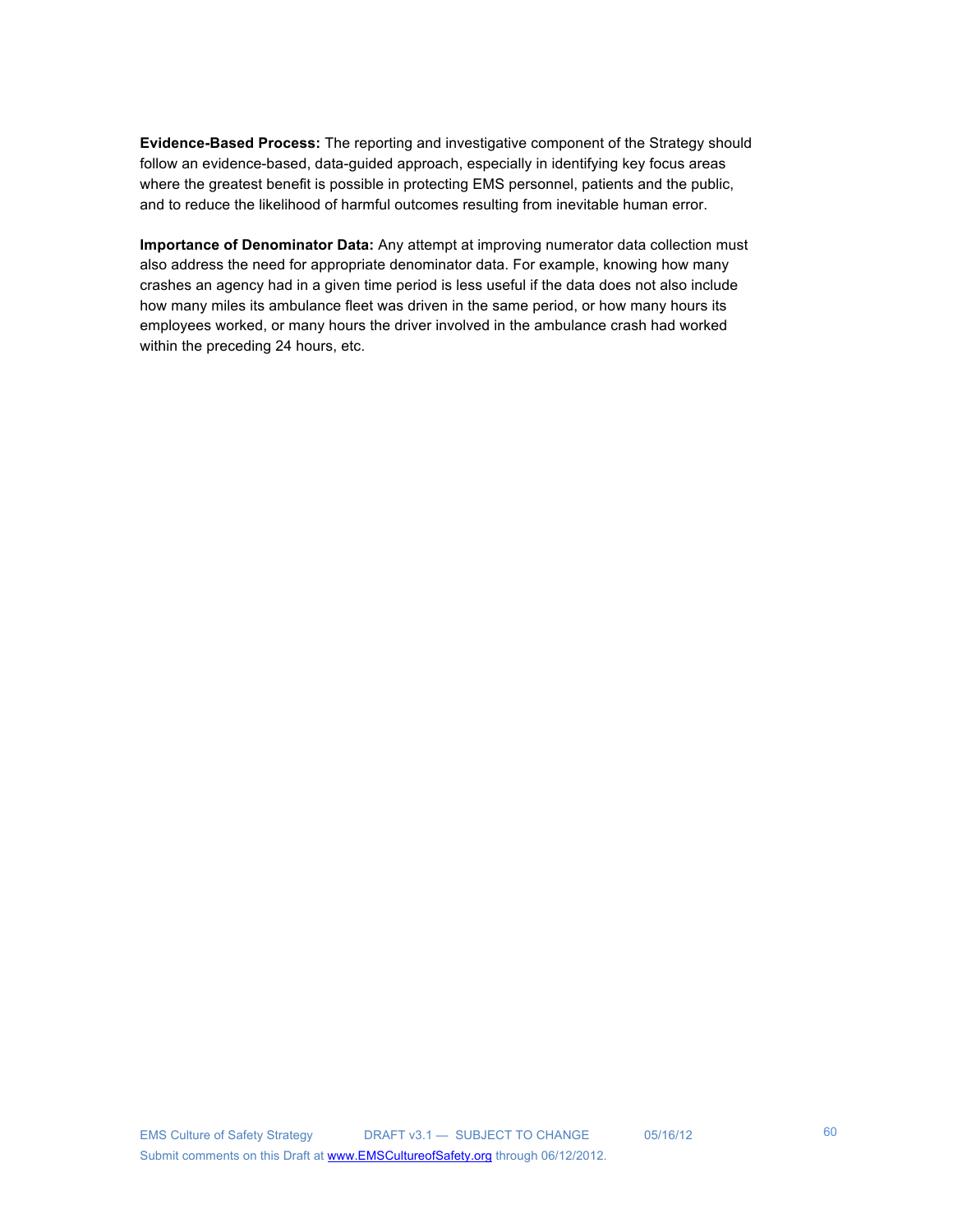**Evidence-Based Process:** The reporting and investigative component of the Strategy should follow an evidence-based, data-guided approach, especially in identifying key focus areas where the greatest benefit is possible in protecting EMS personnel, patients and the public, and to reduce the likelihood of harmful outcomes resulting from inevitable human error.

**Importance of Denominator Data:** Any attempt at improving numerator data collection must also address the need for appropriate denominator data. For example, knowing how many crashes an agency had in a given time period is less useful if the data does not also include how many miles its ambulance fleet was driven in the same period, or how many hours its employees worked, or many hours the driver involved in the ambulance crash had worked within the preceding 24 hours, etc.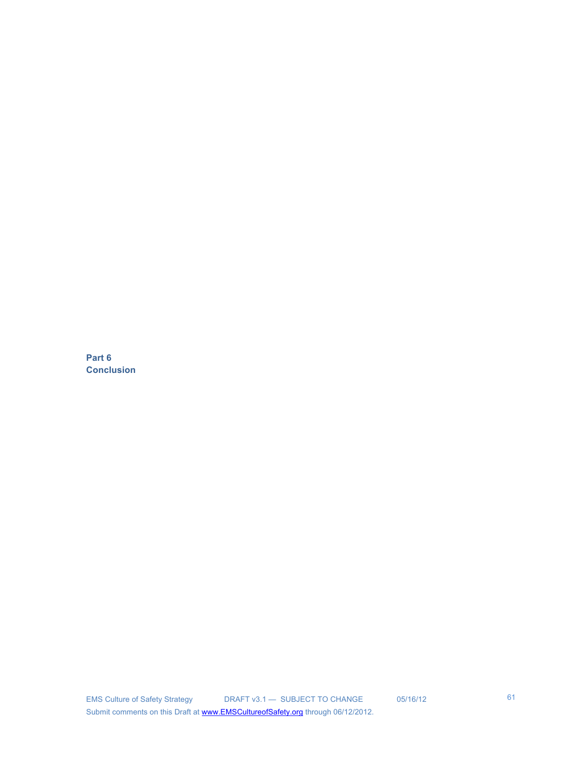# Part 6
# Conclusion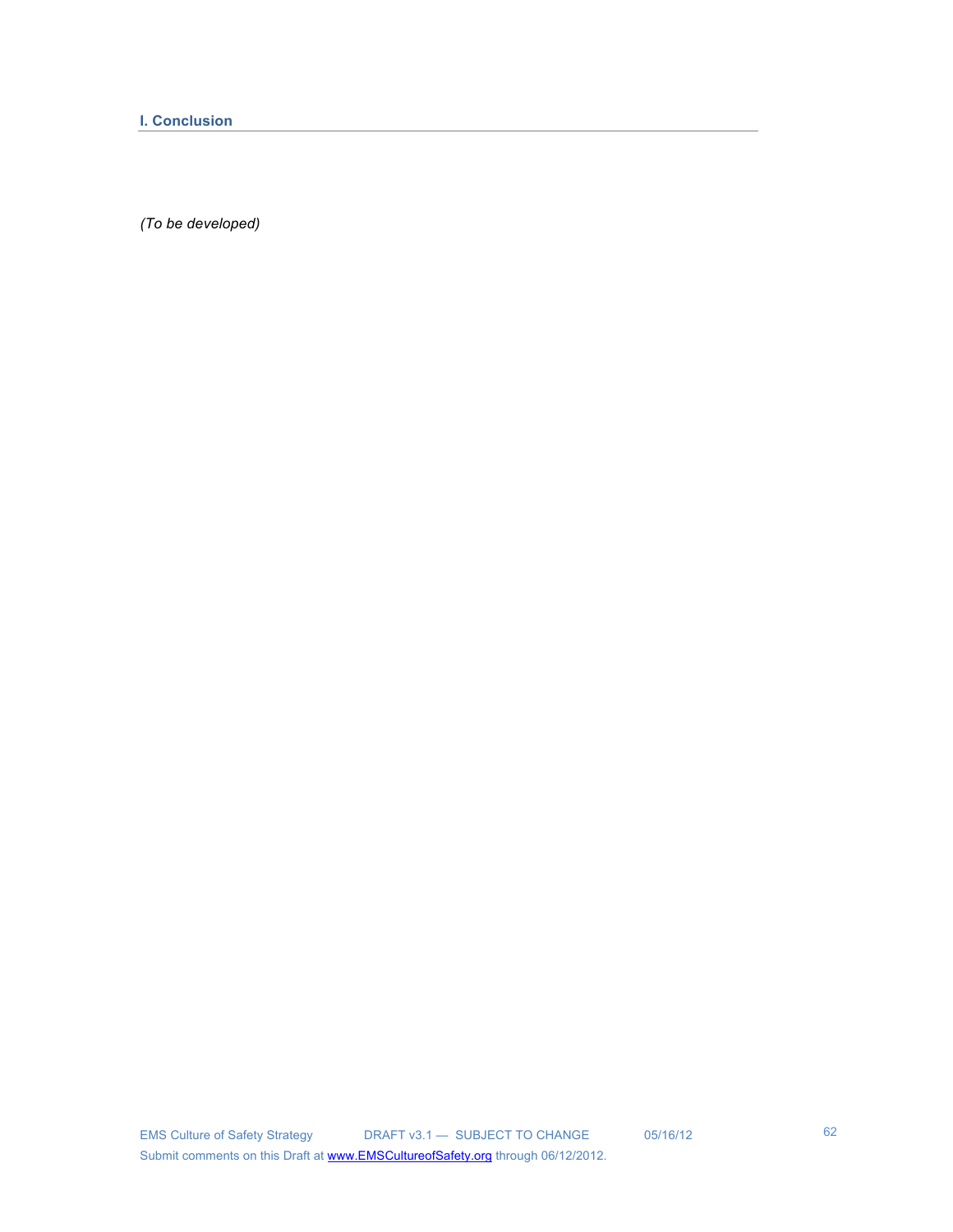## I. Conclusion

*(To be developed)*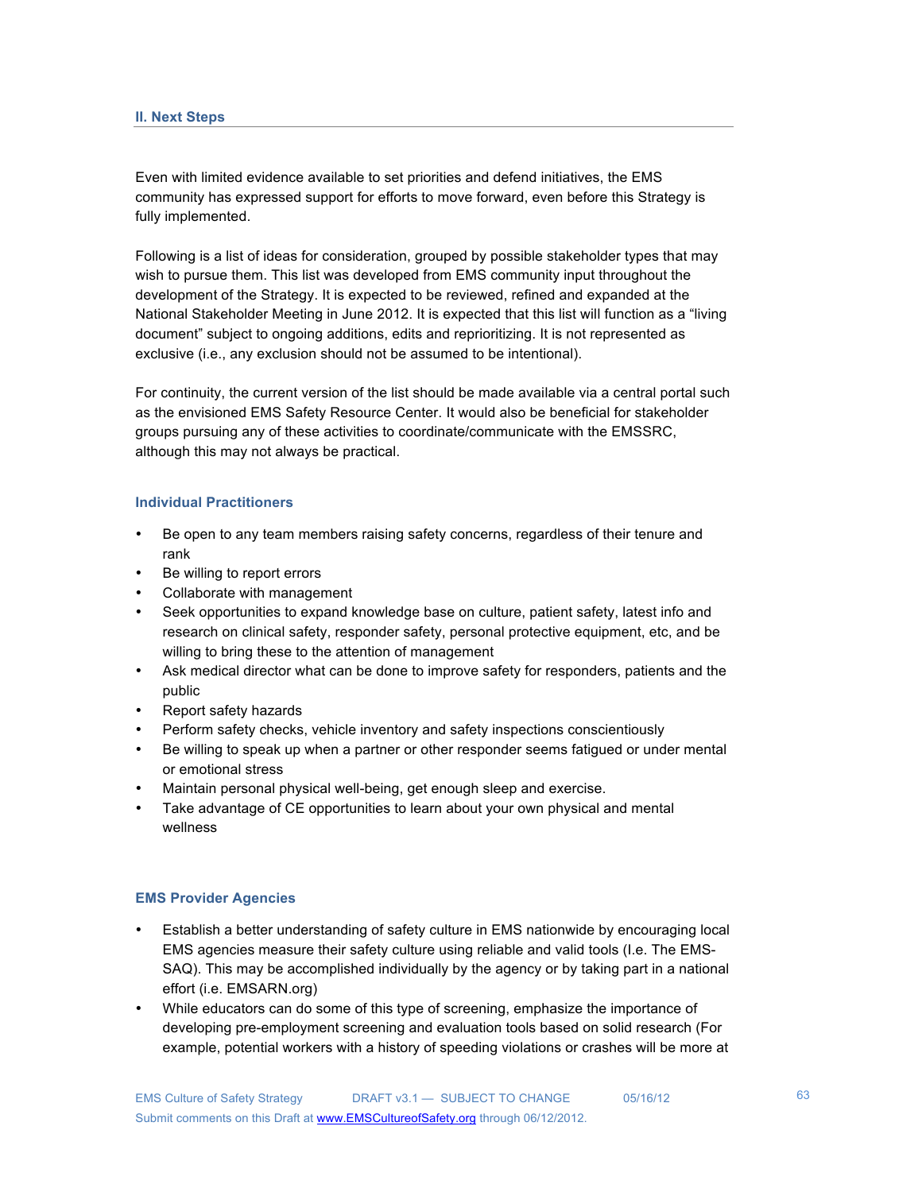## II. Next Steps

Even with limited evidence available to set priorities and defend initiatives, the EMS community has expressed support for efforts to move forward, even before this Strategy is fully implemented.

Following is a list of ideas for consideration, grouped by possible stakeholder types that may wish to pursue them. This list was developed from EMS community input throughout the development of the Strategy. It is expected to be reviewed, refined and expanded at the National Stakeholder Meeting in June 2012. It is expected that this list will function as a "living document" subject to ongoing additions, edits and reprioritizing. It is not represented as exclusive (i.e., any exclusion should not be assumed to be intentional).

For continuity, the current version of the list should be made available via a central portal such as the envisioned EMS Safety Resource Center. It would also be beneficial for stakeholder groups pursuing any of these activities to coordinate/communicate with the EMSSRC, although this may not always be practical.

### Individual Practitioners

- Be open to any team members raising safety concerns, regardless of their tenure and rank
- Be willing to report errors
- Collaborate with management
- Seek opportunities to expand knowledge base on culture, patient safety, latest info and research on clinical safety, responder safety, personal protective equipment, etc, and be willing to bring these to the attention of management
- Ask medical director what can be done to improve safety for responders, patients and the public
- Report safety hazards
- Perform safety checks, vehicle inventory and safety inspections conscientiously
- Be willing to speak up when a partner or other responder seems fatigued or under mental or emotional stress
- Maintain personal physical well-being, get enough sleep and exercise.
- Take advantage of CE opportunities to learn about your own physical and mental wellness

### EMS Provider Agencies

- Establish a better understanding of safety culture in EMS nationwide by encouraging local EMS agencies measure their safety culture using reliable and valid tools (I.e. The EMS-SAQ). This may be accomplished individually by the agency or by taking part in a national effort (i.e. EMSARN.org)
- While educators can do some of this type of screening, emphasize the importance of developing pre-employment screening and evaluation tools based on solid research (For example, potential workers with a history of speeding violations or crashes will be more at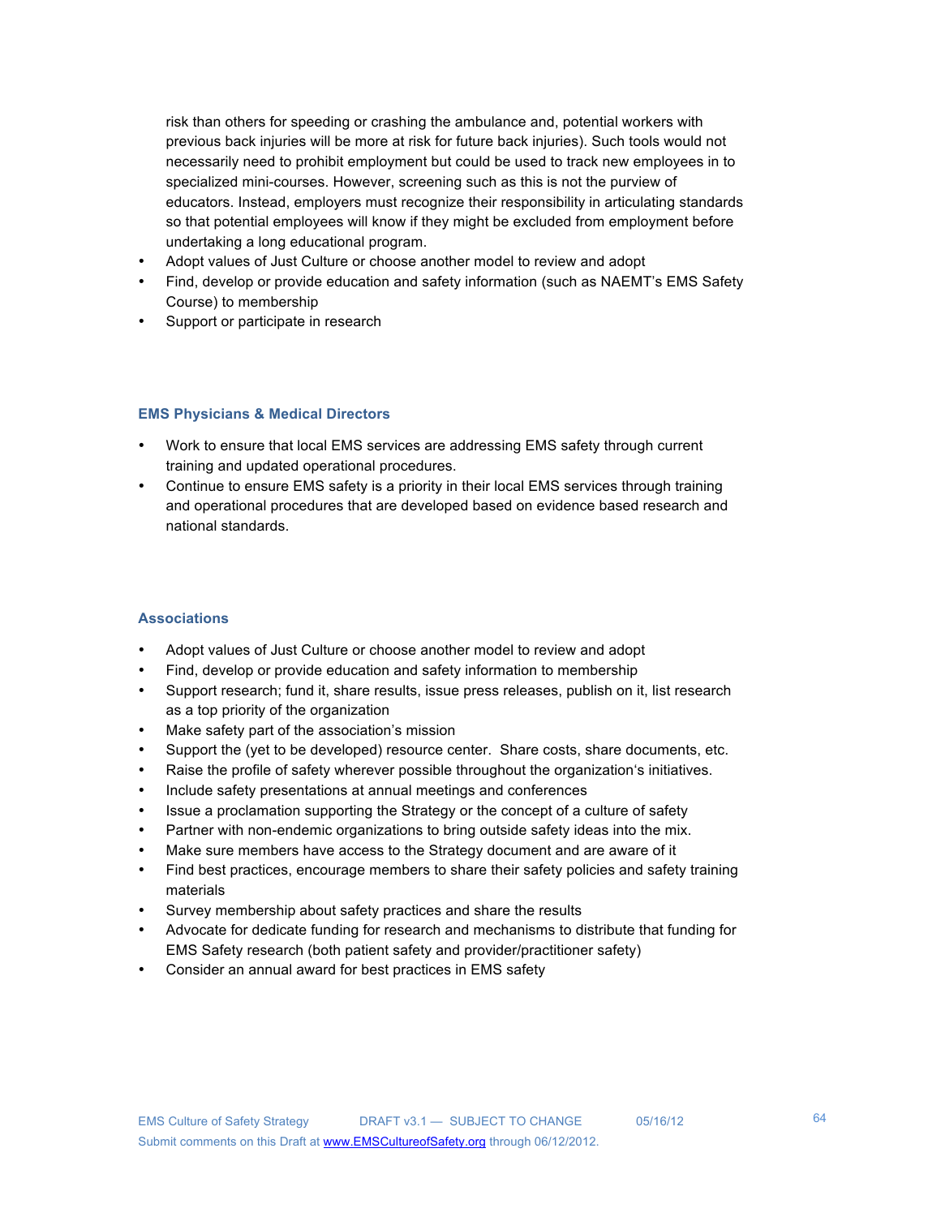risk than others for speeding or crashing the ambulance and, potential workers with previous back injuries will be more at risk for future back injuries). Such tools would not necessarily need to prohibit employment but could be used to track new employees in to specialized mini-courses. However, screening such as this is not the purview of educators. Instead, employers must recognize their responsibility in articulating standards so that potential employees will know if they might be excluded from employment before undertaking a long educational program.

- Adopt values of Just Culture or choose another model to review and adopt
- Find, develop or provide education and safety information (such as NAEMT's EMS Safety Course) to membership
- Support or participate in research

### EMS Physicians & Medical Directors

- Work to ensure that local EMS services are addressing EMS safety through current training and updated operational procedures.
- Continue to ensure EMS safety is a priority in their local EMS services through training and operational procedures that are developed based on evidence based research and national standards.

### Associations

- Adopt values of Just Culture or choose another model to review and adopt
- Find, develop or provide education and safety information to membership
- Support research; fund it, share results, issue press releases, publish on it, list research as a top priority of the organization
- Make safety part of the association's mission
- Support the (yet to be developed) resource center. Share costs, share documents, etc.
- Raise the profile of safety wherever possible throughout the organization's initiatives.
- Include safety presentations at annual meetings and conferences
- Issue a proclamation supporting the Strategy or the concept of a culture of safety
- Partner with non-endemic organizations to bring outside safety ideas into the mix.
- Make sure members have access to the Strategy document and are aware of it
- Find best practices, encourage members to share their safety policies and safety training materials
- Survey membership about safety practices and share the results
- Advocate for dedicate funding for research and mechanisms to distribute that funding for EMS Safety research (both patient safety and provider/practitioner safety)
- Consider an annual award for best practices in EMS safety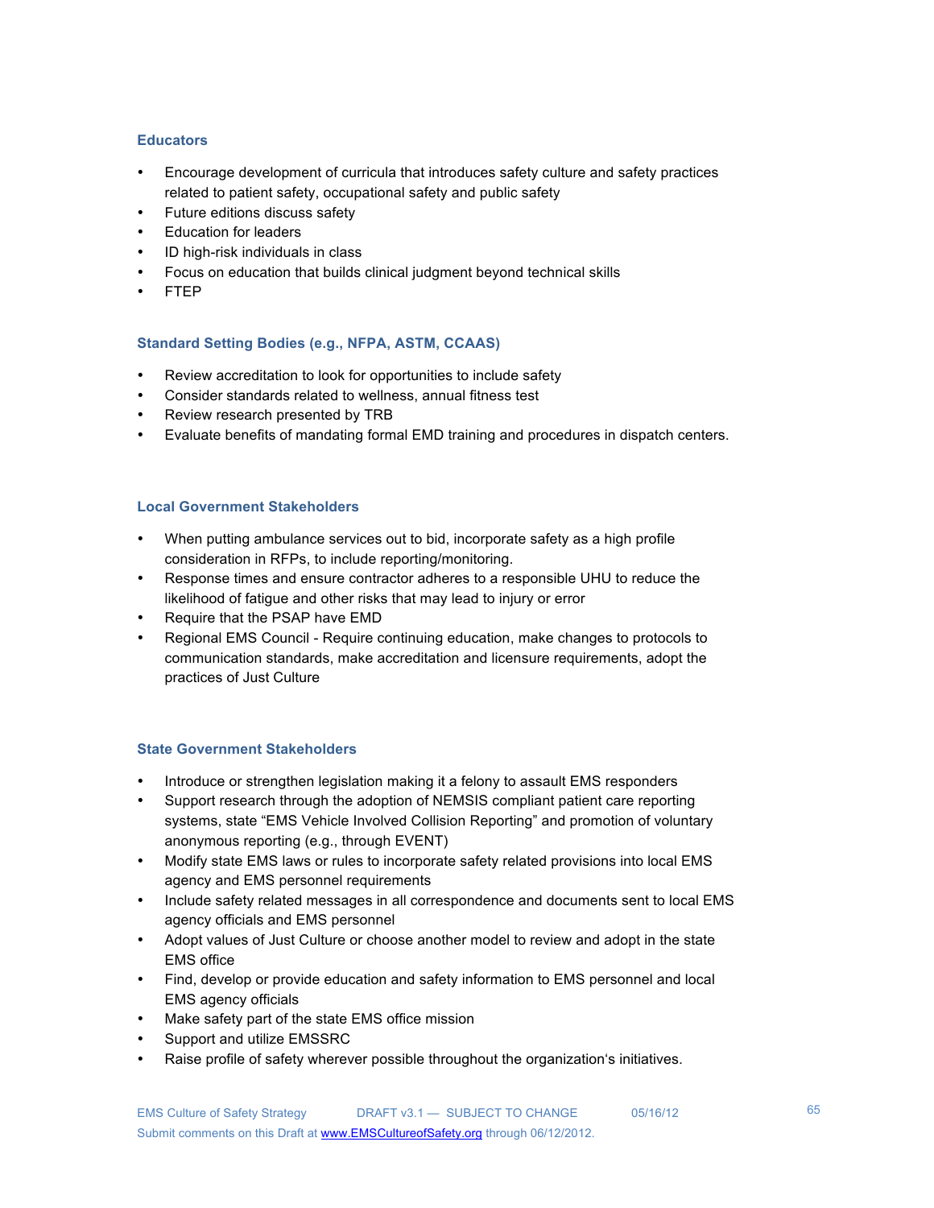### Educators

- Encourage development of curricula that introduces safety culture and safety practices related to patient safety, occupational safety and public safety
- Future editions discuss safety
- Education for leaders
- ID high-risk individuals in class
- Focus on education that builds clinical judgment beyond technical skills
- FTEP

### Standard Setting Bodies (e.g., NFPA, ASTM, CCAAS)

- Review accreditation to look for opportunities to include safety
- Consider standards related to wellness, annual fitness test
- Review research presented by TRB
- Evaluate benefits of mandating formal EMD training and procedures in dispatch centers.

### Local Government Stakeholders

- When putting ambulance services out to bid, incorporate safety as a high profile consideration in RFPs, to include reporting/monitoring.
- Response times and ensure contractor adheres to a responsible UHU to reduce the likelihood of fatigue and other risks that may lead to injury or error
- Require that the PSAP have EMD
- Regional EMS Council - Require continuing education, make changes to protocols to communication standards, make accreditation and licensure requirements, adopt the practices of Just Culture

### State Government Stakeholders

- Introduce or strengthen legislation making it a felony to assault EMS responders
- Support research through the adoption of NEMSIS compliant patient care reporting systems, state "EMS Vehicle Involved Collision Reporting" and promotion of voluntary anonymous reporting (e.g., through EVENT)
- Modify state EMS laws or rules to incorporate safety related provisions into local EMS agency and EMS personnel requirements
- Include safety related messages in all correspondence and documents sent to local EMS agency officials and EMS personnel
- Adopt values of Just Culture or choose another model to review and adopt in the state EMS office
- Find, develop or provide education and safety information to EMS personnel and local EMS agency officials
- Make safety part of the state EMS office mission
- Support and utilize EMSSRC
- Raise profile of safety wherever possible throughout the organization's initiatives.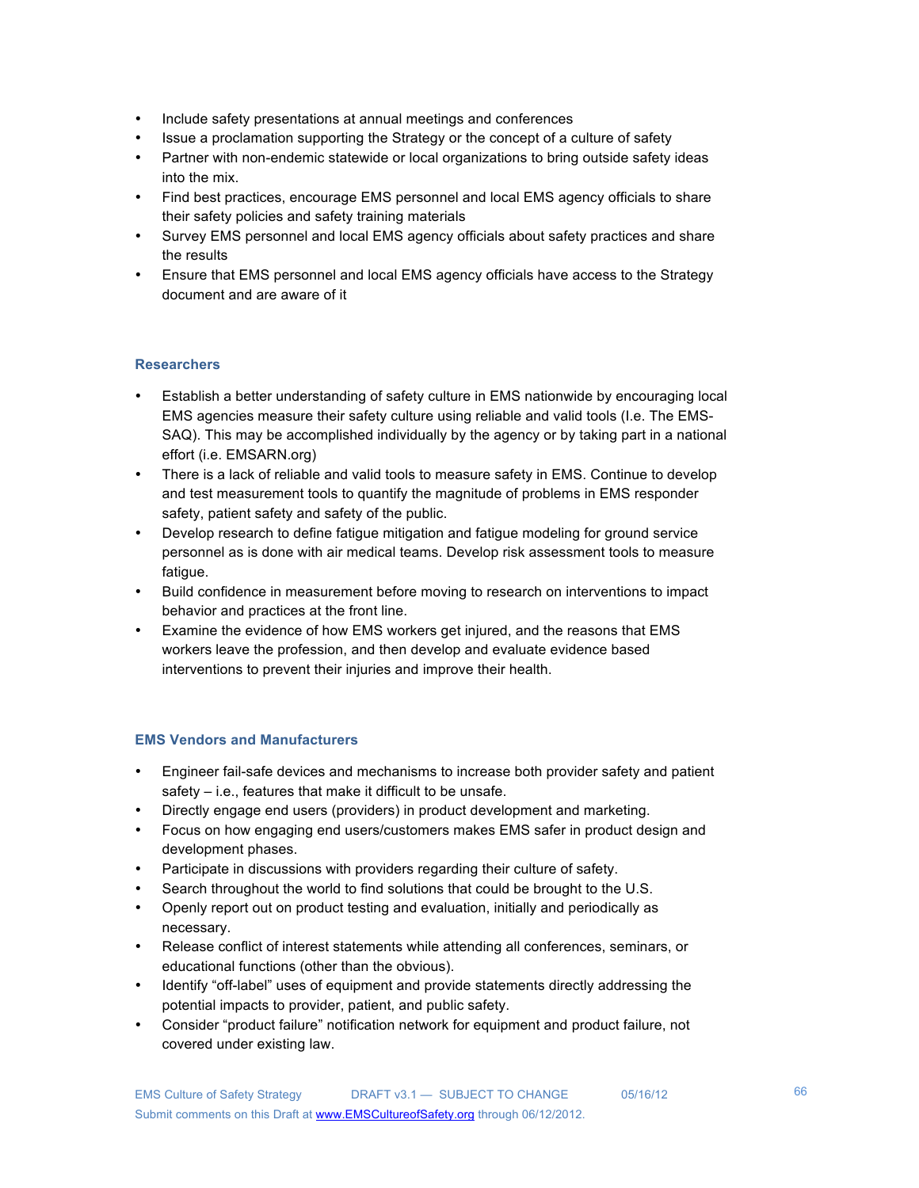- Include safety presentations at annual meetings and conferences
- Issue a proclamation supporting the Strategy or the concept of a culture of safety
- Partner with non-endemic statewide or local organizations to bring outside safety ideas into the mix.
- Find best practices, encourage EMS personnel and local EMS agency officials to share their safety policies and safety training materials
- Survey EMS personnel and local EMS agency officials about safety practices and share the results
- Ensure that EMS personnel and local EMS agency officials have access to the Strategy document and are aware of it

### Researchers

- Establish a better understanding of safety culture in EMS nationwide by encouraging local EMS agencies measure their safety culture using reliable and valid tools (I.e. The EMS-SAQ). This may be accomplished individually by the agency or by taking part in a national effort (i.e. EMSARN.org)
- There is a lack of reliable and valid tools to measure safety in EMS. Continue to develop and test measurement tools to quantify the magnitude of problems in EMS responder safety, patient safety and safety of the public.
- Develop research to define fatigue mitigation and fatigue modeling for ground service personnel as is done with air medical teams. Develop risk assessment tools to measure fatigue.
- Build confidence in measurement before moving to research on interventions to impact behavior and practices at the front line.
- Examine the evidence of how EMS workers get injured, and the reasons that EMS workers leave the profession, and then develop and evaluate evidence based interventions to prevent their injuries and improve their health.

### EMS Vendors and Manufacturers

- Engineer fail-safe devices and mechanisms to increase both provider safety and patient safety – i.e., features that make it difficult to be unsafe.
- Directly engage end users (providers) in product development and marketing.
- Focus on how engaging end users/customers makes EMS safer in product design and development phases.
- Participate in discussions with providers regarding their culture of safety.
- Search throughout the world to find solutions that could be brought to the U.S.
- Openly report out on product testing and evaluation, initially and periodically as necessary.
- Release conflict of interest statements while attending all conferences, seminars, or educational functions (other than the obvious).
- Identify "off-label" uses of equipment and provide statements directly addressing the potential impacts to provider, patient, and public safety.
- Consider "product failure" notification network for equipment and product failure, not covered under existing law.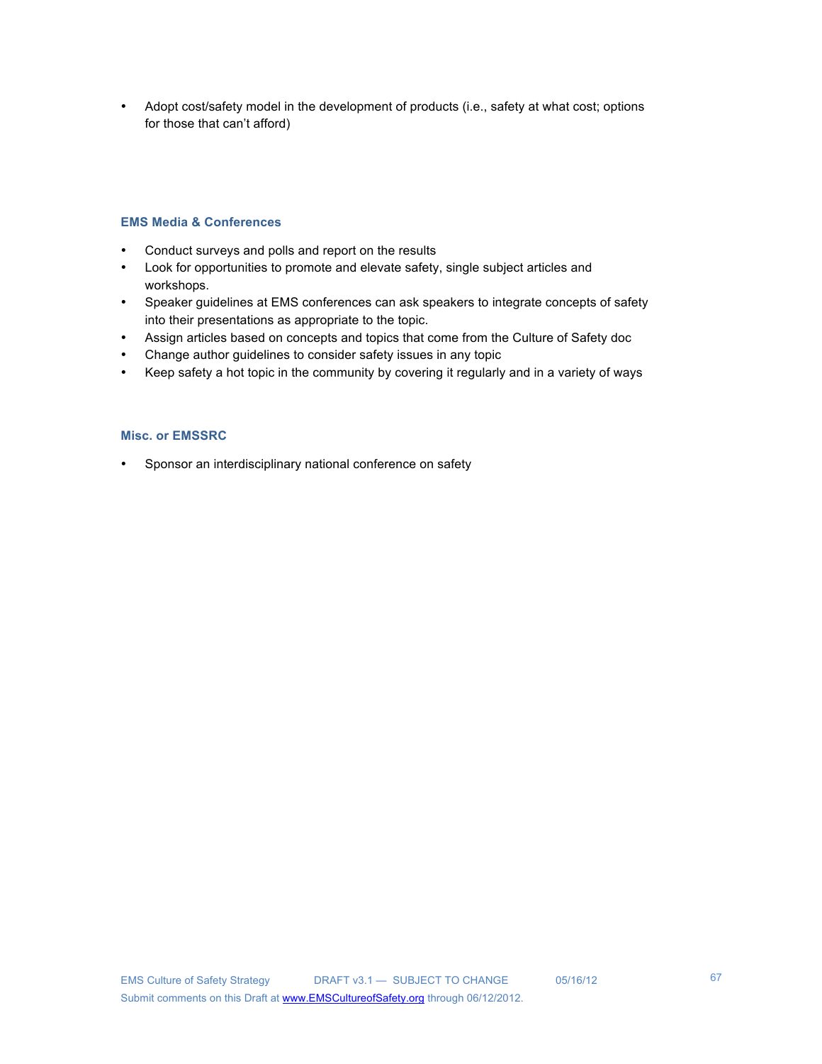- Adopt cost/safety model in the development of products (i.e., safety at what cost; options for those that can't afford)

### EMS Media & Conferences

- Conduct surveys and polls and report on the results
- Look for opportunities to promote and elevate safety, single subject articles and workshops.
- Speaker guidelines at EMS conferences can ask speakers to integrate concepts of safety into their presentations as appropriate to the topic.
- Assign articles based on concepts and topics that come from the Culture of Safety doc
- Change author guidelines to consider safety issues in any topic
- Keep safety a hot topic in the community by covering it regularly and in a variety of ways

### Misc. or EMSSRC

- Sponsor an interdisciplinary national conference on safety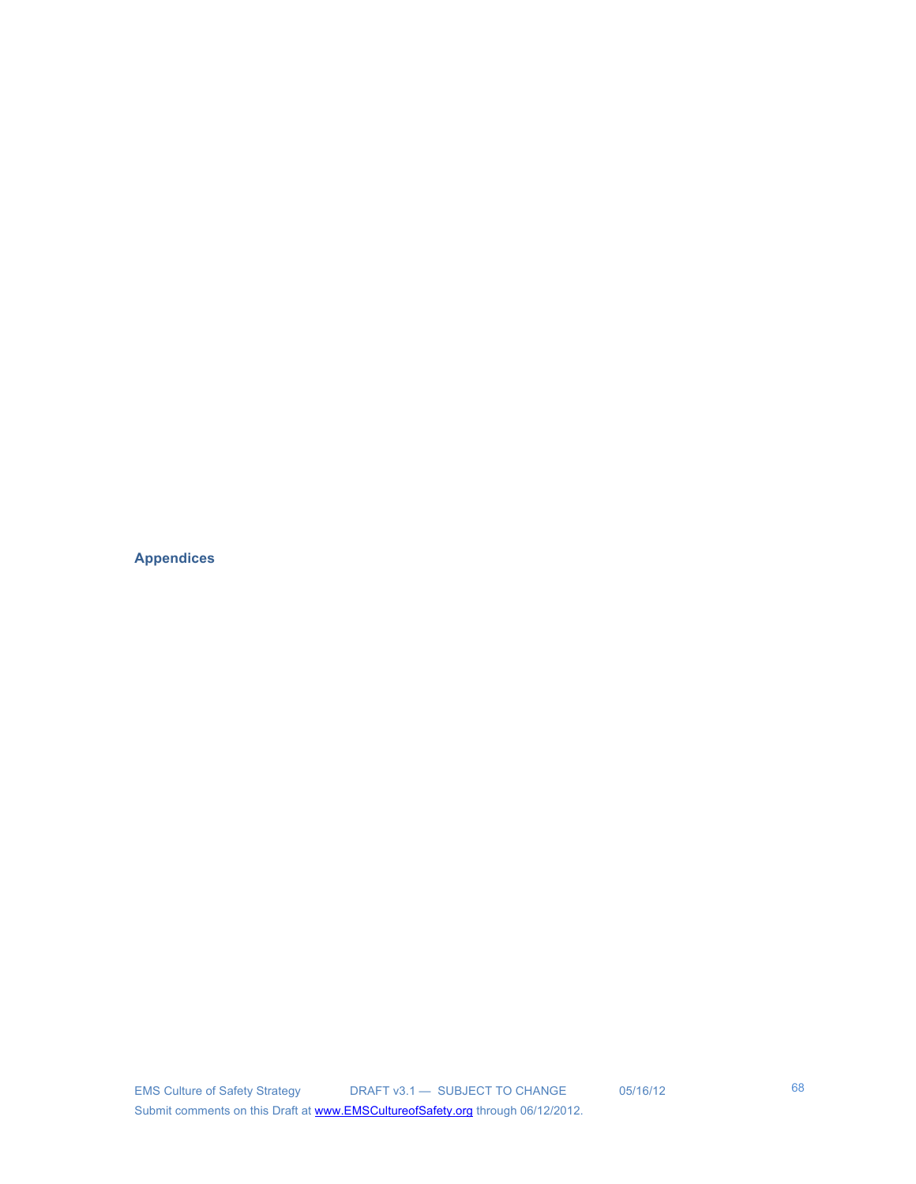# Appendices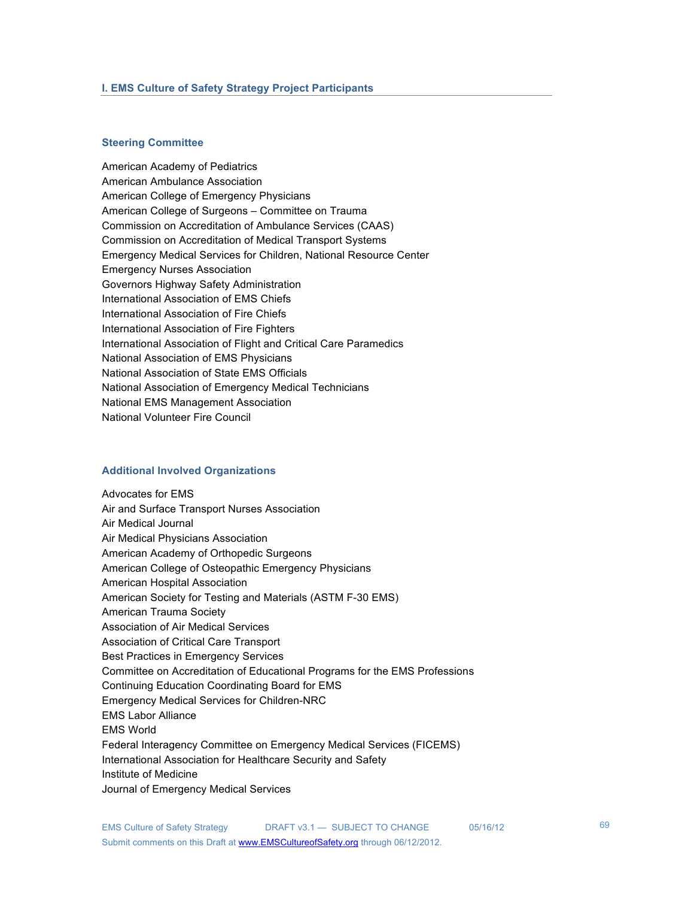## I. EMS Culture of Safety Strategy Project Participants

### Steering Committee

American Academy of Pediatrics
American Ambulance Association
American College of Emergency Physicians
American College of Surgeons – Committee on Trauma
Commission on Accreditation of Ambulance Services (CAAS)
Commission on Accreditation of Medical Transport Systems
Emergency Medical Services for Children, National Resource Center
Emergency Nurses Association
Governors Highway Safety Administration
International Association of EMS Chiefs
International Association of Fire Chiefs
International Association of Fire Fighters
International Association of Flight and Critical Care Paramedics
National Association of EMS Physicians
National Association of State EMS Officials
National Association of Emergency Medical Technicians
National EMS Management Association
National Volunteer Fire Council

### Additional Involved Organizations

Advocates for EMS
Air and Surface Transport Nurses Association
Air Medical Journal
Air Medical Physicians Association
American Academy of Orthopedic Surgeons
American College of Osteopathic Emergency Physicians
American Hospital Association
American Society for Testing and Materials (ASTM F-30 EMS)
American Trauma Society
Association of Air Medical Services
Association of Critical Care Transport
Best Practices in Emergency Services
Committee on Accreditation of Educational Programs for the EMS Professions
Continuing Education Coordinating Board for EMS
Emergency Medical Services for Children-NRC
EMS Labor Alliance
EMS World
Federal Interagency Committee on Emergency Medical Services (FICEMS)
International Association for Healthcare Security and Safety
Institute of Medicine
Journal of Emergency Medical Services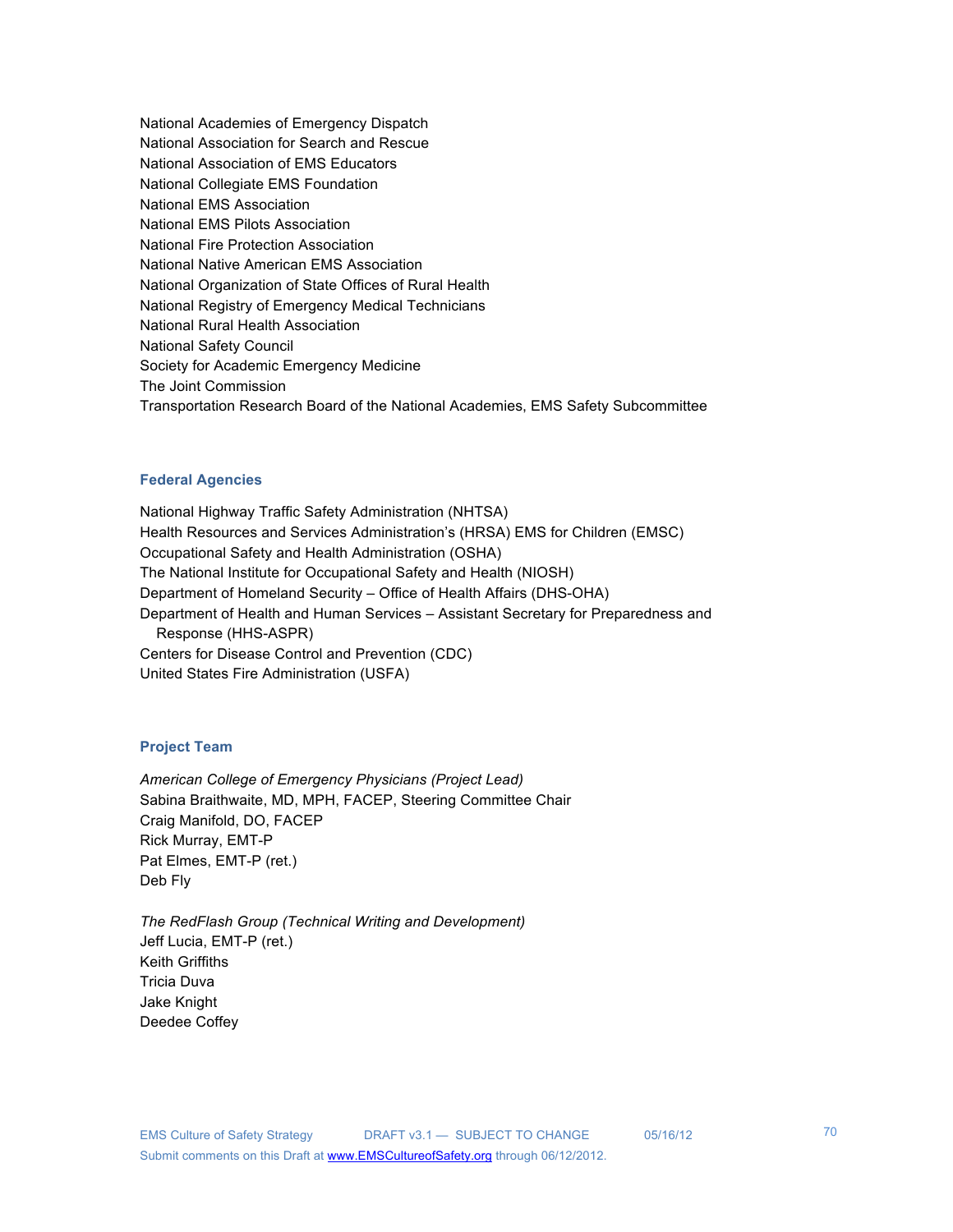National Academies of Emergency Dispatch
National Association for Search and Rescue
National Association of EMS Educators
National Collegiate EMS Foundation
National EMS Association
National EMS Pilots Association
National Fire Protection Association
National Native American EMS Association
National Organization of State Offices of Rural Health
National Registry of Emergency Medical Technicians
National Rural Health Association
National Safety Council
Society for Academic Emergency Medicine
The Joint Commission
Transportation Research Board of the National Academies, EMS Safety Subcommittee

### Federal Agencies

National Highway Traffic Safety Administration (NHTSA)
Health Resources and Services Administration's (HRSA) EMS for Children (EMSC)
Occupational Safety and Health Administration (OSHA)
The National Institute for Occupational Safety and Health (NIOSH)
Department of Homeland Security – Office of Health Affairs (DHS-OHA)
Department of Health and Human Services – Assistant Secretary for Preparedness and Response (HHS-ASPR)
Centers for Disease Control and Prevention (CDC)
United States Fire Administration (USFA)

### Project Team

*American College of Emergency Physicians (Project Lead)*
Sabina Braithwaite, MD, MPH, FACEP, Steering Committee Chair
Craig Manifold, DO, FACEP
Rick Murray, EMT-P
Pat Elmes, EMT-P (ret.)
Deb Fly

*The RedFlash Group (Technical Writing and Development)*
Jeff Lucia, EMT-P (ret.)
Keith Griffiths
Tricia Duva
Jake Knight
Deedee Coffey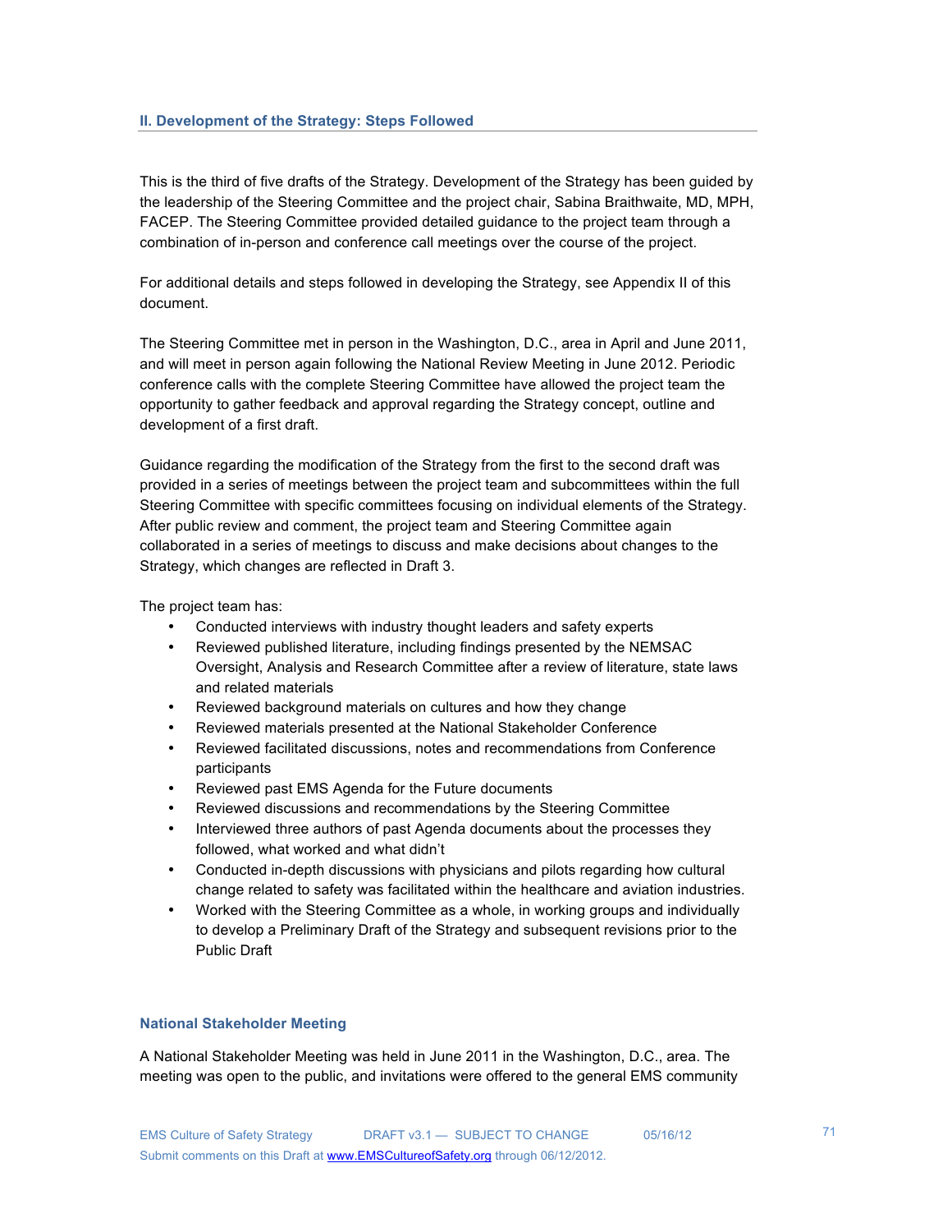## II. Development of the Strategy: Steps Followed

This is the third of five drafts of the Strategy. Development of the Strategy has been guided by the leadership of the Steering Committee and the project chair, Sabina Braithwaite, MD, MPH, FACEP. The Steering Committee provided detailed guidance to the project team through a combination of in-person and conference call meetings over the course of the project.

For additional details and steps followed in developing the Strategy, see Appendix II of this document.

The Steering Committee met in person in the Washington, D.C., area in April and June 2011, and will meet in person again following the National Review Meeting in June 2012. Periodic conference calls with the complete Steering Committee have allowed the project team the opportunity to gather feedback and approval regarding the Strategy concept, outline and development of a first draft.

Guidance regarding the modification of the Strategy from the first to the second draft was provided in a series of meetings between the project team and subcommittees within the full Steering Committee with specific committees focusing on individual elements of the Strategy. After public review and comment, the project team and Steering Committee again collaborated in a series of meetings to discuss and make decisions about changes to the Strategy, which changes are reflected in Draft 3.

The project team has:

- Conducted interviews with industry thought leaders and safety experts
- Reviewed published literature, including findings presented by the NEMSAC Oversight, Analysis and Research Committee after a review of literature, state laws and related materials
- Reviewed background materials on cultures and how they change
- Reviewed materials presented at the National Stakeholder Conference
- Reviewed facilitated discussions, notes and recommendations from Conference participants
- Reviewed past EMS Agenda for the Future documents
- Reviewed discussions and recommendations by the Steering Committee
- Interviewed three authors of past Agenda documents about the processes they followed, what worked and what didn't
- Conducted in-depth discussions with physicians and pilots regarding how cultural change related to safety was facilitated within the healthcare and aviation industries.
- Worked with the Steering Committee as a whole, in working groups and individually to develop a Preliminary Draft of the Strategy and subsequent revisions prior to the Public Draft

### National Stakeholder Meeting

A National Stakeholder Meeting was held in June 2011 in the Washington, D.C., area. The meeting was open to the public, and invitations were offered to the general EMS community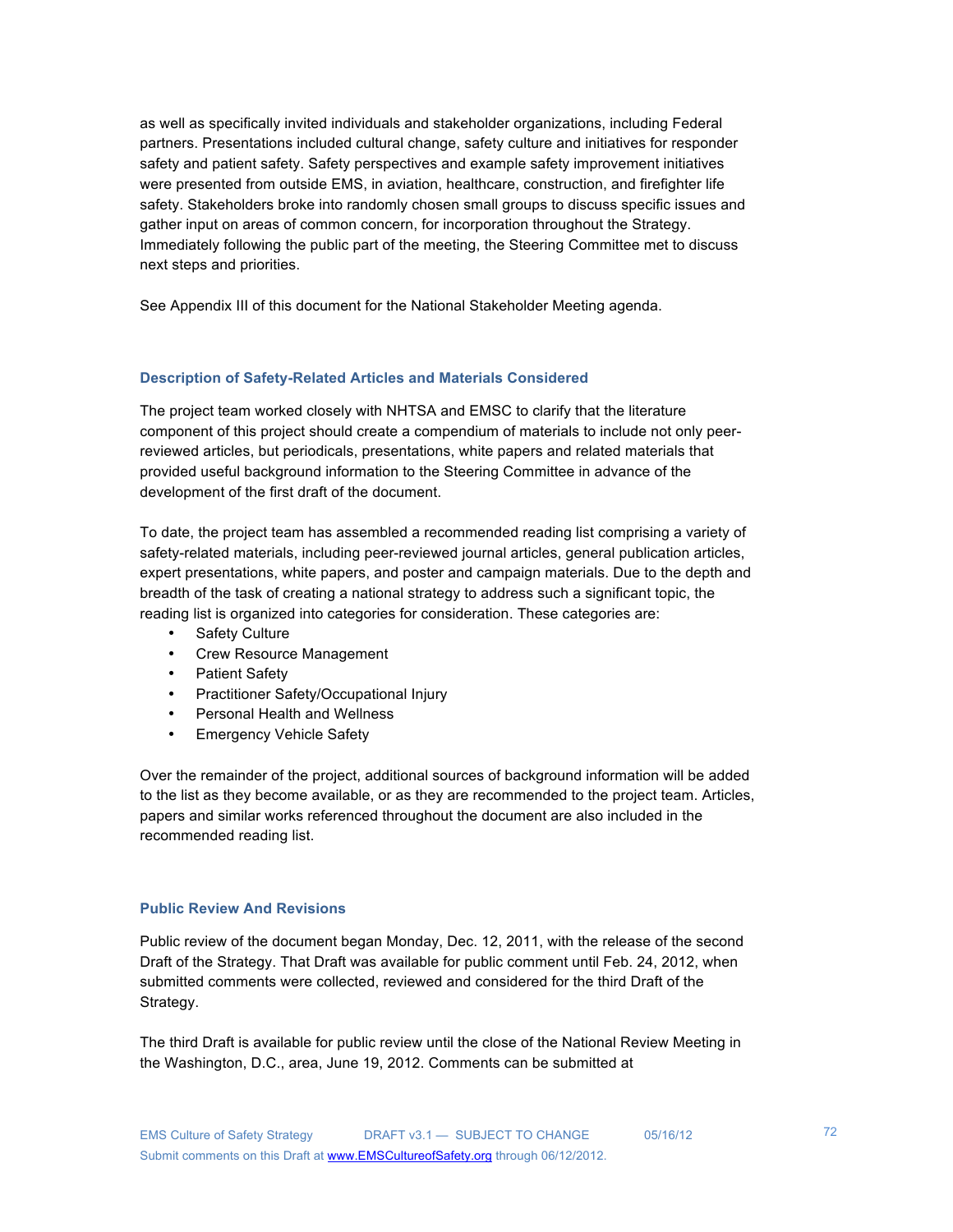as well as specifically invited individuals and stakeholder organizations, including Federal partners. Presentations included cultural change, safety culture and initiatives for responder safety and patient safety. Safety perspectives and example safety improvement initiatives were presented from outside EMS, in aviation, healthcare, construction, and firefighter life safety. Stakeholders broke into randomly chosen small groups to discuss specific issues and gather input on areas of common concern, for incorporation throughout the Strategy. Immediately following the public part of the meeting, the Steering Committee met to discuss next steps and priorities.

See Appendix III of this document for the National Stakeholder Meeting agenda.

### Description of Safety-Related Articles and Materials Considered

The project team worked closely with NHTSA and EMSC to clarify that the literature component of this project should create a compendium of materials to include not only peer-reviewed articles, but periodicals, presentations, white papers and related materials that provided useful background information to the Steering Committee in advance of the development of the first draft of the document.

To date, the project team has assembled a recommended reading list comprising a variety of safety-related materials, including peer-reviewed journal articles, general publication articles, expert presentations, white papers, and poster and campaign materials. Due to the depth and breadth of the task of creating a national strategy to address such a significant topic, the reading list is organized into categories for consideration. These categories are:

- Safety Culture
- Crew Resource Management
- Patient Safety
- Practitioner Safety/Occupational Injury
- Personal Health and Wellness
- Emergency Vehicle Safety

Over the remainder of the project, additional sources of background information will be added to the list as they become available, or as they are recommended to the project team. Articles, papers and similar works referenced throughout the document are also included in the recommended reading list.

### Public Review And Revisions

Public review of the document began Monday, Dec. 12, 2011, with the release of the second Draft of the Strategy. That Draft was available for public comment until Feb. 24, 2012, when submitted comments were collected, reviewed and considered for the third Draft of the Strategy.

The third Draft is available for public review until the close of the National Review Meeting in the Washington, D.C., area, June 19, 2012. Comments can be submitted at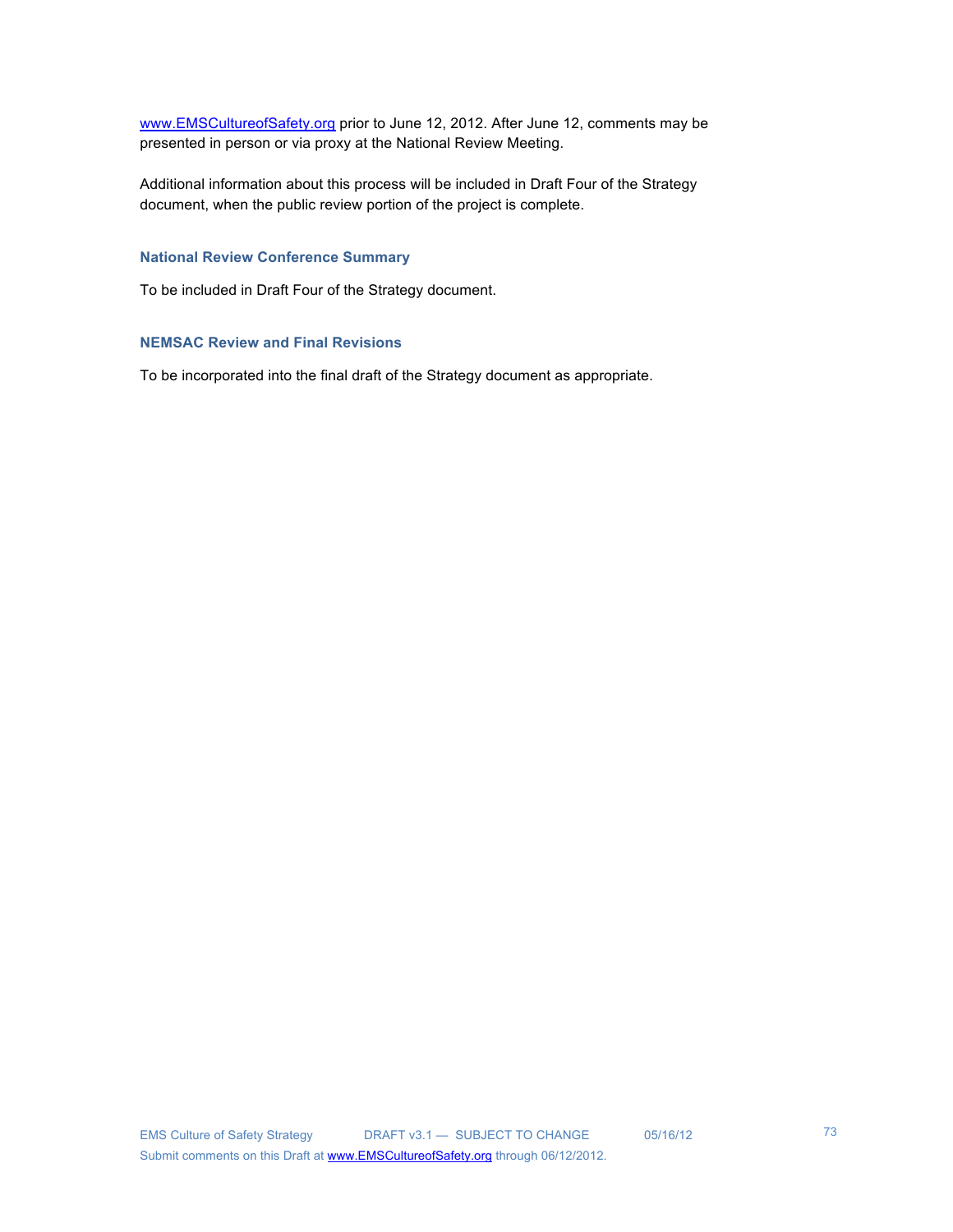www.EMSCultureofSafety.org prior to June 12, 2012. After June 12, comments may be presented in person or via proxy at the National Review Meeting.

Additional information about this process will be included in Draft Four of the Strategy document, when the public review portion of the project is complete.

### National Review Conference Summary

To be included in Draft Four of the Strategy document.

### NEMSAC Review and Final Revisions

To be incorporated into the final draft of the Strategy document as appropriate.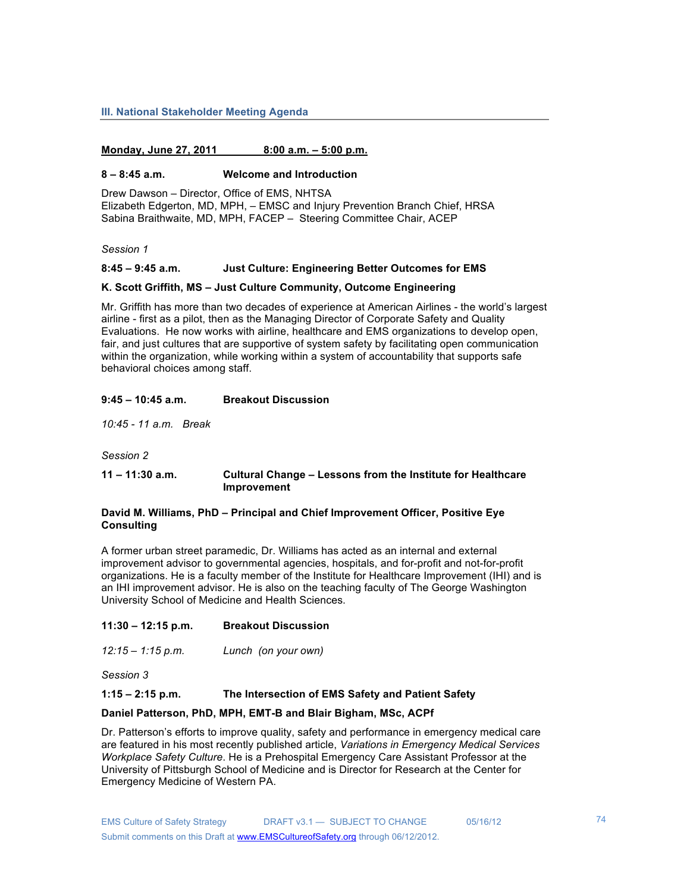### III. National Stakeholder Meeting Agenda

**Monday, June 27, 2011 8:00 a.m. – 5:00 p.m.**

**8 – 8:45 a.m. Welcome and Introduction**

Drew Dawson – Director, Office of EMS, NHTSA
Elizabeth Edgerton, MD, MPH, – EMSC and Injury Prevention Branch Chief, HRSA
Sabina Braithwaite, MD, MPH, FACEP – Steering Committee Chair, ACEP

*Session 1*

**8:45 – 9:45 a.m. Just Culture: Engineering Better Outcomes for EMS**

**K. Scott Griffith, MS – Just Culture Community, Outcome Engineering**

Mr. Griffith has more than two decades of experience at American Airlines - the world's largest airline - first as a pilot, then as the Managing Director of Corporate Safety and Quality Evaluations. He now works with airline, healthcare and EMS organizations to develop open, fair, and just cultures that are supportive of system safety by facilitating open communication within the organization, while working within a system of accountability that supports safe behavioral choices among staff.

**9:45 – 10:45 a.m. Breakout Discussion**

*10:45 - 11 a.m. Break*

*Session 2*

**11 – 11:30 a.m. Cultural Change – Lessons from the Institute for Healthcare Improvement**

**David M. Williams, PhD – Principal and Chief Improvement Officer, Positive Eye Consulting**

A former urban street paramedic, Dr. Williams has acted as an internal and external improvement advisor to governmental agencies, hospitals, and for-profit and not-for-profit organizations. He is a faculty member of the Institute for Healthcare Improvement (IHI) and is an IHI improvement advisor. He is also on the teaching faculty of The George Washington University School of Medicine and Health Sciences.

**11:30 – 12:15 p.m. Breakout Discussion**

*12:15 – 1:15 p.m. Lunch (on your own)*

*Session 3*

**1:15 – 2:15 p.m. The Intersection of EMS Safety and Patient Safety**

**Daniel Patterson, PhD, MPH, EMT-B and Blair Bigham, MSc, ACPf**

Dr. Patterson's efforts to improve quality, safety and performance in emergency medical care are featured in his most recently published article, *Variations in Emergency Medical Services Workplace Safety Culture*. He is a Prehospital Emergency Care Assistant Professor at the University of Pittsburgh School of Medicine and is Director for Research at the Center for Emergency Medicine of Western PA.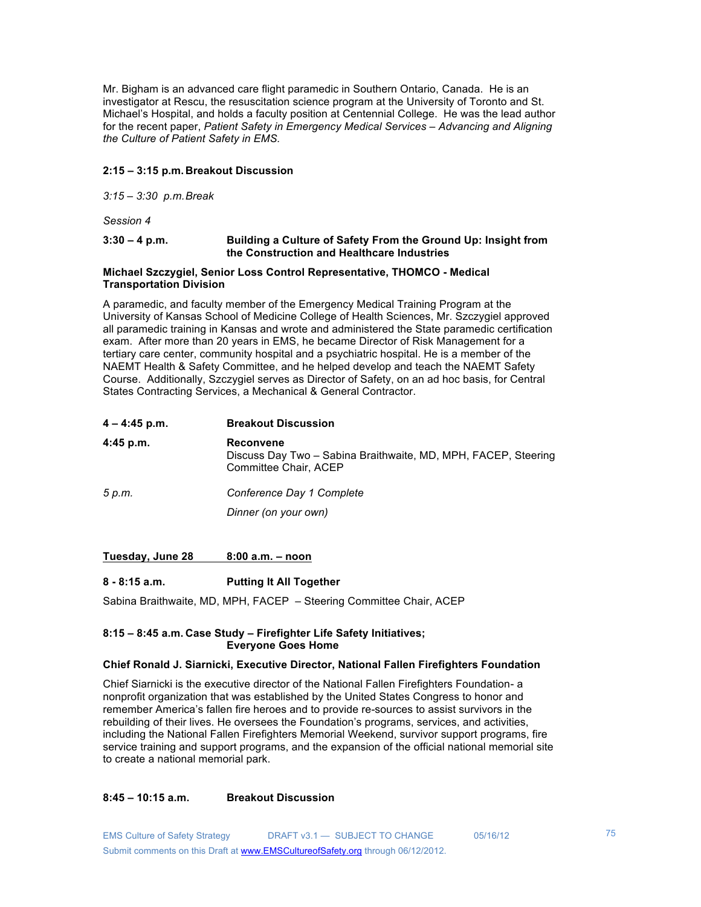Mr. Bigham is an advanced care flight paramedic in Southern Ontario, Canada. He is an investigator at Rescu, the resuscitation science program at the University of Toronto and St. Michael's Hospital, and holds a faculty position at Centennial College. He was the lead author for the recent paper, *Patient Safety in Emergency Medical Services – Advancing and Aligning the Culture of Patient Safety in EMS.*

**2:15 – 3:15 p.m. Breakout Discussion**

*3:15 – 3:30 p.m. Break*

*Session 4*

**3:30 – 4 p.m.** **Building a Culture of Safety From the Ground Up: Insight from the Construction and Healthcare Industries**

**Michael Szczygiel, Senior Loss Control Representative, THOMCO - Medical Transportation Division**

A paramedic, and faculty member of the Emergency Medical Training Program at the University of Kansas School of Medicine College of Health Sciences, Mr. Szczygiel approved all paramedic training in Kansas and wrote and administered the State paramedic certification exam. After more than 20 years in EMS, he became Director of Risk Management for a tertiary care center, community hospital and a psychiatric hospital. He is a member of the NAEMT Health & Safety Committee, and he helped develop and teach the NAEMT Safety Course. Additionally, Szczygiel serves as Director of Safety, on an ad hoc basis, for Central States Contracting Services, a Mechanical & General Contractor.

**4 – 4:45 p.m.** **Breakout Discussion**

**4:45 p.m.** **Reconvene**
Discuss Day Two – Sabina Braithwaite, MD, MPH, FACEP, Steering Committee Chair, ACEP

*5 p.m.* *Conference Day 1 Complete*

*Dinner (on your own)*

**Tuesday, June 28** **8:00 a.m. – noon**

**8 - 8:15 a.m.** **Putting It All Together**

Sabina Braithwaite, MD, MPH, FACEP – Steering Committee Chair, ACEP

**8:15 – 8:45 a.m. Case Study – Firefighter Life Safety Initiatives; Everyone Goes Home**

**Chief Ronald J. Siarnicki, Executive Director, National Fallen Firefighters Foundation**

Chief Siarnicki is the executive director of the National Fallen Firefighters Foundation- a nonprofit organization that was established by the United States Congress to honor and remember America's fallen fire heroes and to provide re-sources to assist survivors in the rebuilding of their lives. He oversees the Foundation's programs, services, and activities, including the National Fallen Firefighters Memorial Weekend, survivor support programs, fire service training and support programs, and the expansion of the official national memorial site to create a national memorial park.

**8:45 – 10:15 a.m.** **Breakout Discussion**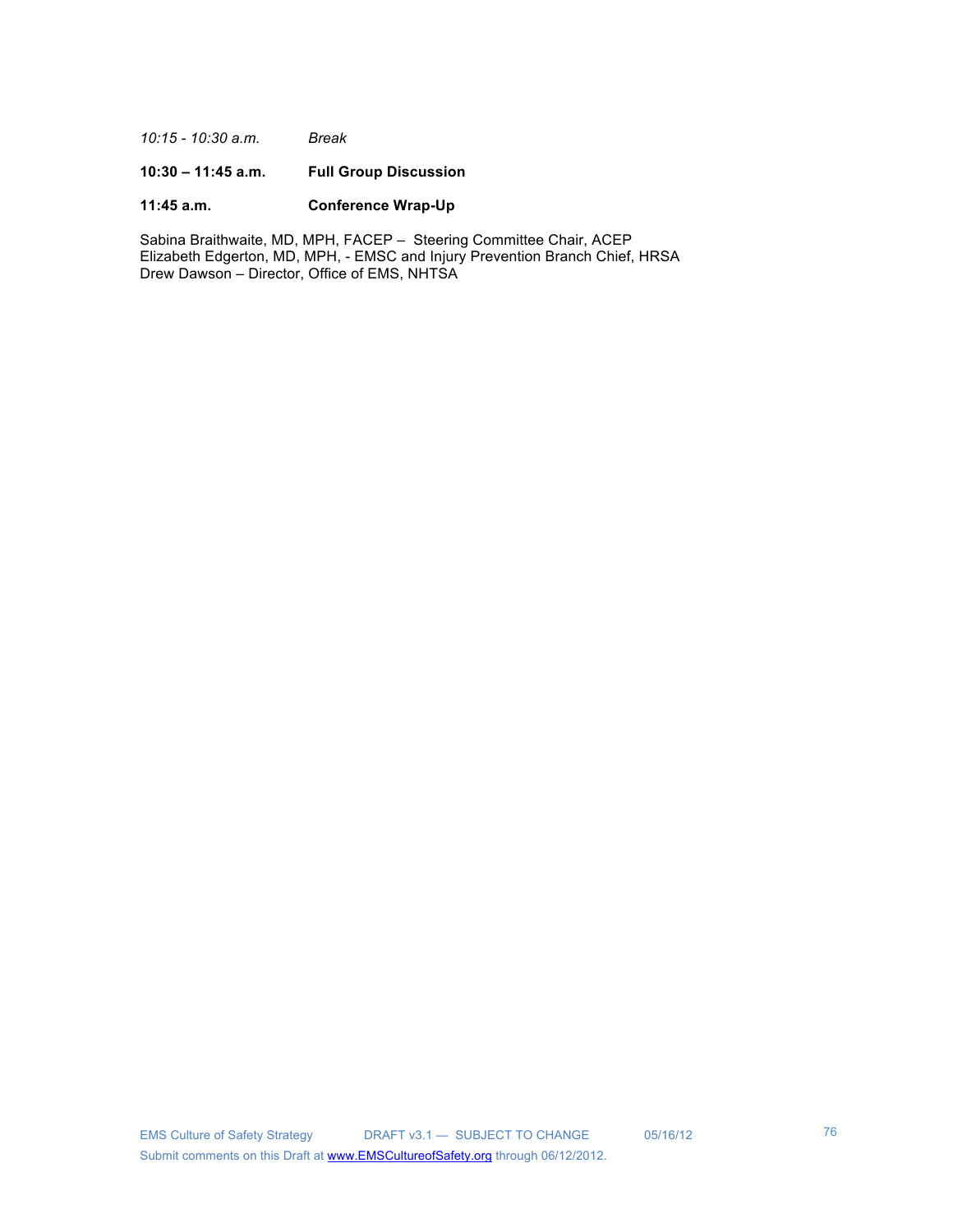*10:15 - 10:30 a.m.* *Break*

**10:30 – 11:45 a.m.** **Full Group Discussion**

**11:45 a.m.** **Conference Wrap-Up**

Sabina Braithwaite, MD, MPH, FACEP – Steering Committee Chair, ACEP
Elizabeth Edgerton, MD, MPH, - EMSC and Injury Prevention Branch Chief, HRSA
Drew Dawson – Director, Office of EMS, NHTSA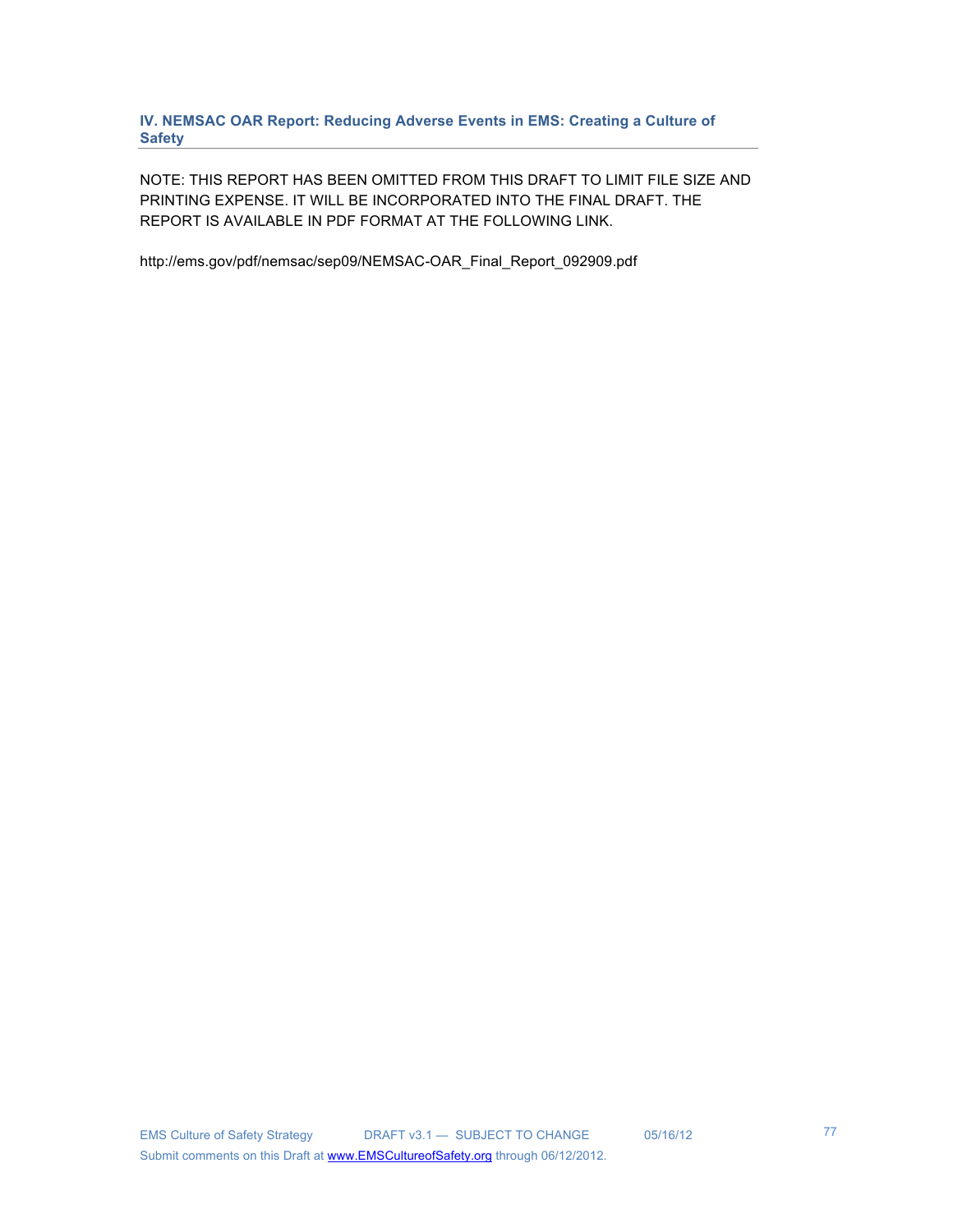## IV. NEMSAC OAR Report: Reducing Adverse Events in EMS: Creating a Culture of Safety

NOTE: THIS REPORT HAS BEEN OMITTED FROM THIS DRAFT TO LIMIT FILE SIZE AND PRINTING EXPENSE. IT WILL BE INCORPORATED INTO THE FINAL DRAFT. THE REPORT IS AVAILABLE IN PDF FORMAT AT THE FOLLOWING LINK.

http://ems.gov/pdf/nemsac/sep09/NEMSAC-OAR_Final_Report_092909.pdf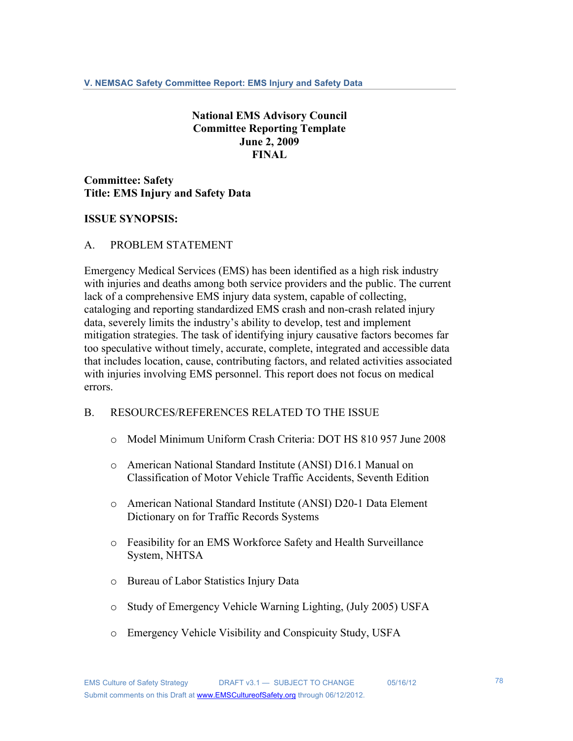**National EMS Advisory Council**
**Committee Reporting Template**
**June 2, 2009**
**FINAL**

**Committee: Safety**
**Title: EMS Injury and Safety Data**

**ISSUE SYNOPSIS:**

A. PROBLEM STATEMENT

Emergency Medical Services (EMS) has been identified as a high risk industry with injuries and deaths among both service providers and the public. The current lack of a comprehensive EMS injury data system, capable of collecting, cataloging and reporting standardized EMS crash and non-crash related injury data, severely limits the industry's ability to develop, test and implement mitigation strategies. The task of identifying injury causative factors becomes far too speculative without timely, accurate, complete, integrated and accessible data that includes location, cause, contributing factors, and related activities associated with injuries involving EMS personnel. This report does not focus on medical errors.

B. RESOURCES/REFERENCES RELATED TO THE ISSUE

- Model Minimum Uniform Crash Criteria: DOT HS 810 957 June 2008
- American National Standard Institute (ANSI) D16.1 Manual on Classification of Motor Vehicle Traffic Accidents, Seventh Edition
- American National Standard Institute (ANSI) D20-1 Data Element Dictionary on for Traffic Records Systems
- Feasibility for an EMS Workforce Safety and Health Surveillance System, NHTSA
- Bureau of Labor Statistics Injury Data
- Study of Emergency Vehicle Warning Lighting, (July 2005) USFA
- Emergency Vehicle Visibility and Conspicuity Study, USFA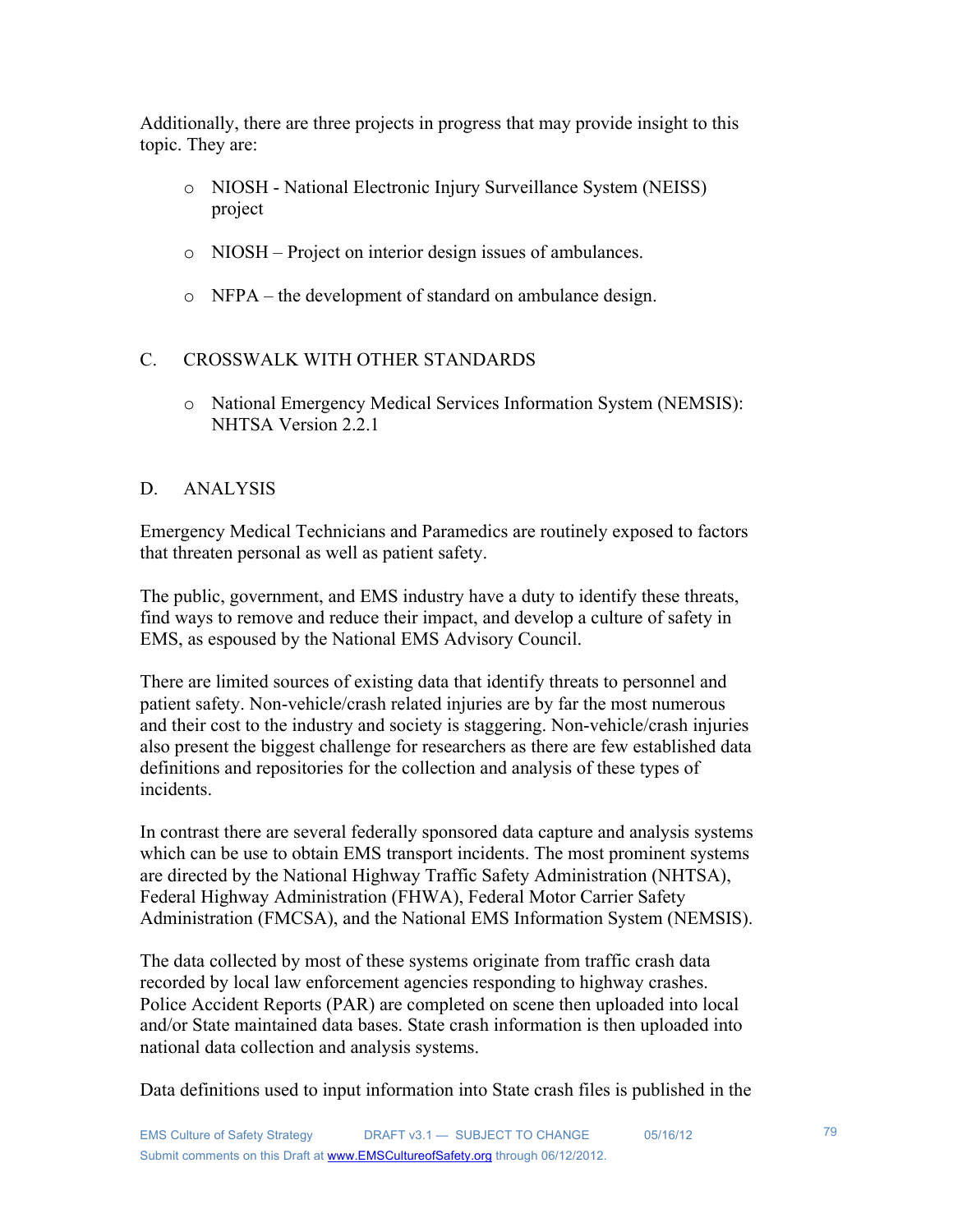Additionally, there are three projects in progress that may provide insight to this topic. They are:

- NIOSH - National Electronic Injury Surveillance System (NEISS) project
- NIOSH – Project on interior design issues of ambulances.
- NFPA – the development of standard on ambulance design.

## C. CROSSWALK WITH OTHER STANDARDS

- National Emergency Medical Services Information System (NEMSIS): NHTSA Version 2.2.1

## D. ANALYSIS

Emergency Medical Technicians and Paramedics are routinely exposed to factors that threaten personal as well as patient safety.

The public, government, and EMS industry have a duty to identify these threats, find ways to remove and reduce their impact, and develop a culture of safety in EMS, as espoused by the National EMS Advisory Council.

There are limited sources of existing data that identify threats to personnel and patient safety. Non-vehicle/crash related injuries are by far the most numerous and their cost to the industry and society is staggering. Non-vehicle/crash injuries also present the biggest challenge for researchers as there are few established data definitions and repositories for the collection and analysis of these types of incidents.

In contrast there are several federally sponsored data capture and analysis systems which can be use to obtain EMS transport incidents. The most prominent systems are directed by the National Highway Traffic Safety Administration (NHTSA), Federal Highway Administration (FHWA), Federal Motor Carrier Safety Administration (FMCSA), and the National EMS Information System (NEMSIS).

The data collected by most of these systems originate from traffic crash data recorded by local law enforcement agencies responding to highway crashes. Police Accident Reports (PAR) are completed on scene then uploaded into local and/or State maintained data bases. State crash information is then uploaded into national data collection and analysis systems.

Data definitions used to input information into State crash files is published in the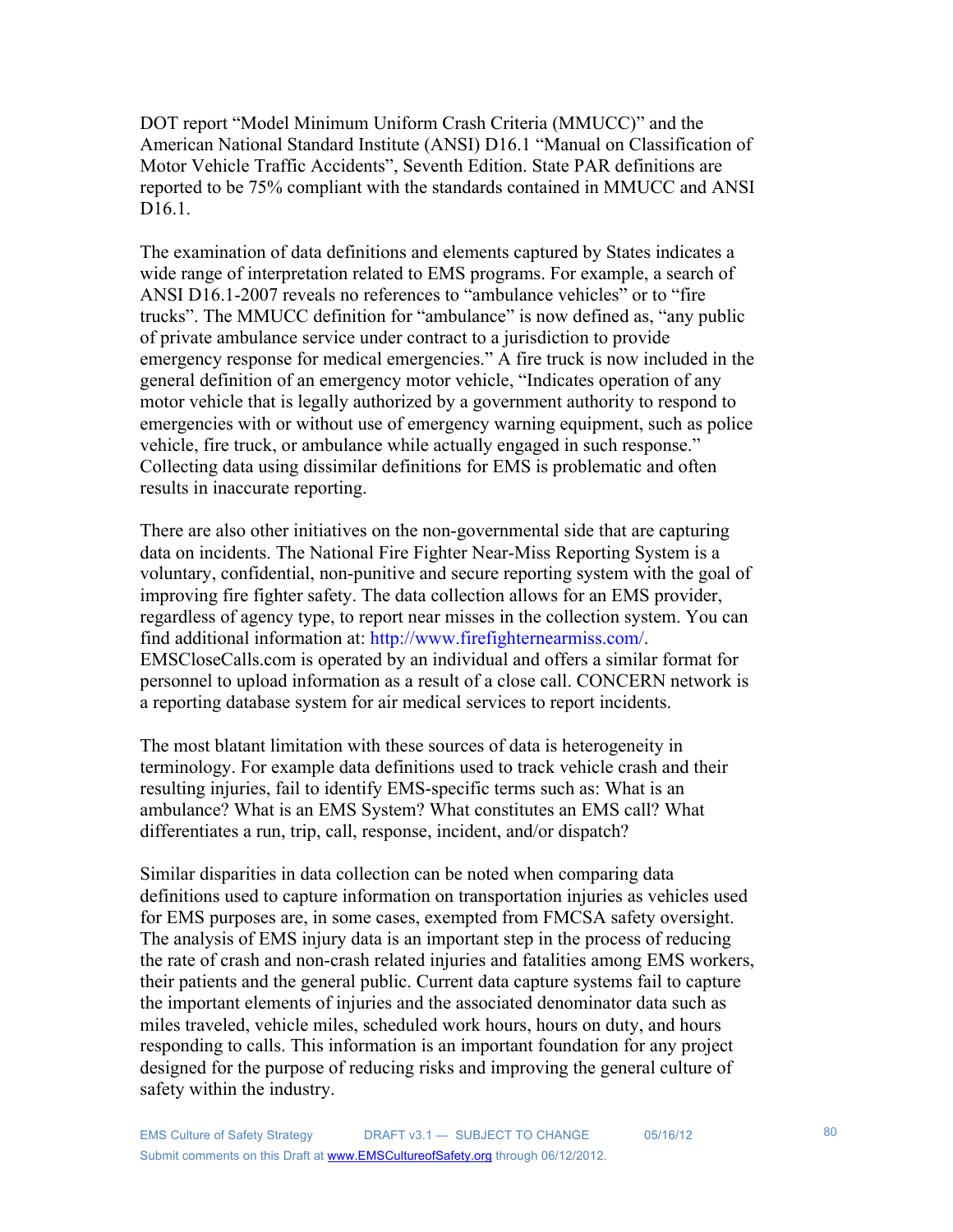DOT report "Model Minimum Uniform Crash Criteria (MMUCC)" and the American National Standard Institute (ANSI) D16.1 "Manual on Classification of Motor Vehicle Traffic Accidents", Seventh Edition. State PAR definitions are reported to be 75% compliant with the standards contained in MMUCC and ANSI D16.1.

The examination of data definitions and elements captured by States indicates a wide range of interpretation related to EMS programs. For example, a search of ANSI D16.1-2007 reveals no references to "ambulance vehicles" or to "fire trucks". The MMUCC definition for "ambulance" is now defined as, "any public of private ambulance service under contract to a jurisdiction to provide emergency response for medical emergencies." A fire truck is now included in the general definition of an emergency motor vehicle, "Indicates operation of any motor vehicle that is legally authorized by a government authority to respond to emergencies with or without use of emergency warning equipment, such as police vehicle, fire truck, or ambulance while actually engaged in such response." Collecting data using dissimilar definitions for EMS is problematic and often results in inaccurate reporting.

There are also other initiatives on the non-governmental side that are capturing data on incidents. The National Fire Fighter Near-Miss Reporting System is a voluntary, confidential, non-punitive and secure reporting system with the goal of improving fire fighter safety. The data collection allows for an EMS provider, regardless of agency type, to report near misses in the collection system. You can find additional information at: http://www.firefighternearmiss.com/. EMSCloseCalls.com is operated by an individual and offers a similar format for personnel to upload information as a result of a close call. CONCERN network is a reporting database system for air medical services to report incidents.

The most blatant limitation with these sources of data is heterogeneity in terminology. For example data definitions used to track vehicle crash and their resulting injuries, fail to identify EMS-specific terms such as: What is an ambulance? What is an EMS System? What constitutes an EMS call? What differentiates a run, trip, call, response, incident, and/or dispatch?

Similar disparities in data collection can be noted when comparing data definitions used to capture information on transportation injuries as vehicles used for EMS purposes are, in some cases, exempted from FMCSA safety oversight. The analysis of EMS injury data is an important step in the process of reducing the rate of crash and non-crash related injuries and fatalities among EMS workers, their patients and the general public. Current data capture systems fail to capture the important elements of injuries and the associated denominator data such as miles traveled, vehicle miles, scheduled work hours, hours on duty, and hours responding to calls. This information is an important foundation for any project designed for the purpose of reducing risks and improving the general culture of safety within the industry.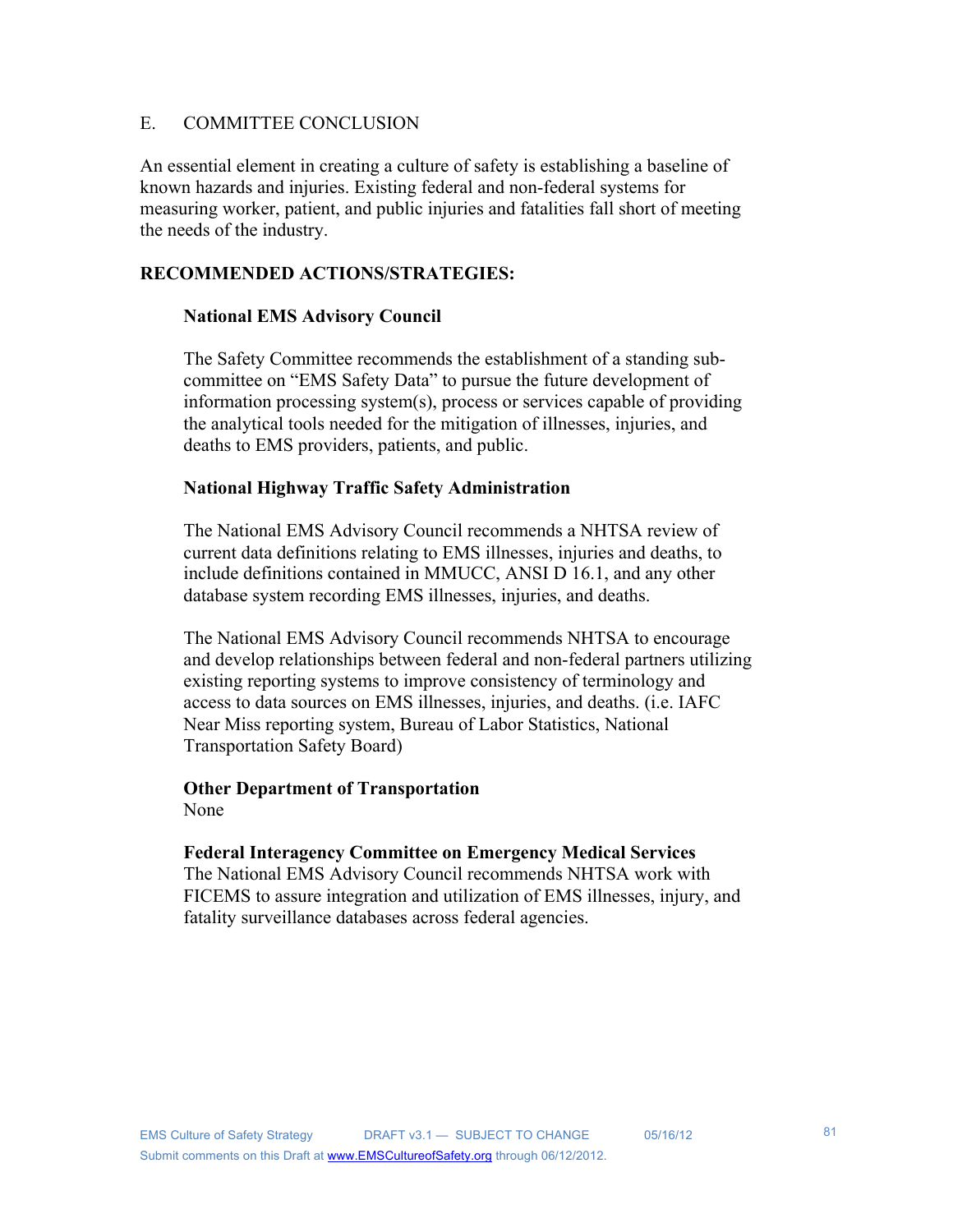## E. COMMITTEE CONCLUSION

An essential element in creating a culture of safety is establishing a baseline of known hazards and injuries. Existing federal and non-federal systems for measuring worker, patient, and public injuries and fatalities fall short of meeting the needs of the industry.

**RECOMMENDED ACTIONS/STRATEGIES:**

**National EMS Advisory Council**

The Safety Committee recommends the establishment of a standing sub-committee on "EMS Safety Data" to pursue the future development of information processing system(s), process or services capable of providing the analytical tools needed for the mitigation of illnesses, injuries, and deaths to EMS providers, patients, and public.

**National Highway Traffic Safety Administration**

The National EMS Advisory Council recommends a NHTSA review of current data definitions relating to EMS illnesses, injuries and deaths, to include definitions contained in MMUCC, ANSI D 16.1, and any other database system recording EMS illnesses, injuries, and deaths.

The National EMS Advisory Council recommends NHTSA to encourage and develop relationships between federal and non-federal partners utilizing existing reporting systems to improve consistency of terminology and access to data sources on EMS illnesses, injuries, and deaths. (i.e. IAFC Near Miss reporting system, Bureau of Labor Statistics, National Transportation Safety Board)

**Other Department of Transportation**

None

**Federal Interagency Committee on Emergency Medical Services**

The National EMS Advisory Council recommends NHTSA work with FICEMS to assure integration and utilization of EMS illnesses, injury, and fatality surveillance databases across federal agencies.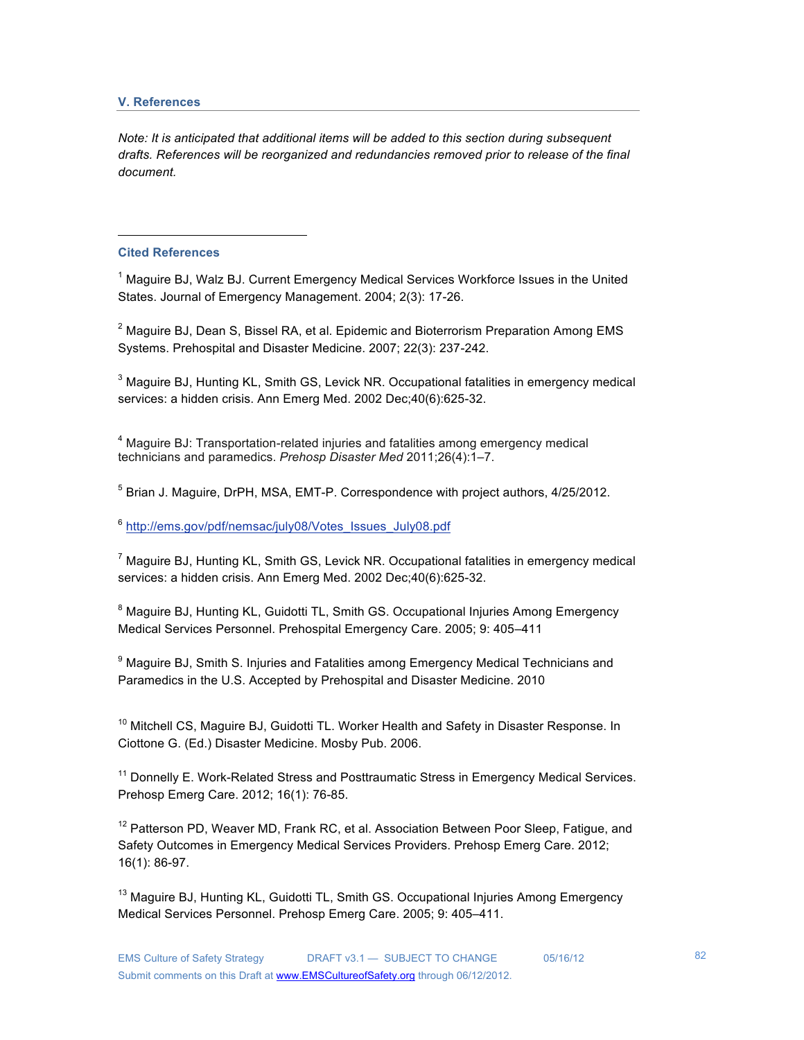## V. References

*Note: It is anticipated that additional items will be added to this section during subsequent drafts. References will be reorganized and redundancies removed prior to release of the final document.*

### Cited References

[1] Maguire BJ, Walz BJ. Current Emergency Medical Services Workforce Issues in the United States. Journal of Emergency Management. 2004; 2(3): 17-26.

[2] Maguire BJ, Dean S, Bissel RA, et al. Epidemic and Bioterrorism Preparation Among EMS Systems. Prehospital and Disaster Medicine. 2007; 22(3): 237-242.

[3] Maguire BJ, Hunting KL, Smith GS, Levick NR. Occupational fatalities in emergency medical services: a hidden crisis. Ann Emerg Med. 2002 Dec;40(6):625-32.

[4] Maguire BJ: Transportation-related injuries and fatalities among emergency medical technicians and paramedics. *Prehosp Disaster Med* 2011;26(4):1–7.

[5] Brian J. Maguire, DrPH, MSA, EMT-P. Correspondence with project authors, 4/25/2012.

[6] http://ems.gov/pdf/nemsac/july08/Votes_Issues_July08.pdf

[7] Maguire BJ, Hunting KL, Smith GS, Levick NR. Occupational fatalities in emergency medical services: a hidden crisis. Ann Emerg Med. 2002 Dec;40(6):625-32.

[8] Maguire BJ, Hunting KL, Guidotti TL, Smith GS. Occupational Injuries Among Emergency Medical Services Personnel. Prehospital Emergency Care. 2005; 9: 405–411

[9] Maguire BJ, Smith S. Injuries and Fatalities among Emergency Medical Technicians and Paramedics in the U.S. Accepted by Prehospital and Disaster Medicine. 2010

[10] Mitchell CS, Maguire BJ, Guidotti TL. Worker Health and Safety in Disaster Response. In Ciottone G. (Ed.) Disaster Medicine. Mosby Pub. 2006.

[11] Donnelly E. Work-Related Stress and Posttraumatic Stress in Emergency Medical Services. Prehosp Emerg Care. 2012; 16(1): 76-85.

[12] Patterson PD, Weaver MD, Frank RC, et al. Association Between Poor Sleep, Fatigue, and Safety Outcomes in Emergency Medical Services Providers. Prehosp Emerg Care. 2012; 16(1): 86-97.

[13] Maguire BJ, Hunting KL, Guidotti TL, Smith GS. Occupational Injuries Among Emergency Medical Services Personnel. Prehosp Emerg Care. 2005; 9: 405–411.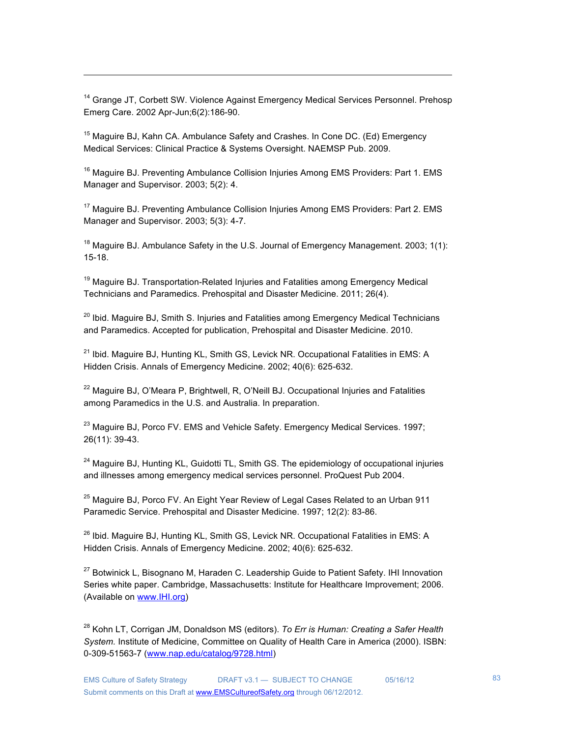[14] Grange JT, Corbett SW. Violence Against Emergency Medical Services Personnel. Prehosp Emerg Care. 2002 Apr-Jun;6(2):186-90.

[15] Maguire BJ, Kahn CA. Ambulance Safety and Crashes. In Cone DC. (Ed) Emergency Medical Services: Clinical Practice & Systems Oversight. NAEMSP Pub. 2009.

[16] Maguire BJ. Preventing Ambulance Collision Injuries Among EMS Providers: Part 1. EMS Manager and Supervisor. 2003; 5(2): 4.

[17] Maguire BJ. Preventing Ambulance Collision Injuries Among EMS Providers: Part 2. EMS Manager and Supervisor. 2003; 5(3): 4-7.

[18] Maguire BJ. Ambulance Safety in the U.S. Journal of Emergency Management. 2003; 1(1): 15-18.

[19] Maguire BJ. Transportation-Related Injuries and Fatalities among Emergency Medical Technicians and Paramedics. Prehospital and Disaster Medicine. 2011; 26(4).

[20] Ibid. Maguire BJ, Smith S. Injuries and Fatalities among Emergency Medical Technicians and Paramedics. Accepted for publication, Prehospital and Disaster Medicine. 2010.

[21] Ibid. Maguire BJ, Hunting KL, Smith GS, Levick NR. Occupational Fatalities in EMS: A Hidden Crisis. Annals of Emergency Medicine. 2002; 40(6): 625-632.

[22] Maguire BJ, O'Meara P, Brightwell, R, O'Neill BJ. Occupational Injuries and Fatalities among Paramedics in the U.S. and Australia. In preparation.

[23] Maguire BJ, Porco FV. EMS and Vehicle Safety. Emergency Medical Services. 1997; 26(11): 39-43.

[24] Maguire BJ, Hunting KL, Guidotti TL, Smith GS. The epidemiology of occupational injuries and illnesses among emergency medical services personnel. ProQuest Pub 2004.

[25] Maguire BJ, Porco FV. An Eight Year Review of Legal Cases Related to an Urban 911 Paramedic Service. Prehospital and Disaster Medicine. 1997; 12(2): 83-86.

[26] Ibid. Maguire BJ, Hunting KL, Smith GS, Levick NR. Occupational Fatalities in EMS: A Hidden Crisis. Annals of Emergency Medicine. 2002; 40(6): 625-632.

[27] Botwinick L, Bisognano M, Haraden C. Leadership Guide to Patient Safety. IHI Innovation Series white paper. Cambridge, Massachusetts: Institute for Healthcare Improvement; 2006. (Available on www.IHI.org)

[28] Kohn LT, Corrigan JM, Donaldson MS (editors). *To Err is Human: Creating a Safer Health System.* Institute of Medicine, Committee on Quality of Health Care in America (2000). ISBN: 0-309-51563-7 (www.nap.edu/catalog/9728.html)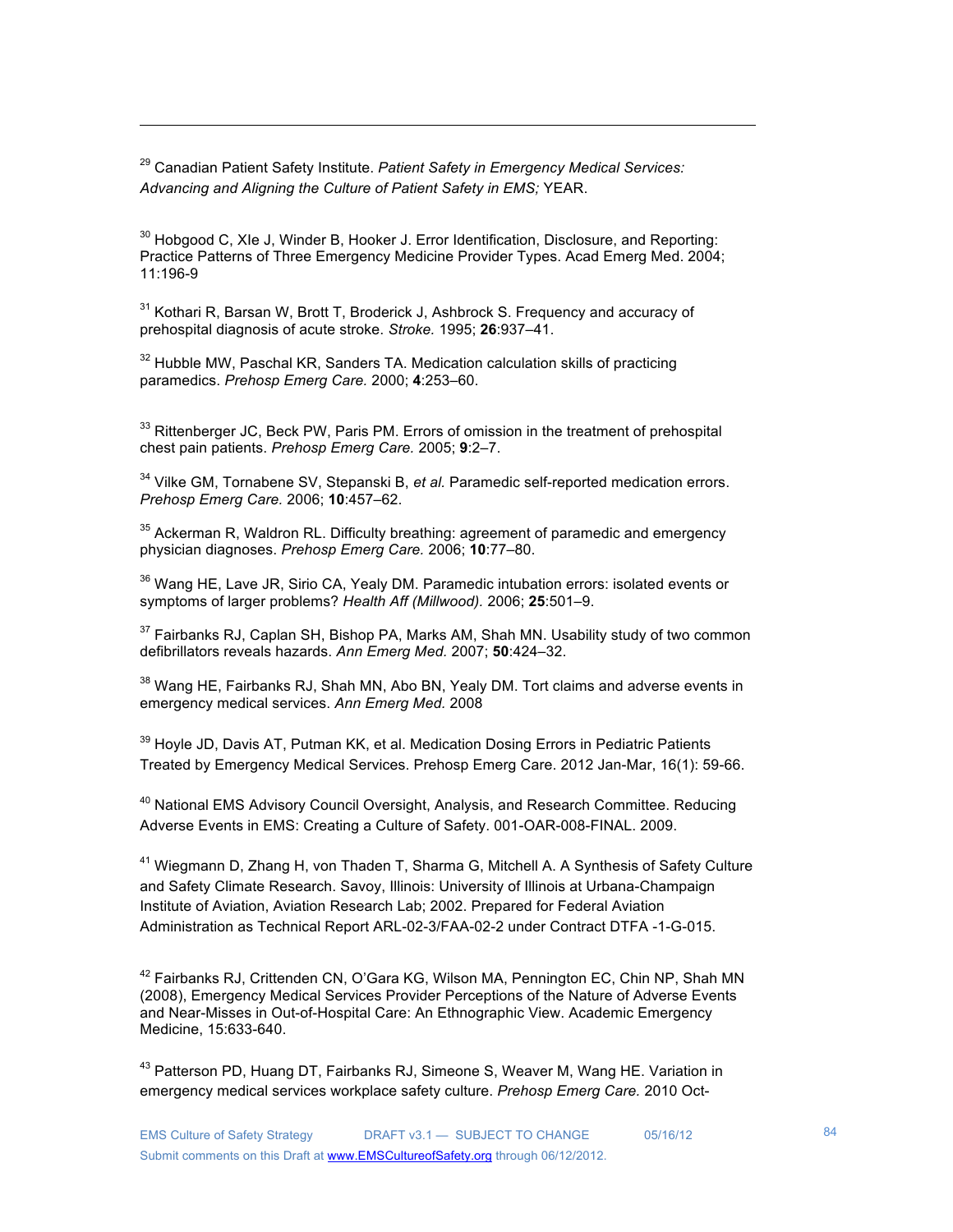[29] Canadian Patient Safety Institute. *Patient Safety in Emergency Medical Services: Advancing and Aligning the Culture of Patient Safety in EMS;* YEAR.

[30] Hobgood C, XIe J, Winder B, Hooker J. Error Identification, Disclosure, and Reporting: Practice Patterns of Three Emergency Medicine Provider Types. Acad Emerg Med. 2004; 11:196-9

[31] Kothari R, Barsan W, Brott T, Broderick J, Ashbrock S. Frequency and accuracy of prehospital diagnosis of acute stroke. *Stroke.* 1995; **26**:937–41.

[32] Hubble MW, Paschal KR, Sanders TA. Medication calculation skills of practicing paramedics. *Prehosp Emerg Care.* 2000; **4**:253–60.

[33] Rittenberger JC, Beck PW, Paris PM. Errors of omission in the treatment of prehospital chest pain patients. *Prehosp Emerg Care.* 2005; **9**:2–7.

[34] Vilke GM, Tornabene SV, Stepanski B, *et al.* Paramedic self-reported medication errors. *Prehosp Emerg Care.* 2006; **10**:457–62.

[35] Ackerman R, Waldron RL. Difficulty breathing: agreement of paramedic and emergency physician diagnoses. *Prehosp Emerg Care.* 2006; **10**:77–80.

[36] Wang HE, Lave JR, Sirio CA, Yealy DM. Paramedic intubation errors: isolated events or symptoms of larger problems? *Health Aff (Millwood).* 2006; **25**:501–9.

[37] Fairbanks RJ, Caplan SH, Bishop PA, Marks AM, Shah MN. Usability study of two common defibrillators reveals hazards. *Ann Emerg Med.* 2007; **50**:424–32.

[38] Wang HE, Fairbanks RJ, Shah MN, Abo BN, Yealy DM. Tort claims and adverse events in emergency medical services. *Ann Emerg Med.* 2008

[39] Hoyle JD, Davis AT, Putman KK, et al. Medication Dosing Errors in Pediatric Patients Treated by Emergency Medical Services. Prehosp Emerg Care. 2012 Jan-Mar, 16(1): 59-66.

[40] National EMS Advisory Council Oversight, Analysis, and Research Committee. Reducing Adverse Events in EMS: Creating a Culture of Safety. 001-OAR-008-FINAL. 2009.

[41] Wiegmann D, Zhang H, von Thaden T, Sharma G, Mitchell A. A Synthesis of Safety Culture and Safety Climate Research. Savoy, Illinois: University of Illinois at Urbana-Champaign Institute of Aviation, Aviation Research Lab; 2002. Prepared for Federal Aviation Administration as Technical Report ARL-02-3/FAA-02-2 under Contract DTFA -1-G-015.

[42] Fairbanks RJ, Crittenden CN, O'Gara KG, Wilson MA, Pennington EC, Chin NP, Shah MN (2008), Emergency Medical Services Provider Perceptions of the Nature of Adverse Events and Near-Misses in Out-of-Hospital Care: An Ethnographic View. Academic Emergency Medicine, 15:633-640.

[43] Patterson PD, Huang DT, Fairbanks RJ, Simeone S, Weaver M, Wang HE. Variation in emergency medical services workplace safety culture. *Prehosp Emerg Care.* 2010 Oct-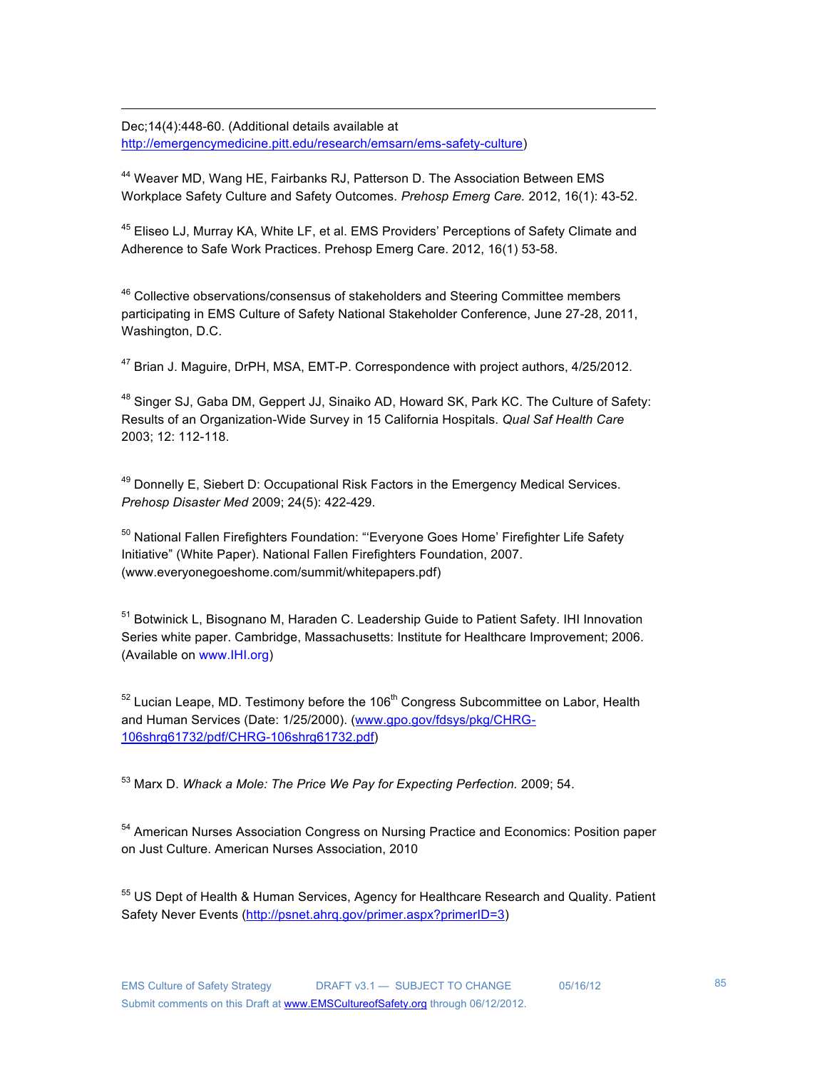Dec;14(4):448-60. (Additional details available at http://emergencymedicine.pitt.edu/research/emsarn/ems-safety-culture)

[44] Weaver MD, Wang HE, Fairbanks RJ, Patterson D. The Association Between EMS Workplace Safety Culture and Safety Outcomes. *Prehosp Emerg Care.* 2012, 16(1): 43-52.

[45] Eliseo LJ, Murray KA, White LF, et al. EMS Providers' Perceptions of Safety Climate and Adherence to Safe Work Practices. Prehosp Emerg Care. 2012, 16(1) 53-58.

[46] Collective observations/consensus of stakeholders and Steering Committee members participating in EMS Culture of Safety National Stakeholder Conference, June 27-28, 2011, Washington, D.C.

[47] Brian J. Maguire, DrPH, MSA, EMT-P. Correspondence with project authors, 4/25/2012.

[48] Singer SJ, Gaba DM, Geppert JJ, Sinaiko AD, Howard SK, Park KC. The Culture of Safety: Results of an Organization-Wide Survey in 15 California Hospitals. *Qual Saf Health Care* 2003; 12: 112-118.

[49] Donnelly E, Siebert D: Occupational Risk Factors in the Emergency Medical Services. *Prehosp Disaster Med* 2009; 24(5): 422-429.

[50] National Fallen Firefighters Foundation: "'Everyone Goes Home' Firefighter Life Safety Initiative" (White Paper). National Fallen Firefighters Foundation, 2007. (www.everyonegoeshome.com/summit/whitepapers.pdf)

[51] Botwinick L, Bisognano M, Haraden C. Leadership Guide to Patient Safety. IHI Innovation Series white paper. Cambridge, Massachusetts: Institute for Healthcare Improvement; 2006. (Available on www.IHI.org)

[52] Lucian Leape, MD. Testimony before the 106th Congress Subcommittee on Labor, Health and Human Services (Date: 1/25/2000). (www.gpo.gov/fdsys/pkg/CHRG-106shrg61732/pdf/CHRG-106shrg61732.pdf)

[53] Marx D. *Whack a Mole: The Price We Pay for Expecting Perfection.* 2009; 54.

[54] American Nurses Association Congress on Nursing Practice and Economics: Position paper on Just Culture. American Nurses Association, 2010

[55] US Dept of Health & Human Services, Agency for Healthcare Research and Quality. Patient Safety Never Events (http://psnet.ahrq.gov/primer.aspx?primerID=3)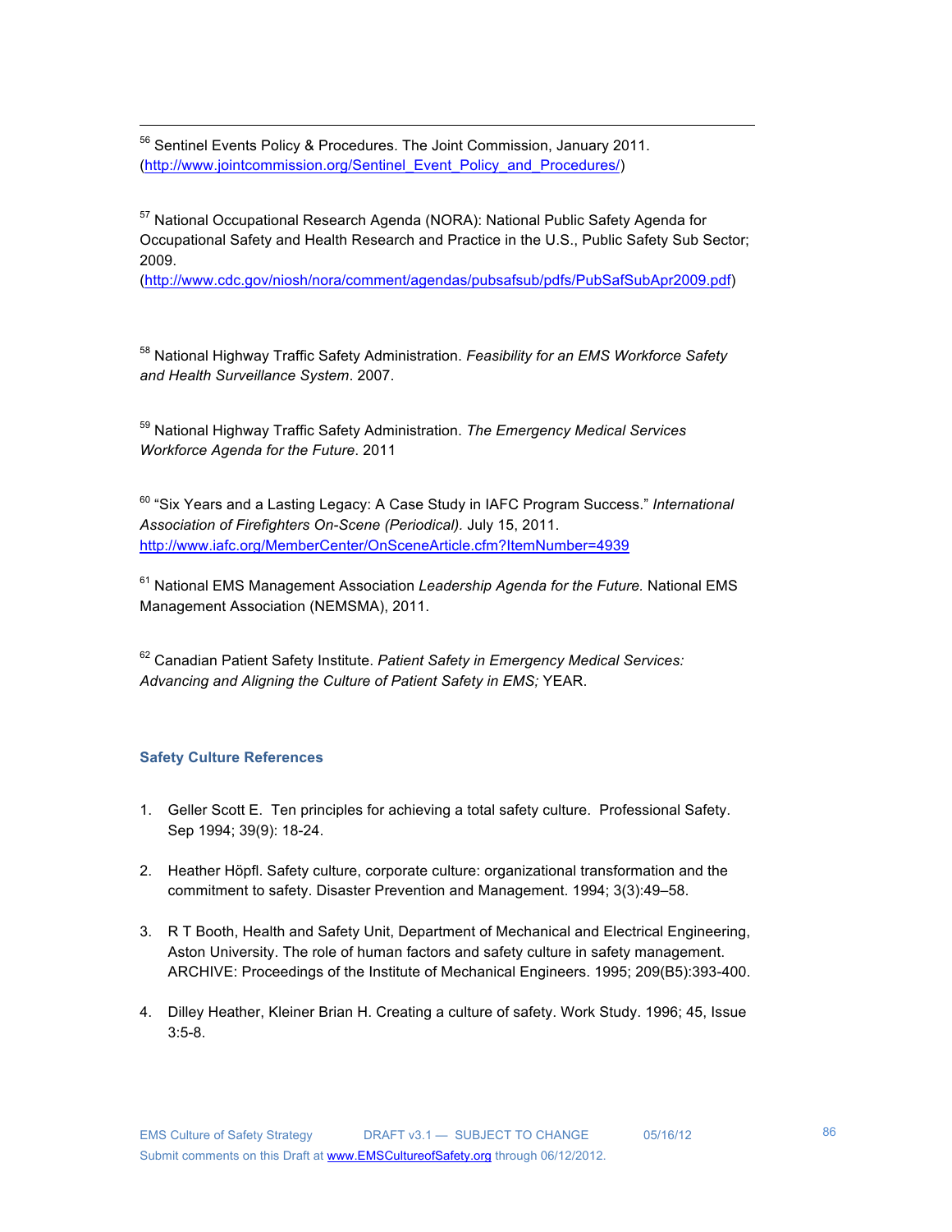[56] Sentinel Events Policy & Procedures. The Joint Commission, January 2011. (http://www.jointcommission.org/Sentinel_Event_Policy_and_Procedures/)

[57] National Occupational Research Agenda (NORA): National Public Safety Agenda for Occupational Safety and Health Research and Practice in the U.S., Public Safety Sub Sector; 2009. (http://www.cdc.gov/niosh/nora/comment/agendas/pubsafsub/pdfs/PubSafSubApr2009.pdf)

[58] National Highway Traffic Safety Administration. *Feasibility for an EMS Workforce Safety and Health Surveillance System*. 2007.

[59] National Highway Traffic Safety Administration. *The Emergency Medical Services Workforce Agenda for the Future*. 2011

[60] "Six Years and a Lasting Legacy: A Case Study in IAFC Program Success." *International Association of Firefighters On-Scene (Periodical).* July 15, 2011. http://www.iafc.org/MemberCenter/OnSceneArticle.cfm?ItemNumber=4939

[61] National EMS Management Association *Leadership Agenda for the Future.* National EMS Management Association (NEMSMA), 2011.

[62] Canadian Patient Safety Institute. *Patient Safety in Emergency Medical Services: Advancing and Aligning the Culture of Patient Safety in EMS;* YEAR.

### Safety Culture References

1. Geller Scott E. Ten principles for achieving a total safety culture. Professional Safety. Sep 1994; 39(9): 18-24.

2. Heather Höpfl. Safety culture, corporate culture: organizational transformation and the commitment to safety. Disaster Prevention and Management. 1994; 3(3):49–58.

3. R T Booth, Health and Safety Unit, Department of Mechanical and Electrical Engineering, Aston University. The role of human factors and safety culture in safety management. ARCHIVE: Proceedings of the Institute of Mechanical Engineers. 1995; 209(B5):393-400.

4. Dilley Heather, Kleiner Brian H. Creating a culture of safety. Work Study. 1996; 45, Issue 3:5-8.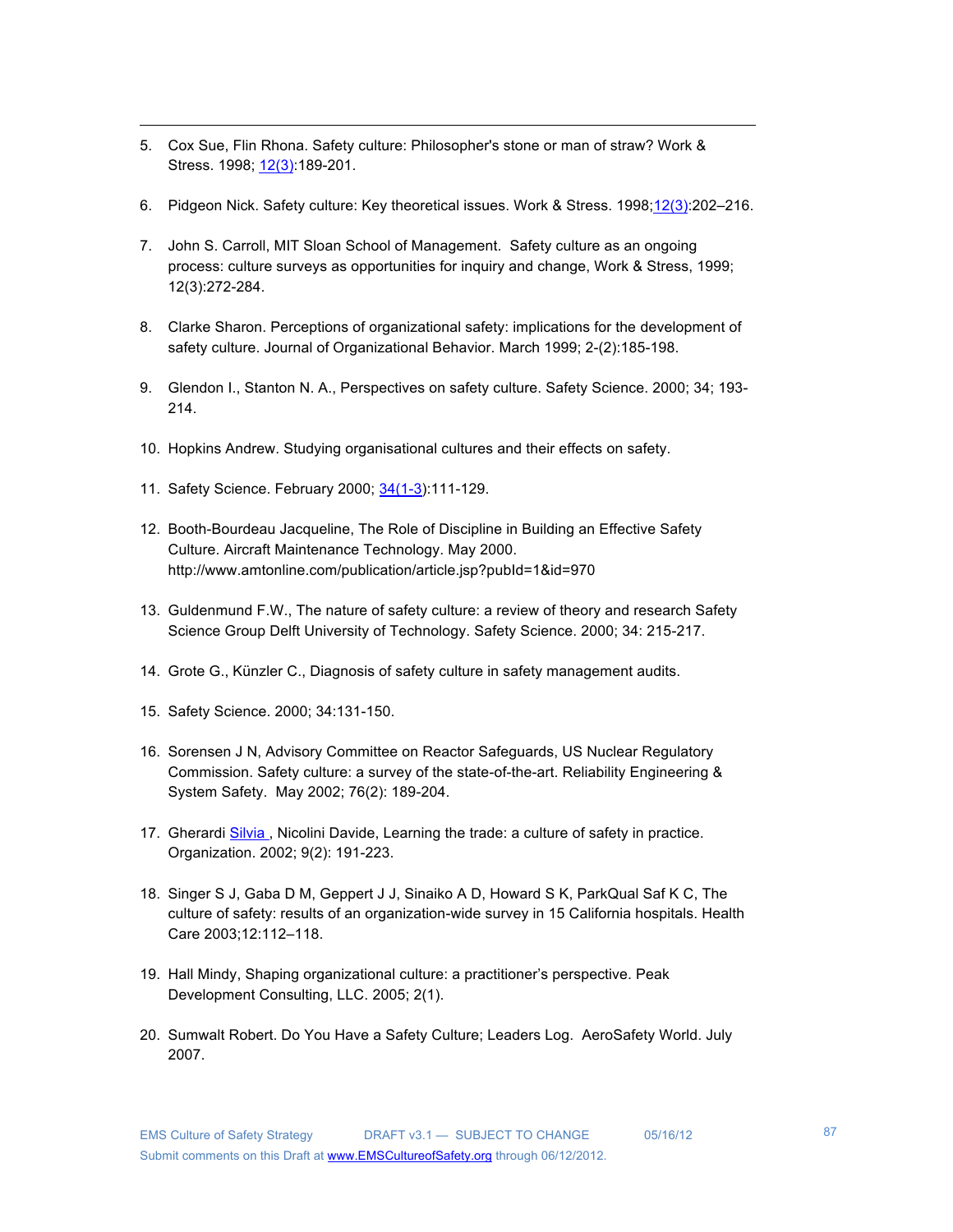5. Cox Sue, Flin Rhona. Safety culture: Philosopher's stone or man of straw? Work & Stress. 1998; 12(3):189-201.

6. Pidgeon Nick. Safety culture: Key theoretical issues. Work & Stress. 1998;12(3):202–216.

7. John S. Carroll, MIT Sloan School of Management. Safety culture as an ongoing process: culture surveys as opportunities for inquiry and change, Work & Stress, 1999; 12(3):272-284.

8. Clarke Sharon. Perceptions of organizational safety: implications for the development of safety culture. Journal of Organizational Behavior. March 1999; 2-(2):185-198.

9. Glendon I., Stanton N. A., Perspectives on safety culture. Safety Science. 2000; 34; 193-214.

10. Hopkins Andrew. Studying organisational cultures and their effects on safety.

11. Safety Science. February 2000; 34(1-3):111-129.

12. Booth-Bourdeau Jacqueline, The Role of Discipline in Building an Effective Safety Culture. Aircraft Maintenance Technology. May 2000. http://www.amtonline.com/publication/article.jsp?pubId=1&id=970

13. Guldenmund F.W., The nature of safety culture: a review of theory and research Safety Science Group Delft University of Technology. Safety Science. 2000; 34: 215-217.

14. Grote G., Künzler C., Diagnosis of safety culture in safety management audits.

15. Safety Science. 2000; 34:131-150.

16. Sorensen J N, Advisory Committee on Reactor Safeguards, US Nuclear Regulatory Commission. Safety culture: a survey of the state-of-the-art. Reliability Engineering & System Safety. May 2002; 76(2): 189-204.

17. Gherardi Silvia , Nicolini Davide, Learning the trade: a culture of safety in practice. Organization. 2002; 9(2): 191-223.

18. Singer S J, Gaba D M, Geppert J J, Sinaiko A D, Howard S K, ParkQual Saf K C, The culture of safety: results of an organization-wide survey in 15 California hospitals. Health Care 2003;12:112–118.

19. Hall Mindy, Shaping organizational culture: a practitioner's perspective. Peak Development Consulting, LLC. 2005; 2(1).

20. Sumwalt Robert. Do You Have a Safety Culture; Leaders Log. AeroSafety World. July 2007.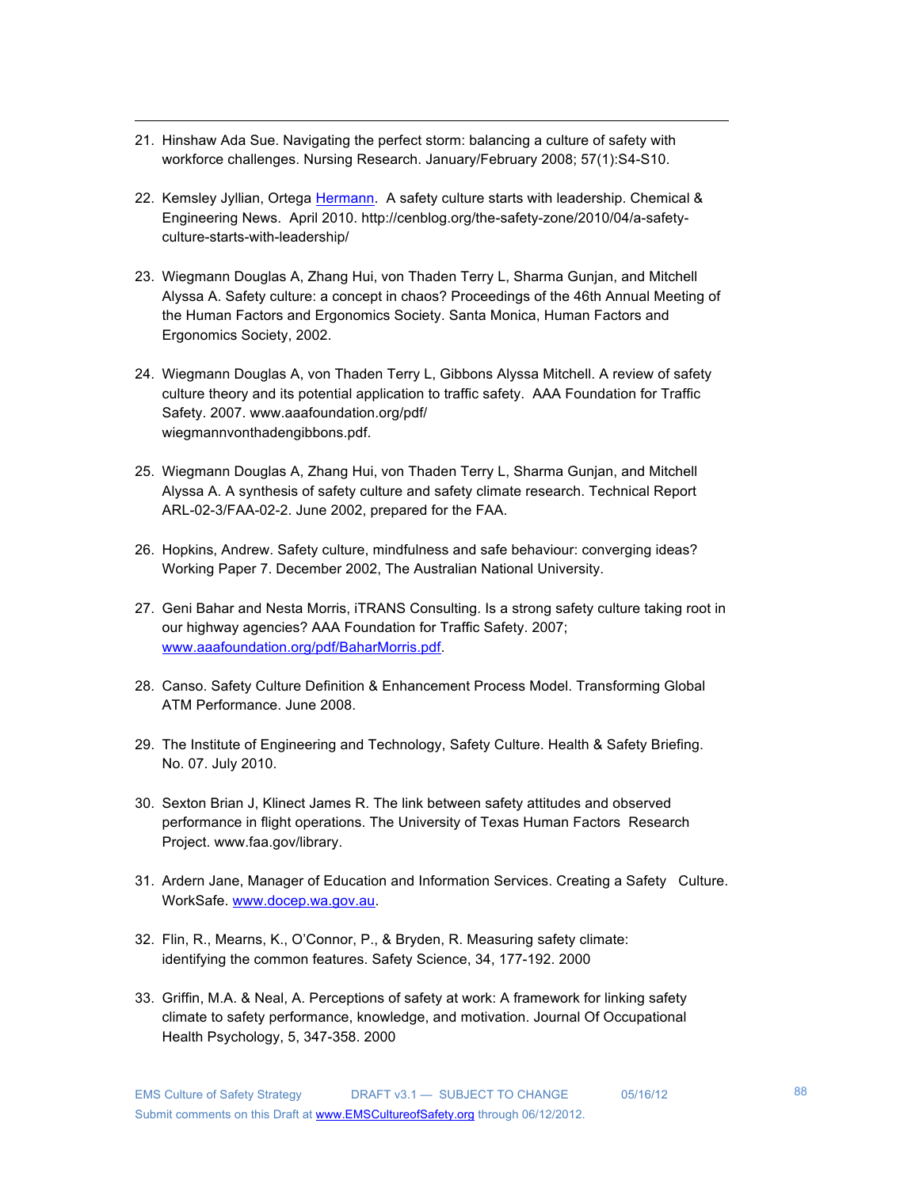21. Hinshaw Ada Sue. Navigating the perfect storm: balancing a culture of safety with workforce challenges. Nursing Research. January/February 2008; 57(1):S4-S10.

22. Kemsley Jyllian, Ortega Hermann. A safety culture starts with leadership. Chemical & Engineering News. April 2010. http://cenblog.org/the-safety-zone/2010/04/a-safety-culture-starts-with-leadership/

23. Wiegmann Douglas A, Zhang Hui, von Thaden Terry L, Sharma Gunjan, and Mitchell Alyssa A. Safety culture: a concept in chaos? Proceedings of the 46th Annual Meeting of the Human Factors and Ergonomics Society. Santa Monica, Human Factors and Ergonomics Society, 2002.

24. Wiegmann Douglas A, von Thaden Terry L, Gibbons Alyssa Mitchell. A review of safety culture theory and its potential application to traffic safety. AAA Foundation for Traffic Safety. 2007. www.aaafoundation.org/pdf/wiegmannvonthadengibbons.pdf.

25. Wiegmann Douglas A, Zhang Hui, von Thaden Terry L, Sharma Gunjan, and Mitchell Alyssa A. A synthesis of safety culture and safety climate research. Technical Report ARL-02-3/FAA-02-2. June 2002, prepared for the FAA.

26. Hopkins, Andrew. Safety culture, mindfulness and safe behaviour: converging ideas? Working Paper 7. December 2002, The Australian National University.

27. Geni Bahar and Nesta Morris, iTRANS Consulting. Is a strong safety culture taking root in our highway agencies? AAA Foundation for Traffic Safety. 2007; www.aaafoundation.org/pdf/BaharMorris.pdf.

28. Canso. Safety Culture Definition & Enhancement Process Model. Transforming Global ATM Performance. June 2008.

29. The Institute of Engineering and Technology, Safety Culture. Health & Safety Briefing. No. 07. July 2010.

30. Sexton Brian J, Klinect James R. The link between safety attitudes and observed performance in flight operations. The University of Texas Human Factors Research Project. www.faa.gov/library.

31. Ardern Jane, Manager of Education and Information Services. Creating a Safety Culture. WorkSafe. www.docep.wa.gov.au.

32. Flin, R., Mearns, K., O'Connor, P., & Bryden, R. Measuring safety climate: identifying the common features. Safety Science, 34, 177-192. 2000

33. Griffin, M.A. & Neal, A. Perceptions of safety at work: A framework for linking safety climate to safety performance, knowledge, and motivation. Journal Of Occupational Health Psychology, 5, 347-358. 2000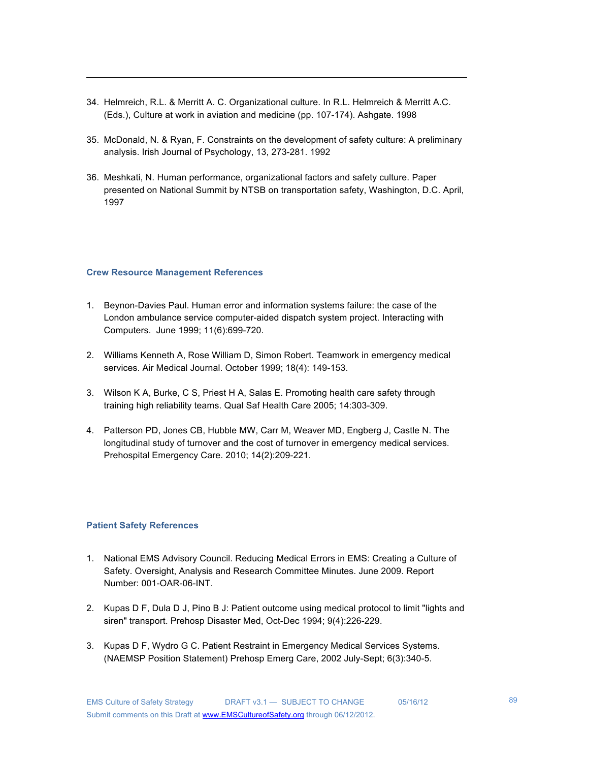34. Helmreich, R.L. & Merritt A. C. Organizational culture. In R.L. Helmreich & Merritt A.C. (Eds.), Culture at work in aviation and medicine (pp. 107-174). Ashgate. 1998

35. McDonald, N. & Ryan, F. Constraints on the development of safety culture: A preliminary analysis. Irish Journal of Psychology, 13, 273-281. 1992

36. Meshkati, N. Human performance, organizational factors and safety culture. Paper presented on National Summit by NTSB on transportation safety, Washington, D.C. April, 1997

### Crew Resource Management References

1. Beynon-Davies Paul. Human error and information systems failure: the case of the London ambulance service computer-aided dispatch system project. Interacting with Computers. June 1999; 11(6):699-720.

2. Williams Kenneth A, Rose William D, Simon Robert. Teamwork in emergency medical services. Air Medical Journal. October 1999; 18(4): 149-153.

3. Wilson K A, Burke, C S, Priest H A, Salas E. Promoting health care safety through training high reliability teams. Qual Saf Health Care 2005; 14:303-309.

4. Patterson PD, Jones CB, Hubble MW, Carr M, Weaver MD, Engberg J, Castle N. The longitudinal study of turnover and the cost of turnover in emergency medical services. Prehospital Emergency Care. 2010; 14(2):209-221.

### Patient Safety References

1. National EMS Advisory Council. Reducing Medical Errors in EMS: Creating a Culture of Safety. Oversight, Analysis and Research Committee Minutes. June 2009. Report Number: 001-OAR-06-INT.

2. Kupas D F, Dula D J, Pino B J: Patient outcome using medical protocol to limit "lights and siren" transport. Prehosp Disaster Med, Oct-Dec 1994; 9(4):226-229.

3. Kupas D F, Wydro G C. Patient Restraint in Emergency Medical Services Systems. (NAEMSP Position Statement) Prehosp Emerg Care, 2002 July-Sept; 6(3):340-5.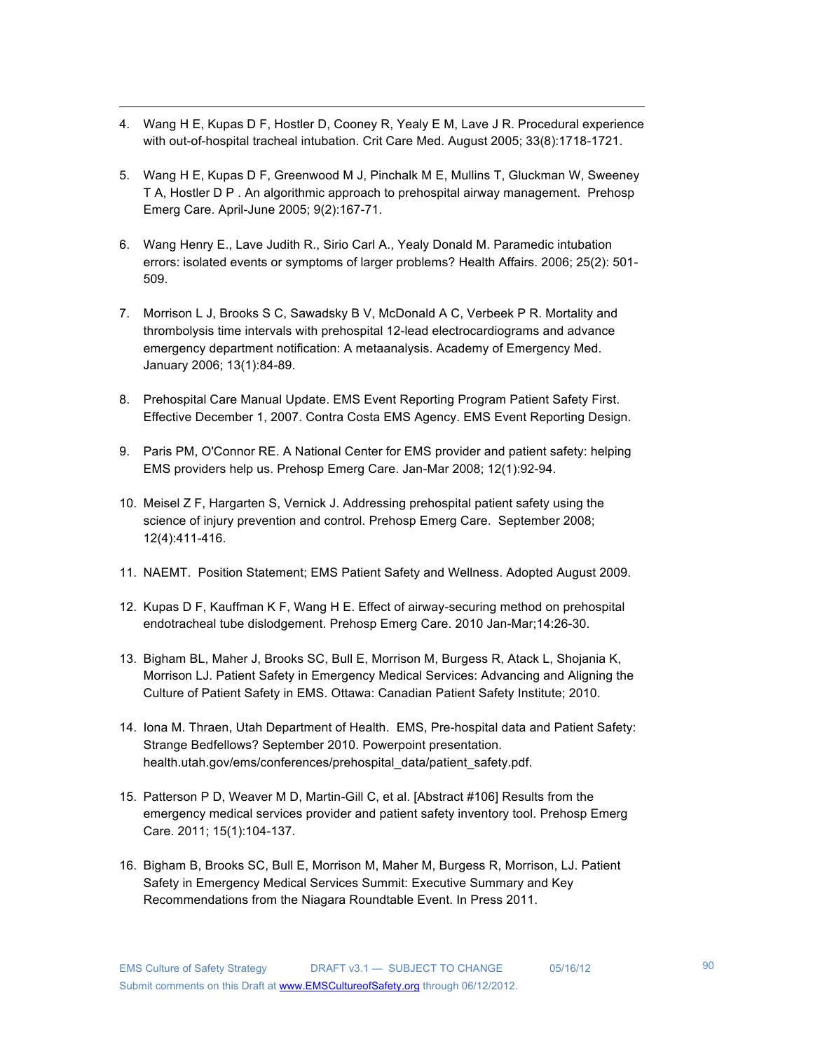4. Wang H E, Kupas D F, Hostler D, Cooney R, Yealy E M, Lave J R. Procedural experience with out-of-hospital tracheal intubation. Crit Care Med. August 2005; 33(8):1718-1721.

5. Wang H E, Kupas D F, Greenwood M J, Pinchalk M E, Mullins T, Gluckman W, Sweeney T A, Hostler D P . An algorithmic approach to prehospital airway management. Prehosp Emerg Care. April-June 2005; 9(2):167-71.

6. Wang Henry E., Lave Judith R., Sirio Carl A., Yealy Donald M. Paramedic intubation errors: isolated events or symptoms of larger problems? Health Affairs. 2006; 25(2): 501-509.

7. Morrison L J, Brooks S C, Sawadsky B V, McDonald A C, Verbeek P R. Mortality and thrombolysis time intervals with prehospital 12-lead electrocardiograms and advance emergency department notification: A metaanalysis. Academy of Emergency Med. January 2006; 13(1):84-89.

8. Prehospital Care Manual Update. EMS Event Reporting Program Patient Safety First. Effective December 1, 2007. Contra Costa EMS Agency. EMS Event Reporting Design.

9. Paris PM, O'Connor RE. A National Center for EMS provider and patient safety: helping EMS providers help us. Prehosp Emerg Care. Jan-Mar 2008; 12(1):92-94.

10. Meisel Z F, Hargarten S, Vernick J. Addressing prehospital patient safety using the science of injury prevention and control. Prehosp Emerg Care. September 2008; 12(4):411-416.

11. NAEMT. Position Statement; EMS Patient Safety and Wellness. Adopted August 2009.

12. Kupas D F, Kauffman K F, Wang H E. Effect of airway-securing method on prehospital endotracheal tube dislodgement. Prehosp Emerg Care. 2010 Jan-Mar;14:26-30.

13. Bigham BL, Maher J, Brooks SC, Bull E, Morrison M, Burgess R, Atack L, Shojania K, Morrison LJ. Patient Safety in Emergency Medical Services: Advancing and Aligning the Culture of Patient Safety in EMS. Ottawa: Canadian Patient Safety Institute; 2010.

14. Iona M. Thraen, Utah Department of Health. EMS, Pre-hospital data and Patient Safety: Strange Bedfellows? September 2010. Powerpoint presentation. health.utah.gov/ems/conferences/prehospital_data/patient_safety.pdf.

15. Patterson P D, Weaver M D, Martin-Gill C, et al. [Abstract #106] Results from the emergency medical services provider and patient safety inventory tool. Prehosp Emerg Care. 2011; 15(1):104-137.

16. Bigham B, Brooks SC, Bull E, Morrison M, Maher M, Burgess R, Morrison, LJ. Patient Safety in Emergency Medical Services Summit: Executive Summary and Key Recommendations from the Niagara Roundtable Event. In Press 2011.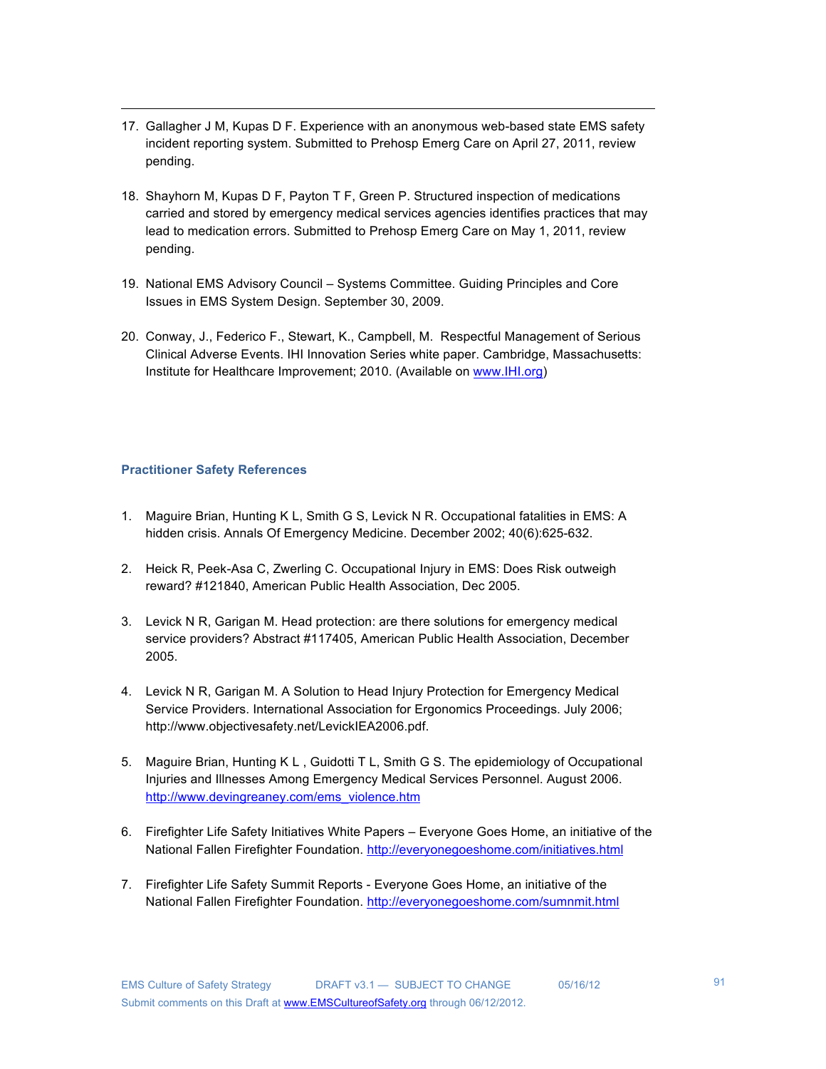17. Gallagher J M, Kupas D F. Experience with an anonymous web-based state EMS safety incident reporting system. Submitted to Prehosp Emerg Care on April 27, 2011, review pending.

18. Shayhorn M, Kupas D F, Payton T F, Green P. Structured inspection of medications carried and stored by emergency medical services agencies identifies practices that may lead to medication errors. Submitted to Prehosp Emerg Care on May 1, 2011, review pending.

19. National EMS Advisory Council – Systems Committee. Guiding Principles and Core Issues in EMS System Design. September 30, 2009.

20. Conway, J., Federico F., Stewart, K., Campbell, M. Respectful Management of Serious Clinical Adverse Events. IHI Innovation Series white paper. Cambridge, Massachusetts: Institute for Healthcare Improvement; 2010. (Available on www.IHI.org)

### Practitioner Safety References

1. Maguire Brian, Hunting K L, Smith G S, Levick N R. Occupational fatalities in EMS: A hidden crisis. Annals Of Emergency Medicine. December 2002; 40(6):625-632.

2. Heick R, Peek-Asa C, Zwerling C. Occupational Injury in EMS: Does Risk outweigh reward? #121840, American Public Health Association, Dec 2005.

3. Levick N R, Garigan M. Head protection: are there solutions for emergency medical service providers? Abstract #117405, American Public Health Association, December 2005.

4. Levick N R, Garigan M. A Solution to Head Injury Protection for Emergency Medical Service Providers. International Association for Ergonomics Proceedings. July 2006; http://www.objectivesafety.net/LevickIEA2006.pdf.

5. Maguire Brian, Hunting K L , Guidotti T L, Smith G S. The epidemiology of Occupational Injuries and Illnesses Among Emergency Medical Services Personnel. August 2006. http://www.devingreaney.com/ems_violence.htm

6. Firefighter Life Safety Initiatives White Papers – Everyone Goes Home, an initiative of the National Fallen Firefighter Foundation. http://everyonegoeshome.com/initiatives.html

7. Firefighter Life Safety Summit Reports - Everyone Goes Home, an initiative of the National Fallen Firefighter Foundation. http://everyonegoeshome.com/sumnmit.html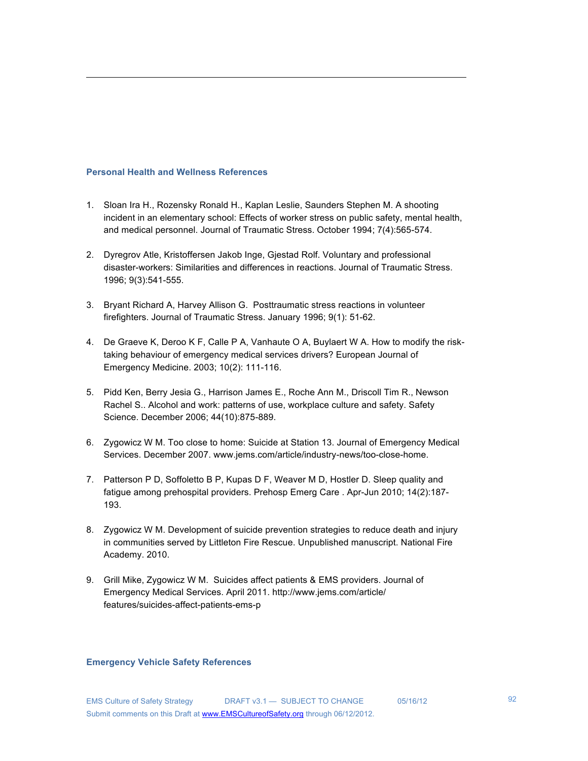### Personal Health and Wellness References

1. Sloan Ira H., Rozensky Ronald H., Kaplan Leslie, Saunders Stephen M. A shooting incident in an elementary school: Effects of worker stress on public safety, mental health, and medical personnel. Journal of Traumatic Stress. October 1994; 7(4):565-574.

2. Dyregrov Atle, Kristoffersen Jakob Inge, Gjestad Rolf. Voluntary and professional disaster-workers: Similarities and differences in reactions. Journal of Traumatic Stress. 1996; 9(3):541-555.

3. Bryant Richard A, Harvey Allison G. Posttraumatic stress reactions in volunteer firefighters. Journal of Traumatic Stress. January 1996; 9(1): 51-62.

4. De Graeve K, Deroo K F, Calle P A, Vanhaute O A, Buylaert W A. How to modify the risk-taking behaviour of emergency medical services drivers? European Journal of Emergency Medicine. 2003; 10(2): 111-116.

5. Pidd Ken, Berry Jesia G., Harrison James E., Roche Ann M., Driscoll Tim R., Newson Rachel S.. Alcohol and work: patterns of use, workplace culture and safety. Safety Science. December 2006; 44(10):875-889.

6. Zygowicz W M. Too close to home: Suicide at Station 13. Journal of Emergency Medical Services. December 2007. www.jems.com/article/industry-news/too-close-home.

7. Patterson P D, Soffoletto B P, Kupas D F, Weaver M D, Hostler D. Sleep quality and fatigue among prehospital providers. Prehosp Emerg Care . Apr-Jun 2010; 14(2):187-193.

8. Zygowicz W M. Development of suicide prevention strategies to reduce death and injury in communities served by Littleton Fire Rescue. Unpublished manuscript. National Fire Academy. 2010.

9. Grill Mike, Zygowicz W M. Suicides affect patients & EMS providers. Journal of Emergency Medical Services. April 2011. http://www.jems.com/article/features/suicides-affect-patients-ems-p

### Emergency Vehicle Safety References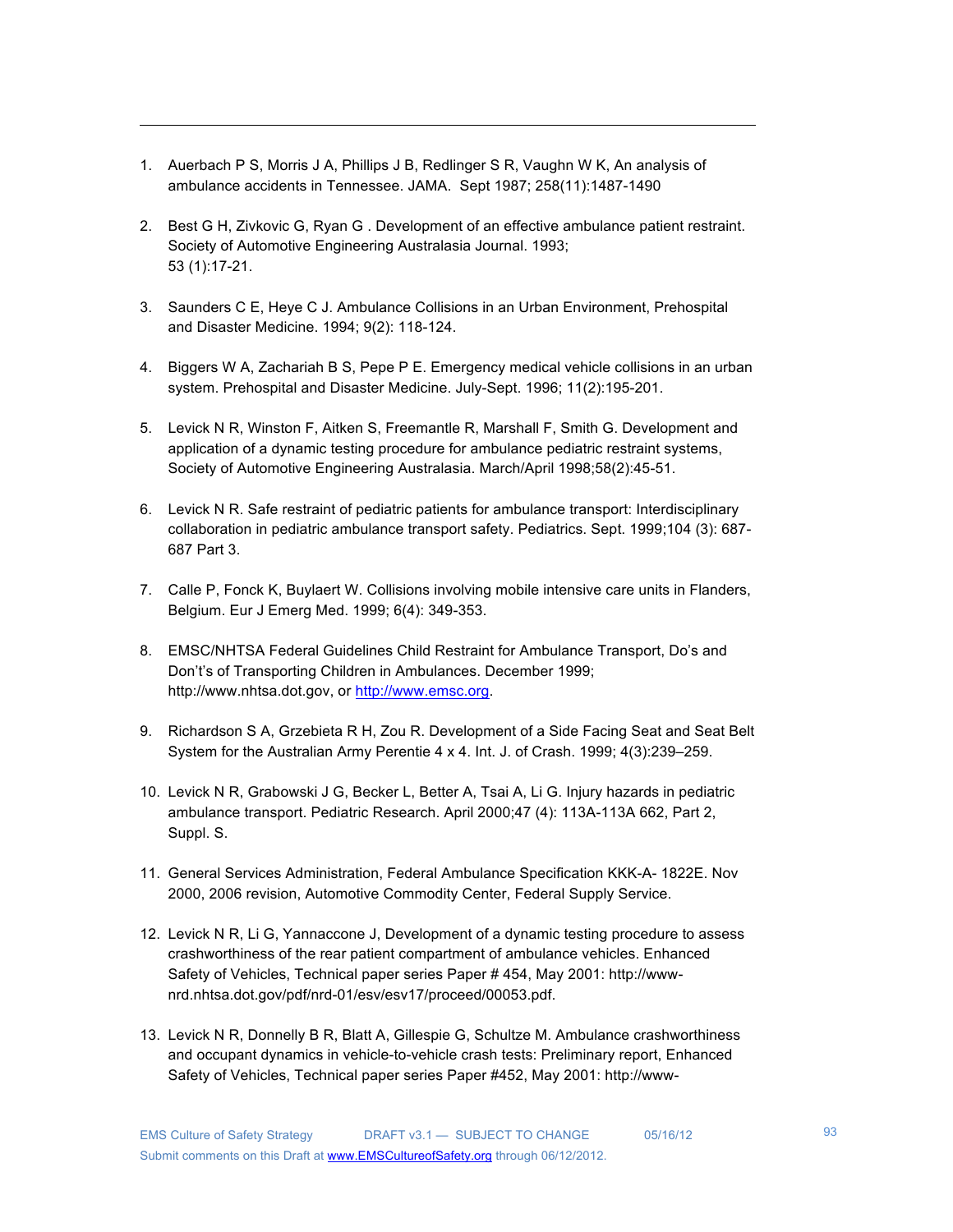1. Auerbach P S, Morris J A, Phillips J B, Redlinger S R, Vaughn W K, An analysis of ambulance accidents in Tennessee. JAMA. Sept 1987; 258(11):1487-1490

2. Best G H, Zivkovic G, Ryan G . Development of an effective ambulance patient restraint. Society of Automotive Engineering Australasia Journal. 1993; 53 (1):17-21.

3. Saunders C E, Heye C J. Ambulance Collisions in an Urban Environment, Prehospital and Disaster Medicine. 1994; 9(2): 118-124.

4. Biggers W A, Zachariah B S, Pepe P E. Emergency medical vehicle collisions in an urban system. Prehospital and Disaster Medicine. July-Sept. 1996; 11(2):195-201.

5. Levick N R, Winston F, Aitken S, Freemantle R, Marshall F, Smith G. Development and application of a dynamic testing procedure for ambulance pediatric restraint systems, Society of Automotive Engineering Australasia. March/April 1998;58(2):45-51.

6. Levick N R. Safe restraint of pediatric patients for ambulance transport: Interdisciplinary collaboration in pediatric ambulance transport safety. Pediatrics. Sept. 1999;104 (3): 687-687 Part 3.

7. Calle P, Fonck K, Buylaert W. Collisions involving mobile intensive care units in Flanders, Belgium. Eur J Emerg Med. 1999; 6(4): 349-353.

8. EMSC/NHTSA Federal Guidelines Child Restraint for Ambulance Transport, Do's and Don't's of Transporting Children in Ambulances. December 1999; http://www.nhtsa.dot.gov, or http://www.emsc.org.

9. Richardson S A, Grzebieta R H, Zou R. Development of a Side Facing Seat and Seat Belt System for the Australian Army Perentie 4 x 4. Int. J. of Crash. 1999; 4(3):239–259.

10. Levick N R, Grabowski J G, Becker L, Better A, Tsai A, Li G. Injury hazards in pediatric ambulance transport. Pediatric Research. April 2000;47 (4): 113A-113A 662, Part 2, Suppl. S.

11. General Services Administration, Federal Ambulance Specification KKK-A- 1822E. Nov 2000, 2006 revision, Automotive Commodity Center, Federal Supply Service.

12. Levick N R, Li G, Yannaccone J, Development of a dynamic testing procedure to assess crashworthiness of the rear patient compartment of ambulance vehicles. Enhanced Safety of Vehicles, Technical paper series Paper # 454, May 2001: http://www-nrd.nhtsa.dot.gov/pdf/nrd-01/esv/esv17/proceed/00053.pdf.

13. Levick N R, Donnelly B R, Blatt A, Gillespie G, Schultze M. Ambulance crashworthiness and occupant dynamics in vehicle-to-vehicle crash tests: Preliminary report, Enhanced Safety of Vehicles, Technical paper series Paper #452, May 2001: http://www-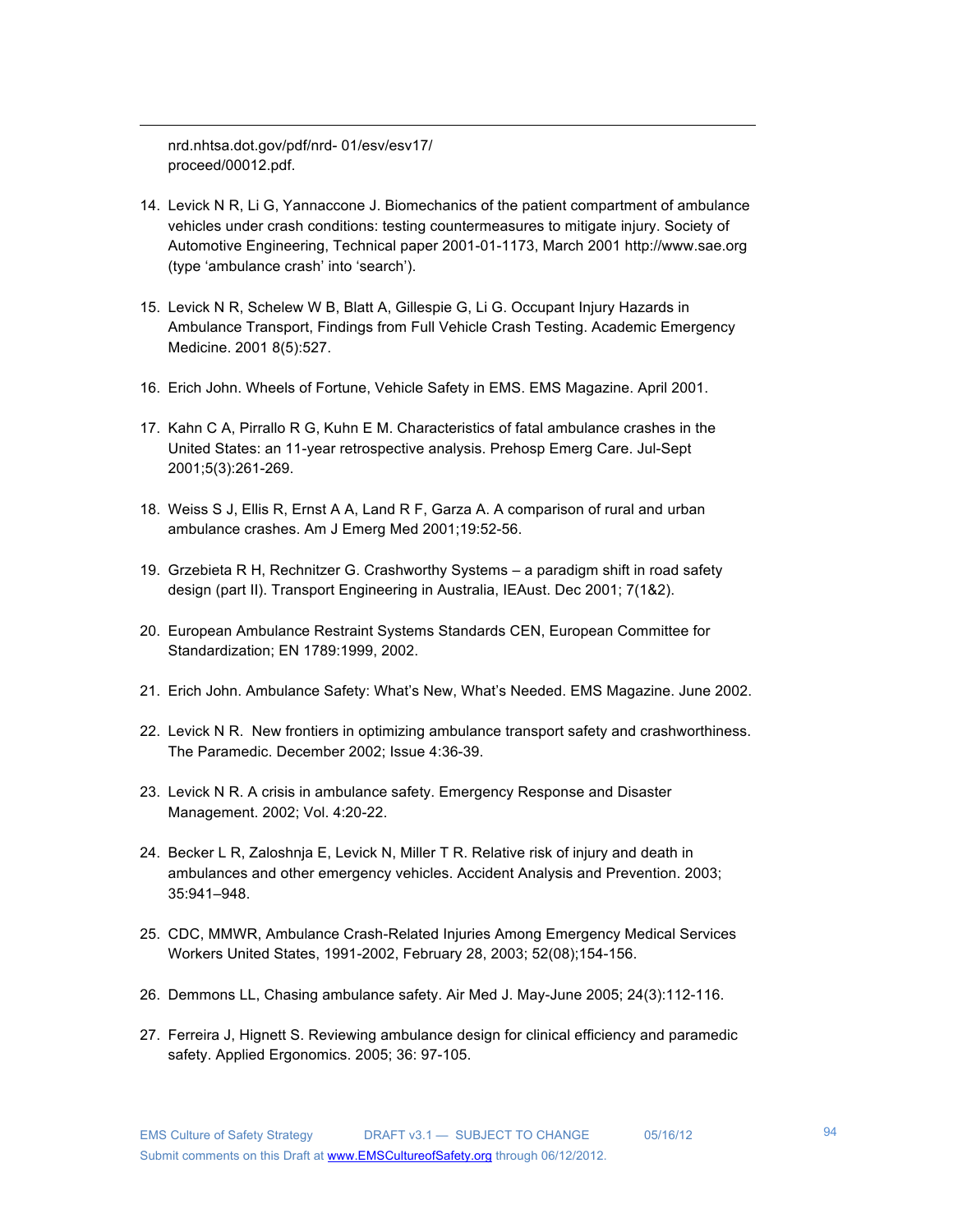nrd.nhtsa.dot.gov/pdf/nrd- 01/esv/esv17/proceed/00012.pdf.

14. Levick N R, Li G, Yannaccone J. Biomechanics of the patient compartment of ambulance vehicles under crash conditions: testing countermeasures to mitigate injury. Society of Automotive Engineering, Technical paper 2001-01-1173, March 2001 http://www.sae.org (type 'ambulance crash' into 'search').

15. Levick N R, Schelew W B, Blatt A, Gillespie G, Li G. Occupant Injury Hazards in Ambulance Transport, Findings from Full Vehicle Crash Testing. Academic Emergency Medicine. 2001 8(5):527.

16. Erich John. Wheels of Fortune, Vehicle Safety in EMS. EMS Magazine. April 2001.

17. Kahn C A, Pirrallo R G, Kuhn E M. Characteristics of fatal ambulance crashes in the United States: an 11-year retrospective analysis. Prehosp Emerg Care. Jul-Sept 2001;5(3):261-269.

18. Weiss S J, Ellis R, Ernst A A, Land R F, Garza A. A comparison of rural and urban ambulance crashes. Am J Emerg Med 2001;19:52-56.

19. Grzebieta R H, Rechnitzer G. Crashworthy Systems – a paradigm shift in road safety design (part II). Transport Engineering in Australia, IEAust. Dec 2001; 7(1&2).

20. European Ambulance Restraint Systems Standards CEN, European Committee for Standardization; EN 1789:1999, 2002.

21. Erich John. Ambulance Safety: What's New, What's Needed. EMS Magazine. June 2002.

22. Levick N R. New frontiers in optimizing ambulance transport safety and crashworthiness. The Paramedic. December 2002; Issue 4:36-39.

23. Levick N R. A crisis in ambulance safety. Emergency Response and Disaster Management. 2002; Vol. 4:20-22.

24. Becker L R, Zaloshnja E, Levick N, Miller T R. Relative risk of injury and death in ambulances and other emergency vehicles. Accident Analysis and Prevention. 2003; 35:941–948.

25. CDC, MMWR, Ambulance Crash-Related Injuries Among Emergency Medical Services Workers United States, 1991-2002, February 28, 2003; 52(08);154-156.

26. Demmons LL, Chasing ambulance safety. Air Med J. May-June 2005; 24(3):112-116.

27. Ferreira J, Hignett S. Reviewing ambulance design for clinical efficiency and paramedic safety. Applied Ergonomics. 2005; 36: 97-105.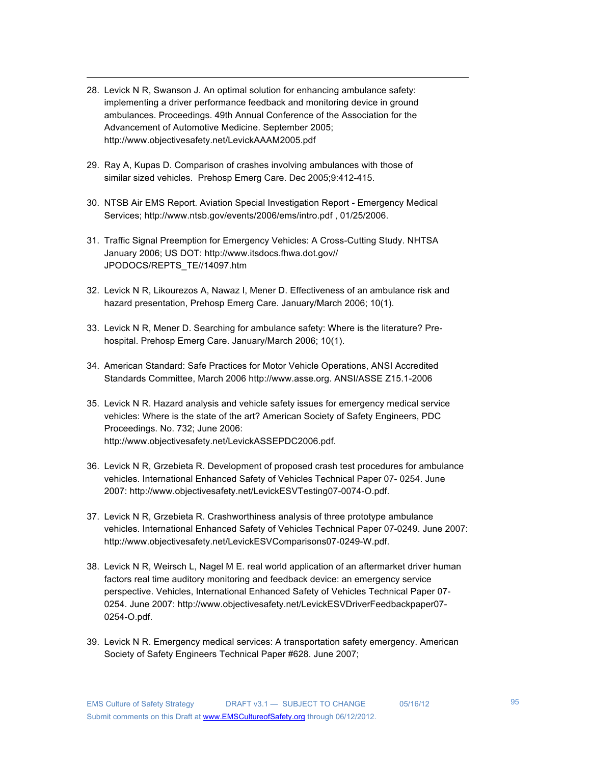28. Levick N R, Swanson J. An optimal solution for enhancing ambulance safety: implementing a driver performance feedback and monitoring device in ground ambulances. Proceedings. 49th Annual Conference of the Association for the Advancement of Automotive Medicine. September 2005; http://www.objectivesafety.net/LevickAAAM2005.pdf

29. Ray A, Kupas D. Comparison of crashes involving ambulances with those of similar sized vehicles. Prehosp Emerg Care. Dec 2005;9:412-415.

30. NTSB Air EMS Report. Aviation Special Investigation Report - Emergency Medical Services; http://www.ntsb.gov/events/2006/ems/intro.pdf , 01/25/2006.

31. Traffic Signal Preemption for Emergency Vehicles: A Cross-Cutting Study. NHTSA January 2006; US DOT: http://www.itsdocs.fhwa.dot.gov// JPODOCS/REPTS_TE//14097.htm

32. Levick N R, Likourezos A, Nawaz I, Mener D. Effectiveness of an ambulance risk and hazard presentation, Prehosp Emerg Care. January/March 2006; 10(1).

33. Levick N R, Mener D. Searching for ambulance safety: Where is the literature? Pre-hospital. Prehosp Emerg Care. January/March 2006; 10(1).

34. American Standard: Safe Practices for Motor Vehicle Operations, ANSI Accredited Standards Committee, March 2006 http://www.asse.org. ANSI/ASSE Z15.1-2006

35. Levick N R. Hazard analysis and vehicle safety issues for emergency medical service vehicles: Where is the state of the art? American Society of Safety Engineers, PDC Proceedings. No. 732; June 2006: http://www.objectivesafety.net/LevickASSEPDC2006.pdf.

36. Levick N R, Grzebieta R. Development of proposed crash test procedures for ambulance vehicles. International Enhanced Safety of Vehicles Technical Paper 07- 0254. June 2007: http://www.objectivesafety.net/LevickESVTesting07-0074-O.pdf.

37. Levick N R, Grzebieta R. Crashworthiness analysis of three prototype ambulance vehicles. International Enhanced Safety of Vehicles Technical Paper 07-0249. June 2007: http://www.objectivesafety.net/LevickESVComparisons07-0249-W.pdf.

38. Levick N R, Weirsch L, Nagel M E. real world application of an aftermarket driver human factors real time auditory monitoring and feedback device: an emergency service perspective. Vehicles, International Enhanced Safety of Vehicles Technical Paper 07-0254. June 2007: http://www.objectivesafety.net/LevickESVDriverFeedbackpaper07-0254-O.pdf.

39. Levick N R. Emergency medical services: A transportation safety emergency. American Society of Safety Engineers Technical Paper #628. June 2007;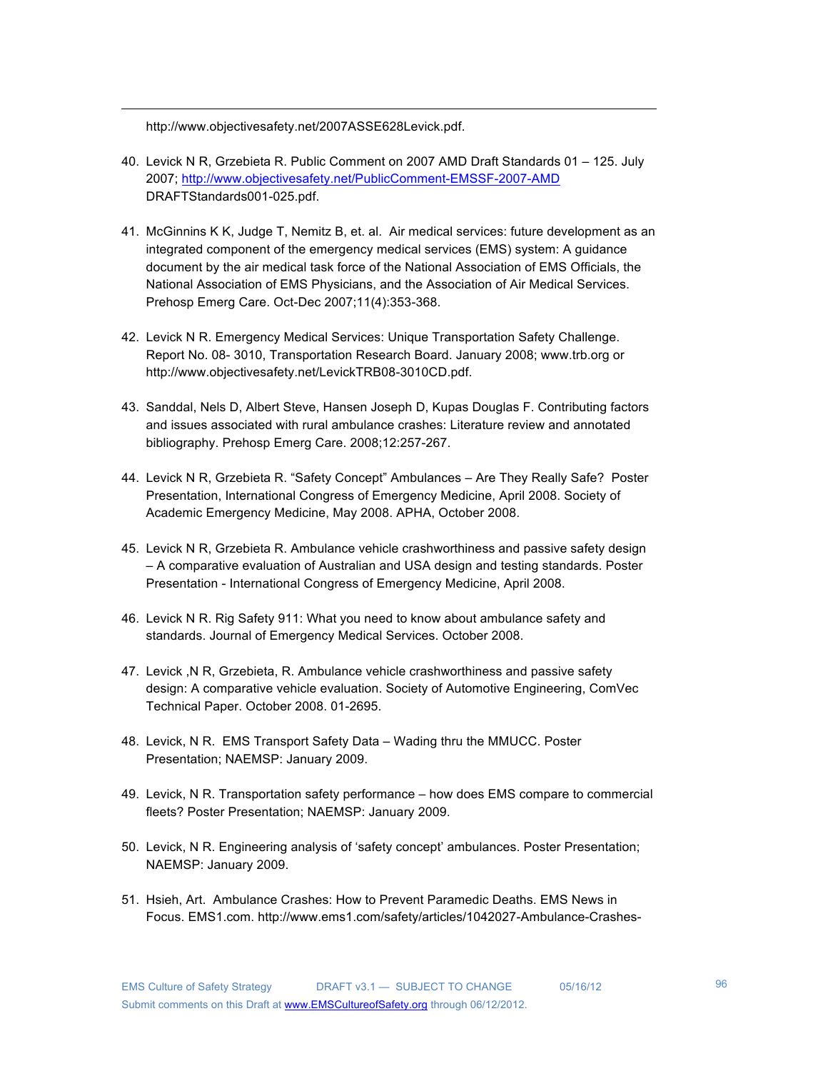http://www.objectivesafety.net/2007ASSE628Levick.pdf.

40. Levick N R, Grzebieta R. Public Comment on 2007 AMD Draft Standards 01 – 125. July 2007; http://www.objectivesafety.net/PublicComment-EMSSF-2007-AMD DRAFTStandards001-025.pdf.

41. McGinnins K K, Judge T, Nemitz B, et. al. Air medical services: future development as an integrated component of the emergency medical services (EMS) system: A guidance document by the air medical task force of the National Association of EMS Officials, the National Association of EMS Physicians, and the Association of Air Medical Services. Prehosp Emerg Care. Oct-Dec 2007;11(4):353-368.

42. Levick N R. Emergency Medical Services: Unique Transportation Safety Challenge. Report No. 08- 3010, Transportation Research Board. January 2008; www.trb.org or http://www.objectivesafety.net/LevickTRB08-3010CD.pdf.

43. Sanddal, Nels D, Albert Steve, Hansen Joseph D, Kupas Douglas F. Contributing factors and issues associated with rural ambulance crashes: Literature review and annotated bibliography. Prehosp Emerg Care. 2008;12:257-267.

44. Levick N R, Grzebieta R. "Safety Concept" Ambulances – Are They Really Safe? Poster Presentation, International Congress of Emergency Medicine, April 2008. Society of Academic Emergency Medicine, May 2008. APHA, October 2008.

45. Levick N R, Grzebieta R. Ambulance vehicle crashworthiness and passive safety design – A comparative evaluation of Australian and USA design and testing standards. Poster Presentation - International Congress of Emergency Medicine, April 2008.

46. Levick N R. Rig Safety 911: What you need to know about ambulance safety and standards. Journal of Emergency Medical Services. October 2008.

47. Levick ,N R, Grzebieta, R. Ambulance vehicle crashworthiness and passive safety design: A comparative vehicle evaluation. Society of Automotive Engineering, ComVec Technical Paper. October 2008. 01-2695.

48. Levick, N R. EMS Transport Safety Data – Wading thru the MMUCC. Poster Presentation; NAEMSP: January 2009.

49. Levick, N R. Transportation safety performance – how does EMS compare to commercial fleets? Poster Presentation; NAEMSP: January 2009.

50. Levick, N R. Engineering analysis of 'safety concept' ambulances. Poster Presentation; NAEMSP: January 2009.

51. Hsieh, Art. Ambulance Crashes: How to Prevent Paramedic Deaths. EMS News in Focus. EMS1.com. http://www.ems1.com/safety/articles/1042027-Ambulance-Crashes-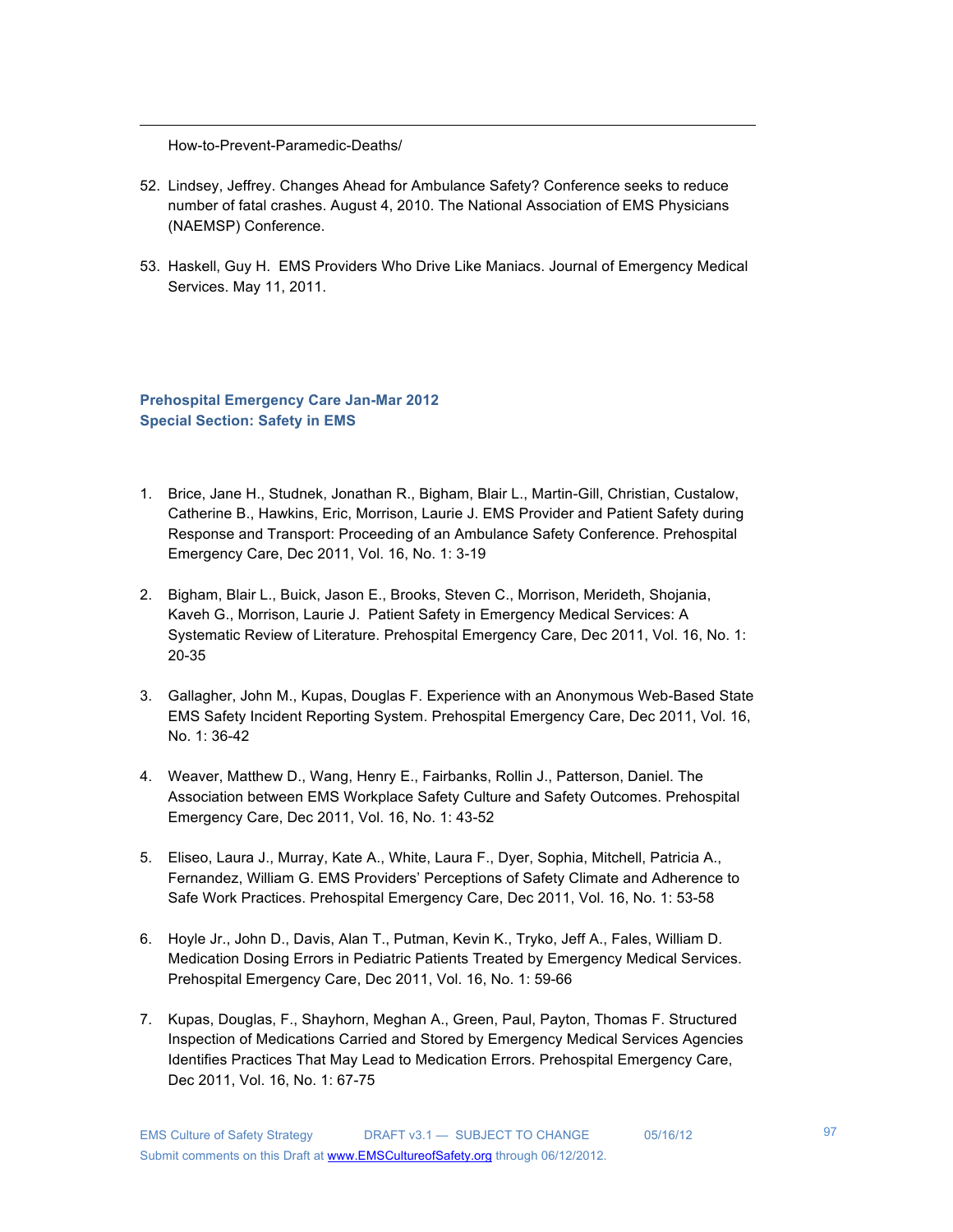How-to-Prevent-Paramedic-Deaths/

52. Lindsey, Jeffrey. Changes Ahead for Ambulance Safety? Conference seeks to reduce number of fatal crashes. August 4, 2010. The National Association of EMS Physicians (NAEMSP) Conference.

53. Haskell, Guy H. EMS Providers Who Drive Like Maniacs. Journal of Emergency Medical Services. May 11, 2011.

**Prehospital Emergency Care Jan-Mar 2012**
**Special Section: Safety in EMS**

1. Brice, Jane H., Studnek, Jonathan R., Bigham, Blair L., Martin-Gill, Christian, Custalow, Catherine B., Hawkins, Eric, Morrison, Laurie J. EMS Provider and Patient Safety during Response and Transport: Proceeding of an Ambulance Safety Conference. Prehospital Emergency Care, Dec 2011, Vol. 16, No. 1: 3-19

2. Bigham, Blair L., Buick, Jason E., Brooks, Steven C., Morrison, Merideth, Shojania, Kaveh G., Morrison, Laurie J. Patient Safety in Emergency Medical Services: A Systematic Review of Literature. Prehospital Emergency Care, Dec 2011, Vol. 16, No. 1: 20-35

3. Gallagher, John M., Kupas, Douglas F. Experience with an Anonymous Web-Based State EMS Safety Incident Reporting System. Prehospital Emergency Care, Dec 2011, Vol. 16, No. 1: 36-42

4. Weaver, Matthew D., Wang, Henry E., Fairbanks, Rollin J., Patterson, Daniel. The Association between EMS Workplace Safety Culture and Safety Outcomes. Prehospital Emergency Care, Dec 2011, Vol. 16, No. 1: 43-52

5. Eliseo, Laura J., Murray, Kate A., White, Laura F., Dyer, Sophia, Mitchell, Patricia A., Fernandez, William G. EMS Providers' Perceptions of Safety Climate and Adherence to Safe Work Practices. Prehospital Emergency Care, Dec 2011, Vol. 16, No. 1: 53-58

6. Hoyle Jr., John D., Davis, Alan T., Putman, Kevin K., Tryko, Jeff A., Fales, William D. Medication Dosing Errors in Pediatric Patients Treated by Emergency Medical Services. Prehospital Emergency Care, Dec 2011, Vol. 16, No. 1: 59-66

7. Kupas, Douglas, F., Shayhorn, Meghan A., Green, Paul, Payton, Thomas F. Structured Inspection of Medications Carried and Stored by Emergency Medical Services Agencies Identifies Practices That May Lead to Medication Errors. Prehospital Emergency Care, Dec 2011, Vol. 16, No. 1: 67-75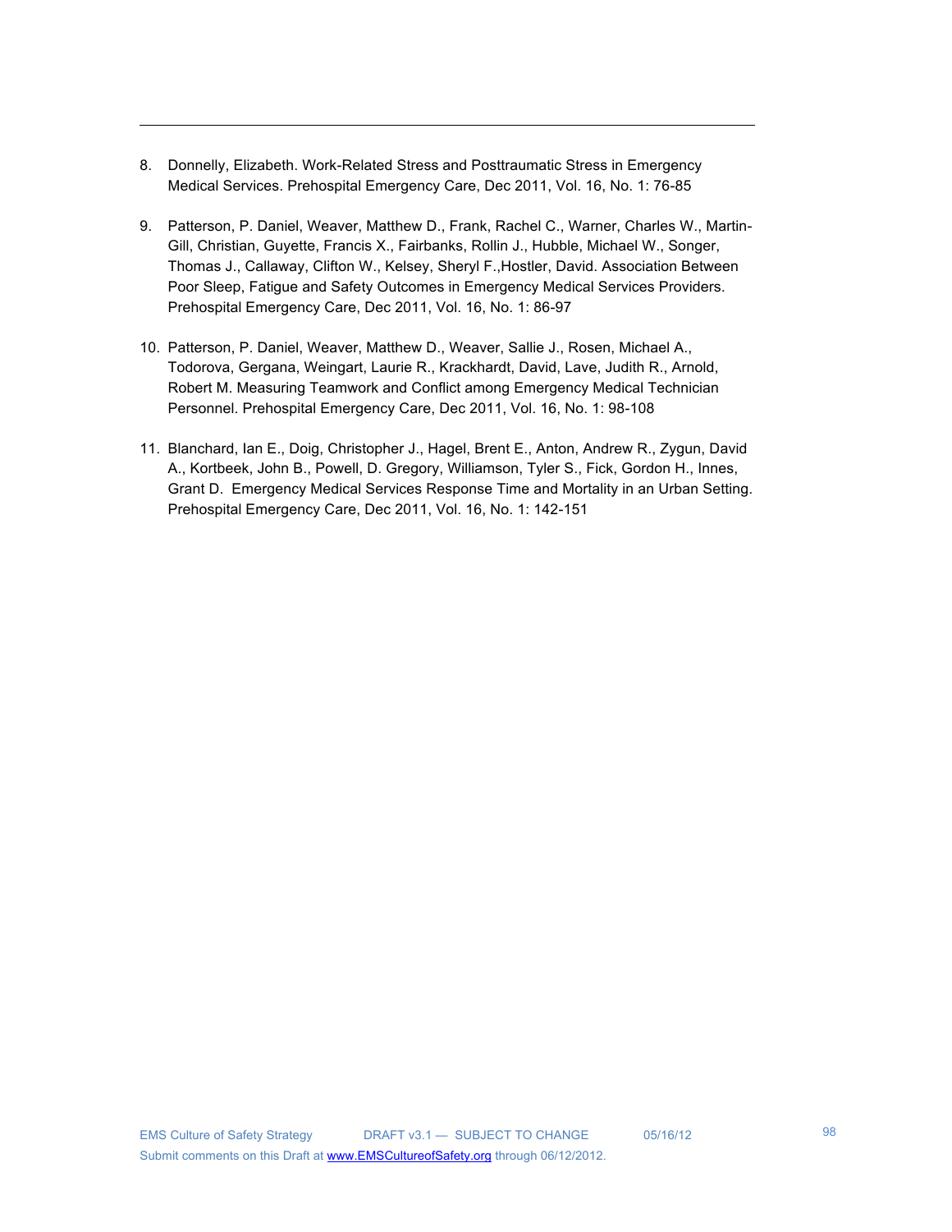8. Donnelly, Elizabeth. Work-Related Stress and Posttraumatic Stress in Emergency Medical Services. Prehospital Emergency Care, Dec 2011, Vol. 16, No. 1: 76-85

9. Patterson, P. Daniel, Weaver, Matthew D., Frank, Rachel C., Warner, Charles W., Martin-Gill, Christian, Guyette, Francis X., Fairbanks, Rollin J., Hubble, Michael W., Songer, Thomas J., Callaway, Clifton W., Kelsey, Sheryl F.,Hostler, David. Association Between Poor Sleep, Fatigue and Safety Outcomes in Emergency Medical Services Providers. Prehospital Emergency Care, Dec 2011, Vol. 16, No. 1: 86-97

10. Patterson, P. Daniel, Weaver, Matthew D., Weaver, Sallie J., Rosen, Michael A., Todorova, Gergana, Weingart, Laurie R., Krackhardt, David, Lave, Judith R., Arnold, Robert M. Measuring Teamwork and Conflict among Emergency Medical Technician Personnel. Prehospital Emergency Care, Dec 2011, Vol. 16, No. 1: 98-108

11. Blanchard, Ian E., Doig, Christopher J., Hagel, Brent E., Anton, Andrew R., Zygun, David A., Kortbeek, John B., Powell, D. Gregory, Williamson, Tyler S., Fick, Gordon H., Innes, Grant D. Emergency Medical Services Response Time and Mortality in an Urban Setting. Prehospital Emergency Care, Dec 2011, Vol. 16, No. 1: 142-151